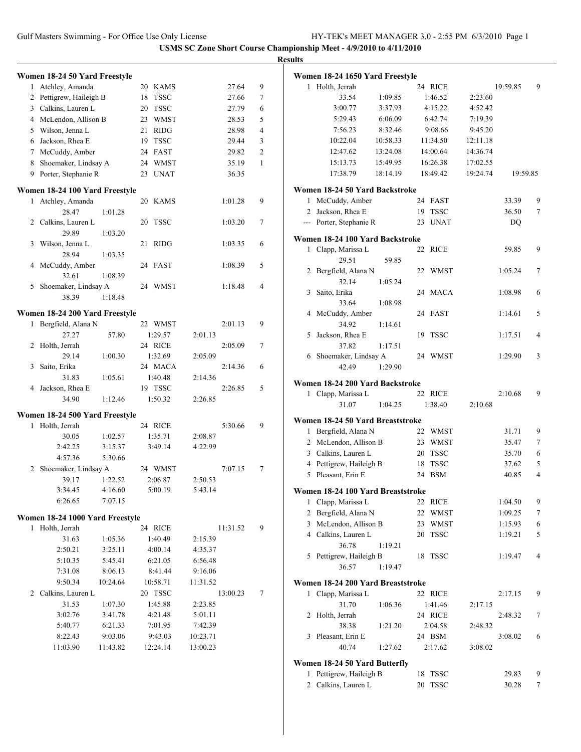**USMS SC Zone Short Course Championship Meet - 4/9/2010 to 4/11/2010**

**Results**

### Women 18-24 50 Yard Freestyle

| Place | Name | Age | Team | Time | Points |
|---|---|---|---|---|---|
| 1 | Atchley, Amanda | 20 | KAMS | 27.64 | 9 |
| 2 | Pettigrew, Haileigh B | 18 | TSSC | 27.66 | 7 |
| 3 | Calkins, Lauren L | 20 | TSSC | 27.79 | 6 |
| 4 | McLendon, Allison B | 23 | WMST | 28.53 | 5 |
| 5 | Wilson, Jenna L | 21 | RIDG | 28.98 | 4 |
| 6 | Jackson, Rhea E | 19 | TSSC | 29.44 | 3 |
| 7 | McCuddy, Amber | 24 | FAST | 29.82 | 2 |
| 8 | Shoemaker, Lindsay A | 24 | WMST | 35.19 | 1 |
| 9 | Porter, Stephanie R | 23 | UNAT | 36.35 | |

### Women 18-24 100 Yard Freestyle

| Place | Name | Age | Team | Time | Points |
|---|---|---|---|---|---|
| 1 | Atchley, Amanda | 20 | KAMS | 1:01.28 | 9 |
| | 28.47 1:01.28 | | | | |
| 2 | Calkins, Lauren L | 20 | TSSC | 1:03.20 | 7 |
| | 29.89 1:03.20 | | | | |
| 3 | Wilson, Jenna L | 21 | RIDG | 1:03.35 | 6 |
| | 28.94 1:03.35 | | | | |
| 4 | McCuddy, Amber | 24 | FAST | 1:08.39 | 5 |
| | 32.61 1:08.39 | | | | |
| 5 | Shoemaker, Lindsay A | 24 | WMST | 1:18.48 | 4 |
| | 38.39 1:18.48 | | | | |

### Women 18-24 200 Yard Freestyle

| Place | Name | Age | Team | Time | Points |
|---|---|---|---|---|---|
| 1 | Bergfield, Alana N | 22 | WMST | 2:01.13 | 9 |
| | 27.27 57.80 1:29.57 2:01.13 | | | | |
| 2 | Holth, Jerrah | 24 | RICE | 2:05.09 | 7 |
| | 29.14 1:00.30 1:32.69 2:05.09 | | | | |
| 3 | Saito, Erika | 24 | MACA | 2:14.36 | 6 |
| | 31.83 1:05.61 1:40.48 2:14.36 | | | | |
| 4 | Jackson, Rhea E | 19 | TSSC | 2:26.85 | 5 |
| | 34.90 1:12.46 1:50.32 2:26.85 | | | | |

### Women 18-24 500 Yard Freestyle

| Place | Name | Age | Team | Time | Points |
|---|---|---|---|---|---|
| 1 | Holth, Jerrah | 24 | RICE | 5:30.66 | 9 |
| | 30.05 1:02.57 1:35.71 2:08.87 | | | | |
| | 2:42.25 3:15.37 3:49.14 4:22.99 | | | | |
| | 4:57.36 5:30.66 | | | | |
| 2 | Shoemaker, Lindsay A | 24 | WMST | 7:07.15 | 7 |
| | 39.17 1:22.52 2:06.87 2:50.53 | | | | |
| | 3:34.45 4:16.60 5:00.19 5:43.14 | | | | |
| | 6:26.65 7:07.15 | | | | |

### Women 18-24 1000 Yard Freestyle

| Place | Name | Age | Team | Time | Points |
|---|---|---|---|---|---|
| 1 | Holth, Jerrah | 24 | RICE | 11:31.52 | 9 |
| | 31.63 1:05.36 1:40.49 2:15.39 | | | | |
| | 2:50.21 3:25.11 4:00.14 4:35.37 | | | | |
| | 5:10.35 5:45.41 6:21.05 6:56.48 | | | | |
| | 7:31.08 8:06.13 8:41.44 9:16.06 | | | | |
| | 9:50.34 10:24.64 10:58.71 11:31.52 | | | | |
| 2 | Calkins, Lauren L | 20 | TSSC | 13:00.23 | 7 |
| | 31.53 1:07.30 1:45.88 2:23.85 | | | | |
| | 3:02.76 3:41.78 4:21.48 5:01.11 | | | | |
| | 5:40.77 6:21.33 7:01.95 7:42.39 | | | | |
| | 8:22.43 9:03.06 9:43.03 10:23.71 | | | | |
| | 11:03.90 11:43.82 12:24.14 13:00.23 | | | | |

### Women 18-24 1650 Yard Freestyle

| Place | Name | Age | Team | Time | Points |
|---|---|---|---|---|---|
| 1 | Holth, Jerrah | 24 | RICE | 19:59.85 | 9 |
| | 33.54 1:09.85 1:46.52 2:23.60 | | | | |
| | 3:00.77 3:37.93 4:15.22 4:52.42 | | | | |
| | 5:29.43 6:06.09 6:42.74 7:19.39 | | | | |
| | 7:56.23 8:32.46 9:08.66 9:45.20 | | | | |
| | 10:22.04 10:58.33 11:34.50 12:11.18 | | | | |
| | 12:47.62 13:24.08 14:00.64 14:36.74 | | | | |
| | 15:13.73 15:49.95 16:26.38 17:02.55 | | | | |
| | 17:38.79 18:14.19 18:49.42 19:24.74 19:59.85 | | | | |

### Women 18-24 50 Yard Backstroke

| Place | Name | Age | Team | Time | Points |
|---|---|---|---|---|---|
| 1 | McCuddy, Amber | 24 | FAST | 33.39 | 9 |
| 2 | Jackson, Rhea E | 19 | TSSC | 36.50 | 7 |
| --- | Porter, Stephanie R | 23 | UNAT | DQ | |

### Women 18-24 100 Yard Backstroke

| Place | Name | Age | Team | Time | Points |
|---|---|---|---|---|---|
| 1 | Clapp, Marissa L | 22 | RICE | 59.85 | 9 |
| | 29.51 59.85 | | | | |
| 2 | Bergfield, Alana N | 22 | WMST | 1:05.24 | 7 |
| | 32.14 1:05.24 | | | | |
| 3 | Saito, Erika | 24 | MACA | 1:08.98 | 6 |
| | 33.64 1:08.98 | | | | |
| 4 | McCuddy, Amber | 24 | FAST | 1:14.61 | 5 |
| | 34.92 1:14.61 | | | | |
| 5 | Jackson, Rhea E | 19 | TSSC | 1:17.51 | 4 |
| | 37.82 1:17.51 | | | | |
| 6 | Shoemaker, Lindsay A | 24 | WMST | 1:29.90 | 3 |
| | 42.49 1:29.90 | | | | |

### Women 18-24 200 Yard Backstroke

| Place | Name | Age | Team | Time | Points |
|---|---|---|---|---|---|
| 1 | Clapp, Marissa L | 22 | RICE | 2:10.68 | 9 |
| | 31.07 1:04.25 1:38.40 2:10.68 | | | | |

### Women 18-24 50 Yard Breaststroke

| Place | Name | Age | Team | Time | Points |
|---|---|---|---|---|---|
| 1 | Bergfield, Alana N | 22 | WMST | 31.71 | 9 |
| 2 | McLendon, Allison B | 23 | WMST | 35.47 | 7 |
| 3 | Calkins, Lauren L | 20 | TSSC | 35.70 | 6 |
| 4 | Pettigrew, Haileigh B | 18 | TSSC | 37.62 | 5 |
| 5 | Pleasant, Erin E | 24 | BSM | 40.85 | 4 |

### Women 18-24 100 Yard Breaststroke

| Place | Name | Age | Team | Time | Points |
|---|---|---|---|---|---|
| 1 | Clapp, Marissa L | 22 | RICE | 1:04.50 | 9 |
| 2 | Bergfield, Alana N | 22 | WMST | 1:09.25 | 7 |
| 3 | McLendon, Allison B | 23 | WMST | 1:15.93 | 6 |
| 4 | Calkins, Lauren L | 20 | TSSC | 1:19.21 | 5 |
| | 36.78 1:19.21 | | | | |
| 5 | Pettigrew, Haileigh B | 18 | TSSC | 1:19.47 | 4 |
| | 36.57 1:19.47 | | | | |

### Women 18-24 200 Yard Breaststroke

| Place | Name | Age | Team | Time | Points |
|---|---|---|---|---|---|
| 1 | Clapp, Marissa L | 22 | RICE | 2:17.15 | 9 |
| | 31.70 1:06.36 1:41.46 2:17.15 | | | | |
| 2 | Holth, Jerrah | 24 | RICE | 2:48.32 | 7 |
| | 38.38 1:21.20 2:04.58 2:48.32 | | | | |
| 3 | Pleasant, Erin E | 24 | BSM | 3:08.02 | 6 |
| | 40.74 1:27.62 2:17.62 3:08.02 | | | | |

### Women 18-24 50 Yard Butterfly

| Place | Name | Age | Team | Time | Points |
|---|---|---|---|---|---|
| 1 | Pettigrew, Haileigh B | 18 | TSSC | 29.83 | 9 |
| 2 | Calkins, Lauren L | 20 | TSSC | 30.28 | 7 |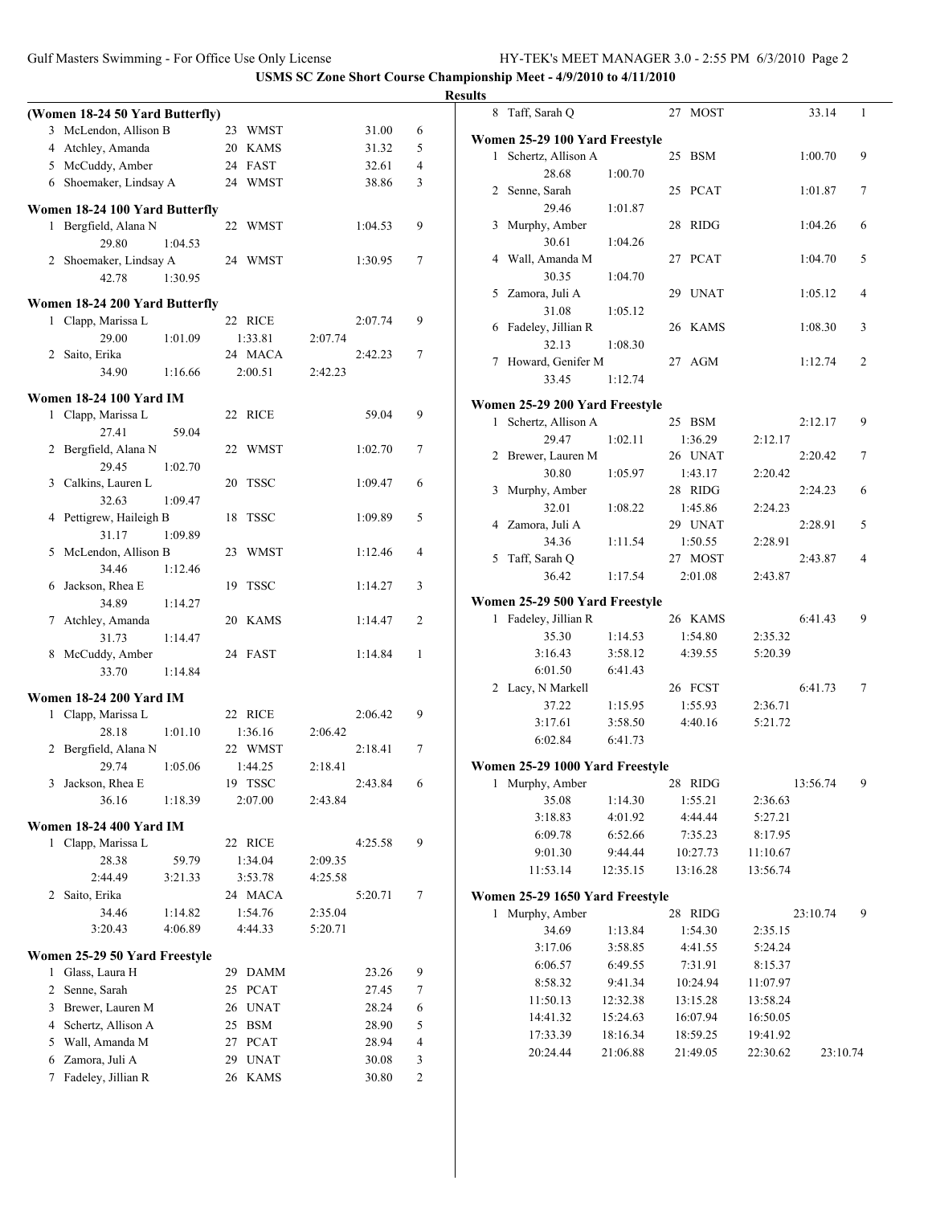**USMS SC Zone Short Course Championship Meet - 4/9/2010 to 4/11/2010**

**Results**

### (Women 18-24 50 Yard Butterfly)

| | Name | Age | Team | Time | Points |
|---|---|---|---|---|---|
| 3 | McLendon, Allison B | 23 | WMST | 31.00 | 6 |
| 4 | Atchley, Amanda | 20 | KAMS | 31.32 | 5 |
| 5 | McCuddy, Amber | 24 | FAST | 32.61 | 4 |
| 6 | Shoemaker, Lindsay A | 24 | WMST | 38.86 | 3 |

### Women 18-24 100 Yard Butterfly

| | Name | Age | Team | Time | Points |
|---|---|---|---|---|---|
| 1 | Bergfield, Alana N | 22 | WMST | 1:04.53 | 9 |
| | 29.80 1:04.53 | | | | |
| 2 | Shoemaker, Lindsay A | 24 | WMST | 1:30.95 | 7 |
| | 42.78 1:30.95 | | | | |

### Women 18-24 200 Yard Butterfly

| | Name | Age | Team | Time | Points |
|---|---|---|---|---|---|
| 1 | Clapp, Marissa L | 22 | RICE | 2:07.74 | 9 |
| | 29.00 1:01.09 1:33.81 2:07.74 | | | | |
| 2 | Saito, Erika | 24 | MACA | 2:42.23 | 7 |
| | 34.90 1:16.66 2:00.51 2:42.23 | | | | |

### Women 18-24 100 Yard IM

| | Name | Age | Team | Time | Points |
|---|---|---|---|---|---|
| 1 | Clapp, Marissa L | 22 | RICE | 59.04 | 9 |
| | 27.41 59.04 | | | | |
| 2 | Bergfield, Alana N | 22 | WMST | 1:02.70 | 7 |
| | 29.45 1:02.70 | | | | |
| 3 | Calkins, Lauren L | 20 | TSSC | 1:09.47 | 6 |
| | 32.63 1:09.47 | | | | |
| 4 | Pettigrew, Haileigh B | 18 | TSSC | 1:09.89 | 5 |
| | 31.17 1:09.89 | | | | |
| 5 | McLendon, Allison B | 23 | WMST | 1:12.46 | 4 |
| | 34.46 1:12.46 | | | | |
| 6 | Jackson, Rhea E | 19 | TSSC | 1:14.27 | 3 |
| | 34.89 1:14.27 | | | | |
| 7 | Atchley, Amanda | 20 | KAMS | 1:14.47 | 2 |
| | 31.73 1:14.47 | | | | |
| 8 | McCuddy, Amber | 24 | FAST | 1:14.84 | 1 |
| | 33.70 1:14.84 | | | | |

### Women 18-24 200 Yard IM

| | Name | Age | Team | Time | Points |
|---|---|---|---|---|---|
| 1 | Clapp, Marissa L | 22 | RICE | 2:06.42 | 9 |
| | 28.18 1:01.10 1:36.16 2:06.42 | | | | |
| 2 | Bergfield, Alana N | 22 | WMST | 2:18.41 | 7 |
| | 29.74 1:05.06 1:44.25 2:18.41 | | | | |
| 3 | Jackson, Rhea E | 19 | TSSC | 2:43.84 | 6 |
| | 36.16 1:18.39 2:07.00 2:43.84 | | | | |

### Women 18-24 400 Yard IM

| | Name | Age | Team | Time | Points |
|---|---|---|---|---|---|
| 1 | Clapp, Marissa L | 22 | RICE | 4:25.58 | 9 |
| | 28.38 59.79 1:34.04 2:09.35 | | | | |
| | 2:44.49 3:21.33 3:53.78 4:25.58 | | | | |
| 2 | Saito, Erika | 24 | MACA | 5:20.71 | 7 |
| | 34.46 1:14.82 1:54.76 2:35.04 | | | | |
| | 3:20.43 4:06.89 4:44.33 5:20.71 | | | | |

### Women 25-29 50 Yard Freestyle

| | Name | Age | Team | Time | Points |
|---|---|---|---|---|---|
| 1 | Glass, Laura H | 29 | DAMM | 23.26 | 9 |
| 2 | Senne, Sarah | 25 | PCAT | 27.45 | 7 |
| 3 | Brewer, Lauren M | 26 | UNAT | 28.24 | 6 |
| 4 | Schertz, Allison A | 25 | BSM | 28.90 | 5 |
| 5 | Wall, Amanda M | 27 | PCAT | 28.94 | 4 |
| 6 | Zamora, Juli A | 29 | UNAT | 30.08 | 3 |
| 7 | Fadeley, Jillian R | 26 | KAMS | 30.80 | 2 |
| 8 | Taff, Sarah Q | 27 | MOST | 33.14 | 1 |

### Women 25-29 100 Yard Freestyle

| | Name | Age | Team | Time | Points |
|---|---|---|---|---|---|
| 1 | Schertz, Allison A | 25 | BSM | 1:00.70 | 9 |
| | 28.68 1:00.70 | | | | |
| 2 | Senne, Sarah | 25 | PCAT | 1:01.87 | 7 |
| | 29.46 1:01.87 | | | | |
| 3 | Murphy, Amber | 28 | RIDG | 1:04.26 | 6 |
| | 30.61 1:04.26 | | | | |
| 4 | Wall, Amanda M | 27 | PCAT | 1:04.70 | 5 |
| | 30.35 1:04.70 | | | | |
| 5 | Zamora, Juli A | 29 | UNAT | 1:05.12 | 4 |
| | 31.08 1:05.12 | | | | |
| 6 | Fadeley, Jillian R | 26 | KAMS | 1:08.30 | 3 |
| | 32.13 1:08.30 | | | | |
| 7 | Howard, Genifer M | 27 | AGM | 1:12.74 | 2 |
| | 33.45 1:12.74 | | | | |

### Women 25-29 200 Yard Freestyle

| | Name | Age | Team | Time | Points |
|---|---|---|---|---|---|
| 1 | Schertz, Allison A | 25 | BSM | 2:12.17 | 9 |
| | 29.47 1:02.11 1:36.29 2:12.17 | | | | |
| 2 | Brewer, Lauren M | 26 | UNAT | 2:20.42 | 7 |
| | 30.80 1:05.97 1:43.17 2:20.42 | | | | |
| 3 | Murphy, Amber | 28 | RIDG | 2:24.23 | 6 |
| | 32.01 1:08.22 1:45.86 2:24.23 | | | | |
| 4 | Zamora, Juli A | 29 | UNAT | 2:28.91 | 5 |
| | 34.36 1:11.54 1:50.55 2:28.91 | | | | |
| 5 | Taff, Sarah Q | 27 | MOST | 2:43.87 | 4 |
| | 36.42 1:17.54 2:01.08 2:43.87 | | | | |

### Women 25-29 500 Yard Freestyle

| | Name | Age | Team | Time | Points |
|---|---|---|---|---|---|
| 1 | Fadeley, Jillian R | 26 | KAMS | 6:41.43 | 9 |
| | 35.30 1:14.53 1:54.80 2:35.32 | | | | |
| | 3:16.43 3:58.12 4:39.55 5:20.39 | | | | |
| | 6:01.50 6:41.43 | | | | |
| 2 | Lacy, N Markell | 26 | FCST | 6:41.73 | 7 |
| | 37.22 1:15.95 1:55.93 2:36.71 | | | | |
| | 3:17.61 3:58.50 4:40.16 5:21.72 | | | | |
| | 6:02.84 6:41.73 | | | | |

### Women 25-29 1000 Yard Freestyle

| | Name | Age | Team | Time | Points |
|---|---|---|---|---|---|
| 1 | Murphy, Amber | 28 | RIDG | 13:56.74 | 9 |
| | 35.08 1:14.30 1:55.21 2:36.63 | | | | |
| | 3:18.83 4:01.92 4:44.44 5:27.21 | | | | |
| | 6:09.78 6:52.66 7:35.23 8:17.95 | | | | |
| | 9:01.30 9:44.44 10:27.73 11:10.67 | | | | |
| | 11:53.14 12:35.15 13:16.28 13:56.74 | | | | |

### Women 25-29 1650 Yard Freestyle

| | Name | Age | Team | Time | Points |
|---|---|---|---|---|---|
| 1 | Murphy, Amber | 28 | RIDG | 23:10.74 | 9 |
| | 34.69 1:13.84 1:54.30 2:35.15 | | | | |
| | 3:17.06 3:58.85 4:41.55 5:24.24 | | | | |
| | 6:06.57 6:49.55 7:31.91 8:15.37 | | | | |
| | 8:58.32 9:41.34 10:24.94 11:07.97 | | | | |
| | 11:50.13 12:32.38 13:15.28 13:58.24 | | | | |
| | 14:41.32 15:24.63 16:07.94 16:50.05 | | | | |
| | 17:33.39 18:16.34 18:59.25 19:41.92 | | | | |
| | 20:24.44 21:06.88 21:49.05 22:30.62 23:10.74 | | | | |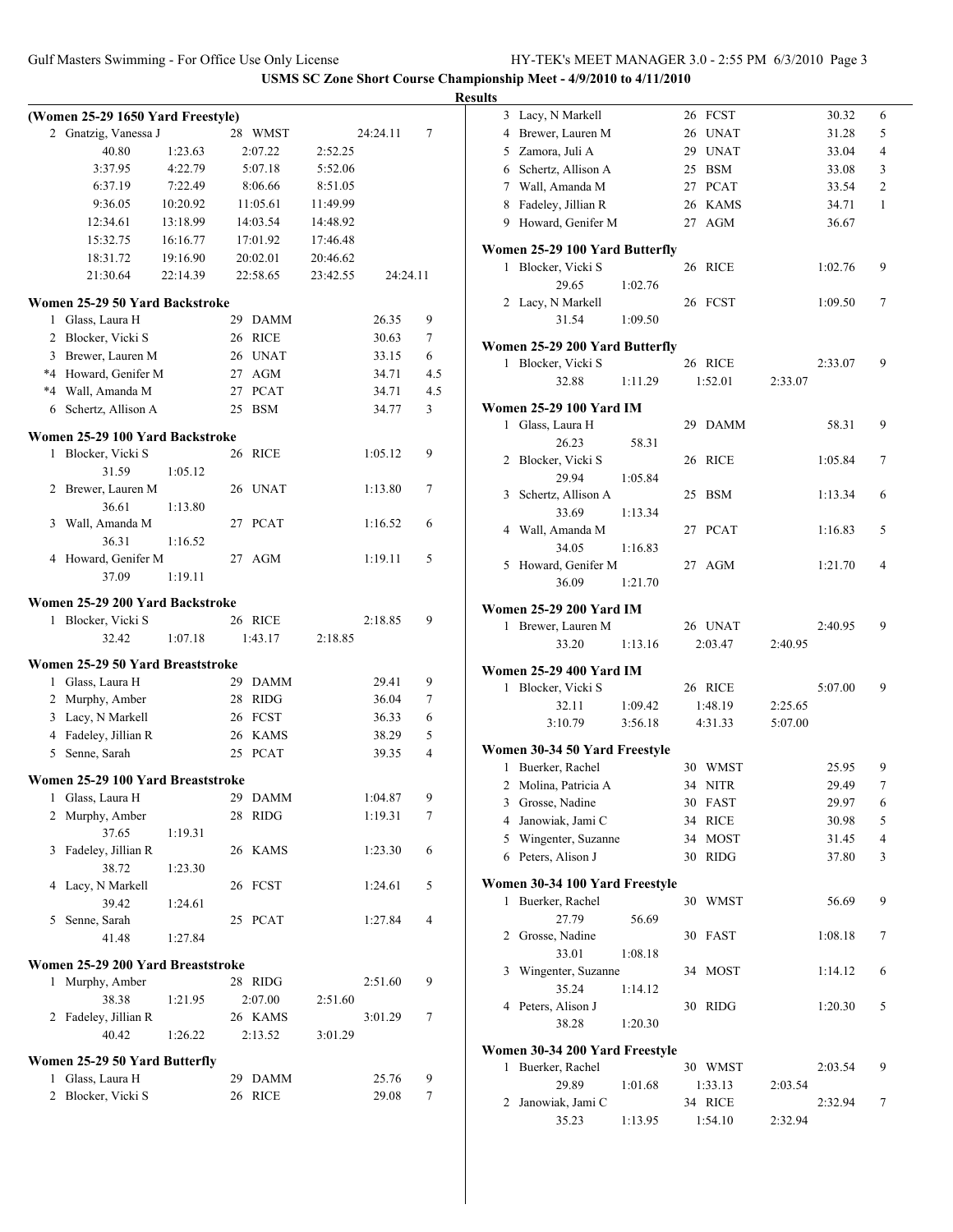USMS SC Zone Short Course Championship Meet - 4/9/2010 to 4/11/2010

**Results**

### (Women 25-29 1650 Yard Freestyle)

```
  2 Gnatzig, Vanessa J             28 WMST            24:24.11    7
        40.80      1:23.63      2:07.22      2:52.25
      3:37.95      4:22.79      5:07.18      5:52.06
      6:37.19      7:22.49      8:06.66      8:51.05
      9:36.05     10:20.92     11:05.61     11:49.99
     12:34.61     13:18.99     14:03.54     14:48.92
     15:32.75     16:16.77     17:01.92     17:46.48
     18:31.72     19:16.90     20:02.01     20:46.62
     21:30.64     22:14.39     22:58.65     23:42.55     24:24.11
```

### Women 25-29 50 Yard Backstroke

```
  1 Glass, Laura H                 29 DAMM               26.35    9
  2 Blocker, Vicki S               26 RICE               30.63    7
  3 Brewer, Lauren M               26 UNAT               33.15    6
 *4 Howard, Genifer M              27 AGM                34.71  4.5
 *4 Wall, Amanda M                 27 PCAT               34.71  4.5
  6 Schertz, Allison A             25 BSM                34.77    3
```

### Women 25-29 100 Yard Backstroke

```
  1 Blocker, Vicki S               26 RICE             1:05.12    9
        31.59      1:05.12
  2 Brewer, Lauren M               26 UNAT             1:13.80    7
        36.61      1:13.80
  3 Wall, Amanda M                 27 PCAT             1:16.52    6
        36.31      1:16.52
  4 Howard, Genifer M              27 AGM              1:19.11    5
        37.09      1:19.11
```

### Women 25-29 200 Yard Backstroke

```
  1 Blocker, Vicki S               26 RICE             2:18.85    9
        32.42      1:07.18      1:43.17      2:18.85
```

### Women 25-29 50 Yard Breaststroke

```
  1 Glass, Laura H                 29 DAMM               29.41    9
  2 Murphy, Amber                  28 RIDG               36.04    7
  3 Lacy, N Markell                26 FCST               36.33    6
  4 Fadeley, Jillian R             26 KAMS               38.29    5
  5 Senne, Sarah                   25 PCAT               39.35    4
```

### Women 25-29 100 Yard Breaststroke

```
  1 Glass, Laura H                 29 DAMM             1:04.87    9
  2 Murphy, Amber                  28 RIDG             1:19.31    7
        37.65      1:19.31
  3 Fadeley, Jillian R             26 KAMS             1:23.30    6
        38.72      1:23.30
  4 Lacy, N Markell                26 FCST             1:24.61    5
        39.42      1:24.61
  5 Senne, Sarah                   25 PCAT             1:27.84    4
        41.48      1:27.84
```

### Women 25-29 200 Yard Breaststroke

```
  1 Murphy, Amber                  28 RIDG             2:51.60    9
        38.38      1:21.95      2:07.00      2:51.60
  2 Fadeley, Jillian R             26 KAMS             3:01.29    7
        40.42      1:26.22      2:13.52      3:01.29
```

### Women 25-29 50 Yard Butterfly

```
  1 Glass, Laura H                 29 DAMM               25.76    9
  2 Blocker, Vicki S               26 RICE               29.08    7
  3 Lacy, N Markell                26 FCST               30.32    6
  4 Brewer, Lauren M               26 UNAT               31.28    5
  5 Zamora, Juli A                 29 UNAT               33.04    4
  6 Schertz, Allison A             25 BSM                33.08    3
  7 Wall, Amanda M                 27 PCAT               33.54    2
  8 Fadeley, Jillian R             26 KAMS               34.71    1
  9 Howard, Genifer M              27 AGM                36.67
```

### Women 25-29 100 Yard Butterfly

```
  1 Blocker, Vicki S               26 RICE             1:02.76    9
        29.65      1:02.76
  2 Lacy, N Markell                26 FCST             1:09.50    7
        31.54      1:09.50
```

### Women 25-29 200 Yard Butterfly

```
  1 Blocker, Vicki S               26 RICE             2:33.07    9
        32.88      1:11.29      1:52.01      2:33.07
```

### Women 25-29 100 Yard IM

```
  1 Glass, Laura H                 29 DAMM               58.31    9
        26.23        58.31
  2 Blocker, Vicki S               26 RICE             1:05.84    7
        29.94      1:05.84
  3 Schertz, Allison A             25 BSM              1:13.34    6
        33.69      1:13.34
  4 Wall, Amanda M                 27 PCAT             1:16.83    5
        34.05      1:16.83
  5 Howard, Genifer M              27 AGM              1:21.70    4
        36.09      1:21.70
```

### Women 25-29 200 Yard IM

```
  1 Brewer, Lauren M               26 UNAT             2:40.95    9
        33.20      1:13.16      2:03.47      2:40.95
```

### Women 25-29 400 Yard IM

```
  1 Blocker, Vicki S               26 RICE             5:07.00    9
        32.11      1:09.42      1:48.19      2:25.65
      3:10.79      3:56.18      4:31.33      5:07.00
```

### Women 30-34 50 Yard Freestyle

```
  1 Buerker, Rachel                30 WMST               25.95    9
  2 Molina, Patricia A             34 NITR               29.49    7
  3 Grosse, Nadine                 30 FAST               29.97    6
  4 Janowiak, Jami C               34 RICE               30.98    5
  5 Wingenter, Suzanne             34 MOST               31.45    4
  6 Peters, Alison J               30 RIDG               37.80    3
```

### Women 30-34 100 Yard Freestyle

```
  1 Buerker, Rachel                30 WMST               56.69    9
        27.79        56.69
  2 Grosse, Nadine                 30 FAST             1:08.18    7
        33.01      1:08.18
  3 Wingenter, Suzanne             34 MOST             1:14.12    6
        35.24      1:14.12
  4 Peters, Alison J               30 RIDG             1:20.30    5
        38.28      1:20.30
```

### Women 30-34 200 Yard Freestyle

```
  1 Buerker, Rachel                30 WMST             2:03.54    9
        29.89      1:01.68      1:33.13      2:03.54
  2 Janowiak, Jami C               34 RICE             2:32.94    7
        35.23      1:13.95      1:54.10      2:32.94
```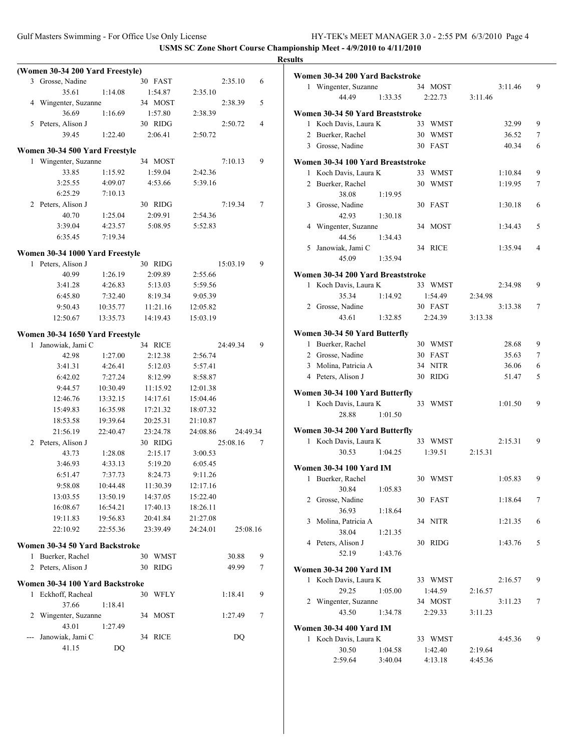**USMS SC Zone Short Course Championship Meet - 4/9/2010 to 4/11/2010**

**Results**

### (Women 30-34 200 Yard Freestyle)

```
  3 Grosse, Nadine              30 FAST          2:35.10    6
        35.61     1:14.08     1:54.87     2:35.10
  4 Wingenter, Suzanne          34 MOST          2:38.39    5
        36.69     1:16.69     1:57.80     2:38.39
  5 Peters, Alison J            30 RIDG          2:50.72    4
        39.45     1:22.40     2:06.41     2:50.72
```

### Women 30-34 500 Yard Freestyle

```
  1 Wingenter, Suzanne          34 MOST          7:10.13    9
        33.85     1:15.92     1:59.04     2:42.36
      3:25.55     4:09.07     4:53.66     5:39.16
      6:25.29     7:10.13
  2 Peters, Alison J            30 RIDG          7:19.34    7
        40.70     1:25.04     2:09.91     2:54.36
      3:39.04     4:23.57     5:08.95     5:52.83
      6:35.45     7:19.34
```

### Women 30-34 1000 Yard Freestyle

```
  1 Peters, Alison J            30 RIDG         15:03.19    9
        40.99     1:26.19     2:09.89     2:55.66
      3:41.28     4:26.83     5:13.03     5:59.56
      6:45.80     7:32.40     8:19.34     9:05.39
      9:50.43    10:35.77    11:21.16    12:05.82
     12:50.67    13:35.73    14:19.43    15:03.19
```

### Women 30-34 1650 Yard Freestyle

```
  1 Janowiak, Jami C            34 RICE         24:49.34    9
        42.98     1:27.00     2:12.38     2:56.74
      3:41.31     4:26.41     5:12.03     5:57.41
      6:42.02     7:27.24     8:12.99     8:58.87
      9:44.57    10:30.49    11:15.92    12:01.38
     12:46.76    13:32.15    14:17.61    15:04.46
     15:49.83    16:35.98    17:21.32    18:07.32
     18:53.58    19:39.64    20:25.31    21:10.87
     21:56.19    22:40.47    23:24.78    24:08.86    24:49.34
  2 Peters, Alison J            30 RIDG         25:08.16    7
        43.73     1:28.08     2:15.17     3:00.53
      3:46.93     4:33.13     5:19.20     6:05.45
      6:51.47     7:37.73     8:24.73     9:11.26
      9:58.08    10:44.48    11:30.39    12:17.16
     13:03.55    13:50.19    14:37.05    15:22.40
     16:08.67    16:54.21    17:40.13    18:26.11
     19:11.83    19:56.83    20:41.84    21:27.08
     22:10.92    22:55.36    23:39.49    24:24.01    25:08.16
```

### Women 30-34 50 Yard Backstroke

```
  1 Buerker, Rachel             30 WMST            30.88    9
  2 Peters, Alison J            30 RIDG            49.99    7
```

### Women 30-34 100 Yard Backstroke

```
  1 Eckhoff, Racheal            30 WFLY          1:18.41    9
        37.66     1:18.41
  2 Wingenter, Suzanne          34 MOST          1:27.49    7
        43.01     1:27.49
--- Janowiak, Jami C            34 RICE               DQ
        41.15          DQ
```

### Women 30-34 200 Yard Backstroke

```
  1 Wingenter, Suzanne          34 MOST          3:11.46    9
        44.49     1:33.35     2:22.73     3:11.46
```

### Women 30-34 50 Yard Breaststroke

```
  1 Koch Davis, Laura K         33 WMST            32.99    9
  2 Buerker, Rachel             30 WMST            36.52    7
  3 Grosse, Nadine              30 FAST            40.34    6
```

### Women 30-34 100 Yard Breaststroke

```
  1 Koch Davis, Laura K         33 WMST          1:10.84    9
  2 Buerker, Rachel             30 WMST          1:19.95    7
        38.08     1:19.95
  3 Grosse, Nadine              30 FAST          1:30.18    6
        42.93     1:30.18
  4 Wingenter, Suzanne          34 MOST          1:34.43    5
        44.56     1:34.43
  5 Janowiak, Jami C            34 RICE          1:35.94    4
        45.09     1:35.94
```

### Women 30-34 200 Yard Breaststroke

```
  1 Koch Davis, Laura K         33 WMST          2:34.98    9
        35.34     1:14.92     1:54.49     2:34.98
  2 Grosse, Nadine              30 FAST          3:13.38    7
        43.61     1:32.85     2:24.39     3:13.38
```

### Women 30-34 50 Yard Butterfly

```
  1 Buerker, Rachel             30 WMST            28.68    9
  2 Grosse, Nadine              30 FAST            35.63    7
  3 Molina, Patricia A          34 NITR            36.06    6
  4 Peters, Alison J            30 RIDG            51.47    5
```

### Women 30-34 100 Yard Butterfly

```
  1 Koch Davis, Laura K         33 WMST          1:01.50    9
        28.88     1:01.50
```

### Women 30-34 200 Yard Butterfly

```
  1 Koch Davis, Laura K         33 WMST          2:15.31    9
        30.53     1:04.25     1:39.51     2:15.31
```

### Women 30-34 100 Yard IM

```
  1 Buerker, Rachel             30 WMST          1:05.83    9
        30.84     1:05.83
  2 Grosse, Nadine              30 FAST          1:18.64    7
        36.93     1:18.64
  3 Molina, Patricia A          34 NITR          1:21.35    6
        38.04     1:21.35
  4 Peters, Alison J            30 RIDG          1:43.76    5
        52.19     1:43.76
```

### Women 30-34 200 Yard IM

```
  1 Koch Davis, Laura K         33 WMST          2:16.57    9
        29.25     1:05.00     1:44.59     2:16.57
  2 Wingenter, Suzanne          34 MOST          3:11.23    7
        43.50     1:34.78     2:29.33     3:11.23
```

### Women 30-34 400 Yard IM

```
  1 Koch Davis, Laura K         33 WMST          4:45.36    9
        30.50     1:04.58     1:42.40     2:19.64
      2:59.64     3:40.04     4:13.18     4:45.36
```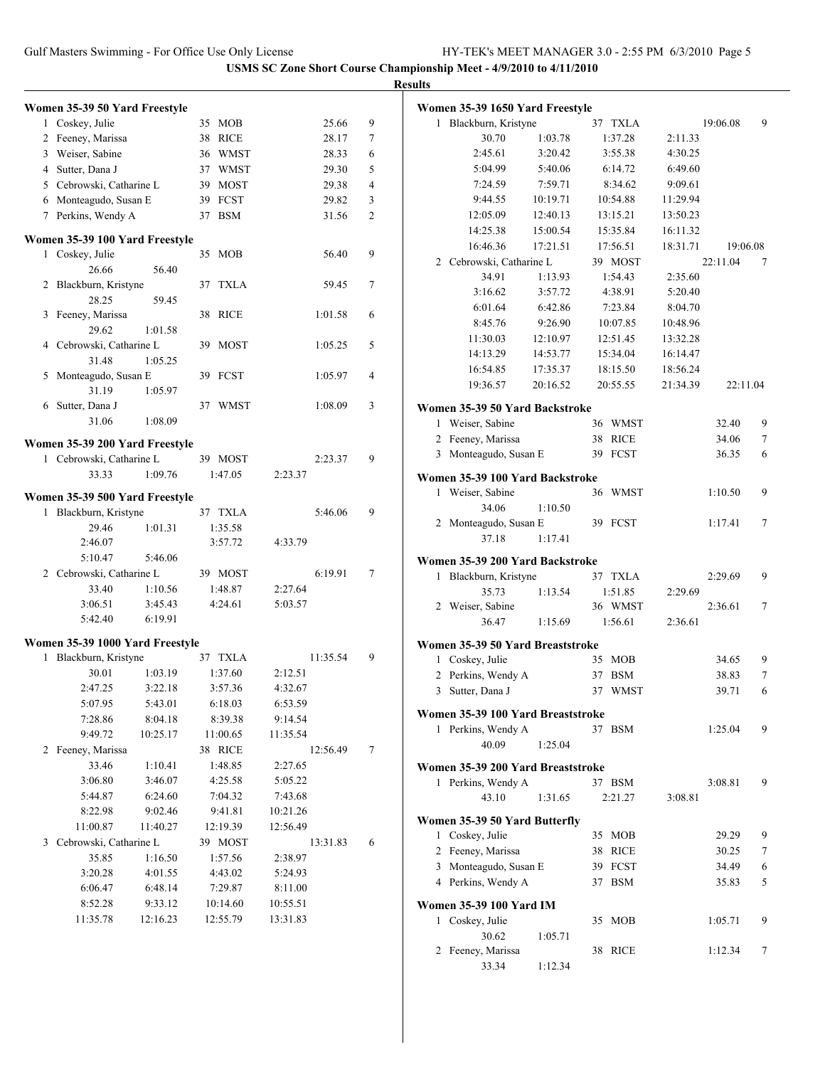**USMS SC Zone Short Course Championship Meet - 4/9/2010 to 4/11/2010**

**Results**

### Women 35-39 50 Yard Freestyle

| Place | Name | Age | Team | Time | Points |
|---|---|---|---|---|---|
| 1 | Coskey, Julie | 35 | MOB | 25.66 | 9 |
| 2 | Feeney, Marissa | 38 | RICE | 28.17 | 7 |
| 3 | Weiser, Sabine | 36 | WMST | 28.33 | 6 |
| 4 | Sutter, Dana J | 37 | WMST | 29.30 | 5 |
| 5 | Cebrowski, Catharine L | 39 | MOST | 29.38 | 4 |
| 6 | Monteagudo, Susan E | 39 | FCST | 29.82 | 3 |
| 7 | Perkins, Wendy A | 37 | BSM | 31.56 | 2 |

### Women 35-39 100 Yard Freestyle

| Place | Name | Age | Team | Time | Points |
|---|---|---|---|---|---|
| 1 | Coskey, Julie | 35 | MOB | 56.40 | 9 |
| | 26.66 56.40 | | | | |
| 2 | Blackburn, Kristyne | 37 | TXLA | 59.45 | 7 |
| | 28.25 59.45 | | | | |
| 3 | Feeney, Marissa | 38 | RICE | 1:01.58 | 6 |
| | 29.62 1:01.58 | | | | |
| 4 | Cebrowski, Catharine L | 39 | MOST | 1:05.25 | 5 |
| | 31.48 1:05.25 | | | | |
| 5 | Monteagudo, Susan E | 39 | FCST | 1:05.97 | 4 |
| | 31.19 1:05.97 | | | | |
| 6 | Sutter, Dana J | 37 | WMST | 1:08.09 | 3 |
| | 31.06 1:08.09 | | | | |

### Women 35-39 200 Yard Freestyle

| Place | Name | Age | Team | Time | Points |
|---|---|---|---|---|---|
| 1 | Cebrowski, Catharine L | 39 | MOST | 2:23.37 | 9 |
| | 33.33 1:09.76 1:47.05 2:23.37 | | | | |

### Women 35-39 500 Yard Freestyle

| Place | Name | Age | Team | Time | Points |
|---|---|---|---|---|---|
| 1 | Blackburn, Kristyne | 37 | TXLA | 5:46.06 | 9 |
| | 29.46 1:01.31 1:35.58 | | | | |
| | 2:46.07 3:57.72 4:33.79 | | | | |
| | 5:10.47 5:46.06 | | | | |
| 2 | Cebrowski, Catharine L | 39 | MOST | 6:19.91 | 7 |
| | 33.40 1:10.56 1:48.87 2:27.64 | | | | |
| | 3:06.51 3:45.43 4:24.61 5:03.57 | | | | |
| | 5:42.40 6:19.91 | | | | |

### Women 35-39 1000 Yard Freestyle

| Place | Name | Age | Team | Time | Points |
|---|---|---|---|---|---|
| 1 | Blackburn, Kristyne | 37 | TXLA | 11:35.54 | 9 |
| | 30.01 1:03.19 1:37.60 2:12.51 | | | | |
| | 2:47.25 3:22.18 3:57.36 4:32.67 | | | | |
| | 5:07.95 5:43.01 6:18.03 6:53.59 | | | | |
| | 7:28.86 8:04.18 8:39.38 9:14.54 | | | | |
| | 9:49.72 10:25.17 11:00.65 11:35.54 | | | | |
| 2 | Feeney, Marissa | 38 | RICE | 12:56.49 | 7 |
| | 33.46 1:10.41 1:48.85 2:27.65 | | | | |
| | 3:06.80 3:46.07 4:25.58 5:05.22 | | | | |
| | 5:44.87 6:24.60 7:04.32 7:43.68 | | | | |
| | 8:22.98 9:02.46 9:41.81 10:21.26 | | | | |
| | 11:00.87 11:40.27 12:19.39 12:56.49 | | | | |
| 3 | Cebrowski, Catharine L | 39 | MOST | 13:31.83 | 6 |
| | 35.85 1:16.50 1:57.56 2:38.97 | | | | |
| | 3:20.28 4:01.55 4:43.02 5:24.93 | | | | |
| | 6:06.47 6:48.14 7:29.87 8:11.00 | | | | |
| | 8:52.28 9:33.12 10:14.60 10:55.51 | | | | |
| | 11:35.78 12:16.23 12:55.79 13:31.83 | | | | |

### Women 35-39 1650 Yard Freestyle

| Place | Name | Age | Team | Time | Points |
|---|---|---|---|---|---|
| 1 | Blackburn, Kristyne | 37 | TXLA | 19:06.08 | 9 |
| | 30.70 1:03.78 1:37.28 2:11.33 | | | | |
| | 2:45.61 3:20.42 3:55.38 4:30.25 | | | | |
| | 5:04.99 5:40.06 6:14.72 6:49.60 | | | | |
| | 7:24.59 7:59.71 8:34.62 9:09.61 | | | | |
| | 9:44.55 10:19.71 10:54.88 11:29.94 | | | | |
| | 12:05.09 12:40.13 13:15.21 13:50.23 | | | | |
| | 14:25.38 15:00.54 15:35.84 16:11.32 | | | | |
| | 16:46.36 17:21.51 17:56.51 18:31.71 19:06.08 | | | | |
| 2 | Cebrowski, Catharine L | 39 | MOST | 22:11.04 | 7 |
| | 34.91 1:13.93 1:54.43 2:35.60 | | | | |
| | 3:16.62 3:57.72 4:38.91 5:20.40 | | | | |
| | 6:01.64 6:42.86 7:23.84 8:04.70 | | | | |
| | 8:45.76 9:26.90 10:07.85 10:48.96 | | | | |
| | 11:30.03 12:10.97 12:51.45 13:32.28 | | | | |
| | 14:13.29 14:53.77 15:34.04 16:14.47 | | | | |
| | 16:54.85 17:35.37 18:15.50 18:56.24 | | | | |
| | 19:36.57 20:16.52 20:55.55 21:34.39 22:11.04 | | | | |

### Women 35-39 50 Yard Backstroke

| Place | Name | Age | Team | Time | Points |
|---|---|---|---|---|---|
| 1 | Weiser, Sabine | 36 | WMST | 32.40 | 9 |
| 2 | Feeney, Marissa | 38 | RICE | 34.06 | 7 |
| 3 | Monteagudo, Susan E | 39 | FCST | 36.35 | 6 |

### Women 35-39 100 Yard Backstroke

| Place | Name | Age | Team | Time | Points |
|---|---|---|---|---|---|
| 1 | Weiser, Sabine | 36 | WMST | 1:10.50 | 9 |
| | 34.06 1:10.50 | | | | |
| 2 | Monteagudo, Susan E | 39 | FCST | 1:17.41 | 7 |
| | 37.18 1:17.41 | | | | |

### Women 35-39 200 Yard Backstroke

| Place | Name | Age | Team | Time | Points |
|---|---|---|---|---|---|
| 1 | Blackburn, Kristyne | 37 | TXLA | 2:29.69 | 9 |
| | 35.73 1:13.54 1:51.85 2:29.69 | | | | |
| 2 | Weiser, Sabine | 36 | WMST | 2:36.61 | 7 |
| | 36.47 1:15.69 1:56.61 2:36.61 | | | | |

### Women 35-39 50 Yard Breaststroke

| Place | Name | Age | Team | Time | Points |
|---|---|---|---|---|---|
| 1 | Coskey, Julie | 35 | MOB | 34.65 | 9 |
| 2 | Perkins, Wendy A | 37 | BSM | 38.83 | 7 |
| 3 | Sutter, Dana J | 37 | WMST | 39.71 | 6 |

### Women 35-39 100 Yard Breaststroke

| Place | Name | Age | Team | Time | Points |
|---|---|---|---|---|---|
| 1 | Perkins, Wendy A | 37 | BSM | 1:25.04 | 9 |
| | 40.09 1:25.04 | | | | |

### Women 35-39 200 Yard Breaststroke

| Place | Name | Age | Team | Time | Points |
|---|---|---|---|---|---|
| 1 | Perkins, Wendy A | 37 | BSM | 3:08.81 | 9 |
| | 43.10 1:31.65 2:21.27 3:08.81 | | | | |

### Women 35-39 50 Yard Butterfly

| Place | Name | Age | Team | Time | Points |
|---|---|---|---|---|---|
| 1 | Coskey, Julie | 35 | MOB | 29.29 | 9 |
| 2 | Feeney, Marissa | 38 | RICE | 30.25 | 7 |
| 3 | Monteagudo, Susan E | 39 | FCST | 34.49 | 6 |
| 4 | Perkins, Wendy A | 37 | BSM | 35.83 | 5 |

### Women 35-39 100 Yard IM

| Place | Name | Age | Team | Time | Points |
|---|---|---|---|---|---|
| 1 | Coskey, Julie | 35 | MOB | 1:05.71 | 9 |
| | 30.62 1:05.71 | | | | |
| 2 | Feeney, Marissa | 38 | RICE | 1:12.34 | 7 |
| | 33.34 1:12.34 | | | | |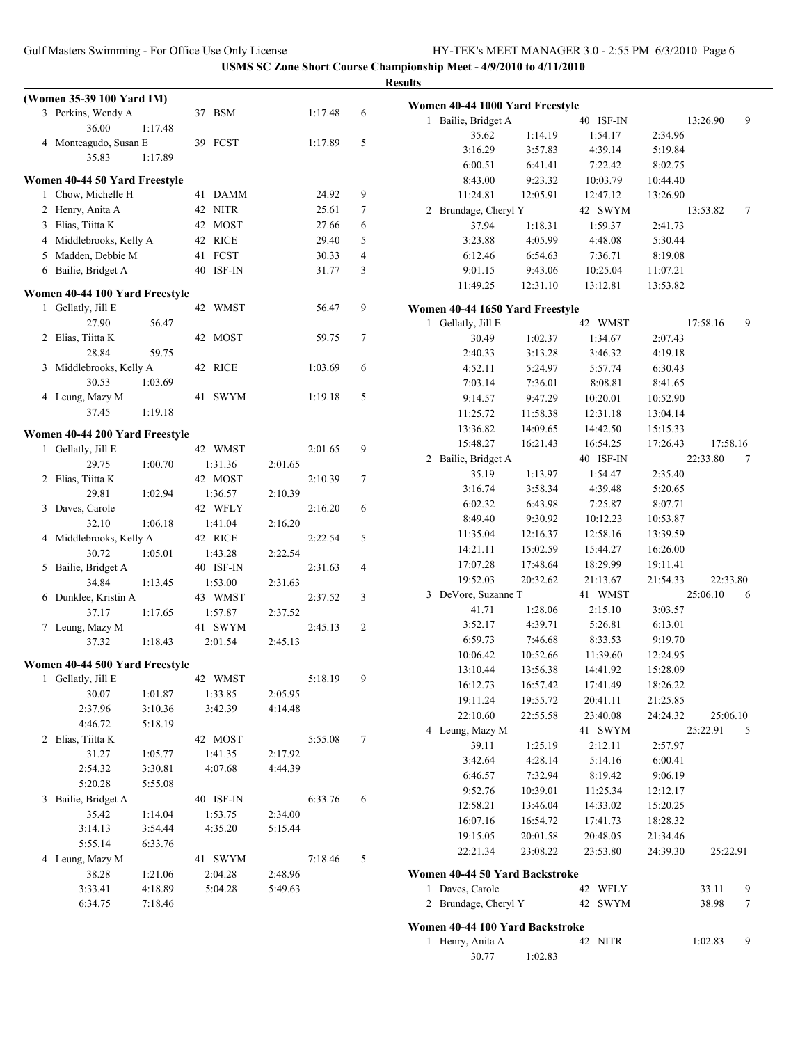**USMS SC Zone Short Course Championship Meet - 4/9/2010 to 4/11/2010**

**Results**

**(Women 35-39 100 Yard IM)**

| Place | Name | Age | Team | Time | Points |
|---|---|---|---|---|---|
| 3 | Perkins, Wendy A | 37 | BSM | 1:17.48 | 6 |
| | 36.00 1:17.48 | | | | |
| 4 | Monteagudo, Susan E | 39 | FCST | 1:17.89 | 5 |
| | 35.83 1:17.89 | | | | |

**Women 40-44 50 Yard Freestyle**

| Place | Name | Age | Team | Time | Points |
|---|---|---|---|---|---|
| 1 | Chow, Michelle H | 41 | DAMM | 24.92 | 9 |
| 2 | Henry, Anita A | 42 | NITR | 25.61 | 7 |
| 3 | Elias, Tiitta K | 42 | MOST | 27.66 | 6 |
| 4 | Middlebrooks, Kelly A | 42 | RICE | 29.40 | 5 |
| 5 | Madden, Debbie M | 41 | FCST | 30.33 | 4 |
| 6 | Bailie, Bridget A | 40 | ISF-IN | 31.77 | 3 |

**Women 40-44 100 Yard Freestyle**

| Place | Name | Age | Team | Time | Points |
|---|---|---|---|---|---|
| 1 | Gellatly, Jill E | 42 | WMST | 56.47 | 9 |
| | 27.90 56.47 | | | | |
| 2 | Elias, Tiitta K | 42 | MOST | 59.75 | 7 |
| | 28.84 59.75 | | | | |
| 3 | Middlebrooks, Kelly A | 42 | RICE | 1:03.69 | 6 |
| | 30.53 1:03.69 | | | | |
| 4 | Leung, Mazy M | 41 | SWYM | 1:19.18 | 5 |
| | 37.45 1:19.18 | | | | |

**Women 40-44 200 Yard Freestyle**

| Place | Name | Age | Team | Time | Points |
|---|---|---|---|---|---|
| 1 | Gellatly, Jill E | 42 | WMST | 2:01.65 | 9 |
| | 29.75 1:00.70 1:31.36 2:01.65 | | | | |
| 2 | Elias, Tiitta K | 42 | MOST | 2:10.39 | 7 |
| | 29.81 1:02.94 1:36.57 2:10.39 | | | | |
| 3 | Daves, Carole | 42 | WFLY | 2:16.20 | 6 |
| | 32.10 1:06.18 1:41.04 2:16.20 | | | | |
| 4 | Middlebrooks, Kelly A | 42 | RICE | 2:22.54 | 5 |
| | 30.72 1:05.01 1:43.28 2:22.54 | | | | |
| 5 | Bailie, Bridget A | 40 | ISF-IN | 2:31.63 | 4 |
| | 34.84 1:13.45 1:53.00 2:31.63 | | | | |
| 6 | Dunklee, Kristin A | 43 | WMST | 2:37.52 | 3 |
| | 37.17 1:17.65 1:57.87 2:37.52 | | | | |
| 7 | Leung, Mazy M | 41 | SWYM | 2:45.13 | 2 |
| | 37.32 1:18.43 2:01.54 2:45.13 | | | | |

**Women 40-44 500 Yard Freestyle**

| Place | Name | Age | Team | Time | Points |
|---|---|---|---|---|---|
| 1 | Gellatly, Jill E | 42 | WMST | 5:18.19 | 9 |
| | 30.07 1:01.87 1:33.85 2:05.95 | | | | |
| | 2:37.96 3:10.36 3:42.39 4:14.48 | | | | |
| | 4:46.72 5:18.19 | | | | |
| 2 | Elias, Tiitta K | 42 | MOST | 5:55.08 | 7 |
| | 31.27 1:05.77 1:41.35 2:17.92 | | | | |
| | 2:54.32 3:30.81 4:07.68 4:44.39 | | | | |
| | 5:20.28 5:55.08 | | | | |
| 3 | Bailie, Bridget A | 40 | ISF-IN | 6:33.76 | 6 |
| | 35.42 1:14.04 1:53.75 2:34.00 | | | | |
| | 3:14.13 3:54.44 4:35.20 5:15.44 | | | | |
| | 5:55.14 6:33.76 | | | | |
| 4 | Leung, Mazy M | 41 | SWYM | 7:18.46 | 5 |
| | 38.28 1:21.06 2:04.28 2:48.96 | | | | |
| | 3:33.41 4:18.89 5:04.28 5:49.63 | | | | |
| | 6:34.75 7:18.46 | | | | |

**Women 40-44 1000 Yard Freestyle**

| Place | Name | Age | Team | Time | Points |
|---|---|---|---|---|---|
| 1 | Bailie, Bridget A | 40 | ISF-IN | 13:26.90 | 9 |
| | 35.62 1:14.19 1:54.17 2:34.96 | | | | |
| | 3:16.29 3:57.83 4:39.14 5:19.84 | | | | |
| | 6:00.51 6:41.41 7:22.42 8:02.75 | | | | |
| | 8:43.00 9:23.32 10:03.79 10:44.40 | | | | |
| | 11:24.81 12:05.91 12:47.12 13:26.90 | | | | |
| 2 | Brundage, Cheryl Y | 42 | SWYM | 13:53.82 | 7 |
| | 37.94 1:18.31 1:59.37 2:41.73 | | | | |
| | 3:23.88 4:05.99 4:48.08 5:30.44 | | | | |
| | 6:12.46 6:54.63 7:36.71 8:19.08 | | | | |
| | 9:01.15 9:43.06 10:25.04 11:07.21 | | | | |
| | 11:49.25 12:31.10 13:12.81 13:53.82 | | | | |

**Women 40-44 1650 Yard Freestyle**

| Place | Name | Age | Team | Time | Points |
|---|---|---|---|---|---|
| 1 | Gellatly, Jill E | 42 | WMST | 17:58.16 | 9 |
| | 30.49 1:02.37 1:34.67 2:07.43 | | | | |
| | 2:40.33 3:13.28 3:46.32 4:19.18 | | | | |
| | 4:52.11 5:24.97 5:57.74 6:30.43 | | | | |
| | 7:03.14 7:36.01 8:08.81 8:41.65 | | | | |
| | 9:14.57 9:47.29 10:20.01 10:52.90 | | | | |
| | 11:25.72 11:58.38 12:31.18 13:04.14 | | | | |
| | 13:36.82 14:09.65 14:42.50 15:15.33 | | | | |
| | 15:48.27 16:21.43 16:54.25 17:26.43 17:58.16 | | | | |
| 2 | Bailie, Bridget A | 40 | ISF-IN | 22:33.80 | 7 |
| | 35.19 1:13.97 1:54.47 2:35.40 | | | | |
| | 3:16.74 3:58.34 4:39.48 5:20.65 | | | | |
| | 6:02.32 6:43.98 7:25.87 8:07.71 | | | | |
| | 8:49.40 9:30.92 10:12.23 10:53.87 | | | | |
| | 11:35.04 12:16.37 12:58.16 13:39.59 | | | | |
| | 14:21.11 15:02.59 15:44.27 16:26.00 | | | | |
| | 17:07.28 17:48.64 18:29.99 19:11.41 | | | | |
| | 19:52.03 20:32.62 21:13.67 21:54.33 22:33.80 | | | | |
| 3 | DeVore, Suzanne T | 41 | WMST | 25:06.10 | 6 |
| | 41.71 1:28.06 2:15.10 3:03.57 | | | | |
| | 3:52.17 4:39.71 5:26.81 6:13.01 | | | | |
| | 6:59.73 7:46.68 8:33.53 9:19.70 | | | | |
| | 10:06.42 10:52.66 11:39.60 12:24.95 | | | | |
| | 13:10.44 13:56.38 14:41.92 15:28.09 | | | | |
| | 16:12.73 16:57.42 17:41.49 18:26.22 | | | | |
| | 19:11.24 19:55.72 20:41.11 21:25.85 | | | | |
| | 22:10.60 22:55.58 23:40.08 24:24.32 25:06.10 | | | | |
| 4 | Leung, Mazy M | 41 | SWYM | 25:22.91 | 5 |
| | 39.11 1:25.19 2:12.11 2:57.97 | | | | |
| | 3:42.64 4:28.14 5:14.16 6:00.41 | | | | |
| | 6:46.57 7:32.94 8:19.42 9:06.19 | | | | |
| | 9:52.76 10:39.01 11:25.34 12:12.17 | | | | |
| | 12:58.21 13:46.04 14:33.02 15:20.25 | | | | |
| | 16:07.16 16:54.72 17:41.73 18:28.32 | | | | |
| | 19:15.05 20:01.58 20:48.05 21:34.46 | | | | |
| | 22:21.34 23:08.22 23:53.80 24:39.30 25:22.91 | | | | |

**Women 40-44 50 Yard Backstroke**

| Place | Name | Age | Team | Time | Points |
|---|---|---|---|---|---|
| 1 | Daves, Carole | 42 | WFLY | 33.11 | 9 |
| 2 | Brundage, Cheryl Y | 42 | SWYM | 38.98 | 7 |

**Women 40-44 100 Yard Backstroke**

| Place | Name | Age | Team | Time | Points |
|---|---|---|---|---|---|
| 1 | Henry, Anita A | 42 | NITR | 1:02.83 | 9 |
| | 30.77 1:02.83 | | | | |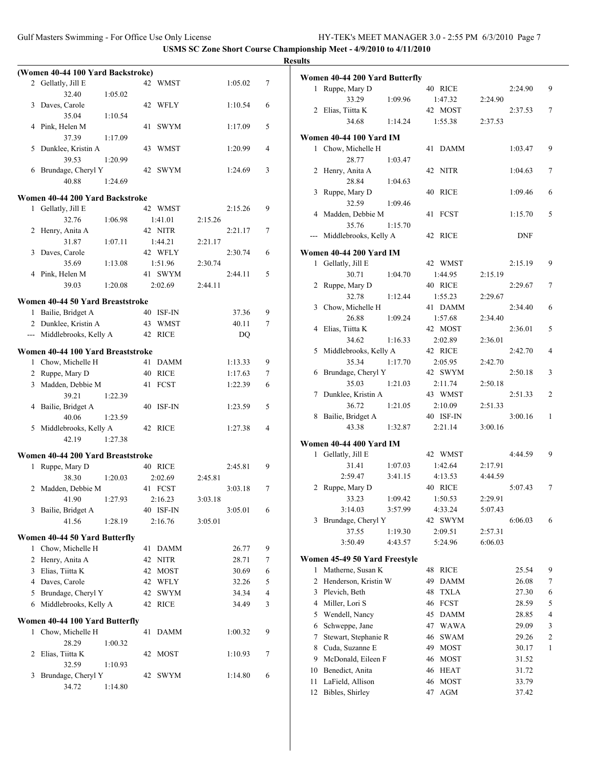**USMS SC Zone Short Course Championship Meet - 4/9/2010 to 4/11/2010**

**Results**

### (Women 40-44 100 Yard Backstroke)

| Place | Name | Age | Team | Finals Time | Points |
|---|---|---|---|---|---|
| 2 | Gellatly, Jill E | 42 | WMST | 1:05.02 | 7 |
| | 32.40 | 1:05.02 | | | |
| 3 | Daves, Carole | 42 | WFLY | 1:10.54 | 6 |
| | 35.04 | 1:10.54 | | | |
| 4 | Pink, Helen M | 41 | SWYM | 1:17.09 | 5 |
| | 37.39 | 1:17.09 | | | |
| 5 | Dunklee, Kristin A | 43 | WMST | 1:20.99 | 4 |
| | 39.53 | 1:20.99 | | | |
| 6 | Brundage, Cheryl Y | 42 | SWYM | 1:24.69 | 3 |
| | 40.88 | 1:24.69 | | | |

### Women 40-44 200 Yard Backstroke

| Place | Name | Age | Team | | | Finals Time | Points |
|---|---|---|---|---|---|---|---|
| 1 | Gellatly, Jill E | 42 | WMST | | | 2:15.26 | 9 |
| | 32.76 | 1:06.98 | 1:41.01 | 2:15.26 | | | |
| 2 | Henry, Anita A | 42 | NITR | | | 2:21.17 | 7 |
| | 31.87 | 1:07.11 | 1:44.21 | 2:21.17 | | | |
| 3 | Daves, Carole | 42 | WFLY | | | 2:30.74 | 6 |
| | 35.69 | 1:13.08 | 1:51.96 | 2:30.74 | | | |
| 4 | Pink, Helen M | 41 | SWYM | | | 2:44.11 | 5 |
| | 39.03 | 1:20.08 | 2:02.69 | 2:44.11 | | | |

### Women 40-44 50 Yard Breaststroke

| Place | Name | Age | Team | Finals Time | Points |
|---|---|---|---|---|---|
| 1 | Bailie, Bridget A | 40 | ISF-IN | 37.36 | 9 |
| 2 | Dunklee, Kristin A | 43 | WMST | 40.11 | 7 |
| --- | Middlebrooks, Kelly A | 42 | RICE | DQ | |

### Women 40-44 100 Yard Breaststroke

| Place | Name | Age | Team | Finals Time | Points |
|---|---|---|---|---|---|
| 1 | Chow, Michelle H | 41 | DAMM | 1:13.33 | 9 |
| 2 | Ruppe, Mary D | 40 | RICE | 1:17.63 | 7 |
| 3 | Madden, Debbie M | 41 | FCST | 1:22.39 | 6 |
| | 39.21 | 1:22.39 | | | |
| 4 | Bailie, Bridget A | 40 | ISF-IN | 1:23.59 | 5 |
| | 40.06 | 1:23.59 | | | |
| 5 | Middlebrooks, Kelly A | 42 | RICE | 1:27.38 | 4 |
| | 42.19 | 1:27.38 | | | |

### Women 40-44 200 Yard Breaststroke

| Place | Name | Age | Team | | | Finals Time | Points |
|---|---|---|---|---|---|---|---|
| 1 | Ruppe, Mary D | 40 | RICE | | | 2:45.81 | 9 |
| | 38.30 | 1:20.03 | 2:02.69 | 2:45.81 | | | |
| 2 | Madden, Debbie M | 41 | FCST | | | 3:03.18 | 7 |
| | 41.90 | 1:27.93 | 2:16.23 | 3:03.18 | | | |
| 3 | Bailie, Bridget A | 40 | ISF-IN | | | 3:05.01 | 6 |
| | 41.56 | 1:28.19 | 2:16.76 | 3:05.01 | | | |

### Women 40-44 50 Yard Butterfly

| Place | Name | Age | Team | Finals Time | Points |
|---|---|---|---|---|---|
| 1 | Chow, Michelle H | 41 | DAMM | 26.77 | 9 |
| 2 | Henry, Anita A | 42 | NITR | 28.71 | 7 |
| 3 | Elias, Tiitta K | 42 | MOST | 30.69 | 6 |
| 4 | Daves, Carole | 42 | WFLY | 32.26 | 5 |
| 5 | Brundage, Cheryl Y | 42 | SWYM | 34.34 | 4 |
| 6 | Middlebrooks, Kelly A | 42 | RICE | 34.49 | 3 |

### Women 40-44 100 Yard Butterfly

| Place | Name | Age | Team | Finals Time | Points |
|---|---|---|---|---|---|
| 1 | Chow, Michelle H | 41 | DAMM | 1:00.32 | 9 |
| | 28.29 | 1:00.32 | | | |
| 2 | Elias, Tiitta K | 42 | MOST | 1:10.93 | 7 |
| | 32.59 | 1:10.93 | | | |
| 3 | Brundage, Cheryl Y | 42 | SWYM | 1:14.80 | 6 |
| | 34.72 | 1:14.80 | | | |

### Women 40-44 200 Yard Butterfly

| Place | Name | Age | Team | | | Finals Time | Points |
|---|---|---|---|---|---|---|---|
| 1 | Ruppe, Mary D | 40 | RICE | | | 2:24.90 | 9 |
| | 33.29 | 1:09.96 | 1:47.32 | 2:24.90 | | | |
| 2 | Elias, Tiitta K | 42 | MOST | | | 2:37.53 | 7 |
| | 34.68 | 1:14.24 | 1:55.38 | 2:37.53 | | | |

### Women 40-44 100 Yard IM

| Place | Name | Age | Team | Finals Time | Points |
|---|---|---|---|---|---|
| 1 | Chow, Michelle H | 41 | DAMM | 1:03.47 | 9 |
| | 28.77 | 1:03.47 | | | |
| 2 | Henry, Anita A | 42 | NITR | 1:04.63 | 7 |
| | 28.84 | 1:04.63 | | | |
| 3 | Ruppe, Mary D | 40 | RICE | 1:09.46 | 6 |
| | 32.59 | 1:09.46 | | | |
| 4 | Madden, Debbie M | 41 | FCST | 1:15.70 | 5 |
| | 35.76 | 1:15.70 | | | |
| --- | Middlebrooks, Kelly A | 42 | RICE | DNF | |

### Women 40-44 200 Yard IM

| Place | Name | Age | Team | | | Finals Time | Points |
|---|---|---|---|---|---|---|---|
| 1 | Gellatly, Jill E | 42 | WMST | | | 2:15.19 | 9 |
| | 30.71 | 1:04.70 | 1:44.95 | 2:15.19 | | | |
| 2 | Ruppe, Mary D | 40 | RICE | | | 2:29.67 | 7 |
| | 32.78 | 1:12.44 | 1:55.23 | 2:29.67 | | | |
| 3 | Chow, Michelle H | 41 | DAMM | | | 2:34.40 | 6 |
| | 26.88 | 1:09.24 | 1:57.68 | 2:34.40 | | | |
| 4 | Elias, Tiitta K | 42 | MOST | | | 2:36.01 | 5 |
| | 34.62 | 1:16.33 | 2:02.89 | 2:36.01 | | | |
| 5 | Middlebrooks, Kelly A | 42 | RICE | | | 2:42.70 | 4 |
| | 35.34 | 1:17.70 | 2:05.95 | 2:42.70 | | | |
| 6 | Brundage, Cheryl Y | 42 | SWYM | | | 2:50.18 | 3 |
| | 35.03 | 1:21.03 | 2:11.74 | 2:50.18 | | | |
| 7 | Dunklee, Kristin A | 43 | WMST | | | 2:51.33 | 2 |
| | 36.72 | 1:21.05 | 2:10.09 | 2:51.33 | | | |
| 8 | Bailie, Bridget A | 40 | ISF-IN | | | 3:00.16 | 1 |
| | 43.38 | 1:32.87 | 2:21.14 | 3:00.16 | | | |

### Women 40-44 400 Yard IM

| Place | Name | Age | Team | | | Finals Time | Points |
|---|---|---|---|---|---|---|---|
| 1 | Gellatly, Jill E | 42 | WMST | | | 4:44.59 | 9 |
| | 31.41 | 1:07.03 | 1:42.64 | 2:17.91 | | | |
| | 2:59.47 | 3:41.15 | 4:13.53 | 4:44.59 | | | |
| 2 | Ruppe, Mary D | 40 | RICE | | | 5:07.43 | 7 |
| | 33.23 | 1:09.42 | 1:50.53 | 2:29.91 | | | |
| | 3:14.03 | 3:57.99 | 4:33.24 | 5:07.43 | | | |
| 3 | Brundage, Cheryl Y | 42 | SWYM | | | 6:06.03 | 6 |
| | 37.55 | 1:19.30 | 2:09.51 | 2:57.31 | | | |
| | 3:50.49 | 4:43.57 | 5:24.96 | 6:06.03 | | | |

### Women 45-49 50 Yard Freestyle

| Place | Name | Age | Team | Finals Time | Points |
|---|---|---|---|---|---|
| 1 | Matherne, Susan K | 48 | RICE | 25.54 | 9 |
| 2 | Henderson, Kristin W | 49 | DAMM | 26.08 | 7 |
| 3 | Plevich, Beth | 48 | TXLA | 27.30 | 6 |
| 4 | Miller, Lori S | 46 | FCST | 28.59 | 5 |
| 5 | Wendell, Nancy | 45 | DAMM | 28.85 | 4 |
| 6 | Schweppe, Jane | 47 | WAWA | 29.09 | 3 |
| 7 | Stewart, Stephanie R | 46 | SWAM | 29.26 | 2 |
| 8 | Cuda, Suzanne E | 49 | MOST | 30.17 | 1 |
| 9 | McDonald, Eileen F | 46 | MOST | 31.52 | |
| 10 | Benedict, Anita | 46 | HEAT | 31.72 | |
| 11 | LaField, Allison | 46 | MOST | 33.79 | |
| 12 | Bibles, Shirley | 47 | AGM | 37.42 | |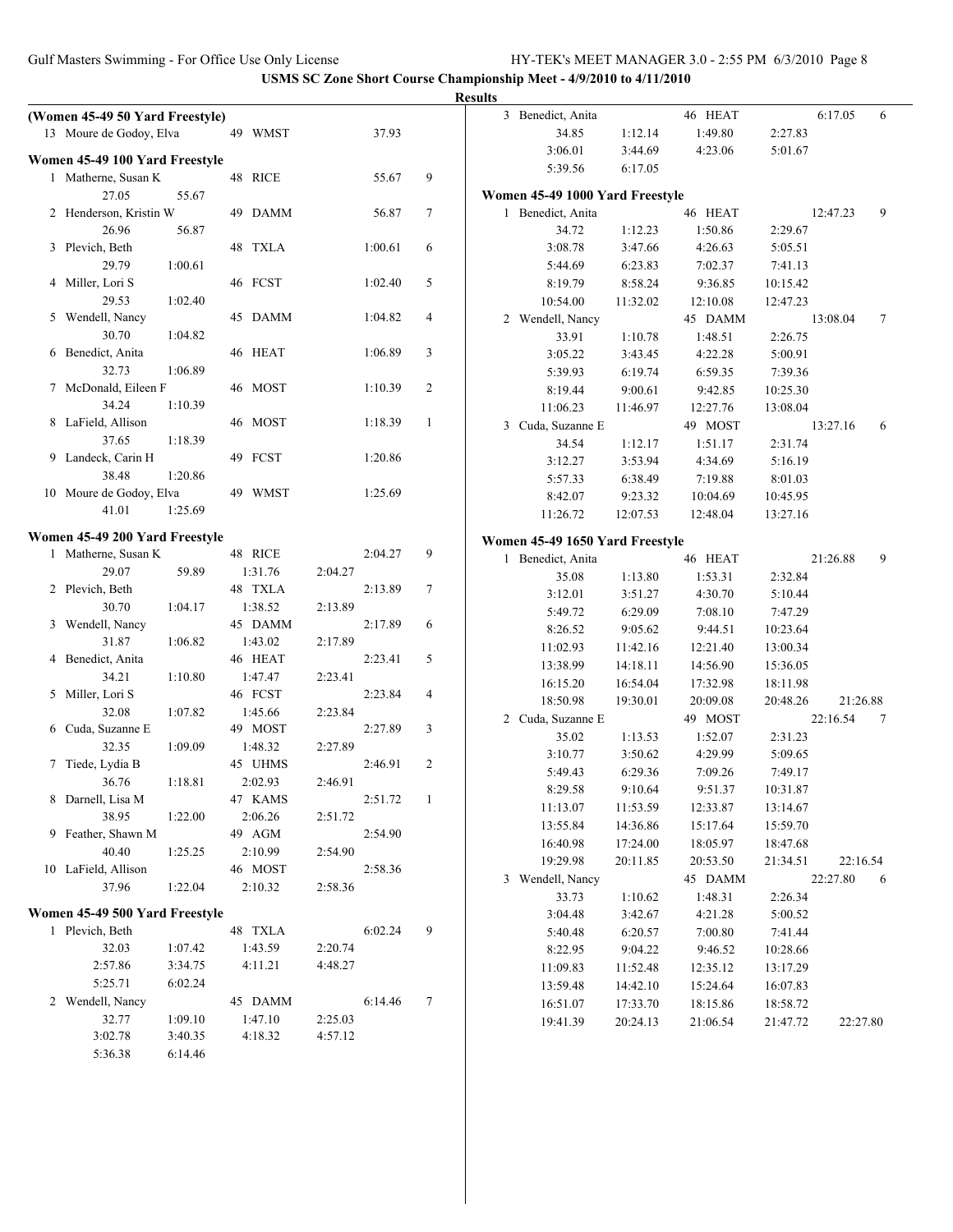USMS SC Zone Short Course Championship Meet - 4/9/2010 to 4/11/2010

## Results

### (Women 45-49 50 Yard Freestyle)

13 Moure de Godoy, Elva 49 WMST 37.93

### Women 45-49 100 Yard Freestyle

| Place | Name | Age | Team | Time | Points |
|---|---|---|---|---|---|
| 1 | Matherne, Susan K | 48 | RICE | 55.67 | 9 |
| | 27.05 | 55.67 | | | |
| 2 | Henderson, Kristin W | 49 | DAMM | 56.87 | 7 |
| | 26.96 | 56.87 | | | |
| 3 | Plevich, Beth | 48 | TXLA | 1:00.61 | 6 |
| | 29.79 | 1:00.61 | | | |
| 4 | Miller, Lori S | 46 | FCST | 1:02.40 | 5 |
| | 29.53 | 1:02.40 | | | |
| 5 | Wendell, Nancy | 45 | DAMM | 1:04.82 | 4 |
| | 30.70 | 1:04.82 | | | |
| 6 | Benedict, Anita | 46 | HEAT | 1:06.89 | 3 |
| | 32.73 | 1:06.89 | | | |
| 7 | McDonald, Eileen F | 46 | MOST | 1:10.39 | 2 |
| | 34.24 | 1:10.39 | | | |
| 8 | LaField, Allison | 46 | MOST | 1:18.39 | 1 |
| | 37.65 | 1:18.39 | | | |
| 9 | Landeck, Carin H | 49 | FCST | 1:20.86 | |
| | 38.48 | 1:20.86 | | | |
| 10 | Moure de Godoy, Elva | 49 | WMST | 1:25.69 | |
| | 41.01 | 1:25.69 | | | |

### Women 45-49 200 Yard Freestyle

| Place | Name | Age | Team | Time | Points |
|---|---|---|---|---|---|
| 1 | Matherne, Susan K | 48 | RICE | 2:04.27 | 9 |
| | 29.07 | 59.89 | 1:31.76 | 2:04.27 | |
| 2 | Plevich, Beth | 48 | TXLA | 2:13.89 | 7 |
| | 30.70 | 1:04.17 | 1:38.52 | 2:13.89 | |
| 3 | Wendell, Nancy | 45 | DAMM | 2:17.89 | 6 |
| | 31.87 | 1:06.82 | 1:43.02 | 2:17.89 | |
| 4 | Benedict, Anita | 46 | HEAT | 2:23.41 | 5 |
| | 34.21 | 1:10.80 | 1:47.47 | 2:23.41 | |
| 5 | Miller, Lori S | 46 | FCST | 2:23.84 | 4 |
| | 32.08 | 1:07.82 | 1:45.66 | 2:23.84 | |
| 6 | Cuda, Suzanne E | 49 | MOST | 2:27.89 | 3 |
| | 32.35 | 1:09.09 | 1:48.32 | 2:27.89 | |
| 7 | Tiede, Lydia B | 45 | UHMS | 2:46.91 | 2 |
| | 36.76 | 1:18.81 | 2:02.93 | 2:46.91 | |
| 8 | Darnell, Lisa M | 47 | KAMS | 2:51.72 | 1 |
| | 38.95 | 1:22.00 | 2:06.26 | 2:51.72 | |
| 9 | Feather, Shawn M | 49 | AGM | 2:54.90 | |
| | 40.40 | 1:25.25 | 2:10.99 | 2:54.90 | |
| 10 | LaField, Allison | 46 | MOST | 2:58.36 | |
| | 37.96 | 1:22.04 | 2:10.32 | 2:58.36 | |

### Women 45-49 500 Yard Freestyle

| Place | Name | Age | Team | Time | Points |
|---|---|---|---|---|---|
| 1 | Plevich, Beth | 48 | TXLA | 6:02.24 | 9 |
| | 32.03 | 1:07.42 | 1:43.59 | 2:20.74 | |
| | 2:57.86 | 3:34.75 | 4:11.21 | 4:48.27 | |
| | 5:25.71 | 6:02.24 | | | |
| 2 | Wendell, Nancy | 45 | DAMM | 6:14.46 | 7 |
| | 32.77 | 1:09.10 | 1:47.10 | 2:25.03 | |
| | 3:02.78 | 3:40.35 | 4:18.32 | 4:57.12 | |
| | 5:36.38 | 6:14.46 | | | |
| 3 | Benedict, Anita | 46 | HEAT | 6:17.05 | 6 |
| | 34.85 | 1:12.14 | 1:49.80 | 2:27.83 | |
| | 3:06.01 | 3:44.69 | 4:23.06 | 5:01.67 | |
| | 5:39.56 | 6:17.05 | | | |

### Women 45-49 1000 Yard Freestyle

| Place | Name | Age | Team | Time | Points |
|---|---|---|---|---|---|
| 1 | Benedict, Anita | 46 | HEAT | 12:47.23 | 9 |
| | 34.72 | 1:12.23 | 1:50.86 | 2:29.67 | |
| | 3:08.78 | 3:47.66 | 4:26.63 | 5:05.51 | |
| | 5:44.69 | 6:23.83 | 7:02.37 | 7:41.13 | |
| | 8:19.79 | 8:58.24 | 9:36.85 | 10:15.42 | |
| | 10:54.00 | 11:32.02 | 12:10.08 | 12:47.23 | |
| 2 | Wendell, Nancy | 45 | DAMM | 13:08.04 | 7 |
| | 33.91 | 1:10.78 | 1:48.51 | 2:26.75 | |
| | 3:05.22 | 3:43.45 | 4:22.28 | 5:00.91 | |
| | 5:39.93 | 6:19.74 | 6:59.35 | 7:39.36 | |
| | 8:19.44 | 9:00.61 | 9:42.85 | 10:25.30 | |
| | 11:06.23 | 11:46.97 | 12:27.76 | 13:08.04 | |
| 3 | Cuda, Suzanne E | 49 | MOST | 13:27.16 | 6 |
| | 34.54 | 1:12.17 | 1:51.17 | 2:31.74 | |
| | 3:12.27 | 3:53.94 | 4:34.69 | 5:16.19 | |
| | 5:57.33 | 6:38.49 | 7:19.88 | 8:01.03 | |
| | 8:42.07 | 9:23.32 | 10:04.69 | 10:45.95 | |
| | 11:26.72 | 12:07.53 | 12:48.04 | 13:27.16 | |

### Women 45-49 1650 Yard Freestyle

| Place | Name | Age | Team | Time | Points |
|---|---|---|---|---|---|
| 1 | Benedict, Anita | 46 | HEAT | 21:26.88 | 9 |
| | 35.08 | 1:13.80 | 1:53.31 | 2:32.84 | |
| | 3:12.01 | 3:51.27 | 4:30.70 | 5:10.44 | |
| | 5:49.72 | 6:29.09 | 7:08.10 | 7:47.29 | |
| | 8:26.52 | 9:05.62 | 9:44.51 | 10:23.64 | |
| | 11:02.93 | 11:42.16 | 12:21.40 | 13:00.34 | |
| | 13:38.99 | 14:18.11 | 14:56.90 | 15:36.05 | |
| | 16:15.20 | 16:54.04 | 17:32.98 | 18:11.98 | |
| | 18:50.98 | 19:30.01 | 20:09.08 | 20:48.26 | 21:26.88 |
| 2 | Cuda, Suzanne E | 49 | MOST | 22:16.54 | 7 |
| | 35.02 | 1:13.53 | 1:52.07 | 2:31.23 | |
| | 3:10.77 | 3:50.62 | 4:29.99 | 5:09.65 | |
| | 5:49.43 | 6:29.36 | 7:09.26 | 7:49.17 | |
| | 8:29.58 | 9:10.64 | 9:51.37 | 10:31.87 | |
| | 11:13.07 | 11:53.59 | 12:33.87 | 13:14.67 | |
| | 13:55.84 | 14:36.86 | 15:17.64 | 15:59.70 | |
| | 16:40.98 | 17:24.00 | 18:05.97 | 18:47.68 | |
| | 19:29.98 | 20:11.85 | 20:53.50 | 21:34.51 | 22:16.54 |
| 3 | Wendell, Nancy | 45 | DAMM | 22:27.80 | 6 |
| | 33.73 | 1:10.62 | 1:48.31 | 2:26.34 | |
| | 3:04.48 | 3:42.67 | 4:21.28 | 5:00.52 | |
| | 5:40.48 | 6:20.57 | 7:00.80 | 7:41.44 | |
| | 8:22.95 | 9:04.22 | 9:46.52 | 10:28.66 | |
| | 11:09.83 | 11:52.48 | 12:35.12 | 13:17.29 | |
| | 13:59.48 | 14:42.10 | 15:24.64 | 16:07.83 | |
| | 16:51.07 | 17:33.70 | 18:15.86 | 18:58.72 | |
| | 19:41.39 | 20:24.13 | 21:06.54 | 21:47.72 | 22:27.80 |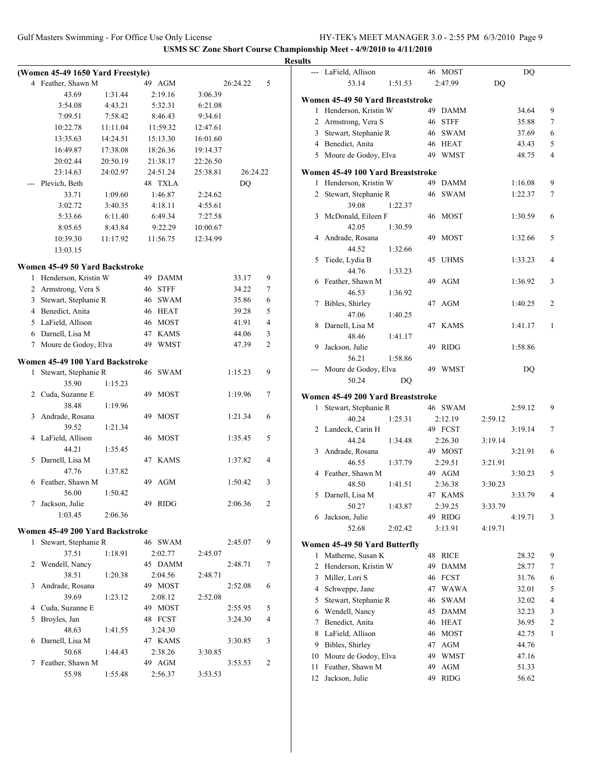**USMS SC Zone Short Course Championship Meet - 4/9/2010 to 4/11/2010**

**Results**

### (Women 45-49 1650 Yard Freestyle)

| Place | Name | Age | Team | Finals Time | Points |
|---|---|---|---|---|---|
| 4 | Feather, Shawn M | 49 | AGM | 26:24.22 | 5 |
| | 43.69 1:31.44 2:19.16 3:06.39 | | | | |
| | 3:54.08 4:43.21 5:32.31 6:21.08 | | | | |
| | 7:09.51 7:58.42 8:46.43 9:34.61 | | | | |
| | 10:22.78 11:11.04 11:59.32 12:47.61 | | | | |
| | 13:35.63 14:24.51 15:13.30 16:01.60 | | | | |
| | 16:49.87 17:38.08 18:26.36 19:14.37 | | | | |
| | 20:02.44 20:50.19 21:38.17 22:26.50 | | | | |
| | 23:14.63 24:02.97 24:51.24 25:38.81 26:24.22 | | | | |
| --- | Plevich, Beth | 48 | TXLA | DQ | |
| | 33.71 1:09.60 1:46.87 2:24.62 | | | | |
| | 3:02.72 3:40.35 4:18.11 4:55.61 | | | | |
| | 5:33.66 6:11.40 6:49.34 7:27.58 | | | | |
| | 8:05.65 8:43.84 9:22.29 10:00.67 | | | | |
| | 10:39.30 11:17.92 11:56.75 12:34.99 | | | | |
| | 13:03.15 | | | | |

### Women 45-49 50 Yard Backstroke

| Place | Name | Age | Team | Finals Time | Points |
|---|---|---|---|---|---|
| 1 | Henderson, Kristin W | 49 | DAMM | 33.17 | 9 |
| 2 | Armstrong, Vera S | 46 | STFF | 34.22 | 7 |
| 3 | Stewart, Stephanie R | 46 | SWAM | 35.86 | 6 |
| 4 | Benedict, Anita | 46 | HEAT | 39.28 | 5 |
| 5 | LaField, Allison | 46 | MOST | 41.91 | 4 |
| 6 | Darnell, Lisa M | 47 | KAMS | 44.06 | 3 |
| 7 | Moure de Godoy, Elva | 49 | WMST | 47.39 | 2 |

### Women 45-49 100 Yard Backstroke

| Place | Name | Age | Team | Finals Time | Points |
|---|---|---|---|---|---|
| 1 | Stewart, Stephanie R | 46 | SWAM | 1:15.23 | 9 |
| | 35.90 1:15.23 | | | | |
| 2 | Cuda, Suzanne E | 49 | MOST | 1:19.96 | 7 |
| | 38.48 1:19.96 | | | | |
| 3 | Andrade, Rosana | 49 | MOST | 1:21.34 | 6 |
| | 39.52 1:21.34 | | | | |
| 4 | LaField, Allison | 46 | MOST | 1:35.45 | 5 |
| | 44.21 1:35.45 | | | | |
| 5 | Darnell, Lisa M | 47 | KAMS | 1:37.82 | 4 |
| | 47.76 1:37.82 | | | | |
| 6 | Feather, Shawn M | 49 | AGM | 1:50.42 | 3 |
| | 56.00 1:50.42 | | | | |
| 7 | Jackson, Julie | 49 | RIDG | 2:06.36 | 2 |
| | 1:03.45 2:06.36 | | | | |

### Women 45-49 200 Yard Backstroke

| Place | Name | Age | Team | Finals Time | Points |
|---|---|---|---|---|---|
| 1 | Stewart, Stephanie R | 46 | SWAM | 2:45.07 | 9 |
| | 37.51 1:18.91 2:02.77 2:45.07 | | | | |
| 2 | Wendell, Nancy | 45 | DAMM | 2:48.71 | 7 |
| | 38.51 1:20.38 2:04.56 2:48.71 | | | | |
| 3 | Andrade, Rosana | 49 | MOST | 2:52.08 | 6 |
| | 39.69 1:23.12 2:08.12 2:52.08 | | | | |
| 4 | Cuda, Suzanne E | 49 | MOST | 2:55.95 | 5 |
| 5 | Broyles, Jan | 48 | FCST | 3:24.30 | 4 |
| | 48.63 1:41.55 3:24.30 | | | | |
| 6 | Darnell, Lisa M | 47 | KAMS | 3:30.85 | 3 |
| | 50.68 1:44.43 2:38.26 3:30.85 | | | | |
| 7 | Feather, Shawn M | 49 | AGM | 3:53.53 | 2 |
| | 55.98 1:55.48 2:56.37 3:53.53 | | | | |

| Place | Name | Age | Team | Finals Time | Points |
|---|---|---|---|---|---|
| --- | LaField, Allison | 46 | MOST | DQ | |
| | 53.14 1:51.53 2:47.99 DQ | | | | |

### Women 45-49 50 Yard Breaststroke

| Place | Name | Age | Team | Finals Time | Points |
|---|---|---|---|---|---|
| 1 | Henderson, Kristin W | 49 | DAMM | 34.64 | 9 |
| 2 | Armstrong, Vera S | 46 | STFF | 35.88 | 7 |
| 3 | Stewart, Stephanie R | 46 | SWAM | 37.69 | 6 |
| 4 | Benedict, Anita | 46 | HEAT | 43.43 | 5 |
| 5 | Moure de Godoy, Elva | 49 | WMST | 48.75 | 4 |

### Women 45-49 100 Yard Breaststroke

| Place | Name | Age | Team | Finals Time | Points |
|---|---|---|---|---|---|
| 1 | Henderson, Kristin W | 49 | DAMM | 1:16.08 | 9 |
| 2 | Stewart, Stephanie R | 46 | SWAM | 1:22.37 | 7 |
| | 39.08 1:22.37 | | | | |
| 3 | McDonald, Eileen F | 46 | MOST | 1:30.59 | 6 |
| | 42.05 1:30.59 | | | | |
| 4 | Andrade, Rosana | 49 | MOST | 1:32.66 | 5 |
| | 44.52 1:32.66 | | | | |
| 5 | Tiede, Lydia B | 45 | UHMS | 1:33.23 | 4 |
| | 44.76 1:33.23 | | | | |
| 6 | Feather, Shawn M | 49 | AGM | 1:36.92 | 3 |
| | 46.53 1:36.92 | | | | |
| 7 | Bibles, Shirley | 47 | AGM | 1:40.25 | 2 |
| | 47.06 1:40.25 | | | | |
| 8 | Darnell, Lisa M | 47 | KAMS | 1:41.17 | 1 |
| | 48.46 1:41.17 | | | | |
| 9 | Jackson, Julie | 49 | RIDG | 1:58.86 | |
| | 56.21 1:58.86 | | | | |
| --- | Moure de Godoy, Elva | 49 | WMST | DQ | |
| | 50.24 DQ | | | | |

### Women 45-49 200 Yard Breaststroke

| Place | Name | Age | Team | Finals Time | Points |
|---|---|---|---|---|---|
| 1 | Stewart, Stephanie R | 46 | SWAM | 2:59.12 | 9 |
| | 40.24 1:25.31 2:12.19 2:59.12 | | | | |
| 2 | Landeck, Carin H | 49 | FCST | 3:19.14 | 7 |
| | 44.24 1:34.48 2:26.30 3:19.14 | | | | |
| 3 | Andrade, Rosana | 49 | MOST | 3:21.91 | 6 |
| | 46.55 1:37.79 2:29.51 3:21.91 | | | | |
| 4 | Feather, Shawn M | 49 | AGM | 3:30.23 | 5 |
| | 48.50 1:41.51 2:36.38 3:30.23 | | | | |
| 5 | Darnell, Lisa M | 47 | KAMS | 3:33.79 | 4 |
| | 50.27 1:43.87 2:39.25 3:33.79 | | | | |
| 6 | Jackson, Julie | 49 | RIDG | 4:19.71 | 3 |
| | 52.68 2:02.42 3:13.91 4:19.71 | | | | |

### Women 45-49 50 Yard Butterfly

| Place | Name | Age | Team | Finals Time | Points |
|---|---|---|---|---|---|
| 1 | Matherne, Susan K | 48 | RICE | 28.32 | 9 |
| 2 | Henderson, Kristin W | 49 | DAMM | 28.77 | 7 |
| 3 | Miller, Lori S | 46 | FCST | 31.76 | 6 |
| 4 | Schweppe, Jane | 47 | WAWA | 32.01 | 5 |
| 5 | Stewart, Stephanie R | 46 | SWAM | 32.02 | 4 |
| 6 | Wendell, Nancy | 45 | DAMM | 32.23 | 3 |
| 7 | Benedict, Anita | 46 | HEAT | 36.95 | 2 |
| 8 | LaField, Allison | 46 | MOST | 42.75 | 1 |
| 9 | Bibles, Shirley | 47 | AGM | 44.76 | |
| 10 | Moure de Godoy, Elva | 49 | WMST | 47.16 | |
| 11 | Feather, Shawn M | 49 | AGM | 51.33 | |
| 12 | Jackson, Julie | 49 | RIDG | 56.62 | |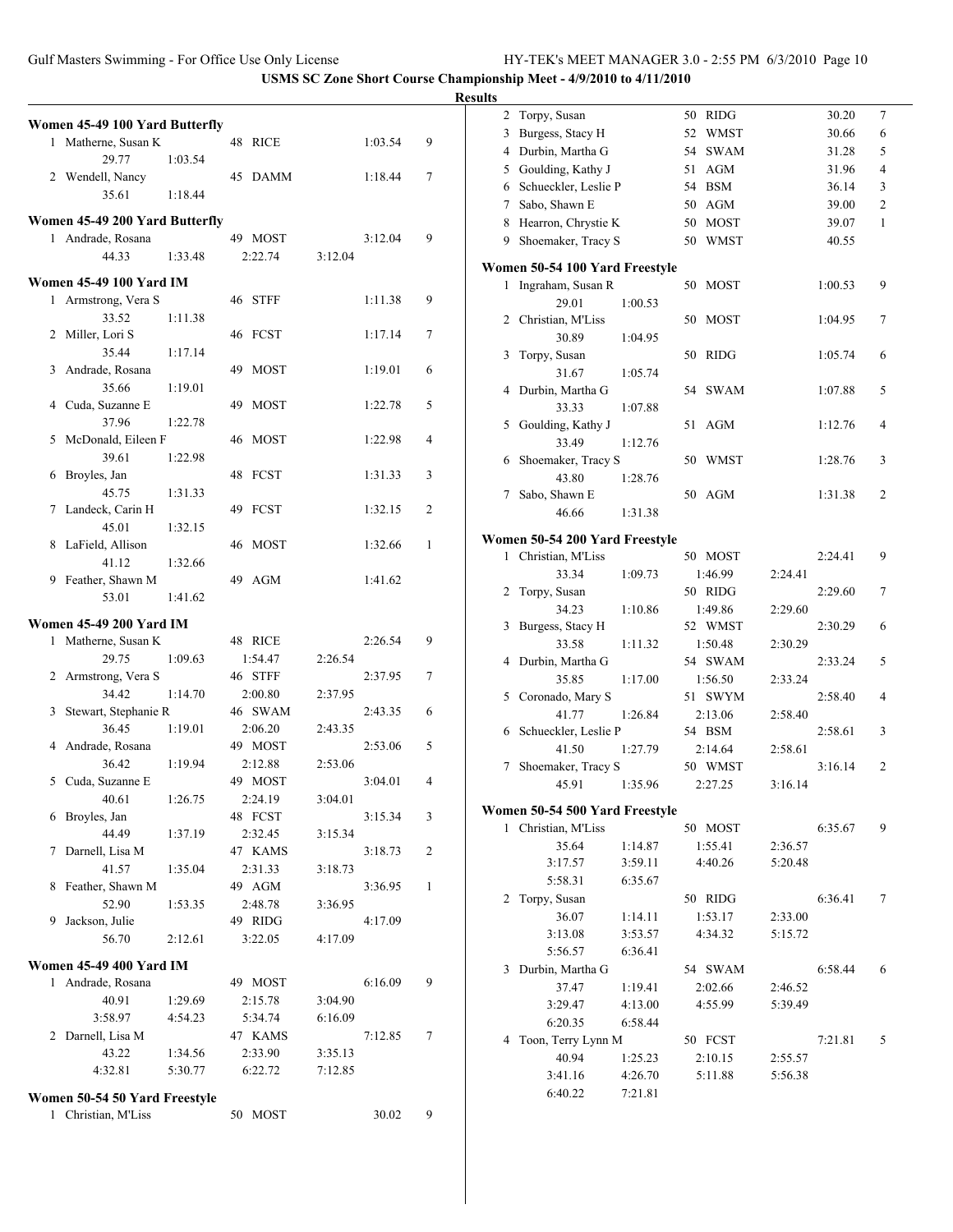**USMS SC Zone Short Course Championship Meet - 4/9/2010 to 4/11/2010**

**Results**

### Women 45-49 100 Yard Butterfly

| Place | Name | Age | Team | Time | Points |
|---|---|---|---|---|---|
| 1 | Matherne, Susan K | 48 | RICE | 1:03.54 | 9 |
| | 29.77 | 1:03.54 | | | |
| 2 | Wendell, Nancy | 45 | DAMM | 1:18.44 | 7 |
| | 35.61 | 1:18.44 | | | |

### Women 45-49 200 Yard Butterfly

| Place | Name | Age | Team | Time | Points |
|---|---|---|---|---|---|
| 1 | Andrade, Rosana | 49 | MOST | 3:12.04 | 9 |
| | 44.33 | 1:33.48 | 2:22.74 | 3:12.04 | |

### Women 45-49 100 Yard IM

| Place | Name | Age | Team | Time | Points |
|---|---|---|---|---|---|
| 1 | Armstrong, Vera S | 46 | STFF | 1:11.38 | 9 |
| | 33.52 | 1:11.38 | | | |
| 2 | Miller, Lori S | 46 | FCST | 1:17.14 | 7 |
| | 35.44 | 1:17.14 | | | |
| 3 | Andrade, Rosana | 49 | MOST | 1:19.01 | 6 |
| | 35.66 | 1:19.01 | | | |
| 4 | Cuda, Suzanne E | 49 | MOST | 1:22.78 | 5 |
| | 37.96 | 1:22.78 | | | |
| 5 | McDonald, Eileen F | 46 | MOST | 1:22.98 | 4 |
| | 39.61 | 1:22.98 | | | |
| 6 | Broyles, Jan | 48 | FCST | 1:31.33 | 3 |
| | 45.75 | 1:31.33 | | | |
| 7 | Landeck, Carin H | 49 | FCST | 1:32.15 | 2 |
| | 45.01 | 1:32.15 | | | |
| 8 | LaField, Allison | 46 | MOST | 1:32.66 | 1 |
| | 41.12 | 1:32.66 | | | |
| 9 | Feather, Shawn M | 49 | AGM | 1:41.62 | |
| | 53.01 | 1:41.62 | | | |

### Women 45-49 200 Yard IM

| Place | Name | Age | Team | Time | Points |
|---|---|---|---|---|---|
| 1 | Matherne, Susan K | 48 | RICE | 2:26.54 | 9 |
| | 29.75 | 1:09.63 | 1:54.47 | 2:26.54 | |
| 2 | Armstrong, Vera S | 46 | STFF | 2:37.95 | 7 |
| | 34.42 | 1:14.70 | 2:00.80 | 2:37.95 | |
| 3 | Stewart, Stephanie R | 46 | SWAM | 2:43.35 | 6 |
| | 36.45 | 1:19.01 | 2:06.20 | 2:43.35 | |
| 4 | Andrade, Rosana | 49 | MOST | 2:53.06 | 5 |
| | 36.42 | 1:19.94 | 2:12.88 | 2:53.06 | |
| 5 | Cuda, Suzanne E | 49 | MOST | 3:04.01 | 4 |
| | 40.61 | 1:26.75 | 2:24.19 | 3:04.01 | |
| 6 | Broyles, Jan | 48 | FCST | 3:15.34 | 3 |
| | 44.49 | 1:37.19 | 2:32.45 | 3:15.34 | |
| 7 | Darnell, Lisa M | 47 | KAMS | 3:18.73 | 2 |
| | 41.57 | 1:35.04 | 2:31.33 | 3:18.73 | |
| 8 | Feather, Shawn M | 49 | AGM | 3:36.95 | 1 |
| | 52.90 | 1:53.35 | 2:48.78 | 3:36.95 | |
| 9 | Jackson, Julie | 49 | RIDG | 4:17.09 | |
| | 56.70 | 2:12.61 | 3:22.05 | 4:17.09 | |

### Women 45-49 400 Yard IM

| Place | Name | Age | Team | Time | Points |
|---|---|---|---|---|---|
| 1 | Andrade, Rosana | 49 | MOST | 6:16.09 | 9 |
| | 40.91 | 1:29.69 | 2:15.78 | 3:04.90 | |
| | 3:58.97 | 4:54.23 | 5:34.74 | 6:16.09 | |
| 2 | Darnell, Lisa M | 47 | KAMS | 7:12.85 | 7 |
| | 43.22 | 1:34.56 | 2:33.90 | 3:35.13 | |
| | 4:32.81 | 5:30.77 | 6:22.72 | 7:12.85 | |

### Women 50-54 50 Yard Freestyle

| Place | Name | Age | Team | Time | Points |
|---|---|---|---|---|---|
| 1 | Christian, M'Liss | 50 | MOST | 30.02 | 9 |
| 2 | Torpy, Susan | 50 | RIDG | 30.20 | 7 |
| 3 | Burgess, Stacy H | 52 | WMST | 30.66 | 6 |
| 4 | Durbin, Martha G | 54 | SWAM | 31.28 | 5 |
| 5 | Goulding, Kathy J | 51 | AGM | 31.96 | 4 |
| 6 | Schueckler, Leslie P | 54 | BSM | 36.14 | 3 |
| 7 | Sabo, Shawn E | 50 | AGM | 39.00 | 2 |
| 8 | Hearron, Chrystie K | 50 | MOST | 39.07 | 1 |
| 9 | Shoemaker, Tracy S | 50 | WMST | 40.55 | |

### Women 50-54 100 Yard Freestyle

| Place | Name | Age | Team | Time | Points |
|---|---|---|---|---|---|
| 1 | Ingraham, Susan R | 50 | MOST | 1:00.53 | 9 |
| | 29.01 | 1:00.53 | | | |
| 2 | Christian, M'Liss | 50 | MOST | 1:04.95 | 7 |
| | 30.89 | 1:04.95 | | | |
| 3 | Torpy, Susan | 50 | RIDG | 1:05.74 | 6 |
| | 31.67 | 1:05.74 | | | |
| 4 | Durbin, Martha G | 54 | SWAM | 1:07.88 | 5 |
| | 33.33 | 1:07.88 | | | |
| 5 | Goulding, Kathy J | 51 | AGM | 1:12.76 | 4 |
| | 33.49 | 1:12.76 | | | |
| 6 | Shoemaker, Tracy S | 50 | WMST | 1:28.76 | 3 |
| | 43.80 | 1:28.76 | | | |
| 7 | Sabo, Shawn E | 50 | AGM | 1:31.38 | 2 |
| | 46.66 | 1:31.38 | | | |

### Women 50-54 200 Yard Freestyle

| Place | Name | Age | Team | Time | Points |
|---|---|---|---|---|---|
| 1 | Christian, M'Liss | 50 | MOST | 2:24.41 | 9 |
| | 33.34 | 1:09.73 | 1:46.99 | 2:24.41 | |
| 2 | Torpy, Susan | 50 | RIDG | 2:29.60 | 7 |
| | 34.23 | 1:10.86 | 1:49.86 | 2:29.60 | |
| 3 | Burgess, Stacy H | 52 | WMST | 2:30.29 | 6 |
| | 33.58 | 1:11.32 | 1:50.48 | 2:30.29 | |
| 4 | Durbin, Martha G | 54 | SWAM | 2:33.24 | 5 |
| | 35.85 | 1:17.00 | 1:56.50 | 2:33.24 | |
| 5 | Coronado, Mary S | 51 | SWYM | 2:58.40 | 4 |
| | 41.77 | 1:26.84 | 2:13.06 | 2:58.40 | |
| 6 | Schueckler, Leslie P | 54 | BSM | 2:58.61 | 3 |
| | 41.50 | 1:27.79 | 2:14.64 | 2:58.61 | |
| 7 | Shoemaker, Tracy S | 50 | WMST | 3:16.14 | 2 |
| | 45.91 | 1:35.96 | 2:27.25 | 3:16.14 | |

### Women 50-54 500 Yard Freestyle

| Place | Name | Age | Team | Time | Points |
|---|---|---|---|---|---|
| 1 | Christian, M'Liss | 50 | MOST | 6:35.67 | 9 |
| | 35.64 | 1:14.87 | 1:55.41 | 2:36.57 | |
| | 3:17.57 | 3:59.11 | 4:40.26 | 5:20.48 | |
| | 5:58.31 | 6:35.67 | | | |
| 2 | Torpy, Susan | 50 | RIDG | 6:36.41 | 7 |
| | 36.07 | 1:14.11 | 1:53.17 | 2:33.00 | |
| | 3:13.08 | 3:53.57 | 4:34.32 | 5:15.72 | |
| | 5:56.57 | 6:36.41 | | | |
| 3 | Durbin, Martha G | 54 | SWAM | 6:58.44 | 6 |
| | 37.47 | 1:19.41 | 2:02.66 | 2:46.52 | |
| | 3:29.47 | 4:13.00 | 4:55.99 | 5:39.49 | |
| | 6:20.35 | 6:58.44 | | | |
| 4 | Toon, Terry Lynn M | 50 | FCST | 7:21.81 | 5 |
| | 40.94 | 1:25.23 | 2:10.15 | 2:55.57 | |
| | 3:41.16 | 4:26.70 | 5:11.88 | 5:56.38 | |
| | 6:40.22 | 7:21.81 | | | |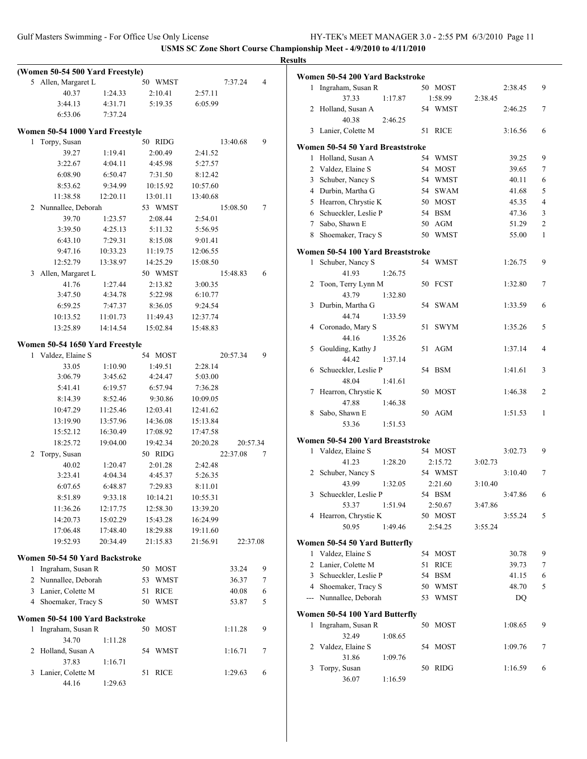**USMS SC Zone Short Course Championship Meet - 4/9/2010 to 4/11/2010**

**Results**

### (Women 50-54 500 Yard Freestyle)

5 Allen, Margaret L 50 WMST 7:37.24 4
40.37 1:24.33 2:10.41 2:57.11
3:44.13 4:31.71 5:19.35 6:05.99
6:53.06 7:37.24

### Women 50-54 1000 Yard Freestyle

1 Torpy, Susan 50 RIDG 13:40.68 9
39.27 1:19.41 2:00.49 2:41.52
3:22.67 4:04.11 4:45.98 5:27.57
6:08.90 6:50.47 7:31.50 8:12.42
8:53.62 9:34.99 10:15.92 10:57.60
11:38.58 12:20.11 13:01.11 13:40.68

2 Nunnallee, Deborah 53 WMST 15:08.50 7
39.70 1:23.57 2:08.44 2:54.01
3:39.50 4:25.13 5:11.32 5:56.95
6:43.10 7:29.31 8:15.08 9:01.41
9:47.16 10:33.23 11:19.75 12:06.55
12:52.79 13:38.97 14:25.29 15:08.50

3 Allen, Margaret L 50 WMST 15:48.83 6
41.76 1:27.44 2:13.82 3:00.35
3:47.50 4:34.78 5:22.98 6:10.77
6:59.25 7:47.37 8:36.05 9:24.54
10:13.52 11:01.73 11:49.43 12:37.74
13:25.89 14:14.54 15:02.84 15:48.83

### Women 50-54 1650 Yard Freestyle

1 Valdez, Elaine S 54 MOST 20:57.34 9
33.05 1:10.90 1:49.51 2:28.14
3:06.79 3:45.62 4:24.47 5:03.00
5:41.41 6:19.57 6:57.94 7:36.28
8:14.39 8:52.46 9:30.86 10:09.05
10:47.29 11:25.46 12:03.41 12:41.62
13:19.90 13:57.96 14:36.08 15:13.84
15:52.12 16:30.49 17:08.92 17:47.58
18:25.72 19:04.00 19:42.34 20:20.28 20:57.34

2 Torpy, Susan 50 RIDG 22:37.08 7
40.02 1:20.47 2:01.28 2:42.48
3:23.41 4:04.34 4:45.37 5:26.35
6:07.65 6:48.87 7:29.83 8:11.01
8:51.89 9:33.18 10:14.21 10:55.31
11:36.26 12:17.75 12:58.30 13:39.20
14:20.73 15:02.29 15:43.28 16:24.99
17:06.48 17:48.40 18:29.88 19:11.60
19:52.93 20:34.49 21:15.83 21:56.91 22:37.08

### Women 50-54 50 Yard Backstroke

1 Ingraham, Susan R 50 MOST 33.24 9
2 Nunnallee, Deborah 53 WMST 36.37 7
3 Lanier, Colette M 51 RICE 40.08 6
4 Shoemaker, Tracy S 50 WMST 53.87 5

### Women 50-54 100 Yard Backstroke

1 Ingraham, Susan R 50 MOST 1:11.28 9
34.70 1:11.28
2 Holland, Susan A 54 WMST 1:16.71 7
37.83 1:16.71
3 Lanier, Colette M 51 RICE 1:29.63 6
44.16 1:29.63

### Women 50-54 200 Yard Backstroke

1 Ingraham, Susan R 50 MOST 2:38.45 9
37.33 1:17.87 1:58.99 2:38.45
2 Holland, Susan A 54 WMST 2:46.25 7
40.38 2:46.25
3 Lanier, Colette M 51 RICE 3:16.56 6

### Women 50-54 50 Yard Breaststroke

1 Holland, Susan A 54 WMST 39.25 9
2 Valdez, Elaine S 54 MOST 39.65 7
3 Schuber, Nancy S 54 WMST 40.11 6
4 Durbin, Martha G 54 SWAM 41.68 5
5 Hearron, Chrystie K 50 MOST 45.35 4
6 Schueckler, Leslie P 54 BSM 47.36 3
7 Sabo, Shawn E 50 AGM 51.29 2
8 Shoemaker, Tracy S 50 WMST 55.00 1

### Women 50-54 100 Yard Breaststroke

1 Schuber, Nancy S 54 WMST 1:26.75 9
41.93 1:26.75
2 Toon, Terry Lynn M 50 FCST 1:32.80 7
43.79 1:32.80
3 Durbin, Martha G 54 SWAM 1:33.59 6
44.74 1:33.59
4 Coronado, Mary S 51 SWYM 1:35.26 5
44.16 1:35.26
5 Goulding, Kathy J 51 AGM 1:37.14 4
44.42 1:37.14
6 Schueckler, Leslie P 54 BSM 1:41.61 3
48.04 1:41.61
7 Hearron, Chrystie K 50 MOST 1:46.38 2
47.88 1:46.38
8 Sabo, Shawn E 50 AGM 1:51.53 1
53.36 1:51.53

### Women 50-54 200 Yard Breaststroke

1 Valdez, Elaine S 54 MOST 3:02.73 9
41.23 1:28.20 2:15.72 3:02.73
2 Schuber, Nancy S 54 WMST 3:10.40 7
43.99 1:32.05 2:21.60 3:10.40
3 Schueckler, Leslie P 54 BSM 3:47.86 6
53.37 1:51.94 2:50.67 3:47.86
4 Hearron, Chrystie K 50 MOST 3:55.24 5
50.95 1:49.46 2:54.25 3:55.24

### Women 50-54 50 Yard Butterfly

1 Valdez, Elaine S 54 MOST 30.78 9
2 Lanier, Colette M 51 RICE 39.73 7
3 Schueckler, Leslie P 54 BSM 41.15 6
4 Shoemaker, Tracy S 50 WMST 48.70 5
--- Nunnallee, Deborah 53 WMST DQ

### Women 50-54 100 Yard Butterfly

1 Ingraham, Susan R 50 MOST 1:08.65 9
32.49 1:08.65
2 Valdez, Elaine S 54 MOST 1:09.76 7
31.86 1:09.76
3 Torpy, Susan 50 RIDG 1:16.59 6
36.07 1:16.59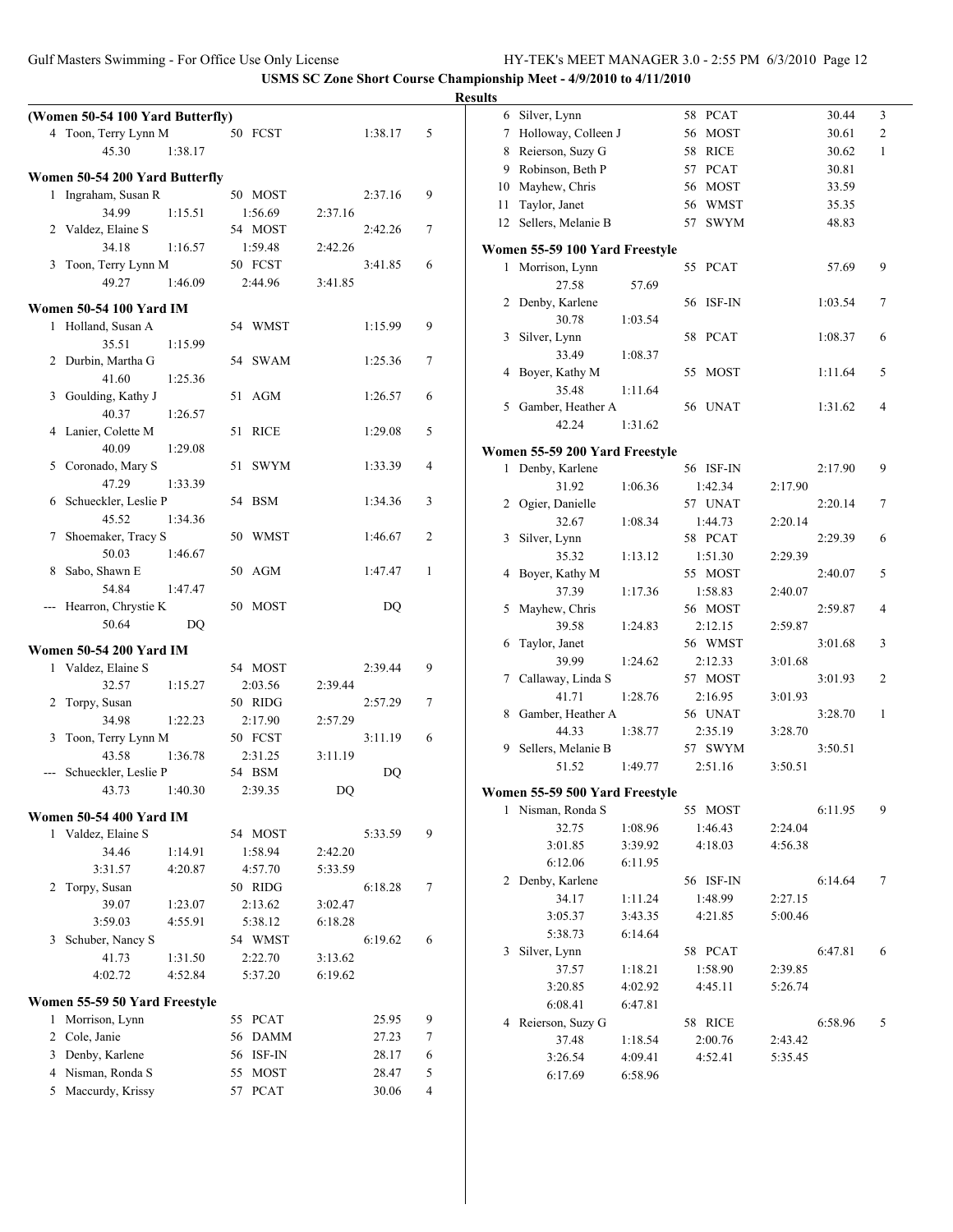USMS SC Zone Short Course Championship Meet - 4/9/2010 to 4/11/2010

## Results

### (Women 50-54 100 Yard Butterfly)

| Place | Name | Age | Team | Time | Points |
|---|---|---|---|---|---|
| 4 | Toon, Terry Lynn M | 50 | FCST | 1:38.17 | 5 |
| | 45.30 | 1:38.17 | | | |

### Women 50-54 200 Yard Butterfly

| Place | Name | Age | Team | Time | Points |
|---|---|---|---|---|---|
| 1 | Ingraham, Susan R | 50 | MOST | 2:37.16 | 9 |
| | 34.99 1:15.51 1:56.69 2:37.16 | | | | |
| 2 | Valdez, Elaine S | 54 | MOST | 2:42.26 | 7 |
| | 34.18 1:16.57 1:59.48 2:42.26 | | | | |
| 3 | Toon, Terry Lynn M | 50 | FCST | 3:41.85 | 6 |
| | 49.27 1:46.09 2:44.96 3:41.85 | | | | |

### Women 50-54 100 Yard IM

| Place | Name | Age | Team | Time | Points |
|---|---|---|---|---|---|
| 1 | Holland, Susan A | 54 | WMST | 1:15.99 | 9 |
| | 35.51 1:15.99 | | | | |
| 2 | Durbin, Martha G | 54 | SWAM | 1:25.36 | 7 |
| | 41.60 1:25.36 | | | | |
| 3 | Goulding, Kathy J | 51 | AGM | 1:26.57 | 6 |
| | 40.37 1:26.57 | | | | |
| 4 | Lanier, Colette M | 51 | RICE | 1:29.08 | 5 |
| | 40.09 1:29.08 | | | | |
| 5 | Coronado, Mary S | 51 | SWYM | 1:33.39 | 4 |
| | 47.29 1:33.39 | | | | |
| 6 | Schueckler, Leslie P | 54 | BSM | 1:34.36 | 3 |
| | 45.52 1:34.36 | | | | |
| 7 | Shoemaker, Tracy S | 50 | WMST | 1:46.67 | 2 |
| | 50.03 1:46.67 | | | | |
| 8 | Sabo, Shawn E | 50 | AGM | 1:47.47 | 1 |
| | 54.84 1:47.47 | | | | |
| --- | Hearron, Chrystie K | 50 | MOST | DQ | |
| | 50.64 DQ | | | | |

### Women 50-54 200 Yard IM

| Place | Name | Age | Team | Time | Points |
|---|---|---|---|---|---|
| 1 | Valdez, Elaine S | 54 | MOST | 2:39.44 | 9 |
| | 32.57 1:15.27 2:03.56 2:39.44 | | | | |
| 2 | Torpy, Susan | 50 | RIDG | 2:57.29 | 7 |
| | 34.98 1:22.23 2:17.90 2:57.29 | | | | |
| 3 | Toon, Terry Lynn M | 50 | FCST | 3:11.19 | 6 |
| | 43.58 1:36.78 2:31.25 3:11.19 | | | | |
| --- | Schueckler, Leslie P | 54 | BSM | DQ | |
| | 43.73 1:40.30 2:39.35 DQ | | | | |

### Women 50-54 400 Yard IM

| Place | Name | Age | Team | Time | Points |
|---|---|---|---|---|---|
| 1 | Valdez, Elaine S | 54 | MOST | 5:33.59 | 9 |
| | 34.46 1:14.91 1:58.94 2:42.20 | | | | |
| | 3:31.57 4:20.87 4:57.70 5:33.59 | | | | |
| 2 | Torpy, Susan | 50 | RIDG | 6:18.28 | 7 |
| | 39.07 1:23.07 2:13.62 3:02.47 | | | | |
| | 3:59.03 4:55.91 5:38.12 6:18.28 | | | | |
| 3 | Schuber, Nancy S | 54 | WMST | 6:19.62 | 6 |
| | 41.73 1:31.50 2:22.70 3:13.62 | | | | |
| | 4:02.72 4:52.84 5:37.20 6:19.62 | | | | |

### Women 55-59 50 Yard Freestyle

| Place | Name | Age | Team | Time | Points |
|---|---|---|---|---|---|
| 1 | Morrison, Lynn | 55 | PCAT | 25.95 | 9 |
| 2 | Cole, Janie | 56 | DAMM | 27.23 | 7 |
| 3 | Denby, Karlene | 56 | ISF-IN | 28.17 | 6 |
| 4 | Nisman, Ronda S | 55 | MOST | 28.47 | 5 |
| 5 | Maccurdy, Krissy | 57 | PCAT | 30.06 | 4 |
| 6 | Silver, Lynn | 58 | PCAT | 30.44 | 3 |
| 7 | Holloway, Colleen J | 56 | MOST | 30.61 | 2 |
| 8 | Reierson, Suzy G | 58 | RICE | 30.62 | 1 |
| 9 | Robinson, Beth P | 57 | PCAT | 30.81 | |
| 10 | Mayhew, Chris | 56 | MOST | 33.59 | |
| 11 | Taylor, Janet | 56 | WMST | 35.35 | |
| 12 | Sellers, Melanie B | 57 | SWYM | 48.83 | |

### Women 55-59 100 Yard Freestyle

| Place | Name | Age | Team | Time | Points |
|---|---|---|---|---|---|
| 1 | Morrison, Lynn | 55 | PCAT | 57.69 | 9 |
| | 27.58 57.69 | | | | |
| 2 | Denby, Karlene | 56 | ISF-IN | 1:03.54 | 7 |
| | 30.78 1:03.54 | | | | |
| 3 | Silver, Lynn | 58 | PCAT | 1:08.37 | 6 |
| | 33.49 1:08.37 | | | | |
| 4 | Boyer, Kathy M | 55 | MOST | 1:11.64 | 5 |
| | 35.48 1:11.64 | | | | |
| 5 | Gamber, Heather A | 56 | UNAT | 1:31.62 | 4 |
| | 42.24 1:31.62 | | | | |

### Women 55-59 200 Yard Freestyle

| Place | Name | Age | Team | Time | Points |
|---|---|---|---|---|---|
| 1 | Denby, Karlene | 56 | ISF-IN | 2:17.90 | 9 |
| | 31.92 1:06.36 1:42.34 2:17.90 | | | | |
| 2 | Ogier, Danielle | 57 | UNAT | 2:20.14 | 7 |
| | 32.67 1:08.34 1:44.73 2:20.14 | | | | |
| 3 | Silver, Lynn | 58 | PCAT | 2:29.39 | 6 |
| | 35.32 1:13.12 1:51.30 2:29.39 | | | | |
| 4 | Boyer, Kathy M | 55 | MOST | 2:40.07 | 5 |
| | 37.39 1:17.36 1:58.83 2:40.07 | | | | |
| 5 | Mayhew, Chris | 56 | MOST | 2:59.87 | 4 |
| | 39.58 1:24.83 2:12.15 2:59.87 | | | | |
| 6 | Taylor, Janet | 56 | WMST | 3:01.68 | 3 |
| | 39.99 1:24.62 2:12.33 3:01.68 | | | | |
| 7 | Callaway, Linda S | 57 | MOST | 3:01.93 | 2 |
| | 41.71 1:28.76 2:16.95 3:01.93 | | | | |
| 8 | Gamber, Heather A | 56 | UNAT | 3:28.70 | 1 |
| | 44.33 1:38.77 2:35.19 3:28.70 | | | | |
| 9 | Sellers, Melanie B | 57 | SWYM | 3:50.51 | |
| | 51.52 1:49.77 2:51.16 3:50.51 | | | | |

### Women 55-59 500 Yard Freestyle

| Place | Name | Age | Team | Time | Points |
|---|---|---|---|---|---|
| 1 | Nisman, Ronda S | 55 | MOST | 6:11.95 | 9 |
| | 32.75 1:08.96 1:46.43 2:24.04 | | | | |
| | 3:01.85 3:39.92 4:18.03 4:56.38 | | | | |
| | 6:12.06 6:11.95 | | | | |
| 2 | Denby, Karlene | 56 | ISF-IN | 6:14.64 | 7 |
| | 34.17 1:11.24 1:48.99 2:27.15 | | | | |
| | 3:05.37 3:43.35 4:21.85 5:00.46 | | | | |
| | 5:38.73 6:14.64 | | | | |
| 3 | Silver, Lynn | 58 | PCAT | 6:47.81 | 6 |
| | 37.57 1:18.21 1:58.90 2:39.85 | | | | |
| | 3:20.85 4:02.92 4:45.11 5:26.74 | | | | |
| | 6:08.41 6:47.81 | | | | |
| 4 | Reierson, Suzy G | 58 | RICE | 6:58.96 | 5 |
| | 37.48 1:18.54 2:00.76 2:43.42 | | | | |
| | 3:26.54 4:09.41 4:52.41 5:35.45 | | | | |
| | 6:17.69 6:58.96 | | | | |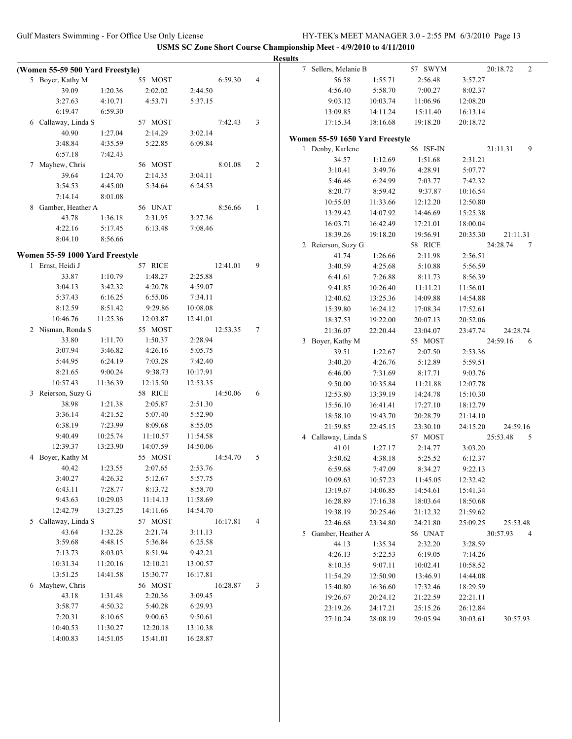**USMS SC Zone Short Course Championship Meet - 4/9/2010 to 4/11/2010**

**Results**

### (Women 55-59 500 Yard Freestyle)

| | | | | | |
|---|---|---|---|---|---|
| 5 Boyer, Kathy M | | 55 MOST | | 6:59.30 | 4 |
| 39.09 | 1:20.36 | 2:02.02 | 2:44.50 | | |
| 3:27.63 | 4:10.71 | 4:53.71 | 5:37.15 | | |
| 6:19.47 | 6:59.30 | | | | |
| 6 Callaway, Linda S | | 57 MOST | | 7:42.43 | 3 |
| 40.90 | 1:27.04 | 2:14.29 | 3:02.14 | | |
| 3:48.84 | 4:35.59 | 5:22.85 | 6:09.84 | | |
| 6:57.18 | 7:42.43 | | | | |
| 7 Mayhew, Chris | | 56 MOST | | 8:01.08 | 2 |
| 39.64 | 1:24.70 | 2:14.35 | 3:04.11 | | |
| 3:54.53 | 4:45.00 | 5:34.64 | 6:24.53 | | |
| 7:14.14 | 8:01.08 | | | | |
| 8 Gamber, Heather A | | 56 UNAT | | 8:56.66 | 1 |
| 43.78 | 1:36.18 | 2:31.95 | 3:27.36 | | |
| 4:22.16 | 5:17.45 | 6:13.48 | 7:08.46 | | |
| 8:04.10 | 8:56.66 | | | | |

### Women 55-59 1000 Yard Freestyle

| | | | | | |
|---|---|---|---|---|---|
| 1 Ernst, Heidi J | | 57 RICE | | 12:41.01 | 9 |
| 33.87 | 1:10.79 | 1:48.27 | 2:25.88 | | |
| 3:04.13 | 3:42.32 | 4:20.78 | 4:59.07 | | |
| 5:37.43 | 6:16.25 | 6:55.06 | 7:34.11 | | |
| 8:12.59 | 8:51.42 | 9:29.86 | 10:08.08 | | |
| 10:46.76 | 11:25.36 | 12:03.87 | 12:41.01 | | |
| 2 Nisman, Ronda S | | 55 MOST | | 12:53.35 | 7 |
| 33.80 | 1:11.70 | 1:50.37 | 2:28.94 | | |
| 3:07.94 | 3:46.82 | 4:26.16 | 5:05.75 | | |
| 5:44.95 | 6:24.19 | 7:03.28 | 7:42.40 | | |
| 8:21.65 | 9:00.24 | 9:38.73 | 10:17.91 | | |
| 10:57.43 | 11:36.39 | 12:15.50 | 12:53.35 | | |
| 3 Reierson, Suzy G | | 58 RICE | | 14:50.06 | 6 |
| 38.98 | 1:21.38 | 2:05.87 | 2:51.30 | | |
| 3:36.14 | 4:21.52 | 5:07.40 | 5:52.90 | | |
| 6:38.19 | 7:23.99 | 8:09.68 | 8:55.05 | | |
| 9:40.49 | 10:25.74 | 11:10.57 | 11:54.58 | | |
| 12:39.37 | 13:23.90 | 14:07.59 | 14:50.06 | | |
| 4 Boyer, Kathy M | | 55 MOST | | 14:54.70 | 5 |
| 40.42 | 1:23.55 | 2:07.65 | 2:53.76 | | |
| 3:40.27 | 4:26.32 | 5:12.67 | 5:57.75 | | |
| 6:43.11 | 7:28.77 | 8:13.72 | 8:58.70 | | |
| 9:43.63 | 10:29.03 | 11:14.13 | 11:58.69 | | |
| 12:42.79 | 13:27.25 | 14:11.66 | 14:54.70 | | |
| 5 Callaway, Linda S | | 57 MOST | | 16:17.81 | 4 |
| 43.64 | 1:32.28 | 2:21.74 | 3:11.13 | | |
| 3:59.68 | 4:48.15 | 5:36.84 | 6:25.58 | | |
| 7:13.73 | 8:03.03 | 8:51.94 | 9:42.21 | | |
| 10:31.34 | 11:20.16 | 12:10.21 | 13:00.57 | | |
| 13:51.25 | 14:41.58 | 15:30.77 | 16:17.81 | | |
| 6 Mayhew, Chris | | 56 MOST | | 16:28.87 | 3 |
| 43.18 | 1:31.48 | 2:20.36 | 3:09.45 | | |
| 3:58.77 | 4:50.32 | 5:40.28 | 6:29.93 | | |
| 7:20.31 | 8:10.65 | 9:00.63 | 9:50.61 | | |
| 10:40.53 | 11:30.27 | 12:20.18 | 13:10.38 | | |
| 14:00.83 | 14:51.05 | 15:41.01 | 16:28.87 | | |
| 7 Sellers, Melanie B | | 57 SWYM | | 20:18.72 | 2 |
| 56.58 | 1:55.71 | 2:56.48 | 3:57.27 | | |
| 4:56.40 | 5:58.70 | 7:00.27 | 8:02.37 | | |
| 9:03.12 | 10:03.74 | 11:06.96 | 12:08.20 | | |
| 13:09.85 | 14:11.24 | 15:11.40 | 16:13.14 | | |
| 17:15.34 | 18:16.68 | 19:18.20 | 20:18.72 | | |

### Women 55-59 1650 Yard Freestyle

| | | | | | |
|---|---|---|---|---|---|
| 1 Denby, Karlene | | 56 ISF-IN | | 21:11.31 | 9 |
| 34.57 | 1:12.69 | 1:51.68 | 2:31.21 | | |
| 3:10.41 | 3:49.76 | 4:28.91 | 5:07.77 | | |
| 5:46.46 | 6:24.99 | 7:03.77 | 7:42.32 | | |
| 8:20.77 | 8:59.42 | 9:37.87 | 10:16.54 | | |
| 10:55.03 | 11:33.66 | 12:12.20 | 12:50.80 | | |
| 13:29.42 | 14:07.92 | 14:46.69 | 15:25.38 | | |
| 16:03.71 | 16:42.49 | 17:21.01 | 18:00.04 | | |
| 18:39.26 | 19:18.20 | 19:56.91 | 20:35.30 | 21:11.31 | |
| 2 Reierson, Suzy G | | 58 RICE | | 24:28.74 | 7 |
| 41.74 | 1:26.66 | 2:11.98 | 2:56.51 | | |
| 3:40.59 | 4:25.68 | 5:10.88 | 5:56.59 | | |
| 6:41.61 | 7:26.88 | 8:11.73 | 8:56.39 | | |
| 9:41.85 | 10:26.40 | 11:11.21 | 11:56.01 | | |
| 12:40.62 | 13:25.36 | 14:09.88 | 14:54.88 | | |
| 15:39.80 | 16:24.12 | 17:08.34 | 17:52.61 | | |
| 18:37.53 | 19:22.00 | 20:07.13 | 20:52.06 | | |
| 21:36.07 | 22:20.44 | 23:04.07 | 23:47.74 | 24:28.74 | |
| 3 Boyer, Kathy M | | 55 MOST | | 24:59.16 | 6 |
| 39.51 | 1:22.67 | 2:07.50 | 2:53.36 | | |
| 3:40.20 | 4:26.76 | 5:12.89 | 5:59.51 | | |
| 6:46.00 | 7:31.69 | 8:17.71 | 9:03.76 | | |
| 9:50.00 | 10:35.84 | 11:21.88 | 12:07.78 | | |
| 12:53.80 | 13:39.19 | 14:24.78 | 15:10.30 | | |
| 15:56.10 | 16:41.41 | 17:27.10 | 18:12.79 | | |
| 18:58.10 | 19:43.70 | 20:28.79 | 21:14.10 | | |
| 21:59.85 | 22:45.15 | 23:30.10 | 24:15.20 | 24:59.16 | |
| 4 Callaway, Linda S | | 57 MOST | | 25:53.48 | 5 |
| 41.01 | 1:27.17 | 2:14.77 | 3:03.20 | | |
| 3:50.62 | 4:38.18 | 5:25.52 | 6:12.37 | | |
| 6:59.68 | 7:47.09 | 8:34.27 | 9:22.13 | | |
| 10:09.63 | 10:57.23 | 11:45.05 | 12:32.42 | | |
| 13:19.67 | 14:06.85 | 14:54.61 | 15:41.34 | | |
| 16:28.89 | 17:16.38 | 18:03.64 | 18:50.68 | | |
| 19:38.19 | 20:25.46 | 21:12.32 | 21:59.62 | | |
| 22:46.68 | 23:34.80 | 24:21.80 | 25:09.25 | 25:53.48 | |
| 5 Gamber, Heather A | | 56 UNAT | | 30:57.93 | 4 |
| 44.13 | 1:35.34 | 2:32.20 | 3:28.59 | | |
| 4:26.13 | 5:22.53 | 6:19.05 | 7:14.26 | | |
| 8:10.35 | 9:07.11 | 10:02.41 | 10:58.52 | | |
| 11:54.29 | 12:50.90 | 13:46.91 | 14:44.08 | | |
| 15:40.80 | 16:36.60 | 17:32.46 | 18:29.59 | | |
| 19:26.67 | 20:24.12 | 21:22.59 | 22:21.11 | | |
| 23:19.26 | 24:17.21 | 25:15.26 | 26:12.84 | | |
| 27:10.24 | 28:08.19 | 29:05.94 | 30:03.61 | 30:57.93 | |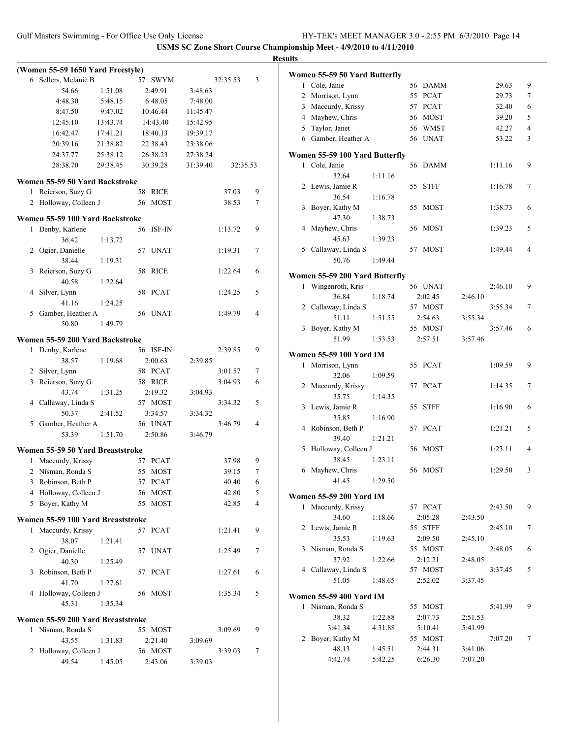**USMS SC Zone Short Course Championship Meet - 4/9/2010 to 4/11/2010**

**Results**

### (Women 55-59 1650 Yard Freestyle)

| | Name | Age | Team | Finals Time | Points |
|---|---|---|---|---|---|
| 6 | Sellers, Melanie B | 57 | SWYM | 32:35.53 | 3 |

54.66 | 1:51.08 | 2:49.91 | 3:48.63
4:48.30 | 5:48.15 | 6:48.05 | 7:48.00
8:47.50 | 9:47.02 | 10:46.44 | 11:45.47
12:45.10 | 13:43.74 | 14:43.40 | 15:42.95
16:42.47 | 17:41.21 | 18:40.13 | 19:39.17
20:39.16 | 21:38.82 | 22:38.43 | 23:38.06
24:37.77 | 25:38.12 | 26:38.23 | 27:38.24
28:38.70 | 29:38.45 | 30:39.28 | 31:39.40 | 32:35.53

### Women 55-59 50 Yard Backstroke

| | Name | Age | Team | Finals Time | Points |
|---|---|---|---|---|---|
| 1 | Reierson, Suzy G | 58 | RICE | 37.03 | 9 |
| 2 | Holloway, Colleen J | 56 | MOST | 38.53 | 7 |

### Women 55-59 100 Yard Backstroke

| | Name | Age | Team | Finals Time | Points |
|---|---|---|---|---|---|
| 1 | Denby, Karlene | 56 | ISF-IN | 1:13.72 | 9 |
| | 36.42 | 1:13.72 | | | |
| 2 | Ogier, Danielle | 57 | UNAT | 1:19.31 | 7 |
| | 38.44 | 1:19.31 | | | |
| 3 | Reierson, Suzy G | 58 | RICE | 1:22.64 | 6 |
| | 40.58 | 1:22.64 | | | |
| 4 | Silver, Lynn | 58 | PCAT | 1:24.25 | 5 |
| | 41.16 | 1:24.25 | | | |
| 5 | Gamber, Heather A | 56 | UNAT | 1:49.79 | 4 |
| | 50.80 | 1:49.79 | | | |

### Women 55-59 200 Yard Backstroke

| | Name | Age | Team | | Finals Time | Points |
|---|---|---|---|---|---|---|
| 1 | Denby, Karlene | 56 | ISF-IN | | 2:39.85 | 9 |
| | 38.57 | 1:19.68 | 2:00.63 | 2:39.85 | | |
| 2 | Silver, Lynn | 58 | PCAT | | 3:01.57 | 7 |
| 3 | Reierson, Suzy G | 58 | RICE | | 3:04.93 | 6 |
| | 43.74 | 1:31.25 | 2:19.32 | 3:04.93 | | |
| 4 | Callaway, Linda S | 57 | MOST | | 3:34.32 | 5 |
| | 50.37 | 2:41.52 | 3:34.57 | 3:34.32 | | |
| 5 | Gamber, Heather A | 56 | UNAT | | 3:46.79 | 4 |
| | 53.39 | 1:51.70 | 2:50.86 | 3:46.79 | | |

### Women 55-59 50 Yard Breaststroke

| | Name | Age | Team | Finals Time | Points |
|---|---|---|---|---|---|
| 1 | Maccurdy, Krissy | 57 | PCAT | 37.98 | 9 |
| 2 | Nisman, Ronda S | 55 | MOST | 39.15 | 7 |
| 3 | Robinson, Beth P | 57 | PCAT | 40.40 | 6 |
| 4 | Holloway, Colleen J | 56 | MOST | 42.80 | 5 |
| 5 | Boyer, Kathy M | 55 | MOST | 42.85 | 4 |

### Women 55-59 100 Yard Breaststroke

| | Name | Age | Team | Finals Time | Points |
|---|---|---|---|---|---|
| 1 | Maccurdy, Krissy | 57 | PCAT | 1:21.41 | 9 |
| | 38.07 | 1:21.41 | | | |
| 2 | Ogier, Danielle | 57 | UNAT | 1:25.49 | 7 |
| | 40.30 | 1:25.49 | | | |
| 3 | Robinson, Beth P | 57 | PCAT | 1:27.61 | 6 |
| | 41.70 | 1:27.61 | | | |
| 4 | Holloway, Colleen J | 56 | MOST | 1:35.34 | 5 |
| | 45.31 | 1:35.34 | | | |

### Women 55-59 200 Yard Breaststroke

| | Name | Age | Team | | Finals Time | Points |
|---|---|---|---|---|---|---|
| 1 | Nisman, Ronda S | 55 | MOST | | 3:09.69 | 9 |
| | 43.55 | 1:31.83 | 2:21.40 | 3:09.69 | | |
| 2 | Holloway, Colleen J | 56 | MOST | | 3:39.03 | 7 |
| | 49.54 | 1:45.05 | 2:43.06 | 3:39.03 | | |

### Women 55-59 50 Yard Butterfly

| | Name | Age | Team | Finals Time | Points |
|---|---|---|---|---|---|
| 1 | Cole, Janie | 56 | DAMM | 29.63 | 9 |
| 2 | Morrison, Lynn | 55 | PCAT | 29.73 | 7 |
| 3 | Maccurdy, Krissy | 57 | PCAT | 32.40 | 6 |
| 4 | Mayhew, Chris | 56 | MOST | 39.20 | 5 |
| 5 | Taylor, Janet | 56 | WMST | 42.27 | 4 |
| 6 | Gamber, Heather A | 56 | UNAT | 53.22 | 3 |

### Women 55-59 100 Yard Butterfly

| | Name | Age | Team | Finals Time | Points |
|---|---|---|---|---|---|
| 1 | Cole, Janie | 56 | DAMM | 1:11.16 | 9 |
| | 32.64 | 1:11.16 | | | |
| 2 | Lewis, Jamie R | 55 | STFF | 1:16.78 | 7 |
| | 36.54 | 1:16.78 | | | |
| 3 | Boyer, Kathy M | 55 | MOST | 1:38.73 | 6 |
| | 47.30 | 1:38.73 | | | |
| 4 | Mayhew, Chris | 56 | MOST | 1:39.23 | 5 |
| | 45.63 | 1:39.23 | | | |
| 5 | Callaway, Linda S | 57 | MOST | 1:49.44 | 4 |
| | 50.76 | 1:49.44 | | | |

### Women 55-59 200 Yard Butterfly

| | Name | Age | Team | | Finals Time | Points |
|---|---|---|---|---|---|---|
| 1 | Wingenroth, Kris | 56 | UNAT | | 2:46.10 | 9 |
| | 36.84 | 1:18.74 | 2:02.45 | 2:46.10 | | |
| 2 | Callaway, Linda S | 57 | MOST | | 3:55.34 | 7 |
| | 51.11 | 1:51.55 | 2:54.63 | 3:55.34 | | |
| 3 | Boyer, Kathy M | 55 | MOST | | 3:57.46 | 6 |
| | 51.99 | 1:53.53 | 2:57.51 | 3:57.46 | | |

### Women 55-59 100 Yard IM

| | Name | Age | Team | Finals Time | Points |
|---|---|---|---|---|---|
| 1 | Morrison, Lynn | 55 | PCAT | 1:09.59 | 9 |
| | 32.06 | 1:09.59 | | | |
| 2 | Maccurdy, Krissy | 57 | PCAT | 1:14.35 | 7 |
| | 35.75 | 1:14.35 | | | |
| 3 | Lewis, Jamie R | 55 | STFF | 1:16.90 | 6 |
| | 35.85 | 1:16.90 | | | |
| 4 | Robinson, Beth P | 57 | PCAT | 1:21.21 | 5 |
| | 39.40 | 1:21.21 | | | |
| 5 | Holloway, Colleen J | 56 | MOST | 1:23.11 | 4 |
| | 38.45 | 1:23.11 | | | |
| 6 | Mayhew, Chris | 56 | MOST | 1:29.50 | 3 |
| | 41.45 | 1:29.50 | | | |

### Women 55-59 200 Yard IM

| | Name | Age | Team | | Finals Time | Points |
|---|---|---|---|---|---|---|
| 1 | Maccurdy, Krissy | 57 | PCAT | | 2:43.50 | 9 |
| | 34.60 | 1:18.66 | 2:05.28 | 2:43.50 | | |
| 2 | Lewis, Jamie R | 55 | STFF | | 2:45.10 | 7 |
| | 35.53 | 1:19.63 | 2:09.50 | 2:45.10 | | |
| 3 | Nisman, Ronda S | 55 | MOST | | 2:48.05 | 6 |
| | 37.92 | 1:22.66 | 2:12.21 | 2:48.05 | | |
| 4 | Callaway, Linda S | 57 | MOST | | 3:37.45 | 5 |
| | 51.05 | 1:48.65 | 2:52.02 | 3:37.45 | | |

### Women 55-59 400 Yard IM

| | Name | Age | Team | | Finals Time | Points |
|---|---|---|---|---|---|---|
| 1 | Nisman, Ronda S | 55 | MOST | | 5:41.99 | 9 |
| | 38.32 | 1:22.88 | 2:07.73 | 2:51.53 | | |
| | 3:41.34 | 4:31.88 | 5:10.41 | 5:41.99 | | |
| 2 | Boyer, Kathy M | 55 | MOST | | 7:07.20 | 7 |
| | 48.13 | 1:45.51 | 2:44.31 | 3:41.06 | | |
| | 4:42.74 | 5:42.25 | 6:26.30 | 7:07.20 | | |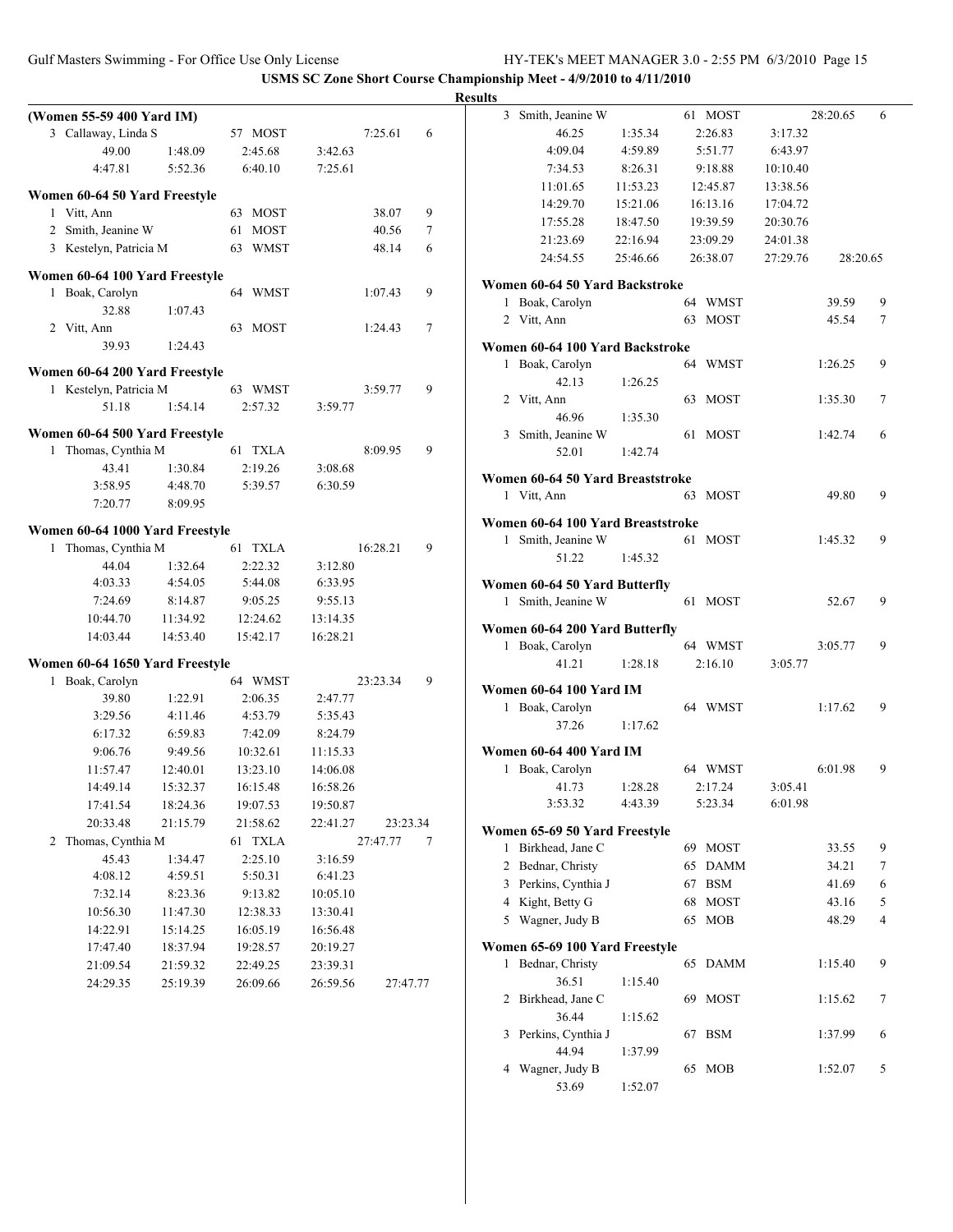**USMS SC Zone Short Course Championship Meet - 4/9/2010 to 4/11/2010**

**Results**

### (Women 55-59 400 Yard IM)

3 Callaway, Linda S — 57 MOST — 7:25.61 — 6
49.00 1:48.09 2:45.68 3:42.63
4:47.81 5:52.36 6:40.10 7:25.61

### Women 60-64 50 Yard Freestyle

1 Vitt, Ann — 63 MOST — 38.07 — 9
2 Smith, Jeanine W — 61 MOST — 40.56 — 7
3 Kestelyn, Patricia M — 63 WMST — 48.14 — 6

### Women 60-64 100 Yard Freestyle

1 Boak, Carolyn — 64 WMST — 1:07.43 — 9
32.88 1:07.43
2 Vitt, Ann — 63 MOST — 1:24.43 — 7
39.93 1:24.43

### Women 60-64 200 Yard Freestyle

1 Kestelyn, Patricia M — 63 WMST — 3:59.77 — 9
51.18 1:54.14 2:57.32 3:59.77

### Women 60-64 500 Yard Freestyle

1 Thomas, Cynthia M — 61 TXLA — 8:09.95 — 9
43.41 1:30.84 2:19.26 3:08.68
3:58.95 4:48.70 5:39.57 6:30.59
7:20.77 8:09.95

### Women 60-64 1000 Yard Freestyle

1 Thomas, Cynthia M — 61 TXLA — 16:28.21 — 9
44.04 1:32.64 2:22.32 3:12.80
4:03.33 4:54.05 5:44.08 6:33.95
7:24.69 8:14.87 9:05.25 9:55.13
10:44.70 11:34.92 12:24.62 13:14.35
14:03.44 14:53.40 15:42.17 16:28.21

### Women 60-64 1650 Yard Freestyle

1 Boak, Carolyn — 64 WMST — 23:23.34 — 9
39.80 1:22.91 2:06.35 2:47.77
3:29.56 4:11.46 4:53.79 5:35.43
6:17.32 6:59.83 7:42.09 8:24.79
9:06.76 9:49.56 10:32.61 11:15.33
11:57.47 12:40.01 13:23.10 14:06.08
14:49.14 15:32.37 16:15.48 16:58.26
17:41.54 18:24.36 19:07.53 19:50.87
20:33.48 21:15.79 21:58.62 22:41.27 23:23.34
2 Thomas, Cynthia M — 61 TXLA — 27:47.77 — 7
45.43 1:34.47 2:25.10 3:16.59
4:08.12 4:59.51 5:50.31 6:41.23
7:32.14 8:23.36 9:13.82 10:05.10
10:56.30 11:47.30 12:38.33 13:30.41
14:22.91 15:14.25 16:05.19 16:56.48
17:47.40 18:37.94 19:28.57 20:19.27
21:09.54 21:59.32 22:49.25 23:39.31
24:29.35 25:19.39 26:09.66 26:59.56 27:47.77
3 Smith, Jeanine W — 61 MOST — 28:20.65 — 6
46.25 1:35.34 2:26.83 3:17.32
4:09.04 4:59.89 5:51.77 6:43.97
7:34.53 8:26.31 9:18.88 10:10.40
11:01.65 11:53.23 12:45.87 13:38.56
14:29.70 15:21.06 16:13.16 17:04.72
17:55.28 18:47.50 19:39.59 20:30.76
21:23.69 22:16.94 23:09.29 24:01.38
24:54.55 25:46.66 26:38.07 27:29.76 28:20.65

### Women 60-64 50 Yard Backstroke

1 Boak, Carolyn — 64 WMST — 39.59 — 9
2 Vitt, Ann — 63 MOST — 45.54 — 7

### Women 60-64 100 Yard Backstroke

1 Boak, Carolyn — 64 WMST — 1:26.25 — 9
42.13 1:26.25
2 Vitt, Ann — 63 MOST — 1:35.30 — 7
46.96 1:35.30
3 Smith, Jeanine W — 61 MOST — 1:42.74 — 6
52.01 1:42.74

### Women 60-64 50 Yard Breaststroke

1 Vitt, Ann — 63 MOST — 49.80 — 9

### Women 60-64 100 Yard Breaststroke

1 Smith, Jeanine W — 61 MOST — 1:45.32 — 9
51.22 1:45.32

### Women 60-64 50 Yard Butterfly

1 Smith, Jeanine W — 61 MOST — 52.67 — 9

### Women 60-64 200 Yard Butterfly

1 Boak, Carolyn — 64 WMST — 3:05.77 — 9
41.21 1:28.18 2:16.10 3:05.77

### Women 60-64 100 Yard IM

1 Boak, Carolyn — 64 WMST — 1:17.62 — 9
37.26 1:17.62

### Women 60-64 400 Yard IM

1 Boak, Carolyn — 64 WMST — 6:01.98 — 9
41.73 1:28.28 2:17.24 3:05.41
3:53.32 4:43.39 5:23.34 6:01.98

### Women 65-69 50 Yard Freestyle

1 Birkhead, Jane C — 69 MOST — 33.55 — 9
2 Bednar, Christy — 65 DAMM — 34.21 — 7
3 Perkins, Cynthia J — 67 BSM — 41.69 — 6
4 Kight, Betty G — 68 MOST — 43.16 — 5
5 Wagner, Judy B — 65 MOB — 48.29 — 4

### Women 65-69 100 Yard Freestyle

1 Bednar, Christy — 65 DAMM — 1:15.40 — 9
36.51 1:15.40
2 Birkhead, Jane C — 69 MOST — 1:15.62 — 7
36.44 1:15.62
3 Perkins, Cynthia J — 67 BSM — 1:37.99 — 6
44.94 1:37.99
4 Wagner, Judy B — 65 MOB — 1:52.07 — 5
53.69 1:52.07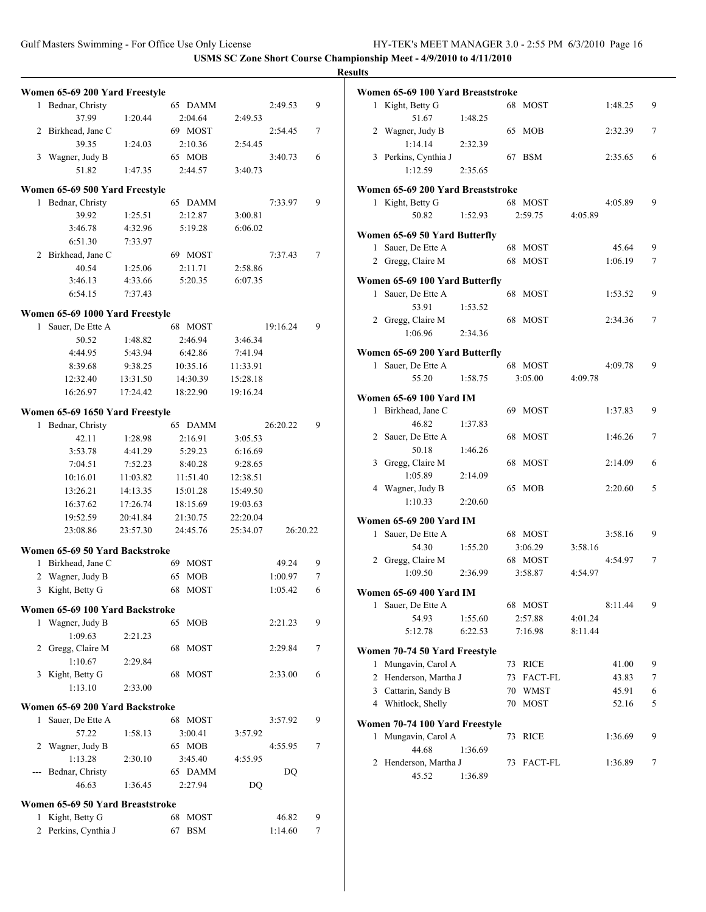**USMS SC Zone Short Course Championship Meet - 4/9/2010 to 4/11/2010**

**Results**

### Women 65-69 200 Yard Freestyle

| | Name | Age | Team | Finals Time | Points |
|---|---|---|---|---|---|
| 1 | Bednar, Christy | 65 | DAMM | 2:49.53 | 9 |
| | 37.99 | 1:20.44 | 2:04.64 | 2:49.53 | |
| 2 | Birkhead, Jane C | 69 | MOST | 2:54.45 | 7 |
| | 39.35 | 1:24.03 | 2:10.36 | 2:54.45 | |
| 3 | Wagner, Judy B | 65 | MOB | 3:40.73 | 6 |
| | 51.82 | 1:47.35 | 2:44.57 | 3:40.73 | |

### Women 65-69 500 Yard Freestyle

| | Name | Age | Team | Finals Time | Points |
|---|---|---|---|---|---|
| 1 | Bednar, Christy | 65 | DAMM | 7:33.97 | 9 |
| | 39.92 | 1:25.51 | 2:12.87 | 3:00.81 | |
| | 3:46.78 | 4:32.96 | 5:19.28 | 6:06.02 | |
| | 6:51.30 | 7:33.97 | | | |
| 2 | Birkhead, Jane C | 69 | MOST | 7:37.43 | 7 |
| | 40.54 | 1:25.06 | 2:11.71 | 2:58.86 | |
| | 3:46.13 | 4:33.66 | 5:20.35 | 6:07.35 | |
| | 6:54.15 | 7:37.43 | | | |

### Women 65-69 1000 Yard Freestyle

| | Name | Age | Team | Finals Time | Points |
|---|---|---|---|---|---|
| 1 | Sauer, De Ette A | 68 | MOST | 19:16.24 | 9 |
| | 50.52 | 1:48.82 | 2:46.94 | 3:46.34 | |
| | 4:44.95 | 5:43.94 | 6:42.86 | 7:41.94 | |
| | 8:39.68 | 9:38.25 | 10:35.16 | 11:33.91 | |
| | 12:32.40 | 13:31.50 | 14:30.39 | 15:28.18 | |
| | 16:26.97 | 17:24.42 | 18:22.90 | 19:16.24 | |

### Women 65-69 1650 Yard Freestyle

| | Name | Age | Team | Finals Time | Points |
|---|---|---|---|---|---|
| 1 | Bednar, Christy | 65 | DAMM | 26:20.22 | 9 |
| | 42.11 | 1:28.98 | 2:16.91 | 3:05.53 | |
| | 3:53.78 | 4:41.29 | 5:29.23 | 6:16.69 | |
| | 7:04.51 | 7:52.23 | 8:40.28 | 9:28.65 | |
| | 10:16.01 | 11:03.82 | 11:51.40 | 12:38.51 | |
| | 13:26.21 | 14:13.35 | 15:01.28 | 15:49.50 | |
| | 16:37.62 | 17:26.74 | 18:15.69 | 19:03.63 | |
| | 19:52.59 | 20:41.84 | 21:30.75 | 22:20.04 | |
| | 23:08.86 | 23:57.30 | 24:45.76 | 25:34.07 | 26:20.22 |

### Women 65-69 50 Yard Backstroke

| | Name | Age | Team | Finals Time | Points |
|---|---|---|---|---|---|
| 1 | Birkhead, Jane C | 69 | MOST | 49.24 | 9 |
| 2 | Wagner, Judy B | 65 | MOB | 1:00.97 | 7 |
| 3 | Kight, Betty G | 68 | MOST | 1:05.42 | 6 |

### Women 65-69 100 Yard Backstroke

| | Name | Age | Team | Finals Time | Points |
|---|---|---|---|---|---|
| 1 | Wagner, Judy B | 65 | MOB | 2:21.23 | 9 |
| | 1:09.63 | 2:21.23 | | | |
| 2 | Gregg, Claire M | 68 | MOST | 2:29.84 | 7 |
| | 1:10.67 | 2:29.84 | | | |
| 3 | Kight, Betty G | 68 | MOST | 2:33.00 | 6 |
| | 1:13.10 | 2:33.00 | | | |

### Women 65-69 200 Yard Backstroke

| | Name | Age | Team | Finals Time | Points |
|---|---|---|---|---|---|
| 1 | Sauer, De Ette A | 68 | MOST | 3:57.92 | 9 |
| | 57.22 | 1:58.13 | 3:00.41 | 3:57.92 | |
| 2 | Wagner, Judy B | 65 | MOB | 4:55.95 | 7 |
| | 1:13.28 | 2:30.10 | 3:45.40 | 4:55.95 | |
| --- | Bednar, Christy | 65 | DAMM | DQ | |
| | 46.63 | 1:36.45 | 2:27.94 | DQ | |

### Women 65-69 50 Yard Breaststroke

| | Name | Age | Team | Finals Time | Points |
|---|---|---|---|---|---|
| 1 | Kight, Betty G | 68 | MOST | 46.82 | 9 |
| 2 | Perkins, Cynthia J | 67 | BSM | 1:14.60 | 7 |

### Women 65-69 100 Yard Breaststroke

| | Name | Age | Team | Finals Time | Points |
|---|---|---|---|---|---|
| 1 | Kight, Betty G | 68 | MOST | 1:48.25 | 9 |
| | 51.67 | 1:48.25 | | | |
| 2 | Wagner, Judy B | 65 | MOB | 2:32.39 | 7 |
| | 1:14.14 | 2:32.39 | | | |
| 3 | Perkins, Cynthia J | 67 | BSM | 2:35.65 | 6 |
| | 1:12.59 | 2:35.65 | | | |

### Women 65-69 200 Yard Breaststroke

| | Name | Age | Team | Finals Time | Points |
|---|---|---|---|---|---|
| 1 | Kight, Betty G | 68 | MOST | 4:05.89 | 9 |
| | 50.82 | 1:52.93 | 2:59.75 | 4:05.89 | |

### Women 65-69 50 Yard Butterfly

| | Name | Age | Team | Finals Time | Points |
|---|---|---|---|---|---|
| 1 | Sauer, De Ette A | 68 | MOST | 45.64 | 9 |
| 2 | Gregg, Claire M | 68 | MOST | 1:06.19 | 7 |

### Women 65-69 100 Yard Butterfly

| | Name | Age | Team | Finals Time | Points |
|---|---|---|---|---|---|
| 1 | Sauer, De Ette A | 68 | MOST | 1:53.52 | 9 |
| | 53.91 | 1:53.52 | | | |
| 2 | Gregg, Claire M | 68 | MOST | 2:34.36 | 7 |
| | 1:06.96 | 2:34.36 | | | |

### Women 65-69 200 Yard Butterfly

| | Name | Age | Team | Finals Time | Points |
|---|---|---|---|---|---|
| 1 | Sauer, De Ette A | 68 | MOST | 4:09.78 | 9 |
| | 55.20 | 1:58.75 | 3:05.00 | 4:09.78 | |

### Women 65-69 100 Yard IM

| | Name | Age | Team | Finals Time | Points |
|---|---|---|---|---|---|
| 1 | Birkhead, Jane C | 69 | MOST | 1:37.83 | 9 |
| | 46.82 | 1:37.83 | | | |
| 2 | Sauer, De Ette A | 68 | MOST | 1:46.26 | 7 |
| | 50.18 | 1:46.26 | | | |
| 3 | Gregg, Claire M | 68 | MOST | 2:14.09 | 6 |
| | 1:05.89 | 2:14.09 | | | |
| 4 | Wagner, Judy B | 65 | MOB | 2:20.60 | 5 |
| | 1:10.33 | 2:20.60 | | | |

### Women 65-69 200 Yard IM

| | Name | Age | Team | Finals Time | Points |
|---|---|---|---|---|---|
| 1 | Sauer, De Ette A | 68 | MOST | 3:58.16 | 9 |
| | 54.30 | 1:55.20 | 3:06.29 | 3:58.16 | |
| 2 | Gregg, Claire M | 68 | MOST | 4:54.97 | 7 |
| | 1:09.50 | 2:36.99 | 3:58.87 | 4:54.97 | |

### Women 65-69 400 Yard IM

| | Name | Age | Team | Finals Time | Points |
|---|---|---|---|---|---|
| 1 | Sauer, De Ette A | 68 | MOST | 8:11.44 | 9 |
| | 54.93 | 1:55.60 | 2:57.88 | 4:01.24 | |
| | 5:12.78 | 6:22.53 | 7:16.98 | 8:11.44 | |

### Women 70-74 50 Yard Freestyle

| | Name | Age | Team | Finals Time | Points |
|---|---|---|---|---|---|
| 1 | Mungavin, Carol A | 73 | RICE | 41.00 | 9 |
| 2 | Henderson, Martha J | 73 | FACT-FL | 43.83 | 7 |
| 3 | Cattarin, Sandy B | 70 | WMST | 45.91 | 6 |
| 4 | Whitlock, Shelly | 70 | MOST | 52.16 | 5 |

### Women 70-74 100 Yard Freestyle

| | Name | Age | Team | Finals Time | Points |
|---|---|---|---|---|---|
| 1 | Mungavin, Carol A | 73 | RICE | 1:36.69 | 9 |
| | 44.68 | 1:36.69 | | | |
| 2 | Henderson, Martha J | 73 | FACT-FL | 1:36.89 | 7 |
| | 45.52 | 1:36.89 | | | |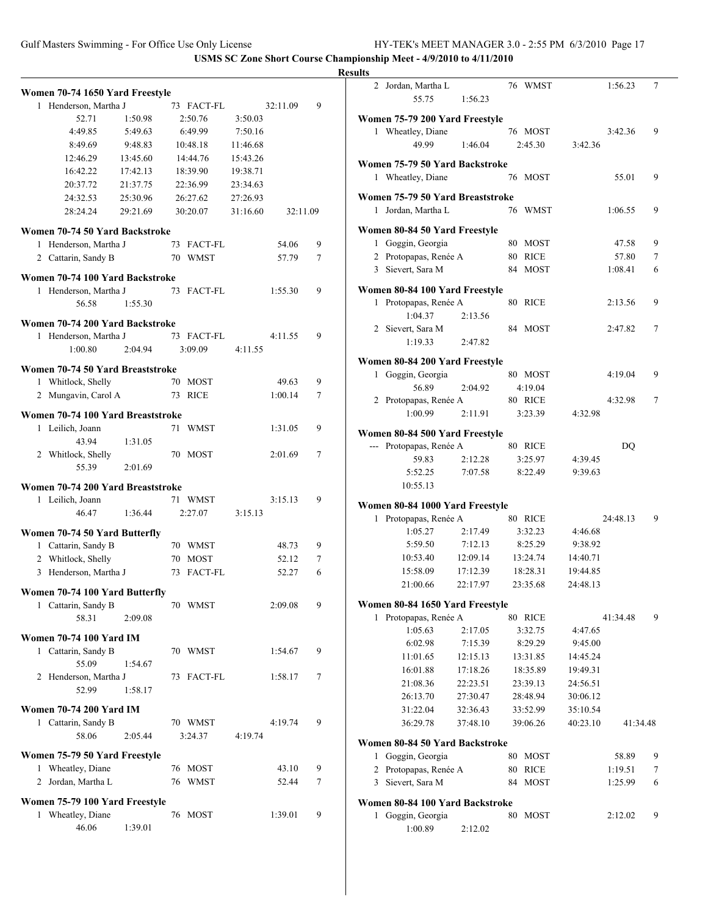**USMS SC Zone Short Course Championship Meet - 4/9/2010 to 4/11/2010**

**Results**

### Women 70-74 1650 Yard Freestyle

1 Henderson, Martha J 73 FACT-FL 32:11.09 9

| | | | | |
|---|---|---|---|---|
| 52.71 | 1:50.98 | 2:50.76 | 3:50.03 | |
| 4:49.85 | 5:49.63 | 6:49.99 | 7:50.16 | |
| 8:49.69 | 9:48.83 | 10:48.18 | 11:46.68 | |
| 12:46.29 | 13:45.60 | 14:44.76 | 15:43.26 | |
| 16:42.22 | 17:42.13 | 18:39.90 | 19:38.71 | |
| 20:37.72 | 21:37.75 | 22:36.99 | 23:34.63 | |
| 24:32.53 | 25:30.96 | 26:27.62 | 27:26.93 | |
| 28:24.24 | 29:21.69 | 30:20.07 | 31:16.60 | 32:11.09 |

### Women 70-74 50 Yard Backstroke

1 Henderson, Martha J 73 FACT-FL 54.06 9
2 Cattarin, Sandy B 70 WMST 57.79 7

### Women 70-74 100 Yard Backstroke

1 Henderson, Martha J 73 FACT-FL 1:55.30 9
56.58 1:55.30

### Women 70-74 200 Yard Backstroke

1 Henderson, Martha J 73 FACT-FL 4:11.55 9
1:00.80 2:04.94 3:09.09 4:11.55

### Women 70-74 50 Yard Breaststroke

1 Whitlock, Shelly 70 MOST 49.63 9
2 Mungavin, Carol A 73 RICE 1:00.14 7

### Women 70-74 100 Yard Breaststroke

1 Leilich, Joann 71 WMST 1:31.05 9
43.94 1:31.05
2 Whitlock, Shelly 70 MOST 2:01.69 7
55.39 2:01.69

### Women 70-74 200 Yard Breaststroke

1 Leilich, Joann 71 WMST 3:15.13 9
46.47 1:36.44 2:27.07 3:15.13

### Women 70-74 50 Yard Butterfly

1 Cattarin, Sandy B 70 WMST 48.73 9
2 Whitlock, Shelly 70 MOST 52.12 7
3 Henderson, Martha J 73 FACT-FL 52.27 6

### Women 70-74 100 Yard Butterfly

1 Cattarin, Sandy B 70 WMST 2:09.08 9
58.31 2:09.08

### Women 70-74 100 Yard IM

1 Cattarin, Sandy B 70 WMST 1:54.67 9
55.09 1:54.67
2 Henderson, Martha J 73 FACT-FL 1:58.17 7
52.99 1:58.17

### Women 70-74 200 Yard IM

1 Cattarin, Sandy B 70 WMST 4:19.74 9
58.06 2:05.44 3:24.37 4:19.74

### Women 75-79 50 Yard Freestyle

1 Wheatley, Diane 76 MOST 43.10 9
2 Jordan, Martha L 76 WMST 52.44 7

### Women 75-79 100 Yard Freestyle

1 Wheatley, Diane 76 MOST 1:39.01 9
46.06 1:39.01
2 Jordan, Martha L 76 WMST 1:56.23 7
55.75 1:56.23

### Women 75-79 200 Yard Freestyle

1 Wheatley, Diane 76 MOST 3:42.36 9
49.99 1:46.04 2:45.30 3:42.36

### Women 75-79 50 Yard Backstroke

1 Wheatley, Diane 76 MOST 55.01 9

### Women 75-79 50 Yard Breaststroke

1 Jordan, Martha L 76 WMST 1:06.55 9

### Women 80-84 50 Yard Freestyle

1 Goggin, Georgia 80 MOST 47.58 9
2 Protopapas, Renée A 80 RICE 57.80 7
3 Sievert, Sara M 84 MOST 1:08.41 6

### Women 80-84 100 Yard Freestyle

1 Protopapas, Renée A 80 RICE 2:13.56 9
1:04.37 2:13.56
2 Sievert, Sara M 84 MOST 2:47.82 7
1:19.33 2:47.82

### Women 80-84 200 Yard Freestyle

1 Goggin, Georgia 80 MOST 4:19.04 9
56.89 2:04.92 4:19.04
2 Protopapas, Renée A 80 RICE 4:32.98 7
1:00.99 2:11.91 3:23.39 4:32.98

### Women 80-84 500 Yard Freestyle

--- Protopapas, Renée A 80 RICE DQ
59.83 2:12.28 3:25.97 4:39.45
5:52.25 7:07.58 8:22.49 9:39.63
10:55.13

### Women 80-84 1000 Yard Freestyle

1 Protopapas, Renée A 80 RICE 24:48.13 9

| | | | |
|---|---|---|---|
| 1:05.27 | 2:17.49 | 3:32.23 | 4:46.68 |
| 5:59.50 | 7:12.13 | 8:25.29 | 9:38.92 |
| 10:53.40 | 12:09.14 | 13:24.74 | 14:40.71 |
| 15:58.09 | 17:12.39 | 18:28.31 | 19:44.85 |
| 21:00.66 | 22:17.97 | 23:35.68 | 24:48.13 |

### Women 80-84 1650 Yard Freestyle

1 Protopapas, Renée A 80 RICE 41:34.48 9

| | | | | |
|---|---|---|---|---|
| 1:05.63 | 2:17.05 | 3:32.75 | 4:47.65 | |
| 6:02.98 | 7:15.39 | 8:29.29 | 9:45.00 | |
| 11:01.65 | 12:15.13 | 13:31.85 | 14:45.24 | |
| 16:01.88 | 17:18.26 | 18:35.89 | 19:49.31 | |
| 21:08.36 | 22:23.51 | 23:39.13 | 24:56.51 | |
| 26:13.70 | 27:30.47 | 28:48.94 | 30:06.12 | |
| 31:22.04 | 32:36.43 | 33:52.99 | 35:10.54 | |
| 36:29.78 | 37:48.10 | 39:06.26 | 40:23.10 | 41:34.48 |

### Women 80-84 50 Yard Backstroke

1 Goggin, Georgia 80 MOST 58.89 9
2 Protopapas, Renée A 80 RICE 1:19.51 7
3 Sievert, Sara M 84 MOST 1:25.99 6

### Women 80-84 100 Yard Backstroke

1 Goggin, Georgia 80 MOST 2:12.02 9
1:00.89 2:12.02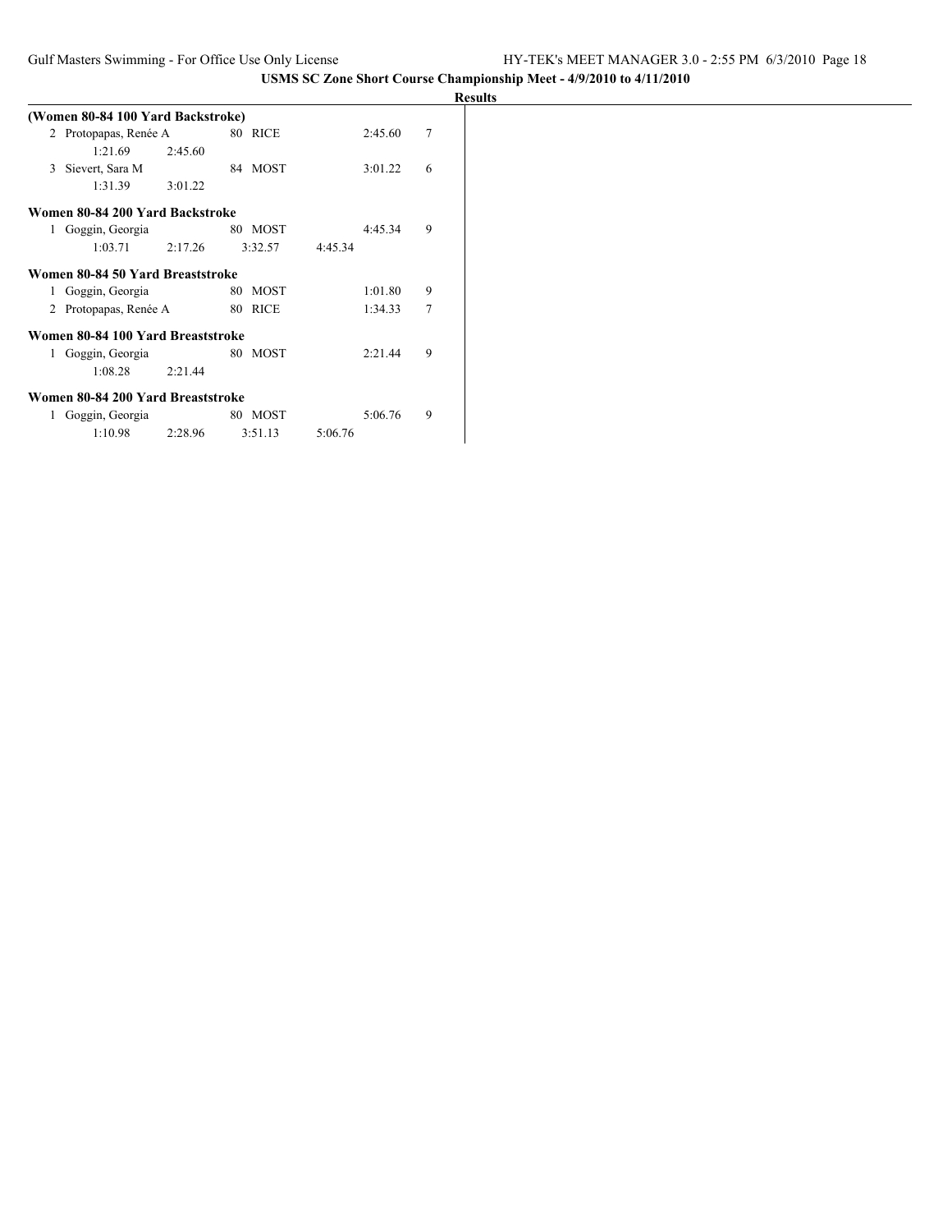**USMS SC Zone Short Course Championship Meet - 4/9/2010 to 4/11/2010**

**Results**

**(Women 80-84 100 Yard Backstroke)**

| | Name | Age | Team | Finals Time | Points |
|---|---|---|---|---|---|
| 2 | Protopapas, Renée A | 80 | RICE | 2:45.60 | 7 |
| | 1:21.69 | 2:45.60 | | | |
| 3 | Sievert, Sara M | 84 | MOST | 3:01.22 | 6 |
| | 1:31.39 | 3:01.22 | | | |

**Women 80-84 200 Yard Backstroke**

| | Name | Age | Team | | Finals Time | Points |
|---|---|---|---|---|---|---|
| 1 | Goggin, Georgia | 80 | MOST | | 4:45.34 | 9 |
| | 1:03.71 | 2:17.26 | 3:32.57 | 4:45.34 | | |

**Women 80-84 50 Yard Breaststroke**

| | Name | Age | Team | Finals Time | Points |
|---|---|---|---|---|---|
| 1 | Goggin, Georgia | 80 | MOST | 1:01.80 | 9 |
| 2 | Protopapas, Renée A | 80 | RICE | 1:34.33 | 7 |

**Women 80-84 100 Yard Breaststroke**

| | Name | Age | Team | Finals Time | Points |
|---|---|---|---|---|---|
| 1 | Goggin, Georgia | 80 | MOST | 2:21.44 | 9 |
| | 1:08.28 | 2:21.44 | | | |

**Women 80-84 200 Yard Breaststroke**

| | Name | Age | Team | | Finals Time | Points |
|---|---|---|---|---|---|---|
| 1 | Goggin, Georgia | 80 | MOST | | 5:06.76 | 9 |
| | 1:10.98 | 2:28.96 | 3:51.13 | 5:06.76 | | |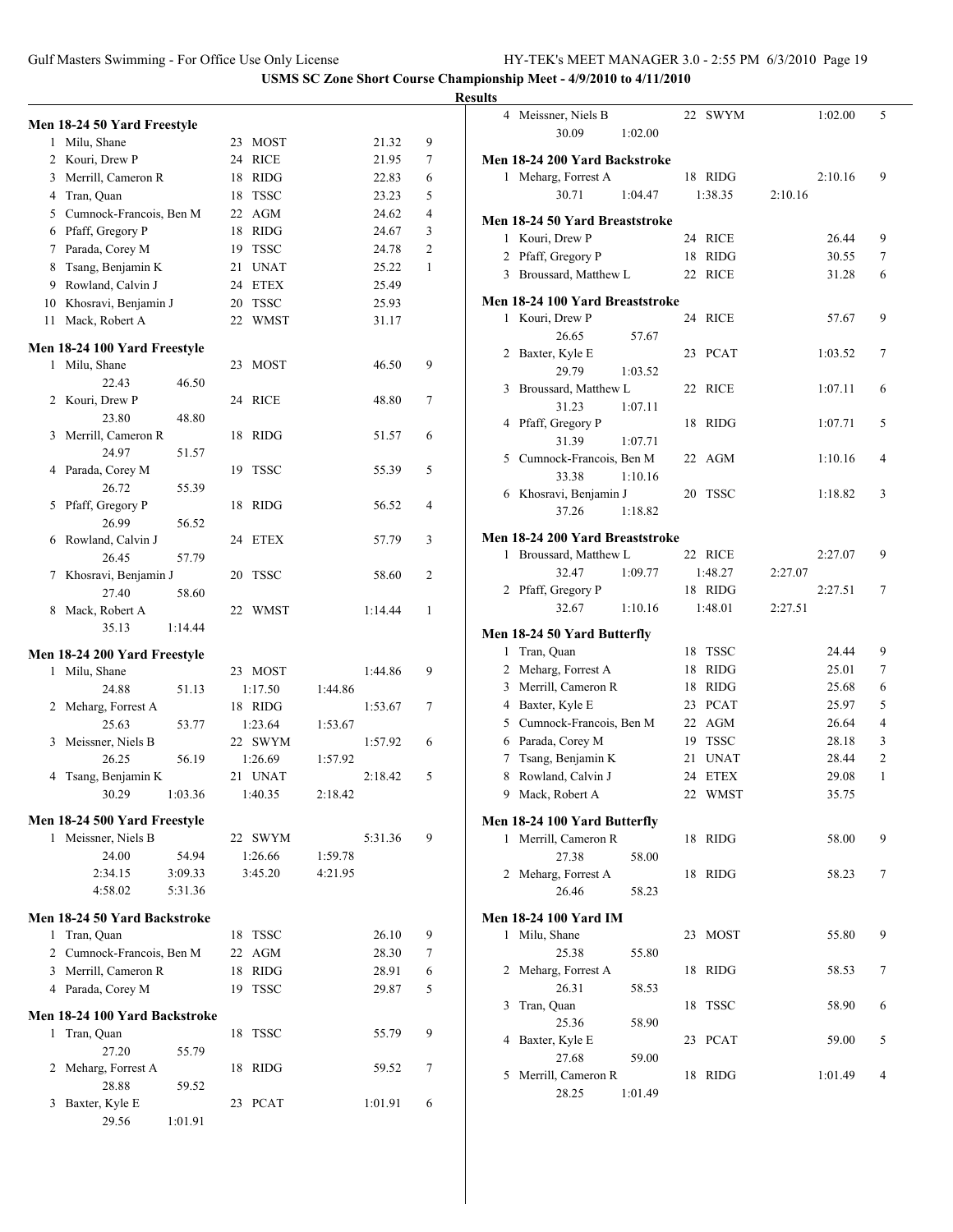USMS SC Zone Short Course Championship Meet - 4/9/2010 to 4/11/2010

**Results**

### Men 18-24 50 Yard Freestyle

| Place | Name | Age | Team | Time | Points |
|---|---|---|---|---|---|
| 1 | Milu, Shane | 23 | MOST | 21.32 | 9 |
| 2 | Kouri, Drew P | 24 | RICE | 21.95 | 7 |
| 3 | Merrill, Cameron R | 18 | RIDG | 22.83 | 6 |
| 4 | Tran, Quan | 18 | TSSC | 23.23 | 5 |
| 5 | Cumnock-Francois, Ben M | 22 | AGM | 24.62 | 4 |
| 6 | Pfaff, Gregory P | 18 | RIDG | 24.67 | 3 |
| 7 | Parada, Corey M | 19 | TSSC | 24.78 | 2 |
| 8 | Tsang, Benjamin K | 21 | UNAT | 25.22 | 1 |
| 9 | Rowland, Calvin J | 24 | ETEX | 25.49 | |
| 10 | Khosravi, Benjamin J | 20 | TSSC | 25.93 | |
| 11 | Mack, Robert A | 22 | WMST | 31.17 | |

### Men 18-24 100 Yard Freestyle

| Place | Name | Age | Team | Time | Points |
|---|---|---|---|---|---|
| 1 | Milu, Shane | 23 | MOST | 46.50 | 9 |
| | 22.43 46.50 | | | | |
| 2 | Kouri, Drew P | 24 | RICE | 48.80 | 7 |
| | 23.80 48.80 | | | | |
| 3 | Merrill, Cameron R | 18 | RIDG | 51.57 | 6 |
| | 24.97 51.57 | | | | |
| 4 | Parada, Corey M | 19 | TSSC | 55.39 | 5 |
| | 26.72 55.39 | | | | |
| 5 | Pfaff, Gregory P | 18 | RIDG | 56.52 | 4 |
| | 26.99 56.52 | | | | |
| 6 | Rowland, Calvin J | 24 | ETEX | 57.79 | 3 |
| | 26.45 57.79 | | | | |
| 7 | Khosravi, Benjamin J | 20 | TSSC | 58.60 | 2 |
| | 27.40 58.60 | | | | |
| 8 | Mack, Robert A | 22 | WMST | 1:14.44 | 1 |
| | 35.13 1:14.44 | | | | |

### Men 18-24 200 Yard Freestyle

| Place | Name | Age | Team | Time | Points |
|---|---|---|---|---|---|
| 1 | Milu, Shane | 23 | MOST | 1:44.86 | 9 |
| | 24.88 51.13 1:17.50 1:44.86 | | | | |
| 2 | Meharg, Forrest A | 18 | RIDG | 1:53.67 | 7 |
| | 25.63 53.77 1:23.64 1:53.67 | | | | |
| 3 | Meissner, Niels B | 22 | SWYM | 1:57.92 | 6 |
| | 26.25 56.19 1:26.69 1:57.92 | | | | |
| 4 | Tsang, Benjamin K | 21 | UNAT | 2:18.42 | 5 |
| | 30.29 1:03.36 1:40.35 2:18.42 | | | | |

### Men 18-24 500 Yard Freestyle

| Place | Name | Age | Team | Time | Points |
|---|---|---|---|---|---|
| 1 | Meissner, Niels B | 22 | SWYM | 5:31.36 | 9 |
| | 24.00 54.94 1:26.66 1:59.78 | | | | |
| | 2:34.15 3:09.33 3:45.20 4:21.95 | | | | |
| | 4:58.02 5:31.36 | | | | |

### Men 18-24 50 Yard Backstroke

| Place | Name | Age | Team | Time | Points |
|---|---|---|---|---|---|
| 1 | Tran, Quan | 18 | TSSC | 26.10 | 9 |
| 2 | Cumnock-Francois, Ben M | 22 | AGM | 28.30 | 7 |
| 3 | Merrill, Cameron R | 18 | RIDG | 28.91 | 6 |
| 4 | Parada, Corey M | 19 | TSSC | 29.87 | 5 |

### Men 18-24 100 Yard Backstroke

| Place | Name | Age | Team | Time | Points |
|---|---|---|---|---|---|
| 1 | Tran, Quan | 18 | TSSC | 55.79 | 9 |
| | 27.20 55.79 | | | | |
| 2 | Meharg, Forrest A | 18 | RIDG | 59.52 | 7 |
| | 28.88 59.52 | | | | |
| 3 | Baxter, Kyle E | 23 | PCAT | 1:01.91 | 6 |
| | 29.56 1:01.91 | | | | |
| 4 | Meissner, Niels B | 22 | SWYM | 1:02.00 | 5 |
| | 30.09 1:02.00 | | | | |

### Men 18-24 200 Yard Backstroke

| Place | Name | Age | Team | Time | Points |
|---|---|---|---|---|---|
| 1 | Meharg, Forrest A | 18 | RIDG | 2:10.16 | 9 |
| | 30.71 1:04.47 1:38.35 2:10.16 | | | | |

### Men 18-24 50 Yard Breaststroke

| Place | Name | Age | Team | Time | Points |
|---|---|---|---|---|---|
| 1 | Kouri, Drew P | 24 | RICE | 26.44 | 9 |
| 2 | Pfaff, Gregory P | 18 | RIDG | 30.55 | 7 |
| 3 | Broussard, Matthew L | 22 | RICE | 31.28 | 6 |

### Men 18-24 100 Yard Breaststroke

| Place | Name | Age | Team | Time | Points |
|---|---|---|---|---|---|
| 1 | Kouri, Drew P | 24 | RICE | 57.67 | 9 |
| | 26.65 57.67 | | | | |
| 2 | Baxter, Kyle E | 23 | PCAT | 1:03.52 | 7 |
| | 29.79 1:03.52 | | | | |
| 3 | Broussard, Matthew L | 22 | RICE | 1:07.11 | 6 |
| | 31.23 1:07.11 | | | | |
| 4 | Pfaff, Gregory P | 18 | RIDG | 1:07.71 | 5 |
| | 31.39 1:07.71 | | | | |
| 5 | Cumnock-Francois, Ben M | 22 | AGM | 1:10.16 | 4 |
| | 33.38 1:10.16 | | | | |
| 6 | Khosravi, Benjamin J | 20 | TSSC | 1:18.82 | 3 |
| | 37.26 1:18.82 | | | | |

### Men 18-24 200 Yard Breaststroke

| Place | Name | Age | Team | Time | Points |
|---|---|---|---|---|---|
| 1 | Broussard, Matthew L | 22 | RICE | 2:27.07 | 9 |
| | 32.47 1:09.77 1:48.27 2:27.07 | | | | |
| 2 | Pfaff, Gregory P | 18 | RIDG | 2:27.51 | 7 |
| | 32.67 1:10.16 1:48.01 2:27.51 | | | | |

### Men 18-24 50 Yard Butterfly

| Place | Name | Age | Team | Time | Points |
|---|---|---|---|---|---|
| 1 | Tran, Quan | 18 | TSSC | 24.44 | 9 |
| 2 | Meharg, Forrest A | 18 | RIDG | 25.01 | 7 |
| 3 | Merrill, Cameron R | 18 | RIDG | 25.68 | 6 |
| 4 | Baxter, Kyle E | 23 | PCAT | 25.97 | 5 |
| 5 | Cumnock-Francois, Ben M | 22 | AGM | 26.64 | 4 |
| 6 | Parada, Corey M | 19 | TSSC | 28.18 | 3 |
| 7 | Tsang, Benjamin K | 21 | UNAT | 28.44 | 2 |
| 8 | Rowland, Calvin J | 24 | ETEX | 29.08 | 1 |
| 9 | Mack, Robert A | 22 | WMST | 35.75 | |

### Men 18-24 100 Yard Butterfly

| Place | Name | Age | Team | Time | Points |
|---|---|---|---|---|---|
| 1 | Merrill, Cameron R | 18 | RIDG | 58.00 | 9 |
| | 27.38 58.00 | | | | |
| 2 | Meharg, Forrest A | 18 | RIDG | 58.23 | 7 |
| | 26.46 58.23 | | | | |

### Men 18-24 100 Yard IM

| Place | Name | Age | Team | Time | Points |
|---|---|---|---|---|---|
| 1 | Milu, Shane | 23 | MOST | 55.80 | 9 |
| | 25.38 55.80 | | | | |
| 2 | Meharg, Forrest A | 18 | RIDG | 58.53 | 7 |
| | 26.31 58.53 | | | | |
| 3 | Tran, Quan | 18 | TSSC | 58.90 | 6 |
| | 25.36 58.90 | | | | |
| 4 | Baxter, Kyle E | 23 | PCAT | 59.00 | 5 |
| | 27.68 59.00 | | | | |
| 5 | Merrill, Cameron R | 18 | RIDG | 1:01.49 | 4 |
| | 28.25 1:01.49 | | | | |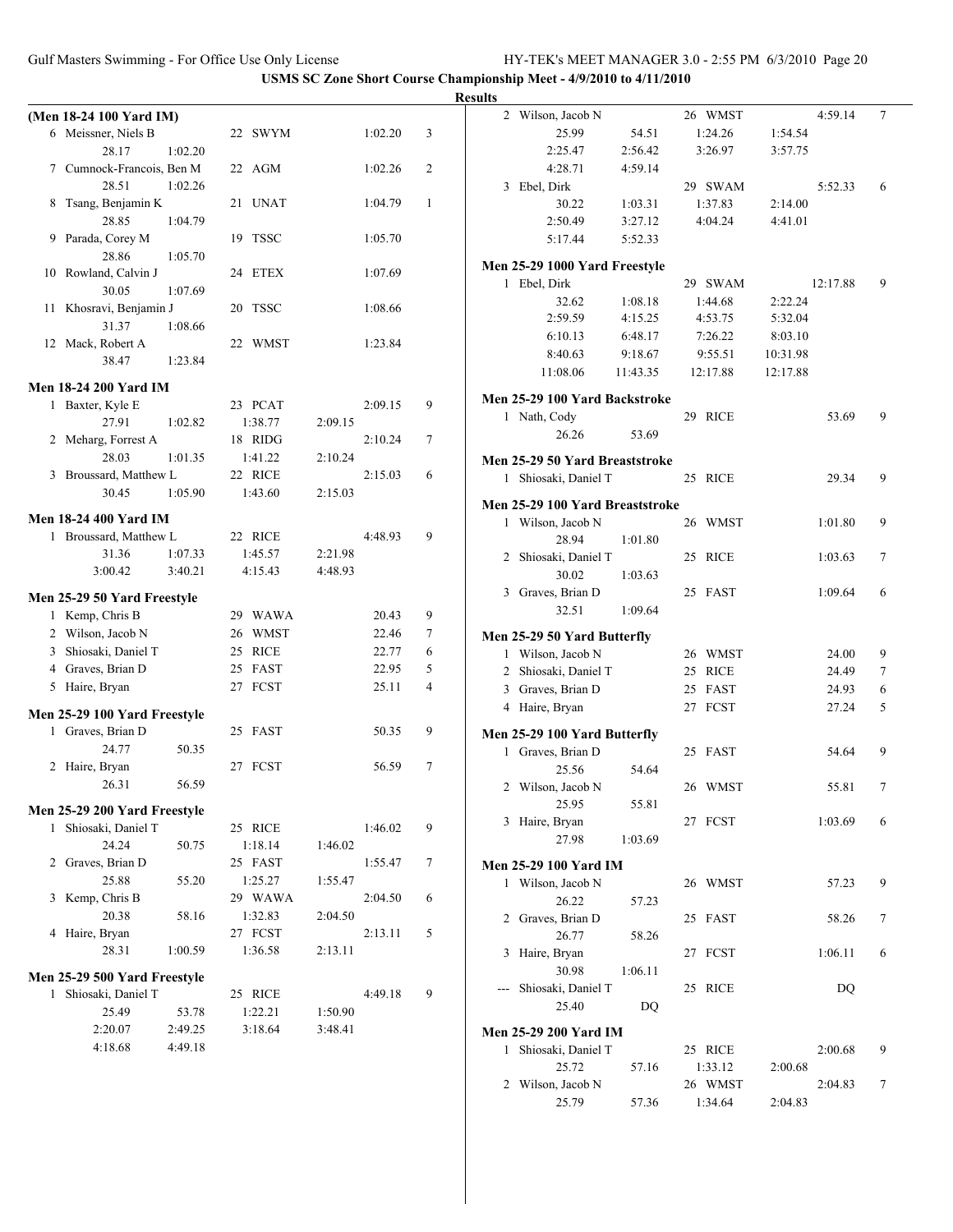**USMS SC Zone Short Course Championship Meet - 4/9/2010 to 4/11/2010**

**Results**

### (Men 18-24 100 Yard IM)

| Place | Name | Age | Team | Time | Points |
|---|---|---|---|---|---|
| 6 | Meissner, Niels B | 22 | SWYM | 1:02.20 | 3 |
| | 28.17 1:02.20 | | | | |
| 7 | Cumnock-Francois, Ben M | 22 | AGM | 1:02.26 | 2 |
| | 28.51 1:02.26 | | | | |
| 8 | Tsang, Benjamin K | 21 | UNAT | 1:04.79 | 1 |
| | 28.85 1:04.79 | | | | |
| 9 | Parada, Corey M | 19 | TSSC | 1:05.70 | |
| | 28.86 1:05.70 | | | | |
| 10 | Rowland, Calvin J | 24 | ETEX | 1:07.69 | |
| | 30.05 1:07.69 | | | | |
| 11 | Khosravi, Benjamin J | 20 | TSSC | 1:08.66 | |
| | 31.37 1:08.66 | | | | |
| 12 | Mack, Robert A | 22 | WMST | 1:23.84 | |
| | 38.47 1:23.84 | | | | |

### Men 18-24 200 Yard IM

| Place | Name | Age | Team | Time | Points |
|---|---|---|---|---|---|
| 1 | Baxter, Kyle E | 23 | PCAT | 2:09.15 | 9 |
| | 27.91 1:02.82 1:38.77 2:09.15 | | | | |
| 2 | Meharg, Forrest A | 18 | RIDG | 2:10.24 | 7 |
| | 28.03 1:01.35 1:41.22 2:10.24 | | | | |
| 3 | Broussard, Matthew L | 22 | RICE | 2:15.03 | 6 |
| | 30.45 1:05.90 1:43.60 2:15.03 | | | | |

### Men 18-24 400 Yard IM

| Place | Name | Age | Team | Time | Points |
|---|---|---|---|---|---|
| 1 | Broussard, Matthew L | 22 | RICE | 4:48.93 | 9 |
| | 31.36 1:07.33 1:45.57 2:21.98 | | | | |
| | 3:00.42 3:40.21 4:15.43 4:48.93 | | | | |

### Men 25-29 50 Yard Freestyle

| Place | Name | Age | Team | Time | Points |
|---|---|---|---|---|---|
| 1 | Kemp, Chris B | 29 | WAWA | 20.43 | 9 |
| 2 | Wilson, Jacob N | 26 | WMST | 22.46 | 7 |
| 3 | Shiosaki, Daniel T | 25 | RICE | 22.77 | 6 |
| 4 | Graves, Brian D | 25 | FAST | 22.95 | 5 |
| 5 | Haire, Bryan | 27 | FCST | 25.11 | 4 |

### Men 25-29 100 Yard Freestyle

| Place | Name | Age | Team | Time | Points |
|---|---|---|---|---|---|
| 1 | Graves, Brian D | 25 | FAST | 50.35 | 9 |
| | 24.77 50.35 | | | | |
| 2 | Haire, Bryan | 27 | FCST | 56.59 | 7 |
| | 26.31 56.59 | | | | |

### Men 25-29 200 Yard Freestyle

| Place | Name | Age | Team | Time | Points |
|---|---|---|---|---|---|
| 1 | Shiosaki, Daniel T | 25 | RICE | 1:46.02 | 9 |
| | 24.24 50.75 1:18.14 1:46.02 | | | | |
| 2 | Graves, Brian D | 25 | FAST | 1:55.47 | 7 |
| | 25.88 55.20 1:25.27 1:55.47 | | | | |
| 3 | Kemp, Chris B | 29 | WAWA | 2:04.50 | 6 |
| | 20.38 58.16 1:32.83 2:04.50 | | | | |
| 4 | Haire, Bryan | 27 | FCST | 2:13.11 | 5 |
| | 28.31 1:00.59 1:36.58 2:13.11 | | | | |

### Men 25-29 500 Yard Freestyle

| Place | Name | Age | Team | Time | Points |
|---|---|---|---|---|---|
| 1 | Shiosaki, Daniel T | 25 | RICE | 4:49.18 | 9 |
| | 25.49 53.78 1:22.21 1:50.90 | | | | |
| | 2:20.07 2:49.25 3:18.64 3:48.41 | | | | |
| | 4:18.68 4:49.18 | | | | |
| 2 | Wilson, Jacob N | 26 | WMST | 4:59.14 | 7 |
| | 25.99 54.51 1:24.26 1:54.54 | | | | |
| | 2:25.47 2:56.42 3:26.97 3:57.75 | | | | |
| | 4:28.71 4:59.14 | | | | |
| 3 | Ebel, Dirk | 29 | SWAM | 5:52.33 | 6 |
| | 30.22 1:03.31 1:37.83 2:14.00 | | | | |
| | 2:50.49 3:27.12 4:04.24 4:41.01 | | | | |
| | 5:17.44 5:52.33 | | | | |

### Men 25-29 1000 Yard Freestyle

| Place | Name | Age | Team | Time | Points |
|---|---|---|---|---|---|
| 1 | Ebel, Dirk | 29 | SWAM | 12:17.88 | 9 |
| | 32.62 1:08.18 1:44.68 2:22.24 | | | | |
| | 2:59.59 4:15.25 4:53.75 5:32.04 | | | | |
| | 6:10.13 6:48.17 7:26.22 8:03.10 | | | | |
| | 8:40.63 9:18.67 9:55.51 10:31.98 | | | | |
| | 11:08.06 11:43.35 12:17.88 12:17.88 | | | | |

### Men 25-29 100 Yard Backstroke

| Place | Name | Age | Team | Time | Points |
|---|---|---|---|---|---|
| 1 | Nath, Cody | 29 | RICE | 53.69 | 9 |
| | 26.26 53.69 | | | | |

### Men 25-29 50 Yard Breaststroke

| Place | Name | Age | Team | Time | Points |
|---|---|---|---|---|---|
| 1 | Shiosaki, Daniel T | 25 | RICE | 29.34 | 9 |

### Men 25-29 100 Yard Breaststroke

| Place | Name | Age | Team | Time | Points |
|---|---|---|---|---|---|
| 1 | Wilson, Jacob N | 26 | WMST | 1:01.80 | 9 |
| | 28.94 1:01.80 | | | | |
| 2 | Shiosaki, Daniel T | 25 | RICE | 1:03.63 | 7 |
| | 30.02 1:03.63 | | | | |
| 3 | Graves, Brian D | 25 | FAST | 1:09.64 | 6 |
| | 32.51 1:09.64 | | | | |

### Men 25-29 50 Yard Butterfly

| Place | Name | Age | Team | Time | Points |
|---|---|---|---|---|---|
| 1 | Wilson, Jacob N | 26 | WMST | 24.00 | 9 |
| 2 | Shiosaki, Daniel T | 25 | RICE | 24.49 | 7 |
| 3 | Graves, Brian D | 25 | FAST | 24.93 | 6 |
| 4 | Haire, Bryan | 27 | FCST | 27.24 | 5 |

### Men 25-29 100 Yard Butterfly

| Place | Name | Age | Team | Time | Points |
|---|---|---|---|---|---|
| 1 | Graves, Brian D | 25 | FAST | 54.64 | 9 |
| | 25.56 54.64 | | | | |
| 2 | Wilson, Jacob N | 26 | WMST | 55.81 | 7 |
| | 25.95 55.81 | | | | |
| 3 | Haire, Bryan | 27 | FCST | 1:03.69 | 6 |
| | 27.98 1:03.69 | | | | |

### Men 25-29 100 Yard IM

| Place | Name | Age | Team | Time | Points |
|---|---|---|---|---|---|
| 1 | Wilson, Jacob N | 26 | WMST | 57.23 | 9 |
| | 26.22 57.23 | | | | |
| 2 | Graves, Brian D | 25 | FAST | 58.26 | 7 |
| | 26.77 58.26 | | | | |
| 3 | Haire, Bryan | 27 | FCST | 1:06.11 | 6 |
| | 30.98 1:06.11 | | | | |
| --- | Shiosaki, Daniel T | 25 | RICE | DQ | |
| | 25.40 DQ | | | | |

### Men 25-29 200 Yard IM

| Place | Name | Age | Team | Time | Points |
|---|---|---|---|---|---|
| 1 | Shiosaki, Daniel T | 25 | RICE | 2:00.68 | 9 |
| | 25.72 57.16 1:33.12 2:00.68 | | | | |
| 2 | Wilson, Jacob N | 26 | WMST | 2:04.83 | 7 |
| | 25.79 57.36 1:34.64 2:04.83 | | | | |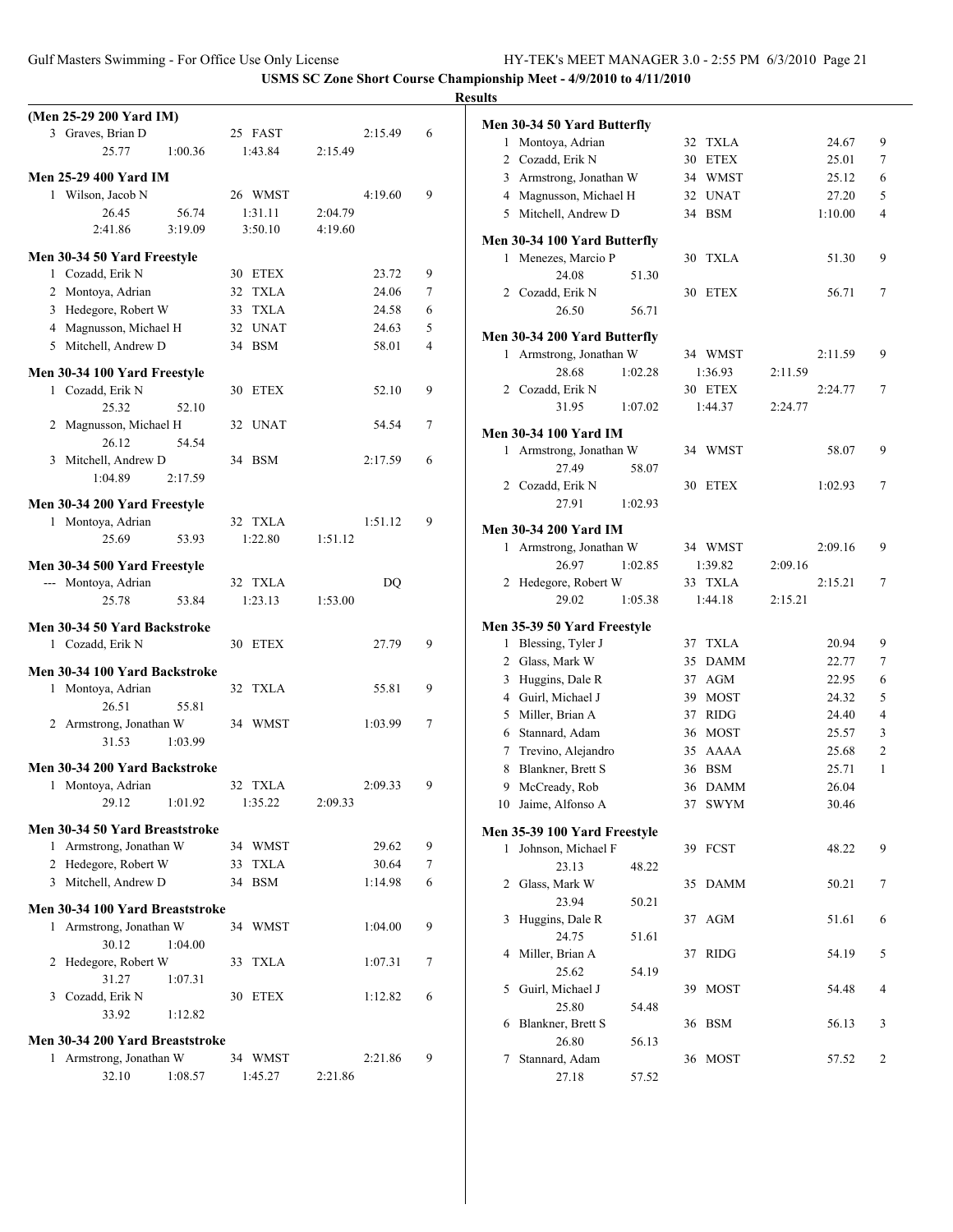**USMS SC Zone Short Course Championship Meet - 4/9/2010 to 4/11/2010**

**Results**

**(Men 25-29 200 Yard IM)**

3 Graves, Brian D 25 FAST 2:15.49 6
25.77 1:00.36 1:43.84 2:15.49

**Men 25-29 400 Yard IM**

1 Wilson, Jacob N 26 WMST 4:19.60 9
26.45 56.74 1:31.11 2:04.79
2:41.86 3:19.09 3:50.10 4:19.60

**Men 30-34 50 Yard Freestyle**

1 Cozadd, Erik N 30 ETEX 23.72 9
2 Montoya, Adrian 32 TXLA 24.06 7
3 Hedegore, Robert W 33 TXLA 24.58 6
4 Magnusson, Michael H 32 UNAT 24.63 5
5 Mitchell, Andrew D 34 BSM 58.01 4

**Men 30-34 100 Yard Freestyle**

1 Cozadd, Erik N 30 ETEX 52.10 9
25.32 52.10
2 Magnusson, Michael H 32 UNAT 54.54 7
26.12 54.54
3 Mitchell, Andrew D 34 BSM 2:17.59 6
1:04.89 2:17.59

**Men 30-34 200 Yard Freestyle**

1 Montoya, Adrian 32 TXLA 1:51.12 9
25.69 53.93 1:22.80 1:51.12

**Men 30-34 500 Yard Freestyle**

--- Montoya, Adrian 32 TXLA DQ
25.78 53.84 1:23.13 1:53.00

**Men 30-34 50 Yard Backstroke**

1 Cozadd, Erik N 30 ETEX 27.79 9

**Men 30-34 100 Yard Backstroke**

1 Montoya, Adrian 32 TXLA 55.81 9
26.51 55.81
2 Armstrong, Jonathan W 34 WMST 1:03.99 7
31.53 1:03.99

**Men 30-34 200 Yard Backstroke**

1 Montoya, Adrian 32 TXLA 2:09.33 9
29.12 1:01.92 1:35.22 2:09.33

**Men 30-34 50 Yard Breaststroke**

1 Armstrong, Jonathan W 34 WMST 29.62 9
2 Hedegore, Robert W 33 TXLA 30.64 7
3 Mitchell, Andrew D 34 BSM 1:14.98 6

**Men 30-34 100 Yard Breaststroke**

1 Armstrong, Jonathan W 34 WMST 1:04.00 9
30.12 1:04.00
2 Hedegore, Robert W 33 TXLA 1:07.31 7
31.27 1:07.31
3 Cozadd, Erik N 30 ETEX 1:12.82 6
33.92 1:12.82

**Men 30-34 200 Yard Breaststroke**

1 Armstrong, Jonathan W 34 WMST 2:21.86 9
32.10 1:08.57 1:45.27 2:21.86

**Men 30-34 50 Yard Butterfly**

1 Montoya, Adrian 32 TXLA 24.67 9
2 Cozadd, Erik N 30 ETEX 25.01 7
3 Armstrong, Jonathan W 34 WMST 25.12 6
4 Magnusson, Michael H 32 UNAT 27.20 5
5 Mitchell, Andrew D 34 BSM 1:10.00 4

**Men 30-34 100 Yard Butterfly**

1 Menezes, Marcio P 30 TXLA 51.30 9
24.08 51.30
2 Cozadd, Erik N 30 ETEX 56.71 7
26.50 56.71

**Men 30-34 200 Yard Butterfly**

1 Armstrong, Jonathan W 34 WMST 2:11.59 9
28.68 1:02.28 1:36.93 2:11.59
2 Cozadd, Erik N 30 ETEX 2:24.77 7
31.95 1:07.02 1:44.37 2:24.77

**Men 30-34 100 Yard IM**

1 Armstrong, Jonathan W 34 WMST 58.07 9
27.49 58.07
2 Cozadd, Erik N 30 ETEX 1:02.93 7
27.91 1:02.93

**Men 30-34 200 Yard IM**

1 Armstrong, Jonathan W 34 WMST 2:09.16 9
26.97 1:02.85 1:39.82 2:09.16
2 Hedegore, Robert W 33 TXLA 2:15.21 7
29.02 1:05.38 1:44.18 2:15.21

**Men 35-39 50 Yard Freestyle**

1 Blessing, Tyler J 37 TXLA 20.94 9
2 Glass, Mark W 35 DAMM 22.77 7
3 Huggins, Dale R 37 AGM 22.95 6
4 Guirl, Michael J 39 MOST 24.32 5
5 Miller, Brian A 37 RIDG 24.40 4
6 Stannard, Adam 36 MOST 25.57 3
7 Trevino, Alejandro 35 AAAA 25.68 2
8 Blankner, Brett S 36 BSM 25.71 1
9 McCready, Rob 36 DAMM 26.04
10 Jaime, Alfonso A 37 SWYM 30.46

**Men 35-39 100 Yard Freestyle**

1 Johnson, Michael F 39 FCST 48.22 9
23.13 48.22
2 Glass, Mark W 35 DAMM 50.21 7
23.94 50.21
3 Huggins, Dale R 37 AGM 51.61 6
24.75 51.61
4 Miller, Brian A 37 RIDG 54.19 5
25.62 54.19
5 Guirl, Michael J 39 MOST 54.48 4
25.80 54.48
6 Blankner, Brett S 36 BSM 56.13 3
26.80 56.13
7 Stannard, Adam 36 MOST 57.52 2
27.18 57.52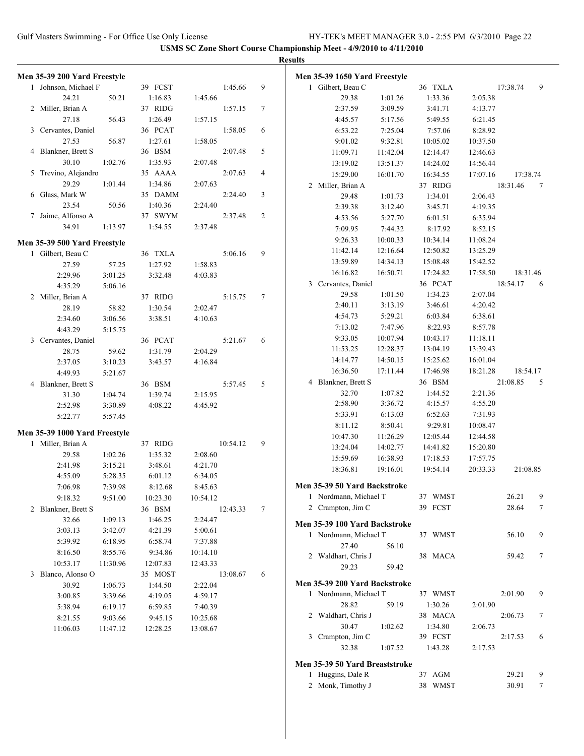**USMS SC Zone Short Course Championship Meet - 4/9/2010 to 4/11/2010**

**Results**

### Men 35-39 200 Yard Freestyle

1. Johnson, Michael F — 39 FCST — 1:45.66 — 9
   24.21 50.21 1:16.83 1:45.66
2. Miller, Brian A — 37 RIDG — 1:57.15 — 7
   27.18 56.43 1:26.49 1:57.15
3. Cervantes, Daniel — 36 PCAT — 1:58.05 — 6
   27.53 56.87 1:27.61 1:58.05
4. Blankner, Brett S — 36 BSM — 2:07.48 — 5
   30.10 1:02.76 1:35.93 2:07.48
5. Trevino, Alejandro — 35 AAAA — 2:07.63 — 4
   29.29 1:01.44 1:34.86 2:07.63
6. Glass, Mark W — 35 DAMM — 2:24.40 — 3
   23.54 50.56 1:40.36 2:24.40
7. Jaime, Alfonso A — 37 SWYM — 2:37.48 — 2
   34.91 1:13.97 1:54.55 2:37.48

### Men 35-39 500 Yard Freestyle

1. Gilbert, Beau C — 36 TXLA — 5:06.16 — 9
   27.59 57.25 1:27.92 1:58.83
   2:29.96 3:01.25 3:32.48 4:03.83
   4:35.29 5:06.16
2. Miller, Brian A — 37 RIDG — 5:15.75 — 7
   28.19 58.82 1:30.54 2:02.47
   2:34.60 3:06.56 3:38.51 4:10.63
   4:43.29 5:15.75
3. Cervantes, Daniel — 36 PCAT — 5:21.67 — 6
   28.75 59.62 1:31.79 2:04.29
   2:37.05 3:10.23 3:43.57 4:16.84
   4:49.93 5:21.67
4. Blankner, Brett S — 36 BSM — 5:57.45 — 5
   31.30 1:04.74 1:39.74 2:15.95
   2:52.98 3:30.89 4:08.22 4:45.92
   5:22.77 5:57.45

### Men 35-39 1000 Yard Freestyle

1. Miller, Brian A — 37 RIDG — 10:54.12 — 9
   29.58 1:02.26 1:35.32 2:08.60
   2:41.98 3:15.21 3:48.61 4:21.70
   4:55.09 5:28.35 6:01.12 6:34.05
   7:06.98 7:39.98 8:12.68 8:45.63
   9:18.32 9:51.00 10:23.30 10:54.12
2. Blankner, Brett S — 36 BSM — 12:43.33 — 7
   32.66 1:09.13 1:46.25 2:24.47
   3:03.13 3:42.07 4:21.39 5:00.61
   5:39.92 6:18.95 6:58.74 7:37.88
   8:16.50 8:55.76 9:34.86 10:14.10
   10:53.17 11:30.96 12:07.83 12:43.33
3. Blanco, Alonso O — 35 MOST — 13:08.67 — 6
   30.92 1:06.73 1:44.50 2:22.04
   3:00.85 3:39.66 4:19.05 4:59.17
   5:38.94 6:19.17 6:59.85 7:40.39
   8:21.55 9:03.66 9:45.15 10:25.68
   11:06.03 11:47.12 12:28.25 13:08.67

### Men 35-39 1650 Yard Freestyle

1. Gilbert, Beau C — 36 TXLA — 17:38.74 — 9
   29.38 1:01.26 1:33.36 2:05.38
   2:37.59 3:09.59 3:41.71 4:13.77
   4:45.57 5:17.56 5:49.55 6:21.45
   6:53.22 7:25.04 7:57.06 8:28.92
   9:01.02 9:32.81 10:05.02 10:37.50
   11:09.71 11:42.04 12:14.47 12:46.63
   13:19.02 13:51.37 14:24.02 14:56.44
   15:29.00 16:01.70 16:34.55 17:07.16 17:38.74
2. Miller, Brian A — 37 RIDG — 18:31.46 — 7
   29.48 1:01.73 1:34.01 2:06.43
   2:39.38 3:12.40 3:45.71 4:19.35
   4:53.56 5:27.70 6:01.51 6:35.94
   7:09.95 7:44.32 8:17.92 8:52.15
   9:26.33 10:00.33 10:34.14 11:08.24
   11:42.14 12:16.64 12:50.82 13:25.29
   13:59.89 14:34.13 15:08.48 15:42.52
   16:16.82 16:50.71 17:24.82 17:58.50 18:31.46
3. Cervantes, Daniel — 36 PCAT — 18:54.17 — 6
   29.58 1:01.50 1:34.23 2:07.04
   2:40.11 3:13.19 3:46.61 4:20.42
   4:54.73 5:29.21 6:03.84 6:38.61
   7:13.02 7:47.96 8:22.93 8:57.78
   9:33.05 10:07.94 10:43.17 11:18.11
   11:53.25 12:28.37 13:04.19 13:39.43
   14:14.77 14:50.15 15:25.62 16:01.04
   16:36.50 17:11.44 17:46.98 18:21.28 18:54.17
4. Blankner, Brett S — 36 BSM — 21:08.85 — 5
   32.70 1:07.82 1:44.52 2:21.36
   2:58.90 3:36.72 4:15.57 4:55.20
   5:33.91 6:13.03 6:52.63 7:31.93
   8:11.12 8:50.41 9:29.81 10:08.47
   10:47.30 11:26.29 12:05.44 12:44.58
   13:24.04 14:02.77 14:41.82 15:20.80
   15:59.69 16:38.93 17:18.53 17:57.75
   18:36.81 19:16.01 19:54.14 20:33.33 21:08.85

### Men 35-39 50 Yard Backstroke

1. Nordmann, Michael T — 37 WMST — 26.21 — 9
2. Crampton, Jim C — 39 FCST — 28.64 — 7

### Men 35-39 100 Yard Backstroke

1. Nordmann, Michael T — 37 WMST — 56.10 — 9
   27.40 56.10
2. Waldhart, Chris J — 38 MACA — 59.42 — 7
   29.23 59.42

### Men 35-39 200 Yard Backstroke

1. Nordmann, Michael T — 37 WMST — 2:01.90 — 9
   28.82 59.19 1:30.26 2:01.90
2. Waldhart, Chris J — 38 MACA — 2:06.73 — 7
   30.47 1:02.62 1:34.80 2:06.73
3. Crampton, Jim C — 39 FCST — 2:17.53 — 6
   32.38 1:07.52 1:43.28 2:17.53

### Men 35-39 50 Yard Breaststroke

1. Huggins, Dale R — 37 AGM — 29.21 — 9
2. Monk, Timothy J — 38 WMST — 30.91 — 7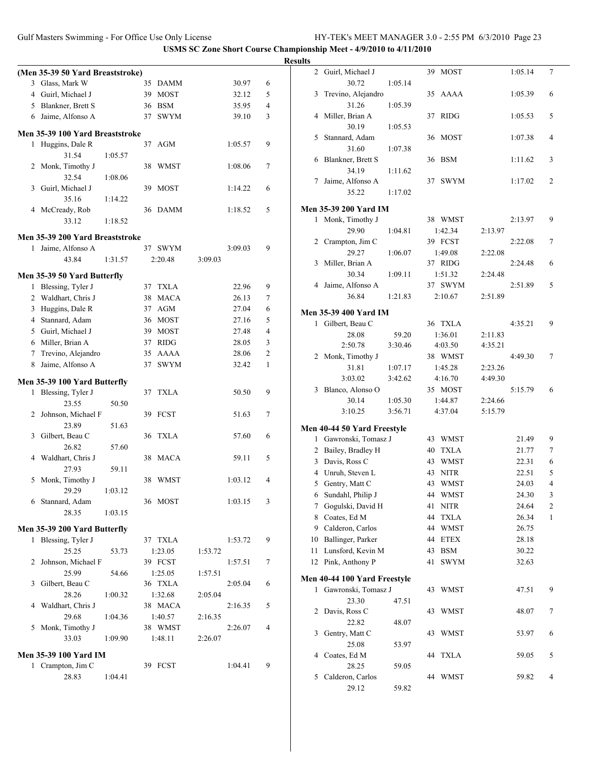**USMS SC Zone Short Course Championship Meet - 4/9/2010 to 4/11/2010**

**Results**

### (Men 35-39 50 Yard Breaststroke)

| Place | Name | Age | Team | Time | Points |
|---|---|---|---|---|---|
| 3 | Glass, Mark W | 35 | DAMM | 30.97 | 6 |
| 4 | Guirl, Michael J | 39 | MOST | 32.12 | 5 |
| 5 | Blankner, Brett S | 36 | BSM | 35.95 | 4 |
| 6 | Jaime, Alfonso A | 37 | SWYM | 39.10 | 3 |

### Men 35-39 100 Yard Breaststroke

| Place | Name | Age | Team | Time | Points |
|---|---|---|---|---|---|
| 1 | Huggins, Dale R | 37 | AGM | 1:05.57 | 9 |
| | 31.54 | 1:05.57 | | | |
| 2 | Monk, Timothy J | 38 | WMST | 1:08.06 | 7 |
| | 32.54 | 1:08.06 | | | |
| 3 | Guirl, Michael J | 39 | MOST | 1:14.22 | 6 |
| | 35.16 | 1:14.22 | | | |
| 4 | McCready, Rob | 36 | DAMM | 1:18.52 | 5 |
| | 33.12 | 1:18.52 | | | |

### Men 35-39 200 Yard Breaststroke

| Place | Name | Age | Team | Time | Points |
|---|---|---|---|---|---|
| 1 | Jaime, Alfonso A | 37 | SWYM | 3:09.03 | 9 |
| | 43.84 | 1:31.57 | 2:20.48 | 3:09.03 | |

### Men 35-39 50 Yard Butterfly

| Place | Name | Age | Team | Time | Points |
|---|---|---|---|---|---|
| 1 | Blessing, Tyler J | 37 | TXLA | 22.96 | 9 |
| 2 | Waldhart, Chris J | 38 | MACA | 26.13 | 7 |
| 3 | Huggins, Dale R | 37 | AGM | 27.04 | 6 |
| 4 | Stannard, Adam | 36 | MOST | 27.16 | 5 |
| 5 | Guirl, Michael J | 39 | MOST | 27.48 | 4 |
| 6 | Miller, Brian A | 37 | RIDG | 28.05 | 3 |
| 7 | Trevino, Alejandro | 35 | AAAA | 28.06 | 2 |
| 8 | Jaime, Alfonso A | 37 | SWYM | 32.42 | 1 |

### Men 35-39 100 Yard Butterfly

| Place | Name | Age | Team | Time | Points |
|---|---|---|---|---|---|
| 1 | Blessing, Tyler J | 37 | TXLA | 50.50 | 9 |
| | 23.55 | 50.50 | | | |
| 2 | Johnson, Michael F | 39 | FCST | 51.63 | 7 |
| | 23.89 | 51.63 | | | |
| 3 | Gilbert, Beau C | 36 | TXLA | 57.60 | 6 |
| | 26.82 | 57.60 | | | |
| 4 | Waldhart, Chris J | 38 | MACA | 59.11 | 5 |
| | 27.93 | 59.11 | | | |
| 5 | Monk, Timothy J | 38 | WMST | 1:03.12 | 4 |
| | 29.29 | 1:03.12 | | | |
| 6 | Stannard, Adam | 36 | MOST | 1:03.15 | 3 |
| | 28.35 | 1:03.15 | | | |

### Men 35-39 200 Yard Butterfly

| Place | Name | Age | Team | Time | Points |
|---|---|---|---|---|---|
| 1 | Blessing, Tyler J | 37 | TXLA | 1:53.72 | 9 |
| | 25.25 | 53.73 | 1:23.05 | 1:53.72 | |
| 2 | Johnson, Michael F | 39 | FCST | 1:57.51 | 7 |
| | 25.99 | 54.66 | 1:25.05 | 1:57.51 | |
| 3 | Gilbert, Beau C | 36 | TXLA | 2:05.04 | 6 |
| | 28.26 | 1:00.32 | 1:32.68 | 2:05.04 | |
| 4 | Waldhart, Chris J | 38 | MACA | 2:16.35 | 5 |
| | 29.68 | 1:04.36 | 1:40.57 | 2:16.35 | |
| 5 | Monk, Timothy J | 38 | WMST | 2:26.07 | 4 |
| | 33.03 | 1:09.90 | 1:48.11 | 2:26.07 | |

### Men 35-39 100 Yard IM

| Place | Name | Age | Team | Time | Points |
|---|---|---|---|---|---|
| 1 | Crampton, Jim C | 39 | FCST | 1:04.41 | 9 |
| | 28.83 | 1:04.41 | | | |
| 2 | Guirl, Michael J | 39 | MOST | 1:05.14 | 7 |
| | 30.72 | 1:05.14 | | | |
| 3 | Trevino, Alejandro | 35 | AAAA | 1:05.39 | 6 |
| | 31.26 | 1:05.39 | | | |
| 4 | Miller, Brian A | 37 | RIDG | 1:05.53 | 5 |
| | 30.19 | 1:05.53 | | | |
| 5 | Stannard, Adam | 36 | MOST | 1:07.38 | 4 |
| | 31.60 | 1:07.38 | | | |
| 6 | Blankner, Brett S | 36 | BSM | 1:11.62 | 3 |
| | 34.19 | 1:11.62 | | | |
| 7 | Jaime, Alfonso A | 37 | SWYM | 1:17.02 | 2 |
| | 35.22 | 1:17.02 | | | |

### Men 35-39 200 Yard IM

| Place | Name | Age | Team | Time | Points |
|---|---|---|---|---|---|
| 1 | Monk, Timothy J | 38 | WMST | 2:13.97 | 9 |
| | 29.90 | 1:04.81 | 1:42.34 | 2:13.97 | |
| 2 | Crampton, Jim C | 39 | FCST | 2:22.08 | 7 |
| | 29.27 | 1:06.07 | 1:49.08 | 2:22.08 | |
| 3 | Miller, Brian A | 37 | RIDG | 2:24.48 | 6 |
| | 30.34 | 1:09.11 | 1:51.32 | 2:24.48 | |
| 4 | Jaime, Alfonso A | 37 | SWYM | 2:51.89 | 5 |
| | 36.84 | 1:21.83 | 2:10.67 | 2:51.89 | |

### Men 35-39 400 Yard IM

| Place | Name | Age | Team | Time | Points |
|---|---|---|---|---|---|
| 1 | Gilbert, Beau C | 36 | TXLA | 4:35.21 | 9 |
| | 28.08 | 59.20 | 1:36.01 | 2:11.83 | |
| | 2:50.78 | 3:30.46 | 4:03.50 | 4:35.21 | |
| 2 | Monk, Timothy J | 38 | WMST | 4:49.30 | 7 |
| | 31.81 | 1:07.17 | 1:45.28 | 2:23.26 | |
| | 3:03.02 | 3:42.62 | 4:16.70 | 4:49.30 | |
| 3 | Blanco, Alonso O | 35 | MOST | 5:15.79 | 6 |
| | 30.14 | 1:05.30 | 1:44.87 | 2:24.66 | |
| | 3:10.25 | 3:56.71 | 4:37.04 | 5:15.79 | |

### Men 40-44 50 Yard Freestyle

| Place | Name | Age | Team | Time | Points |
|---|---|---|---|---|---|
| 1 | Gawronski, Tomasz J | 43 | WMST | 21.49 | 9 |
| 2 | Bailey, Bradley H | 40 | TXLA | 21.77 | 7 |
| 3 | Davis, Ross C | 43 | WMST | 22.31 | 6 |
| 4 | Unruh, Steven L | 43 | NITR | 22.51 | 5 |
| 5 | Gentry, Matt C | 43 | WMST | 24.03 | 4 |
| 6 | Sundahl, Philip J | 44 | WMST | 24.30 | 3 |
| 7 | Gogulski, David H | 41 | NITR | 24.64 | 2 |
| 8 | Coates, Ed M | 44 | TXLA | 26.34 | 1 |
| 9 | Calderon, Carlos | 44 | WMST | 26.75 | |
| 10 | Ballinger, Parker | 44 | ETEX | 28.18 | |
| 11 | Lunsford, Kevin M | 43 | BSM | 30.22 | |
| 12 | Pink, Anthony P | 41 | SWYM | 32.63 | |

### Men 40-44 100 Yard Freestyle

| Place | Name | Age | Team | Time | Points |
|---|---|---|---|---|---|
| 1 | Gawronski, Tomasz J | 43 | WMST | 47.51 | 9 |
| | 23.30 | 47.51 | | | |
| 2 | Davis, Ross C | 43 | WMST | 48.07 | 7 |
| | 22.82 | 48.07 | | | |
| 3 | Gentry, Matt C | 43 | WMST | 53.97 | 6 |
| | 25.08 | 53.97 | | | |
| 4 | Coates, Ed M | 44 | TXLA | 59.05 | 5 |
| | 28.25 | 59.05 | | | |
| 5 | Calderon, Carlos | 44 | WMST | 59.82 | 4 |
| | 29.12 | 59.82 | | | |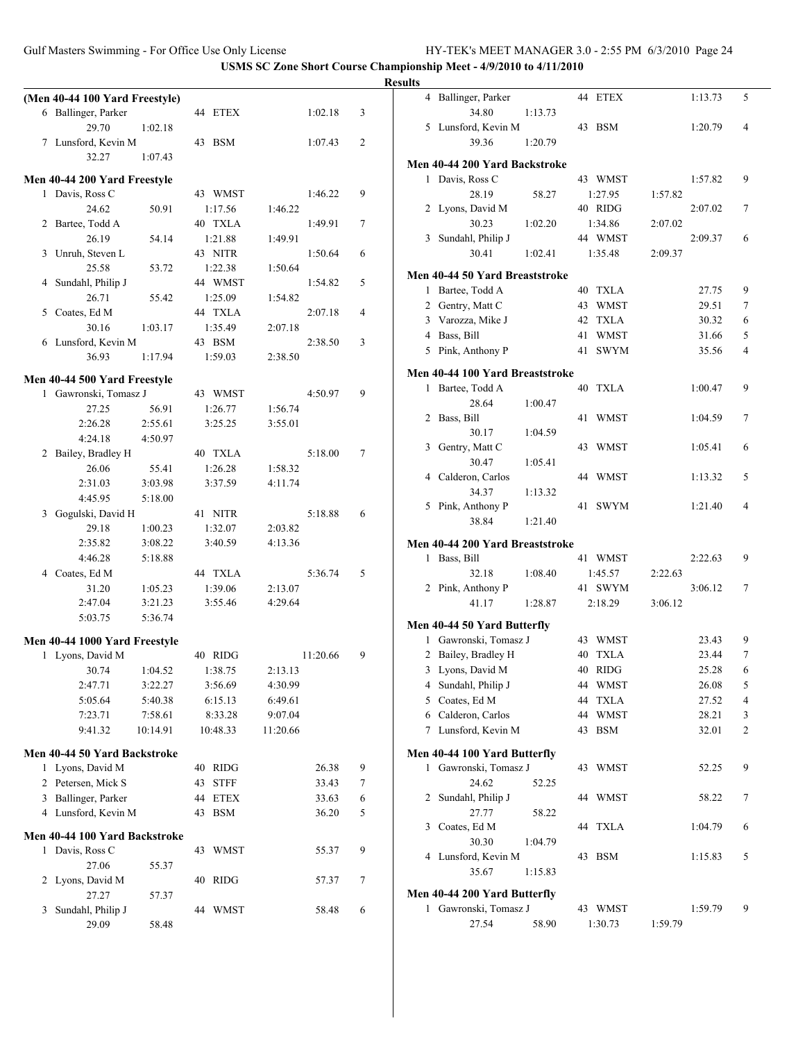**USMS SC Zone Short Course Championship Meet - 4/9/2010 to 4/11/2010**

**Results**

### (Men 40-44 100 Yard Freestyle)

| Place | Name | Age | Team | Time | Points |
|---|---|---|---|---|---|
| 6 | Ballinger, Parker | 44 | ETEX | 1:02.18 | 3 |
| | 29.70 | 1:02.18 | | | |
| 7 | Lunsford, Kevin M | 43 | BSM | 1:07.43 | 2 |
| | 32.27 | 1:07.43 | | | |

### Men 40-44 200 Yard Freestyle

| Place | Name | Age | Team | Time | Points |
|---|---|---|---|---|---|
| 1 | Davis, Ross C | 43 | WMST | 1:46.22 | 9 |
| | 24.62 | 50.91 | 1:17.56 | 1:46.22 | |
| 2 | Bartee, Todd A | 40 | TXLA | 1:49.91 | 7 |
| | 26.19 | 54.14 | 1:21.88 | 1:49.91 | |
| 3 | Unruh, Steven L | 43 | NITR | 1:50.64 | 6 |
| | 25.58 | 53.72 | 1:22.38 | 1:50.64 | |
| 4 | Sundahl, Philip J | 44 | WMST | 1:54.82 | 5 |
| | 26.71 | 55.42 | 1:25.09 | 1:54.82 | |
| 5 | Coates, Ed M | 44 | TXLA | 2:07.18 | 4 |
| | 30.16 | 1:03.17 | 1:35.49 | 2:07.18 | |
| 6 | Lunsford, Kevin M | 43 | BSM | 2:38.50 | 3 |
| | 36.93 | 1:17.94 | 1:59.03 | 2:38.50 | |

### Men 40-44 500 Yard Freestyle

| Place | Name | Age | Team | Time | Points |
|---|---|---|---|---|---|
| 1 | Gawronski, Tomasz J | 43 | WMST | 4:50.97 | 9 |
| | 27.25 | 56.91 | 1:26.77 | 1:56.74 | |
| | 2:26.28 | 2:55.61 | 3:25.25 | 3:55.01 | |
| | 4:24.18 | 4:50.97 | | | |
| 2 | Bailey, Bradley H | 40 | TXLA | 5:18.00 | 7 |
| | 26.06 | 55.41 | 1:26.28 | 1:58.32 | |
| | 2:31.03 | 3:03.98 | 3:37.59 | 4:11.74 | |
| | 4:45.95 | 5:18.00 | | | |
| 3 | Gogulski, David H | 41 | NITR | 5:18.88 | 6 |
| | 29.18 | 1:00.23 | 1:32.07 | 2:03.82 | |
| | 2:35.82 | 3:08.22 | 3:40.59 | 4:13.36 | |
| | 4:46.28 | 5:18.88 | | | |
| 4 | Coates, Ed M | 44 | TXLA | 5:36.74 | 5 |
| | 31.20 | 1:05.23 | 1:39.06 | 2:13.07 | |
| | 2:47.04 | 3:21.23 | 3:55.46 | 4:29.64 | |
| | 5:03.75 | 5:36.74 | | | |

### Men 40-44 1000 Yard Freestyle

| Place | Name | Age | Team | Time | Points |
|---|---|---|---|---|---|
| 1 | Lyons, David M | 40 | RIDG | 11:20.66 | 9 |
| | 30.74 | 1:04.52 | 1:38.75 | 2:13.13 | |
| | 2:47.71 | 3:22.27 | 3:56.69 | 4:30.99 | |
| | 5:05.64 | 5:40.38 | 6:15.13 | 6:49.61 | |
| | 7:23.71 | 7:58.61 | 8:33.28 | 9:07.04 | |
| | 9:41.32 | 10:14.91 | 10:48.33 | 11:20.66 | |

### Men 40-44 50 Yard Backstroke

| Place | Name | Age | Team | Time | Points |
|---|---|---|---|---|---|
| 1 | Lyons, David M | 40 | RIDG | 26.38 | 9 |
| 2 | Petersen, Mick S | 43 | STFF | 33.43 | 7 |
| 3 | Ballinger, Parker | 44 | ETEX | 33.63 | 6 |
| 4 | Lunsford, Kevin M | 43 | BSM | 36.20 | 5 |

### Men 40-44 100 Yard Backstroke

| Place | Name | Age | Team | Time | Points |
|---|---|---|---|---|---|
| 1 | Davis, Ross C | 43 | WMST | 55.37 | 9 |
| | 27.06 | 55.37 | | | |
| 2 | Lyons, David M | 40 | RIDG | 57.37 | 7 |
| | 27.27 | 57.37 | | | |
| 3 | Sundahl, Philip J | 44 | WMST | 58.48 | 6 |
| | 29.09 | 58.48 | | | |
| 4 | Ballinger, Parker | 44 | ETEX | 1:13.73 | 5 |
| | 34.80 | 1:13.73 | | | |
| 5 | Lunsford, Kevin M | 43 | BSM | 1:20.79 | 4 |
| | 39.36 | 1:20.79 | | | |

### Men 40-44 200 Yard Backstroke

| Place | Name | Age | Team | Time | Points |
|---|---|---|---|---|---|
| 1 | Davis, Ross C | 43 | WMST | 1:57.82 | 9 |
| | 28.19 | 58.27 | 1:27.95 | 1:57.82 | |
| 2 | Lyons, David M | 40 | RIDG | 2:07.02 | 7 |
| | 30.23 | 1:02.20 | 1:34.86 | 2:07.02 | |
| 3 | Sundahl, Philip J | 44 | WMST | 2:09.37 | 6 |
| | 30.41 | 1:02.41 | 1:35.48 | 2:09.37 | |

### Men 40-44 50 Yard Breaststroke

| Place | Name | Age | Team | Time | Points |
|---|---|---|---|---|---|
| 1 | Bartee, Todd A | 40 | TXLA | 27.75 | 9 |
| 2 | Gentry, Matt C | 43 | WMST | 29.51 | 7 |
| 3 | Varozza, Mike J | 42 | TXLA | 30.32 | 6 |
| 4 | Bass, Bill | 41 | WMST | 31.66 | 5 |
| 5 | Pink, Anthony P | 41 | SWYM | 35.56 | 4 |

### Men 40-44 100 Yard Breaststroke

| Place | Name | Age | Team | Time | Points |
|---|---|---|---|---|---|
| 1 | Bartee, Todd A | 40 | TXLA | 1:00.47 | 9 |
| | 28.64 | 1:00.47 | | | |
| 2 | Bass, Bill | 41 | WMST | 1:04.59 | 7 |
| | 30.17 | 1:04.59 | | | |
| 3 | Gentry, Matt C | 43 | WMST | 1:05.41 | 6 |
| | 30.47 | 1:05.41 | | | |
| 4 | Calderon, Carlos | 44 | WMST | 1:13.32 | 5 |
| | 34.37 | 1:13.32 | | | |
| 5 | Pink, Anthony P | 41 | SWYM | 1:21.40 | 4 |
| | 38.84 | 1:21.40 | | | |

### Men 40-44 200 Yard Breaststroke

| Place | Name | Age | Team | Time | Points |
|---|---|---|---|---|---|
| 1 | Bass, Bill | 41 | WMST | 2:22.63 | 9 |
| | 32.18 | 1:08.40 | 1:45.57 | 2:22.63 | |
| 2 | Pink, Anthony P | 41 | SWYM | 3:06.12 | 7 |
| | 41.17 | 1:28.87 | 2:18.29 | 3:06.12 | |

### Men 40-44 50 Yard Butterfly

| Place | Name | Age | Team | Time | Points |
|---|---|---|---|---|---|
| 1 | Gawronski, Tomasz J | 43 | WMST | 23.43 | 9 |
| 2 | Bailey, Bradley H | 40 | TXLA | 23.44 | 7 |
| 3 | Lyons, David M | 40 | RIDG | 25.28 | 6 |
| 4 | Sundahl, Philip J | 44 | WMST | 26.08 | 5 |
| 5 | Coates, Ed M | 44 | TXLA | 27.52 | 4 |
| 6 | Calderon, Carlos | 44 | WMST | 28.21 | 3 |
| 7 | Lunsford, Kevin M | 43 | BSM | 32.01 | 2 |

### Men 40-44 100 Yard Butterfly

| Place | Name | Age | Team | Time | Points |
|---|---|---|---|---|---|
| 1 | Gawronski, Tomasz J | 43 | WMST | 52.25 | 9 |
| | 24.62 | 52.25 | | | |
| 2 | Sundahl, Philip J | 44 | WMST | 58.22 | 7 |
| | 27.77 | 58.22 | | | |
| 3 | Coates, Ed M | 44 | TXLA | 1:04.79 | 6 |
| | 30.30 | 1:04.79 | | | |
| 4 | Lunsford, Kevin M | 43 | BSM | 1:15.83 | 5 |
| | 35.67 | 1:15.83 | | | |

### Men 40-44 200 Yard Butterfly

| Place | Name | Age | Team | Time | Points |
|---|---|---|---|---|---|
| 1 | Gawronski, Tomasz J | 43 | WMST | 1:59.79 | 9 |
| | 27.54 | 58.90 | 1:30.73 | 1:59.79 | |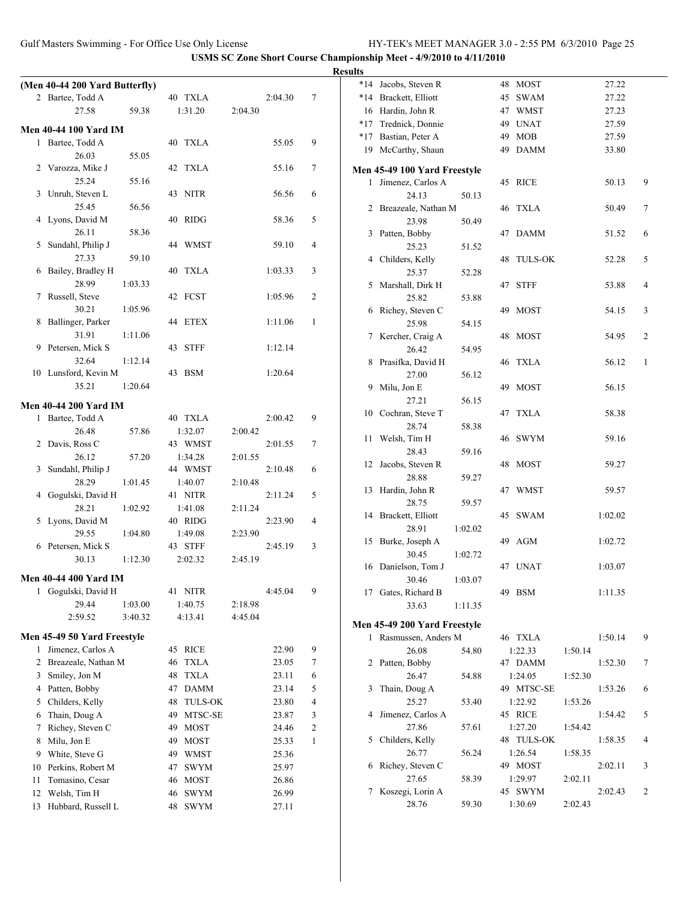## USMS SC Zone Short Course Championship Meet - 4/9/2010 to 4/11/2010

### Results

**(Men 40-44 200 Yard Butterfly)**

| Place | Name | Age | Team | Time | Points |
|---|---|---|---|---|---|
| 2 | Bartee, Todd A | 40 | TXLA | 2:04.30 | 7 |
| | 27.58 59.38 1:31.20 2:04.30 | | | | |

**Men 40-44 100 Yard IM**

| Place | Name | Age | Team | Time | Points |
|---|---|---|---|---|---|
| 1 | Bartee, Todd A | 40 | TXLA | 55.05 | 9 |
| | 26.03 55.05 | | | | |
| 2 | Varozza, Mike J | 42 | TXLA | 55.16 | 7 |
| | 25.24 55.16 | | | | |
| 3 | Unruh, Steven L | 43 | NITR | 56.56 | 6 |
| | 25.45 56.56 | | | | |
| 4 | Lyons, David M | 40 | RIDG | 58.36 | 5 |
| | 26.11 58.36 | | | | |
| 5 | Sundahl, Philip J | 44 | WMST | 59.10 | 4 |
| | 27.33 59.10 | | | | |
| 6 | Bailey, Bradley H | 40 | TXLA | 1:03.33 | 3 |
| | 28.99 1:03.33 | | | | |
| 7 | Russell, Steve | 42 | FCST | 1:05.96 | 2 |
| | 30.21 1:05.96 | | | | |
| 8 | Ballinger, Parker | 44 | ETEX | 1:11.06 | 1 |
| | 31.91 1:11.06 | | | | |
| 9 | Petersen, Mick S | 43 | STFF | 1:12.14 | |
| | 32.64 1:12.14 | | | | |
| 10 | Lunsford, Kevin M | 43 | BSM | 1:20.64 | |
| | 35.21 1:20.64 | | | | |

**Men 40-44 200 Yard IM**

| Place | Name | Age | Team | Time | Points |
|---|---|---|---|---|---|
| 1 | Bartee, Todd A | 40 | TXLA | 2:00.42 | 9 |
| | 26.48 57.86 1:32.07 2:00.42 | | | | |
| 2 | Davis, Ross C | 43 | WMST | 2:01.55 | 7 |
| | 26.12 57.20 1:34.28 2:01.55 | | | | |
| 3 | Sundahl, Philip J | 44 | WMST | 2:10.48 | 6 |
| | 28.29 1:01.45 1:40.07 2:10.48 | | | | |
| 4 | Gogulski, David H | 41 | NITR | 2:11.24 | 5 |
| | 28.21 1:02.92 1:41.08 2:11.24 | | | | |
| 5 | Lyons, David M | 40 | RIDG | 2:23.90 | 4 |
| | 29.55 1:04.80 1:49.08 2:23.90 | | | | |
| 6 | Petersen, Mick S | 43 | STFF | 2:45.19 | 3 |
| | 30.13 1:12.30 2:02.32 2:45.19 | | | | |

**Men 40-44 400 Yard IM**

| Place | Name | Age | Team | Time | Points |
|---|---|---|---|---|---|
| 1 | Gogulski, David H | 41 | NITR | 4:45.04 | 9 |
| | 29.44 1:03.00 1:40.75 2:18.98 | | | | |
| | 2:59.52 3:40.32 4:13.41 4:45.04 | | | | |

**Men 45-49 50 Yard Freestyle**

| Place | Name | Age | Team | Time | Points |
|---|---|---|---|---|---|
| 1 | Jimenez, Carlos A | 45 | RICE | 22.90 | 9 |
| 2 | Breazeale, Nathan M | 46 | TXLA | 23.05 | 7 |
| 3 | Smiley, Jon M | 48 | TXLA | 23.11 | 6 |
| 4 | Patten, Bobby | 47 | DAMM | 23.14 | 5 |
| 5 | Childers, Kelly | 48 | TULS-OK | 23.80 | 4 |
| 6 | Thain, Doug A | 49 | MTSC-SE | 23.87 | 3 |
| 7 | Richey, Steven C | 49 | MOST | 24.46 | 2 |
| 8 | Milu, Jon E | 49 | MOST | 25.33 | 1 |
| 9 | White, Steve G | 49 | WMST | 25.36 | |
| 10 | Perkins, Robert M | 47 | SWYM | 25.97 | |
| 11 | Tomasino, Cesar | 46 | MOST | 26.86 | |
| 12 | Welsh, Tim H | 46 | SWYM | 26.99 | |
| 13 | Hubbard, Russell L | 48 | SWYM | 27.11 | |
| *14 | Jacobs, Steven R | 48 | MOST | 27.22 | |
| *14 | Brackett, Elliott | 45 | SWAM | 27.22 | |
| 16 | Hardin, John R | 47 | WMST | 27.23 | |
| *17 | Trednick, Donnie | 49 | UNAT | 27.59 | |
| *17 | Bastian, Peter A | 49 | MOB | 27.59 | |
| 19 | McCarthy, Shaun | 49 | DAMM | 33.80 | |

**Men 45-49 100 Yard Freestyle**

| Place | Name | Age | Team | Time | Points |
|---|---|---|---|---|---|
| 1 | Jimenez, Carlos A | 45 | RICE | 50.13 | 9 |
| | 24.13 50.13 | | | | |
| 2 | Breazeale, Nathan M | 46 | TXLA | 50.49 | 7 |
| | 23.98 50.49 | | | | |
| 3 | Patten, Bobby | 47 | DAMM | 51.52 | 6 |
| | 25.23 51.52 | | | | |
| 4 | Childers, Kelly | 48 | TULS-OK | 52.28 | 5 |
| | 25.37 52.28 | | | | |
| 5 | Marshall, Dirk H | 47 | STFF | 53.88 | 4 |
| | 25.82 53.88 | | | | |
| 6 | Richey, Steven C | 49 | MOST | 54.15 | 3 |
| | 25.98 54.15 | | | | |
| 7 | Kercher, Craig A | 48 | MOST | 54.95 | 2 |
| | 26.42 54.95 | | | | |
| 8 | Prasifka, David H | 46 | TXLA | 56.12 | 1 |
| | 27.00 56.12 | | | | |
| 9 | Milu, Jon E | 49 | MOST | 56.15 | |
| | 27.21 56.15 | | | | |
| 10 | Cochran, Steve T | 47 | TXLA | 58.38 | |
| | 28.74 58.38 | | | | |
| 11 | Welsh, Tim H | 46 | SWYM | 59.16 | |
| | 28.43 59.16 | | | | |
| 12 | Jacobs, Steven R | 48 | MOST | 59.27 | |
| | 28.88 59.27 | | | | |
| 13 | Hardin, John R | 47 | WMST | 59.57 | |
| | 28.75 59.57 | | | | |
| 14 | Brackett, Elliott | 45 | SWAM | 1:02.02 | |
| | 28.91 1:02.02 | | | | |
| 15 | Burke, Joseph A | 49 | AGM | 1:02.72 | |
| | 30.45 1:02.72 | | | | |
| 16 | Danielson, Tom J | 47 | UNAT | 1:03.07 | |
| | 30.46 1:03.07 | | | | |
| 17 | Gates, Richard B | 49 | BSM | 1:11.35 | |
| | 33.63 1:11.35 | | | | |

**Men 45-49 200 Yard Freestyle**

| Place | Name | Age | Team | Time | Points |
|---|---|---|---|---|---|
| 1 | Rasmussen, Anders M | 46 | TXLA | 1:50.14 | 9 |
| | 26.08 54.80 1:22.33 1:50.14 | | | | |
| 2 | Patten, Bobby | 47 | DAMM | 1:52.30 | 7 |
| | 26.47 54.88 1:24.05 1:52.30 | | | | |
| 3 | Thain, Doug A | 49 | MTSC-SE | 1:53.26 | 6 |
| | 25.27 53.40 1:22.92 1:53.26 | | | | |
| 4 | Jimenez, Carlos A | 45 | RICE | 1:54.42 | 5 |
| | 27.86 57.61 1:27.20 1:54.42 | | | | |
| 5 | Childers, Kelly | 48 | TULS-OK | 1:58.35 | 4 |
| | 26.77 56.24 1:26.54 1:58.35 | | | | |
| 6 | Richey, Steven C | 49 | MOST | 2:02.11 | 3 |
| | 27.65 58.39 1:29.97 2:02.11 | | | | |
| 7 | Koszegi, Lorin A | 45 | SWYM | 2:02.43 | 2 |
| | 28.76 59.30 1:30.69 2:02.43 | | | | |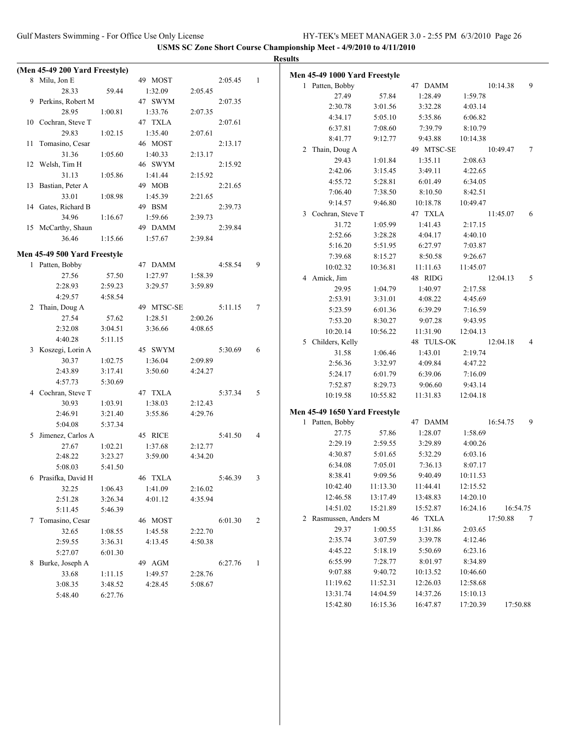**USMS SC Zone Short Course Championship Meet - 4/9/2010 to 4/11/2010**

**Results**

### (Men 45-49 200 Yard Freestyle)

| Place | Name | Age | Team | Finals Time | Points |
|---|---|---|---|---|---|
| 8 | Milu, Jon E | 49 | MOST | 2:05.45 | 1 |
| | 28.33 | 59.44 | 1:32.09 | 2:05.45 | |
| 9 | Perkins, Robert M | 47 | SWYM | 2:07.35 | |
| | 28.95 | 1:00.81 | 1:33.76 | 2:07.35 | |
| 10 | Cochran, Steve T | 47 | TXLA | 2:07.61 | |
| | 29.83 | 1:02.15 | 1:35.40 | 2:07.61 | |
| 11 | Tomasino, Cesar | 46 | MOST | 2:13.17 | |
| | 31.36 | 1:05.60 | 1:40.33 | 2:13.17 | |
| 12 | Welsh, Tim H | 46 | SWYM | 2:15.92 | |
| | 31.13 | 1:05.86 | 1:41.44 | 2:15.92 | |
| 13 | Bastian, Peter A | 49 | MOB | 2:21.65 | |
| | 33.01 | 1:08.98 | 1:45.39 | 2:21.65 | |
| 14 | Gates, Richard B | 49 | BSM | 2:39.73 | |
| | 34.96 | 1:16.67 | 1:59.66 | 2:39.73 | |
| 15 | McCarthy, Shaun | 49 | DAMM | 2:39.84 | |
| | 36.46 | 1:15.66 | 1:57.67 | 2:39.84 | |

### Men 45-49 500 Yard Freestyle

| Place | Name | Age | Team | Finals Time | Points |
|---|---|---|---|---|---|
| 1 | Patten, Bobby | 47 | DAMM | 4:58.54 | 9 |
| | 27.56 | 57.50 | 1:27.97 | 1:58.39 | |
| | 2:28.93 | 2:59.23 | 3:29.57 | 3:59.89 | |
| | 4:29.57 | 4:58.54 | | | |
| 2 | Thain, Doug A | 49 | MTSC-SE | 5:11.15 | 7 |
| | 27.54 | 57.62 | 1:28.51 | 2:00.26 | |
| | 2:32.08 | 3:04.51 | 3:36.66 | 4:08.65 | |
| | 4:40.28 | 5:11.15 | | | |
| 3 | Koszegi, Lorin A | 45 | SWYM | 5:30.69 | 6 |
| | 30.37 | 1:02.75 | 1:36.04 | 2:09.89 | |
| | 2:43.89 | 3:17.41 | 3:50.60 | 4:24.27 | |
| | 4:57.73 | 5:30.69 | | | |
| 4 | Cochran, Steve T | 47 | TXLA | 5:37.34 | 5 |
| | 30.93 | 1:03.91 | 1:38.03 | 2:12.43 | |
| | 2:46.91 | 3:21.40 | 3:55.86 | 4:29.76 | |
| | 5:04.08 | 5:37.34 | | | |
| 5 | Jimenez, Carlos A | 45 | RICE | 5:41.50 | 4 |
| | 27.67 | 1:02.21 | 1:37.68 | 2:12.77 | |
| | 2:48.22 | 3:23.27 | 3:59.00 | 4:34.20 | |
| | 5:08.03 | 5:41.50 | | | |
| 6 | Prasifka, David H | 46 | TXLA | 5:46.39 | 3 |
| | 32.25 | 1:06.43 | 1:41.09 | 2:16.02 | |
| | 2:51.28 | 3:26.34 | 4:01.12 | 4:35.94 | |
| | 5:11.45 | 5:46.39 | | | |
| 7 | Tomasino, Cesar | 46 | MOST | 6:01.30 | 2 |
| | 32.65 | 1:08.55 | 1:45.58 | 2:22.70 | |
| | 2:59.55 | 3:36.31 | 4:13.45 | 4:50.38 | |
| | 5:27.07 | 6:01.30 | | | |
| 8 | Burke, Joseph A | 49 | AGM | 6:27.76 | 1 |
| | 33.68 | 1:11.15 | 1:49.57 | 2:28.76 | |
| | 3:08.35 | 3:48.52 | 4:28.45 | 5:08.67 | |
| | 5:48.40 | 6:27.76 | | | |

### Men 45-49 1000 Yard Freestyle

| Place | Name | Age | Team | Finals Time | Points |
|---|---|---|---|---|---|
| 1 | Patten, Bobby | 47 | DAMM | 10:14.38 | 9 |
| | 27.49 | 57.84 | 1:28.49 | 1:59.78 | |
| | 2:30.78 | 3:01.56 | 3:32.28 | 4:03.14 | |
| | 4:34.17 | 5:05.10 | 5:35.86 | 6:06.82 | |
| | 6:37.81 | 7:08.60 | 7:39.79 | 8:10.79 | |
| | 8:41.77 | 9:12.77 | 9:43.88 | 10:14.38 | |
| 2 | Thain, Doug A | 49 | MTSC-SE | 10:49.47 | 7 |
| | 29.43 | 1:01.84 | 1:35.11 | 2:08.63 | |
| | 2:42.06 | 3:15.45 | 3:49.11 | 4:22.65 | |
| | 4:55.72 | 5:28.81 | 6:01.49 | 6:34.05 | |
| | 7:06.40 | 7:38.50 | 8:10.50 | 8:42.51 | |
| | 9:14.57 | 9:46.80 | 10:18.78 | 10:49.47 | |
| 3 | Cochran, Steve T | 47 | TXLA | 11:45.07 | 6 |
| | 31.72 | 1:05.99 | 1:41.43 | 2:17.15 | |
| | 2:52.66 | 3:28.28 | 4:04.17 | 4:40.10 | |
| | 5:16.20 | 5:51.95 | 6:27.97 | 7:03.87 | |
| | 7:39.68 | 8:15.27 | 8:50.58 | 9:26.67 | |
| | 10:02.32 | 10:36.81 | 11:11.63 | 11:45.07 | |
| 4 | Amick, Jim | 48 | RIDG | 12:04.13 | 5 |
| | 29.95 | 1:04.79 | 1:40.97 | 2:17.58 | |
| | 2:53.91 | 3:31.01 | 4:08.22 | 4:45.69 | |
| | 5:23.59 | 6:01.36 | 6:39.29 | 7:16.59 | |
| | 7:53.20 | 8:30.27 | 9:07.28 | 9:43.95 | |
| | 10:20.14 | 10:56.22 | 11:31.90 | 12:04.13 | |
| 5 | Childers, Kelly | 48 | TULS-OK | 12:04.18 | 4 |
| | 31.58 | 1:06.46 | 1:43.01 | 2:19.74 | |
| | 2:56.36 | 3:32.97 | 4:09.84 | 4:47.22 | |
| | 5:24.17 | 6:01.79 | 6:39.06 | 7:16.09 | |
| | 7:52.87 | 8:29.73 | 9:06.60 | 9:43.14 | |
| | 10:19.58 | 10:55.82 | 11:31.83 | 12:04.18 | |

### Men 45-49 1650 Yard Freestyle

| Place | Name | Age | Team | | Finals Time | Points |
|---|---|---|---|---|---|---|
| 1 | Patten, Bobby | 47 | DAMM | | 16:54.75 | 9 |
| | 27.75 | 57.86 | 1:28.07 | 1:58.69 | | |
| | 2:29.19 | 2:59.55 | 3:29.89 | 4:00.26 | | |
| | 4:30.87 | 5:01.65 | 5:32.29 | 6:03.16 | | |
| | 6:34.08 | 7:05.01 | 7:36.13 | 8:07.17 | | |
| | 8:38.41 | 9:09.56 | 9:40.49 | 10:11.53 | | |
| | 10:42.40 | 11:13.30 | 11:44.41 | 12:15.52 | | |
| | 12:46.58 | 13:17.49 | 13:48.83 | 14:20.10 | | |
| | 14:51.02 | 15:21.89 | 15:52.87 | 16:24.16 | 16:54.75 | |
| 2 | Rasmussen, Anders M | 46 | TXLA | | 17:50.88 | 7 |
| | 29.37 | 1:00.55 | 1:31.86 | 2:03.65 | | |
| | 2:35.74 | 3:07.59 | 3:39.78 | 4:12.46 | | |
| | 4:45.22 | 5:18.19 | 5:50.69 | 6:23.16 | | |
| | 6:55.99 | 7:28.77 | 8:01.97 | 8:34.89 | | |
| | 9:07.88 | 9:40.72 | 10:13.52 | 10:46.60 | | |
| | 11:19.62 | 11:52.31 | 12:26.03 | 12:58.68 | | |
| | 13:31.74 | 14:04.59 | 14:37.26 | 15:10.13 | | |
| | 15:42.80 | 16:15.36 | 16:47.87 | 17:20.39 | 17:50.88 | |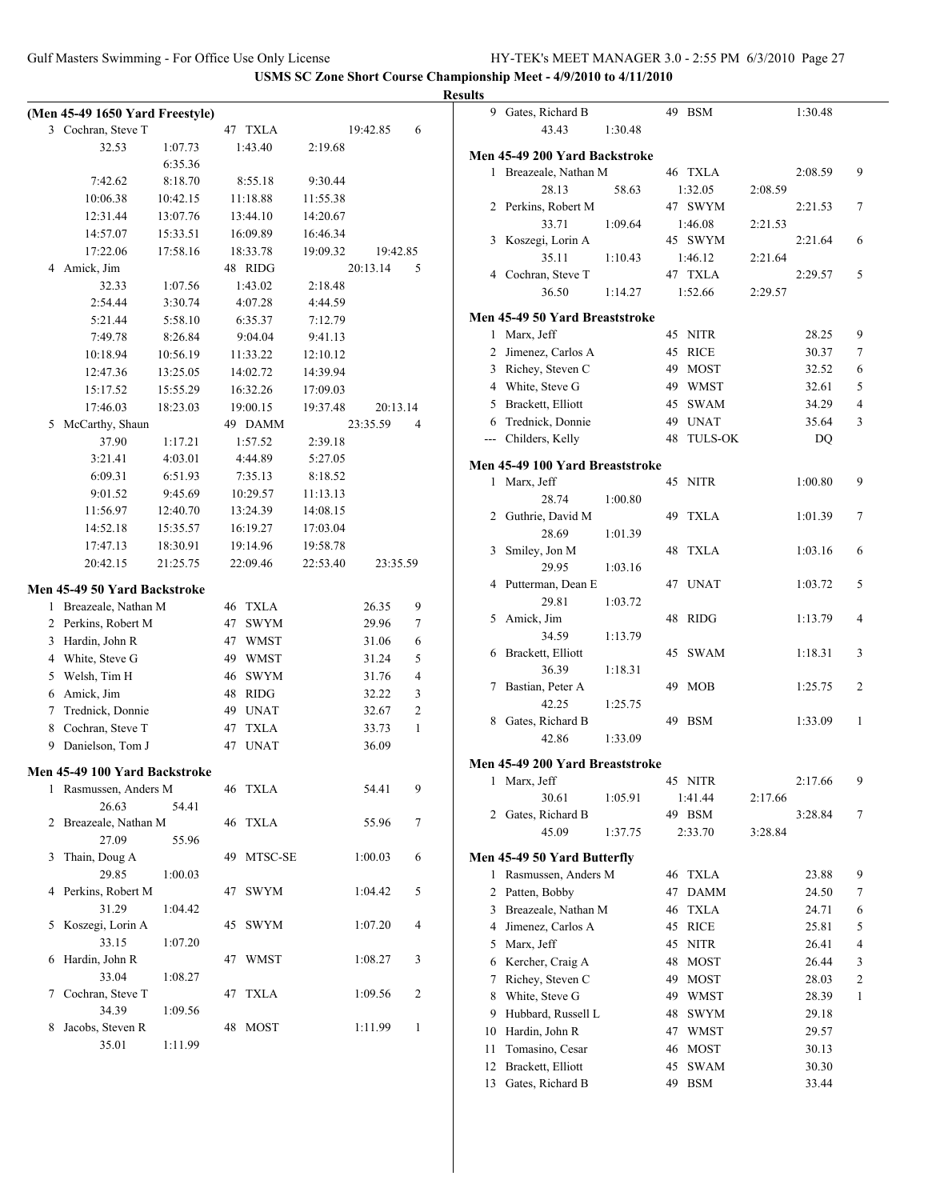USMS SC Zone Short Course Championship Meet - 4/9/2010 to 4/11/2010

## Results

### (Men 45-49 1650 Yard Freestyle)

| Place | Name | Age | Team | Finals Time | Points |
|---|---|---|---|---|---|
| 3 | Cochran, Steve T | 47 | TXLA | 19:42.85 | 6 |
| | 32.53, 1:07.73, 1:43.40, 2:19.68, 6:35.36, 7:42.62, 8:18.70, 8:55.18, 9:30.44, 10:06.38, 10:42.15, 11:18.88, 11:55.38, 12:31.44, 13:07.76, 13:44.10, 14:20.67, 14:57.07, 15:33.51, 16:09.89, 16:46.34, 17:22.06, 17:58.16, 18:33.78, 19:09.32, 19:42.85 | | | | |
| 4 | Amick, Jim | 48 | RIDG | 20:13.14 | 5 |
| | 32.33, 1:07.56, 1:43.02, 2:18.48, 2:54.44, 3:30.74, 4:07.28, 4:44.59, 5:21.44, 5:58.10, 6:35.37, 7:12.79, 7:49.78, 8:26.84, 9:04.04, 9:41.13, 10:18.94, 10:56.19, 11:33.22, 12:10.12, 12:47.36, 13:25.05, 14:02.72, 14:39.94, 15:17.52, 15:55.29, 16:32.26, 17:09.03, 17:46.03, 18:23.03, 19:00.15, 19:37.48, 20:13.14 | | | | |
| 5 | McCarthy, Shaun | 49 | DAMM | 23:35.59 | 4 |
| | 37.90, 1:17.21, 1:57.52, 2:39.18, 3:21.41, 4:03.01, 4:44.89, 5:27.05, 6:09.31, 6:51.93, 7:35.13, 8:18.52, 9:01.52, 9:45.69, 10:29.57, 11:13.13, 11:56.97, 12:40.70, 13:24.39, 14:08.15, 14:52.18, 15:35.57, 16:19.27, 17:03.04, 17:47.13, 18:30.91, 19:14.96, 19:58.78, 20:42.15, 21:25.75, 22:09.46, 22:53.40, 23:35.59 | | | | |

### Men 45-49 50 Yard Backstroke

| Place | Name | Age | Team | Finals Time | Points |
|---|---|---|---|---|---|
| 1 | Breazeale, Nathan M | 46 | TXLA | 26.35 | 9 |
| 2 | Perkins, Robert M | 47 | SWYM | 29.96 | 7 |
| 3 | Hardin, John R | 47 | WMST | 31.06 | 6 |
| 4 | White, Steve G | 49 | WMST | 31.24 | 5 |
| 5 | Welsh, Tim H | 46 | SWYM | 31.76 | 4 |
| 6 | Amick, Jim | 48 | RIDG | 32.22 | 3 |
| 7 | Trednick, Donnie | 49 | UNAT | 32.67 | 2 |
| 8 | Cochran, Steve T | 47 | TXLA | 33.73 | 1 |
| 9 | Danielson, Tom J | 47 | UNAT | 36.09 | |

### Men 45-49 100 Yard Backstroke

| Place | Name | Age | Team | Finals Time | Points |
|---|---|---|---|---|---|
| 1 | Rasmussen, Anders M | 46 | TXLA | 54.41 | 9 |
| | 26.63, 54.41 | | | | |
| 2 | Breazeale, Nathan M | 46 | TXLA | 55.96 | 7 |
| | 27.09, 55.96 | | | | |
| 3 | Thain, Doug A | 49 | MTSC-SE | 1:00.03 | 6 |
| | 29.85, 1:00.03 | | | | |
| 4 | Perkins, Robert M | 47 | SWYM | 1:04.42 | 5 |
| | 31.29, 1:04.42 | | | | |
| 5 | Koszegi, Lorin A | 45 | SWYM | 1:07.20 | 4 |
| | 33.15, 1:07.20 | | | | |
| 6 | Hardin, John R | 47 | WMST | 1:08.27 | 3 |
| | 33.04, 1:08.27 | | | | |
| 7 | Cochran, Steve T | 47 | TXLA | 1:09.56 | 2 |
| | 34.39, 1:09.56 | | | | |
| 8 | Jacobs, Steven R | 48 | MOST | 1:11.99 | 1 |
| | 35.01, 1:11.99 | | | | |
| 9 | Gates, Richard B | 49 | BSM | 1:30.48 | |
| | 43.43, 1:30.48 | | | | |

### Men 45-49 200 Yard Backstroke

| Place | Name | Age | Team | Finals Time | Points |
|---|---|---|---|---|---|
| 1 | Breazeale, Nathan M | 46 | TXLA | 2:08.59 | 9 |
| | 28.13, 58.63, 1:32.05, 2:08.59 | | | | |
| 2 | Perkins, Robert M | 47 | SWYM | 2:21.53 | 7 |
| | 33.71, 1:09.64, 1:46.08, 2:21.53 | | | | |
| 3 | Koszegi, Lorin A | 45 | SWYM | 2:21.64 | 6 |
| | 35.11, 1:10.43, 1:46.12, 2:21.64 | | | | |
| 4 | Cochran, Steve T | 47 | TXLA | 2:29.57 | 5 |
| | 36.50, 1:14.27, 1:52.66, 2:29.57 | | | | |

### Men 45-49 50 Yard Breaststroke

| Place | Name | Age | Team | Finals Time | Points |
|---|---|---|---|---|---|
| 1 | Marx, Jeff | 45 | NITR | 28.25 | 9 |
| 2 | Jimenez, Carlos A | 45 | RICE | 30.37 | 7 |
| 3 | Richey, Steven C | 49 | MOST | 32.52 | 6 |
| 4 | White, Steve G | 49 | WMST | 32.61 | 5 |
| 5 | Brackett, Elliott | 45 | SWAM | 34.29 | 4 |
| 6 | Trednick, Donnie | 49 | UNAT | 35.64 | 3 |
| --- | Childers, Kelly | 48 | TULS-OK | DQ | |

### Men 45-49 100 Yard Breaststroke

| Place | Name | Age | Team | Finals Time | Points |
|---|---|---|---|---|---|
| 1 | Marx, Jeff | 45 | NITR | 1:00.80 | 9 |
| | 28.74, 1:00.80 | | | | |
| 2 | Guthrie, David M | 49 | TXLA | 1:01.39 | 7 |
| | 28.69, 1:01.39 | | | | |
| 3 | Smiley, Jon M | 48 | TXLA | 1:03.16 | 6 |
| | 29.95, 1:03.16 | | | | |
| 4 | Putterman, Dean E | 47 | UNAT | 1:03.72 | 5 |
| | 29.81, 1:03.72 | | | | |
| 5 | Amick, Jim | 48 | RIDG | 1:13.79 | 4 |
| | 34.59, 1:13.79 | | | | |
| 6 | Brackett, Elliott | 45 | SWAM | 1:18.31 | 3 |
| | 36.39, 1:18.31 | | | | |
| 7 | Bastian, Peter A | 49 | MOB | 1:25.75 | 2 |
| | 42.25, 1:25.75 | | | | |
| 8 | Gates, Richard B | 49 | BSM | 1:33.09 | 1 |
| | 42.86, 1:33.09 | | | | |

### Men 45-49 200 Yard Breaststroke

| Place | Name | Age | Team | Finals Time | Points |
|---|---|---|---|---|---|
| 1 | Marx, Jeff | 45 | NITR | 2:17.66 | 9 |
| | 30.61, 1:05.91, 1:41.44, 2:17.66 | | | | |
| 2 | Gates, Richard B | 49 | BSM | 3:28.84 | 7 |
| | 45.09, 1:37.75, 2:33.70, 3:28.84 | | | | |

### Men 45-49 50 Yard Butterfly

| Place | Name | Age | Team | Finals Time | Points |
|---|---|---|---|---|---|
| 1 | Rasmussen, Anders M | 46 | TXLA | 23.88 | 9 |
| 2 | Patten, Bobby | 47 | DAMM | 24.50 | 7 |
| 3 | Breazeale, Nathan M | 46 | TXLA | 24.71 | 6 |
| 4 | Jimenez, Carlos A | 45 | RICE | 25.81 | 5 |
| 5 | Marx, Jeff | 45 | NITR | 26.41 | 4 |
| 6 | Kercher, Craig A | 48 | MOST | 26.44 | 3 |
| 7 | Richey, Steven C | 49 | MOST | 28.03 | 2 |
| 8 | White, Steve G | 49 | WMST | 28.39 | 1 |
| 9 | Hubbard, Russell L | 48 | SWYM | 29.18 | |
| 10 | Hardin, John R | 47 | WMST | 29.57 | |
| 11 | Tomasino, Cesar | 46 | MOST | 30.13 | |
| 12 | Brackett, Elliott | 45 | SWAM | 30.30 | |
| 13 | Gates, Richard B | 49 | BSM | 33.44 | |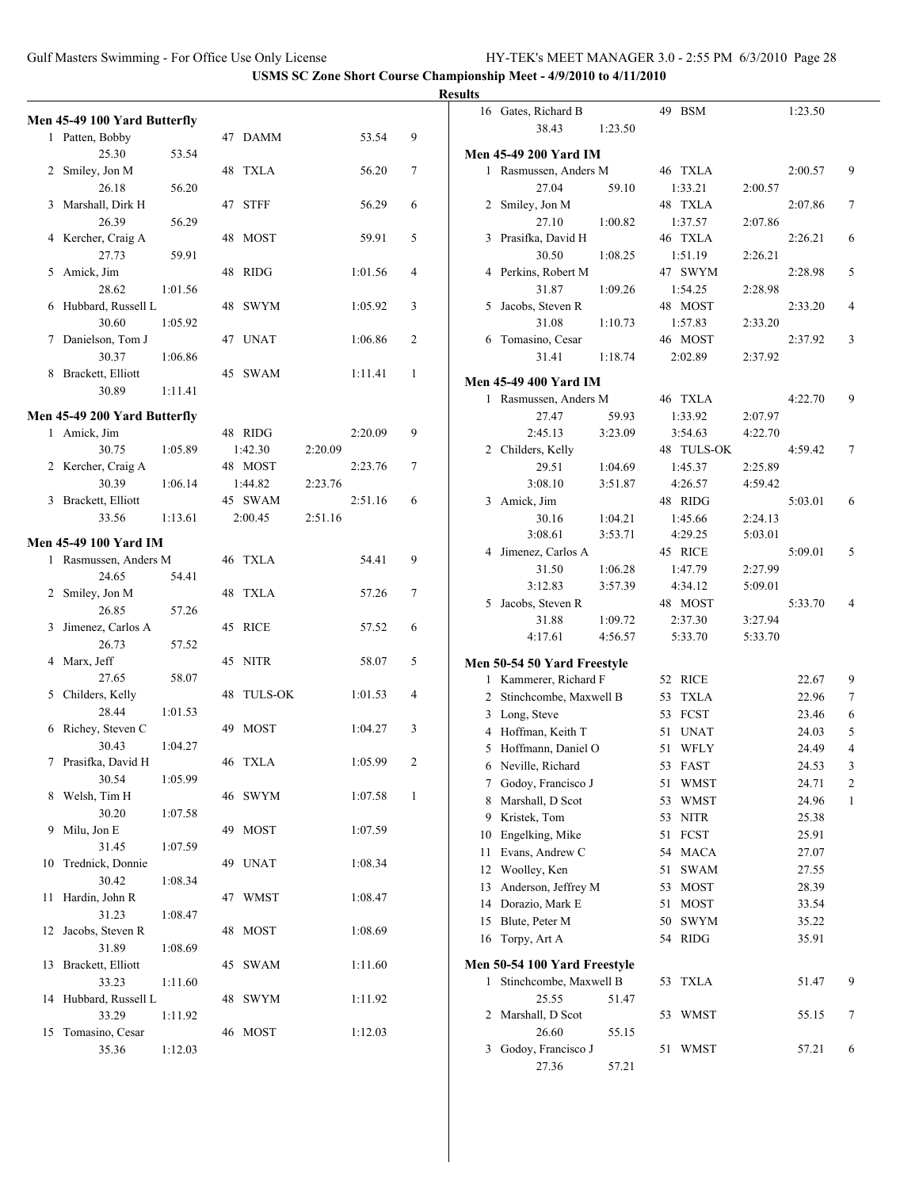**USMS SC Zone Short Course Championship Meet - 4/9/2010 to 4/11/2010**

**Results**

### Men 45-49 100 Yard Butterfly

| Place | Name | Age | Team | Finals Time | Points |
|---|---|---|---|---|---|
| 1 | Patten, Bobby | 47 | DAMM | 53.54 | 9 |
| | 25.30 53.54 | | | | |
| 2 | Smiley, Jon M | 48 | TXLA | 56.20 | 7 |
| | 26.18 56.20 | | | | |
| 3 | Marshall, Dirk H | 47 | STFF | 56.29 | 6 |
| | 26.39 56.29 | | | | |
| 4 | Kercher, Craig A | 48 | MOST | 59.91 | 5 |
| | 27.73 59.91 | | | | |
| 5 | Amick, Jim | 48 | RIDG | 1:01.56 | 4 |
| | 28.62 1:01.56 | | | | |
| 6 | Hubbard, Russell L | 48 | SWYM | 1:05.92 | 3 |
| | 30.60 1:05.92 | | | | |
| 7 | Danielson, Tom J | 47 | UNAT | 1:06.86 | 2 |
| | 30.37 1:06.86 | | | | |
| 8 | Brackett, Elliott | 45 | SWAM | 1:11.41 | 1 |
| | 30.89 1:11.41 | | | | |

### Men 45-49 200 Yard Butterfly

| Place | Name | Age | Team | Finals Time | Points |
|---|---|---|---|---|---|
| 1 | Amick, Jim | 48 | RIDG | 2:20.09 | 9 |
| | 30.75 1:05.89 1:42.30 2:20.09 | | | | |
| 2 | Kercher, Craig A | 48 | MOST | 2:23.76 | 7 |
| | 30.39 1:06.14 1:44.82 2:23.76 | | | | |
| 3 | Brackett, Elliott | 45 | SWAM | 2:51.16 | 6 |
| | 33.56 1:13.61 2:00.45 2:51.16 | | | | |

### Men 45-49 100 Yard IM

| Place | Name | Age | Team | Finals Time | Points |
|---|---|---|---|---|---|
| 1 | Rasmussen, Anders M | 46 | TXLA | 54.41 | 9 |
| | 24.65 54.41 | | | | |
| 2 | Smiley, Jon M | 48 | TXLA | 57.26 | 7 |
| | 26.85 57.26 | | | | |
| 3 | Jimenez, Carlos A | 45 | RICE | 57.52 | 6 |
| | 26.73 57.52 | | | | |
| 4 | Marx, Jeff | 45 | NITR | 58.07 | 5 |
| | 27.65 58.07 | | | | |
| 5 | Childers, Kelly | 48 | TULS-OK | 1:01.53 | 4 |
| | 28.44 1:01.53 | | | | |
| 6 | Richey, Steven C | 49 | MOST | 1:04.27 | 3 |
| | 30.43 1:04.27 | | | | |
| 7 | Prasifka, David H | 46 | TXLA | 1:05.99 | 2 |
| | 30.54 1:05.99 | | | | |
| 8 | Welsh, Tim H | 46 | SWYM | 1:07.58 | 1 |
| | 30.20 1:07.58 | | | | |
| 9 | Milu, Jon E | 49 | MOST | 1:07.59 | |
| | 31.45 1:07.59 | | | | |
| 10 | Trednick, Donnie | 49 | UNAT | 1:08.34 | |
| | 30.42 1:08.34 | | | | |
| 11 | Hardin, John R | 47 | WMST | 1:08.47 | |
| | 31.23 1:08.47 | | | | |
| 12 | Jacobs, Steven R | 48 | MOST | 1:08.69 | |
| | 31.89 1:08.69 | | | | |
| 13 | Brackett, Elliott | 45 | SWAM | 1:11.60 | |
| | 33.23 1:11.60 | | | | |
| 14 | Hubbard, Russell L | 48 | SWYM | 1:11.92 | |
| | 33.29 1:11.92 | | | | |
| 15 | Tomasino, Cesar | 46 | MOST | 1:12.03 | |
| | 35.36 1:12.03 | | | | |
| 16 | Gates, Richard B | 49 | BSM | 1:23.50 | |
| | 38.43 1:23.50 | | | | |

### Men 45-49 200 Yard IM

| Place | Name | Age | Team | Finals Time | Points |
|---|---|---|---|---|---|
| 1 | Rasmussen, Anders M | 46 | TXLA | 2:00.57 | 9 |
| | 27.04 59.10 1:33.21 2:00.57 | | | | |
| 2 | Smiley, Jon M | 48 | TXLA | 2:07.86 | 7 |
| | 27.10 1:00.82 1:37.57 2:07.86 | | | | |
| 3 | Prasifka, David H | 46 | TXLA | 2:26.21 | 6 |
| | 30.50 1:08.25 1:51.19 2:26.21 | | | | |
| 4 | Perkins, Robert M | 47 | SWYM | 2:28.98 | 5 |
| | 31.87 1:09.26 1:54.25 2:28.98 | | | | |
| 5 | Jacobs, Steven R | 48 | MOST | 2:33.20 | 4 |
| | 31.08 1:10.73 1:57.83 2:33.20 | | | | |
| 6 | Tomasino, Cesar | 46 | MOST | 2:37.92 | 3 |
| | 31.41 1:18.74 2:02.89 2:37.92 | | | | |

### Men 45-49 400 Yard IM

| Place | Name | Age | Team | Finals Time | Points |
|---|---|---|---|---|---|
| 1 | Rasmussen, Anders M | 46 | TXLA | 4:22.70 | 9 |
| | 27.47 59.93 1:33.92 2:07.97 | | | | |
| | 2:45.13 3:23.09 3:54.63 4:22.70 | | | | |
| 2 | Childers, Kelly | 48 | TULS-OK | 4:59.42 | 7 |
| | 29.51 1:04.69 1:45.37 2:25.89 | | | | |
| | 3:08.10 3:51.87 4:26.57 4:59.42 | | | | |
| 3 | Amick, Jim | 48 | RIDG | 5:03.01 | 6 |
| | 30.16 1:04.21 1:45.66 2:24.13 | | | | |
| | 3:08.61 3:53.71 4:29.25 5:03.01 | | | | |
| 4 | Jimenez, Carlos A | 45 | RICE | 5:09.01 | 5 |
| | 31.50 1:06.28 1:47.79 2:27.99 | | | | |
| | 3:12.83 3:57.39 4:34.12 5:09.01 | | | | |
| 5 | Jacobs, Steven R | 48 | MOST | 5:33.70 | 4 |
| | 31.88 1:09.72 2:37.30 3:27.94 | | | | |
| | 4:17.61 4:56.57 5:33.70 5:33.70 | | | | |

### Men 50-54 50 Yard Freestyle

| Place | Name | Age | Team | Finals Time | Points |
|---|---|---|---|---|---|
| 1 | Kammerer, Richard F | 52 | RICE | 22.67 | 9 |
| 2 | Stinchcombe, Maxwell B | 53 | TXLA | 22.96 | 7 |
| 3 | Long, Steve | 53 | FCST | 23.46 | 6 |
| 4 | Hoffman, Keith T | 51 | UNAT | 24.03 | 5 |
| 5 | Hoffmann, Daniel O | 51 | WFLY | 24.49 | 4 |
| 6 | Neville, Richard | 53 | FAST | 24.53 | 3 |
| 7 | Godoy, Francisco J | 51 | WMST | 24.71 | 2 |
| 8 | Marshall, D Scot | 53 | WMST | 24.96 | 1 |
| 9 | Kristek, Tom | 53 | NITR | 25.38 | |
| 10 | Engelking, Mike | 51 | FCST | 25.91 | |
| 11 | Evans, Andrew C | 54 | MACA | 27.07 | |
| 12 | Woolley, Ken | 51 | SWAM | 27.55 | |
| 13 | Anderson, Jeffrey M | 53 | MOST | 28.39 | |
| 14 | Dorazio, Mark E | 51 | MOST | 33.54 | |
| 15 | Blute, Peter M | 50 | SWYM | 35.22 | |
| 16 | Torpy, Art A | 54 | RIDG | 35.91 | |

### Men 50-54 100 Yard Freestyle

| Place | Name | Age | Team | Finals Time | Points |
|---|---|---|---|---|---|
| 1 | Stinchcombe, Maxwell B | 53 | TXLA | 51.47 | 9 |
| | 25.55 51.47 | | | | |
| 2 | Marshall, D Scot | 53 | WMST | 55.15 | 7 |
| | 26.60 55.15 | | | | |
| 3 | Godoy, Francisco J | 51 | WMST | 57.21 | 6 |
| | 27.36 57.21 | | | | |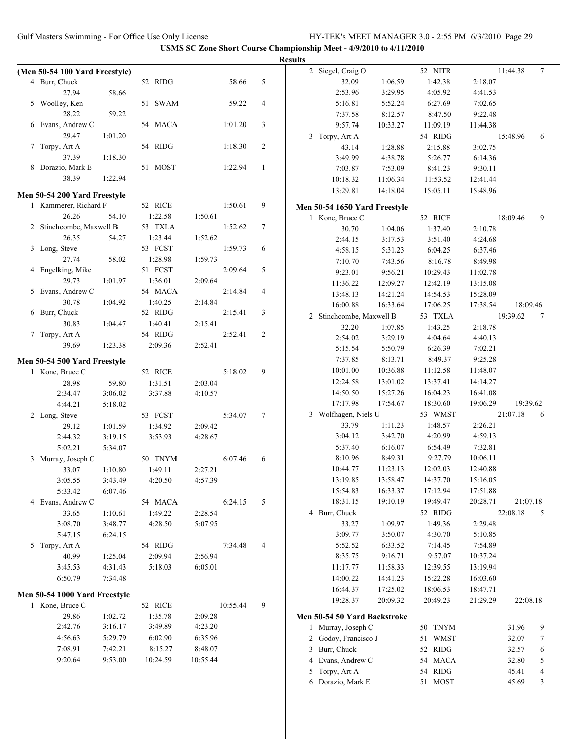**USMS SC Zone Short Course Championship Meet - 4/9/2010 to 4/11/2010**

**Results**

### (Men 50-54 100 Yard Freestyle)

| Place | Name | Age | Team | Time | Points |
|---|---|---|---|---|---|
| 4 | Burr, Chuck | 52 | RIDG | 58.66 | 5 |
| | 27.94 | 58.66 | | | |
| 5 | Woolley, Ken | 51 | SWAM | 59.22 | 4 |
| | 28.22 | 59.22 | | | |
| 6 | Evans, Andrew C | 54 | MACA | 1:01.20 | 3 |
| | 29.47 | 1:01.20 | | | |
| 7 | Torpy, Art A | 54 | RIDG | 1:18.30 | 2 |
| | 37.39 | 1:18.30 | | | |
| 8 | Dorazio, Mark E | 51 | MOST | 1:22.94 | 1 |
| | 38.39 | 1:22.94 | | | |

### Men 50-54 200 Yard Freestyle

| Place | Name | Age | Team | | Time | Points |
|---|---|---|---|---|---|---|
| 1 | Kammerer, Richard F | 52 | RICE | | 1:50.61 | 9 |
| | 26.26 | 54.10 | 1:22.58 | 1:50.61 | | |
| 2 | Stinchcombe, Maxwell B | 53 | TXLA | | 1:52.62 | 7 |
| | 26.35 | 54.27 | 1:23.44 | 1:52.62 | | |
| 3 | Long, Steve | 53 | FCST | | 1:59.73 | 6 |
| | 27.74 | 58.02 | 1:28.98 | 1:59.73 | | |
| 4 | Engelking, Mike | 51 | FCST | | 2:09.64 | 5 |
| | 29.73 | 1:01.97 | 1:36.01 | 2:09.64 | | |
| 5 | Evans, Andrew C | 54 | MACA | | 2:14.84 | 4 |
| | 30.78 | 1:04.92 | 1:40.25 | 2:14.84 | | |
| 6 | Burr, Chuck | 52 | RIDG | | 2:15.41 | 3 |
| | 30.83 | 1:04.47 | 1:40.41 | 2:15.41 | | |
| 7 | Torpy, Art A | 54 | RIDG | | 2:52.41 | 2 |
| | 39.69 | 1:23.38 | 2:09.36 | 2:52.41 | | |

### Men 50-54 500 Yard Freestyle

| Place | Name | Age | Team | | Time | Points |
|---|---|---|---|---|---|---|
| 1 | Kone, Bruce C | 52 | RICE | | 5:18.02 | 9 |
| | 28.98 | 59.80 | 1:31.51 | 2:03.04 | | |
| | 2:34.47 | 3:06.02 | 3:37.88 | 4:10.57 | | |
| | 4:44.21 | 5:18.02 | | | | |
| 2 | Long, Steve | 53 | FCST | | 5:34.07 | 7 |
| | 29.12 | 1:01.59 | 1:34.92 | 2:09.42 | | |
| | 2:44.32 | 3:19.15 | 3:53.93 | 4:28.67 | | |
| | 5:02.21 | 5:34.07 | | | | |
| 3 | Murray, Joseph C | 50 | TNYM | | 6:07.46 | 6 |
| | 33.07 | 1:10.80 | 1:49.11 | 2:27.21 | | |
| | 3:05.55 | 3:43.49 | 4:20.50 | 4:57.39 | | |
| | 5:33.42 | 6:07.46 | | | | |
| 4 | Evans, Andrew C | 54 | MACA | | 6:24.15 | 5 |
| | 33.65 | 1:10.61 | 1:49.22 | 2:28.54 | | |
| | 3:08.70 | 3:48.77 | 4:28.50 | 5:07.95 | | |
| | 5:47.15 | 6:24.15 | | | | |
| 5 | Torpy, Art A | 54 | RIDG | | 7:34.48 | 4 |
| | 40.99 | 1:25.04 | 2:09.94 | 2:56.94 | | |
| | 3:45.53 | 4:31.43 | 5:18.03 | 6:05.01 | | |
| | 6:50.79 | 7:34.48 | | | | |

### Men 50-54 1000 Yard Freestyle

| Place | Name | Age | Team | | Time | Points |
|---|---|---|---|---|---|---|
| 1 | Kone, Bruce C | 52 | RICE | | 10:55.44 | 9 |
| | 29.86 | 1:02.72 | 1:35.78 | 2:09.28 | | |
| | 2:42.76 | 3:16.17 | 3:49.89 | 4:23.20 | | |
| | 4:56.63 | 5:29.79 | 6:02.90 | 6:35.96 | | |
| | 7:08.91 | 7:42.21 | 8:15.27 | 8:48.07 | | |
| | 9:20.64 | 9:53.00 | 10:24.59 | 10:55.44 | | |
| 2 | Siegel, Craig O | 52 | NITR | | 11:44.38 | 7 |
| | 32.09 | 1:06.59 | 1:42.38 | 2:18.07 | | |
| | 2:53.96 | 3:29.95 | 4:05.92 | 4:41.53 | | |
| | 5:16.81 | 5:52.24 | 6:27.69 | 7:02.65 | | |
| | 7:37.58 | 8:12.57 | 8:47.50 | 9:22.48 | | |
| | 9:57.74 | 10:33.27 | 11:09.19 | 11:44.38 | | |
| 3 | Torpy, Art A | 54 | RIDG | | 15:48.96 | 6 |
| | 43.14 | 1:28.88 | 2:15.88 | 3:02.75 | | |
| | 3:49.99 | 4:38.78 | 5:26.77 | 6:14.36 | | |
| | 7:03.87 | 7:53.09 | 8:41.23 | 9:30.11 | | |
| | 10:18.32 | 11:06.34 | 11:53.52 | 12:41.44 | | |
| | 13:29.81 | 14:18.04 | 15:05.11 | 15:48.96 | | |

### Men 50-54 1650 Yard Freestyle

| Place | Name | Age | Team | | Time | Points |
|---|---|---|---|---|---|---|
| 1 | Kone, Bruce C | 52 | RICE | | 18:09.46 | 9 |
| | 30.70 | 1:04.06 | 1:37.40 | 2:10.78 | | |
| | 2:44.15 | 3:17.53 | 3:51.40 | 4:24.68 | | |
| | 4:58.15 | 5:31.23 | 6:04.25 | 6:37.46 | | |
| | 7:10.70 | 7:43.56 | 8:16.78 | 8:49.98 | | |
| | 9:23.01 | 9:56.21 | 10:29.43 | 11:02.78 | | |
| | 11:36.22 | 12:09.27 | 12:42.19 | 13:15.08 | | |
| | 13:48.13 | 14:21.24 | 14:54.53 | 15:28.09 | | |
| | 16:00.88 | 16:33.64 | 17:06.25 | 17:38.54 | 18:09.46 | |
| 2 | Stinchcombe, Maxwell B | 53 | TXLA | | 19:39.62 | 7 |
| | 32.20 | 1:07.85 | 1:43.25 | 2:18.78 | | |
| | 2:54.02 | 3:29.19 | 4:04.64 | 4:40.13 | | |
| | 5:15.54 | 5:50.79 | 6:26.39 | 7:02.21 | | |
| | 7:37.85 | 8:13.71 | 8:49.37 | 9:25.28 | | |
| | 10:01.00 | 10:36.88 | 11:12.58 | 11:48.07 | | |
| | 12:24.58 | 13:01.02 | 13:37.41 | 14:14.27 | | |
| | 14:50.50 | 15:27.26 | 16:04.23 | 16:41.08 | | |
| | 17:17.98 | 17:54.67 | 18:30.60 | 19:06.29 | 19:39.62 | |
| 3 | Wolfhagen, Niels U | 53 | WMST | | 21:07.18 | 6 |
| | 33.79 | 1:11.23 | 1:48.57 | 2:26.21 | | |
| | 3:04.12 | 3:42.70 | 4:20.99 | 4:59.13 | | |
| | 5:37.40 | 6:16.07 | 6:54.49 | 7:32.81 | | |
| | 8:10.96 | 8:49.31 | 9:27.79 | 10:06.11 | | |
| | 10:44.77 | 11:23.13 | 12:02.03 | 12:40.88 | | |
| | 13:19.85 | 13:58.47 | 14:37.70 | 15:16.05 | | |
| | 15:54.83 | 16:33.37 | 17:12.94 | 17:51.88 | | |
| | 18:31.15 | 19:10.19 | 19:49.47 | 20:28.71 | 21:07.18 | |
| 4 | Burr, Chuck | 52 | RIDG | | 22:08.18 | 5 |
| | 33.27 | 1:09.97 | 1:49.36 | 2:29.48 | | |
| | 3:09.77 | 3:50.07 | 4:30.70 | 5:10.85 | | |
| | 5:52.52 | 6:33.52 | 7:14.45 | 7:54.89 | | |
| | 8:35.75 | 9:16.71 | 9:57.07 | 10:37.24 | | |
| | 11:17.77 | 11:58.33 | 12:39.55 | 13:19.94 | | |
| | 14:00.22 | 14:41.23 | 15:22.28 | 16:03.60 | | |
| | 16:44.37 | 17:25.02 | 18:06.53 | 18:47.71 | | |
| | 19:28.37 | 20:09.32 | 20:49.23 | 21:29.29 | 22:08.18 | |

### Men 50-54 50 Yard Backstroke

| Place | Name | Age | Team | Time | Points |
|---|---|---|---|---|---|
| 1 | Murray, Joseph C | 50 | TNYM | 31.96 | 9 |
| 2 | Godoy, Francisco J | 51 | WMST | 32.07 | 7 |
| 3 | Burr, Chuck | 52 | RIDG | 32.57 | 6 |
| 4 | Evans, Andrew C | 54 | MACA | 32.80 | 5 |
| 5 | Torpy, Art A | 54 | RIDG | 45.41 | 4 |
| 6 | Dorazio, Mark E | 51 | MOST | 45.69 | 3 |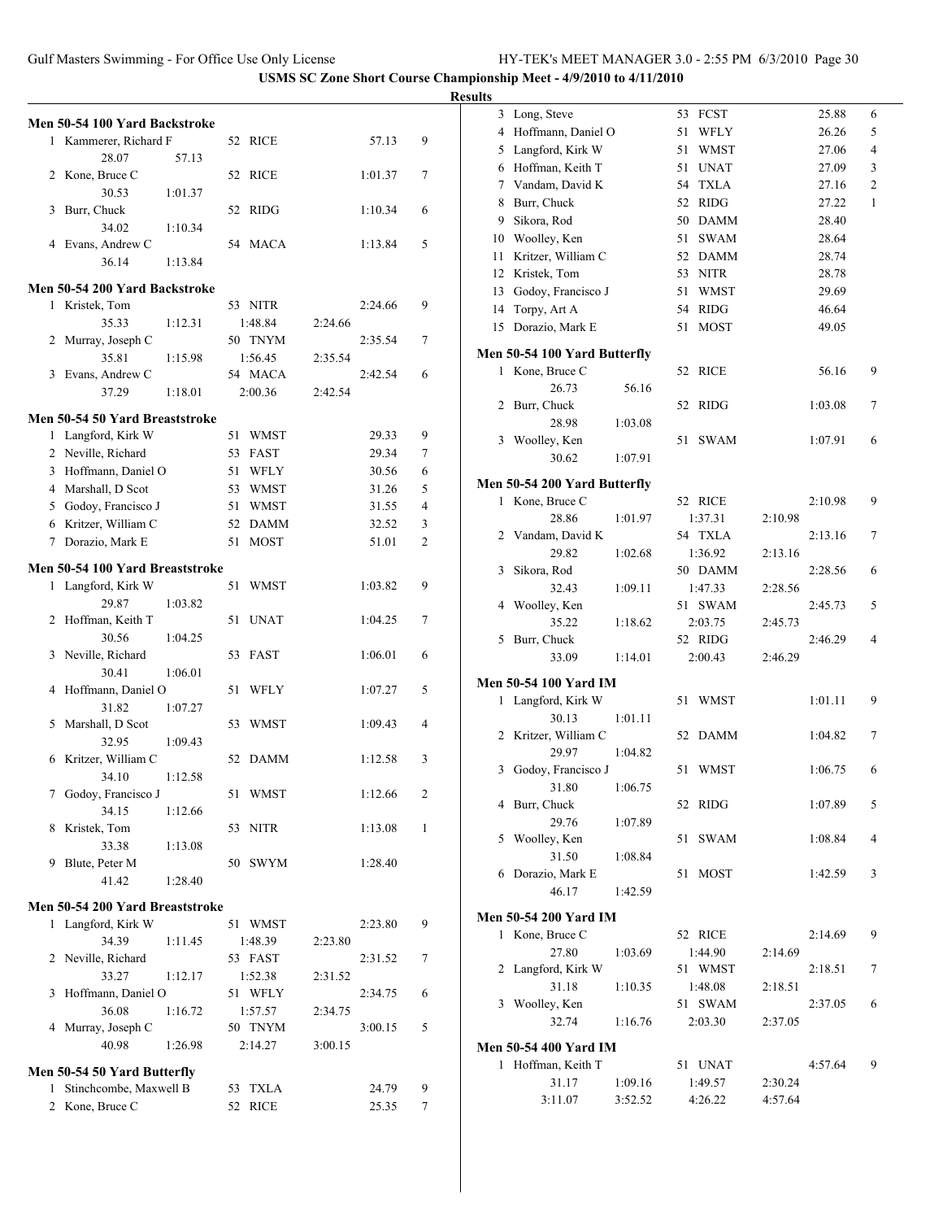**USMS SC Zone Short Course Championship Meet - 4/9/2010 to 4/11/2010**

**Results**

### Men 50-54 100 Yard Backstroke

| Place | Name | Age | Team | Time | Points |
|---|---|---|---|---|---|
| 1 | Kammerer, Richard F | 52 | RICE | 57.13 | 9 |
| | 28.07 57.13 | | | | |
| 2 | Kone, Bruce C | 52 | RICE | 1:01.37 | 7 |
| | 30.53 1:01.37 | | | | |
| 3 | Burr, Chuck | 52 | RIDG | 1:10.34 | 6 |
| | 34.02 1:10.34 | | | | |
| 4 | Evans, Andrew C | 54 | MACA | 1:13.84 | 5 |
| | 36.14 1:13.84 | | | | |

### Men 50-54 200 Yard Backstroke

| Place | Name | Age | Team | Time | Points |
|---|---|---|---|---|---|
| 1 | Kristek, Tom | 53 | NITR | 2:24.66 | 9 |
| | 35.33 1:12.31 1:48.84 2:24.66 | | | | |
| 2 | Murray, Joseph C | 50 | TNYM | 2:35.54 | 7 |
| | 35.81 1:15.98 1:56.45 2:35.54 | | | | |
| 3 | Evans, Andrew C | 54 | MACA | 2:42.54 | 6 |
| | 37.29 1:18.01 2:00.36 2:42.54 | | | | |

### Men 50-54 50 Yard Breaststroke

| Place | Name | Age | Team | Time | Points |
|---|---|---|---|---|---|
| 1 | Langford, Kirk W | 51 | WMST | 29.33 | 9 |
| 2 | Neville, Richard | 53 | FAST | 29.34 | 7 |
| 3 | Hoffmann, Daniel O | 51 | WFLY | 30.56 | 6 |
| 4 | Marshall, D Scot | 53 | WMST | 31.26 | 5 |
| 5 | Godoy, Francisco J | 51 | WMST | 31.55 | 4 |
| 6 | Kritzer, William C | 52 | DAMM | 32.52 | 3 |
| 7 | Dorazio, Mark E | 51 | MOST | 51.01 | 2 |

### Men 50-54 100 Yard Breaststroke

| Place | Name | Age | Team | Time | Points |
|---|---|---|---|---|---|
| 1 | Langford, Kirk W | 51 | WMST | 1:03.82 | 9 |
| | 29.87 1:03.82 | | | | |
| 2 | Hoffman, Keith T | 51 | UNAT | 1:04.25 | 7 |
| | 30.56 1:04.25 | | | | |
| 3 | Neville, Richard | 53 | FAST | 1:06.01 | 6 |
| | 30.41 1:06.01 | | | | |
| 4 | Hoffmann, Daniel O | 51 | WFLY | 1:07.27 | 5 |
| | 31.82 1:07.27 | | | | |
| 5 | Marshall, D Scot | 53 | WMST | 1:09.43 | 4 |
| | 32.95 1:09.43 | | | | |
| 6 | Kritzer, William C | 52 | DAMM | 1:12.58 | 3 |
| | 34.10 1:12.58 | | | | |
| 7 | Godoy, Francisco J | 51 | WMST | 1:12.66 | 2 |
| | 34.15 1:12.66 | | | | |
| 8 | Kristek, Tom | 53 | NITR | 1:13.08 | 1 |
| | 33.38 1:13.08 | | | | |
| 9 | Blute, Peter M | 50 | SWYM | 1:28.40 | |
| | 41.42 1:28.40 | | | | |

### Men 50-54 200 Yard Breaststroke

| Place | Name | Age | Team | Time | Points |
|---|---|---|---|---|---|
| 1 | Langford, Kirk W | 51 | WMST | 2:23.80 | 9 |
| | 34.39 1:11.45 1:48.39 2:23.80 | | | | |
| 2 | Neville, Richard | 53 | FAST | 2:31.52 | 7 |
| | 33.27 1:12.17 1:52.38 2:31.52 | | | | |
| 3 | Hoffmann, Daniel O | 51 | WFLY | 2:34.75 | 6 |
| | 36.08 1:16.72 1:57.57 2:34.75 | | | | |
| 4 | Murray, Joseph C | 50 | TNYM | 3:00.15 | 5 |
| | 40.98 1:26.98 2:14.27 3:00.15 | | | | |

### Men 50-54 50 Yard Butterfly

| Place | Name | Age | Team | Time | Points |
|---|---|---|---|---|---|
| 1 | Stinchcombe, Maxwell B | 53 | TXLA | 24.79 | 9 |
| 2 | Kone, Bruce C | 52 | RICE | 25.35 | 7 |
| 3 | Long, Steve | 53 | FCST | 25.88 | 6 |
| 4 | Hoffmann, Daniel O | 51 | WFLY | 26.26 | 5 |
| 5 | Langford, Kirk W | 51 | WMST | 27.06 | 4 |
| 6 | Hoffman, Keith T | 51 | UNAT | 27.09 | 3 |
| 7 | Vandam, David K | 54 | TXLA | 27.16 | 2 |
| 8 | Burr, Chuck | 52 | RIDG | 27.22 | 1 |
| 9 | Sikora, Rod | 50 | DAMM | 28.40 | |
| 10 | Woolley, Ken | 51 | SWAM | 28.64 | |
| 11 | Kritzer, William C | 52 | DAMM | 28.74 | |
| 12 | Kristek, Tom | 53 | NITR | 28.78 | |
| 13 | Godoy, Francisco J | 51 | WMST | 29.69 | |
| 14 | Torpy, Art A | 54 | RIDG | 46.64 | |
| 15 | Dorazio, Mark E | 51 | MOST | 49.05 | |

### Men 50-54 100 Yard Butterfly

| Place | Name | Age | Team | Time | Points |
|---|---|---|---|---|---|
| 1 | Kone, Bruce C | 52 | RICE | 56.16 | 9 |
| | 26.73 56.16 | | | | |
| 2 | Burr, Chuck | 52 | RIDG | 1:03.08 | 7 |
| | 28.98 1:03.08 | | | | |
| 3 | Woolley, Ken | 51 | SWAM | 1:07.91 | 6 |
| | 30.62 1:07.91 | | | | |

### Men 50-54 200 Yard Butterfly

| Place | Name | Age | Team | Time | Points |
|---|---|---|---|---|---|
| 1 | Kone, Bruce C | 52 | RICE | 2:10.98 | 9 |
| | 28.86 1:01.97 1:37.31 2:10.98 | | | | |
| 2 | Vandam, David K | 54 | TXLA | 2:13.16 | 7 |
| | 29.82 1:02.68 1:36.92 2:13.16 | | | | |
| 3 | Sikora, Rod | 50 | DAMM | 2:28.56 | 6 |
| | 32.43 1:09.11 1:47.33 2:28.56 | | | | |
| 4 | Woolley, Ken | 51 | SWAM | 2:45.73 | 5 |
| | 35.22 1:18.62 2:03.75 2:45.73 | | | | |
| 5 | Burr, Chuck | 52 | RIDG | 2:46.29 | 4 |
| | 33.09 1:14.01 2:00.43 2:46.29 | | | | |

### Men 50-54 100 Yard IM

| Place | Name | Age | Team | Time | Points |
|---|---|---|---|---|---|
| 1 | Langford, Kirk W | 51 | WMST | 1:01.11 | 9 |
| | 30.13 1:01.11 | | | | |
| 2 | Kritzer, William C | 52 | DAMM | 1:04.82 | 7 |
| | 29.97 1:04.82 | | | | |
| 3 | Godoy, Francisco J | 51 | WMST | 1:06.75 | 6 |
| | 31.80 1:06.75 | | | | |
| 4 | Burr, Chuck | 52 | RIDG | 1:07.89 | 5 |
| | 29.76 1:07.89 | | | | |
| 5 | Woolley, Ken | 51 | SWAM | 1:08.84 | 4 |
| | 31.50 1:08.84 | | | | |
| 6 | Dorazio, Mark E | 51 | MOST | 1:42.59 | 3 |
| | 46.17 1:42.59 | | | | |

### Men 50-54 200 Yard IM

| Place | Name | Age | Team | Time | Points |
|---|---|---|---|---|---|
| 1 | Kone, Bruce C | 52 | RICE | 2:14.69 | 9 |
| | 27.80 1:03.69 1:44.90 2:14.69 | | | | |
| 2 | Langford, Kirk W | 51 | WMST | 2:18.51 | 7 |
| | 31.18 1:10.35 1:48.08 2:18.51 | | | | |
| 3 | Woolley, Ken | 51 | SWAM | 2:37.05 | 6 |
| | 32.74 1:16.76 2:03.30 2:37.05 | | | | |

### Men 50-54 400 Yard IM

| Place | Name | Age | Team | Time | Points |
|---|---|---|---|---|---|
| 1 | Hoffman, Keith T | 51 | UNAT | 4:57.64 | 9 |
| | 31.17 1:09.16 1:49.57 2:30.24 | | | | |
| | 3:11.07 3:52.52 4:26.22 4:57.64 | | | | |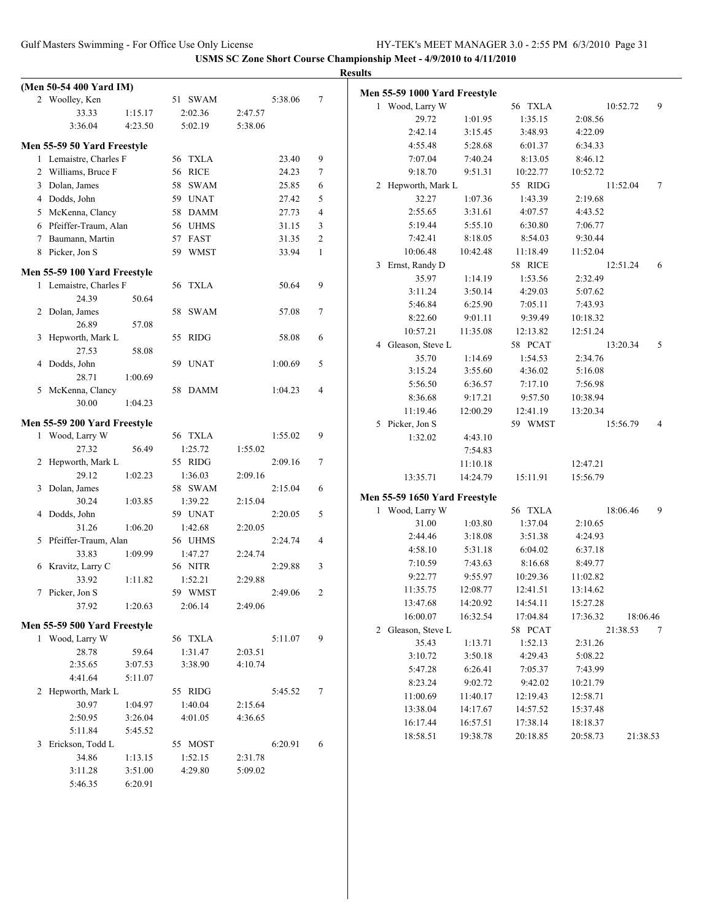**USMS SC Zone Short Course Championship Meet - 4/9/2010 to 4/11/2010**

**Results**

**(Men 50-54 400 Yard IM)**

| Place | Name | Age | Team | Time | Points |
|---|---|---|---|---|---|
| 2 | Woolley, Ken | 51 | SWAM | 5:38.06 | 7 |

33.33, 1:15.17, 2:02.36, 2:47.57, 3:36.04, 4:23.50, 5:02.19, 5:38.06

## Men 55-59 50 Yard Freestyle

| Place | Name | Age | Team | Time | Points |
|---|---|---|---|---|---|
| 1 | Lemaistre, Charles F | 56 | TXLA | 23.40 | 9 |
| 2 | Williams, Bruce F | 56 | RICE | 24.23 | 7 |
| 3 | Dolan, James | 58 | SWAM | 25.85 | 6 |
| 4 | Dodds, John | 59 | UNAT | 27.42 | 5 |
| 5 | McKenna, Clancy | 58 | DAMM | 27.73 | 4 |
| 6 | Pfeiffer-Traum, Alan | 56 | UHMS | 31.15 | 3 |
| 7 | Baumann, Martin | 57 | FAST | 31.35 | 2 |
| 8 | Picker, Jon S | 59 | WMST | 33.94 | 1 |

## Men 55-59 100 Yard Freestyle

| Place | Name | Age | Team | Time | Points |
|---|---|---|---|---|---|
| 1 | Lemaistre, Charles F | 56 | TXLA | 50.64 | 9 |
| | 24.39, 50.64 | | | | |
| 2 | Dolan, James | 58 | SWAM | 57.08 | 7 |
| | 26.89, 57.08 | | | | |
| 3 | Hepworth, Mark L | 55 | RIDG | 58.08 | 6 |
| | 27.53, 58.08 | | | | |
| 4 | Dodds, John | 59 | UNAT | 1:00.69 | 5 |
| | 28.71, 1:00.69 | | | | |
| 5 | McKenna, Clancy | 58 | DAMM | 1:04.23 | 4 |
| | 30.00, 1:04.23 | | | | |

## Men 55-59 200 Yard Freestyle

| Place | Name | Age | Team | Time | Points |
|---|---|---|---|---|---|
| 1 | Wood, Larry W | 56 | TXLA | 1:55.02 | 9 |
| | 27.32, 56.49, 1:25.72, 1:55.02 | | | | |
| 2 | Hepworth, Mark L | 55 | RIDG | 2:09.16 | 7 |
| | 29.12, 1:02.23, 1:36.03, 2:09.16 | | | | |
| 3 | Dolan, James | 58 | SWAM | 2:15.04 | 6 |
| | 30.24, 1:03.85, 1:39.22, 2:15.04 | | | | |
| 4 | Dodds, John | 59 | UNAT | 2:20.05 | 5 |
| | 31.26, 1:06.20, 1:42.68, 2:20.05 | | | | |
| 5 | Pfeiffer-Traum, Alan | 56 | UHMS | 2:24.74 | 4 |
| | 33.83, 1:09.99, 1:47.27, 2:24.74 | | | | |
| 6 | Kravitz, Larry C | 56 | NITR | 2:29.88 | 3 |
| | 33.92, 1:11.82, 1:52.21, 2:29.88 | | | | |
| 7 | Picker, Jon S | 59 | WMST | 2:49.06 | 2 |
| | 37.92, 1:20.63, 2:06.14, 2:49.06 | | | | |

## Men 55-59 500 Yard Freestyle

| Place | Name | Age | Team | Time | Points |
|---|---|---|---|---|---|
| 1 | Wood, Larry W | 56 | TXLA | 5:11.07 | 9 |
| | 28.78, 59.64, 1:31.47, 2:03.51, 2:35.65, 3:07.53, 3:38.90, 4:10.74, 4:41.64, 5:11.07 | | | | |
| 2 | Hepworth, Mark L | 55 | RIDG | 5:45.52 | 7 |
| | 30.97, 1:04.97, 1:40.04, 2:15.64, 2:50.95, 3:26.04, 4:01.05, 4:36.65, 5:11.84, 5:45.52 | | | | |
| 3 | Erickson, Todd L | 55 | MOST | 6:20.91 | 6 |
| | 34.86, 1:13.15, 1:52.15, 2:31.78, 3:11.28, 3:51.00, 4:29.80, 5:09.02, 5:46.35, 6:20.91 | | | | |

## Men 55-59 1000 Yard Freestyle

| Place | Name | Age | Team | Time | Points |
|---|---|---|---|---|---|
| 1 | Wood, Larry W | 56 | TXLA | 10:52.72 | 9 |
| | 29.72, 1:01.95, 1:35.15, 2:08.56, 2:42.14, 3:15.45, 3:48.93, 4:22.09, 4:55.48, 5:28.68, 6:01.37, 6:34.33, 7:07.04, 7:40.24, 8:13.05, 8:46.12, 9:18.70, 9:51.31, 10:22.77, 10:52.72 | | | | |
| 2 | Hepworth, Mark L | 55 | RIDG | 11:52.04 | 7 |
| | 32.27, 1:07.36, 1:43.39, 2:19.68, 2:55.65, 3:31.61, 4:07.57, 4:43.52, 5:19.44, 5:55.10, 6:30.80, 7:06.77, 7:42.41, 8:18.05, 8:54.03, 9:30.44, 10:06.48, 10:42.48, 11:18.49, 11:52.04 | | | | |
| 3 | Ernst, Randy D | 58 | RICE | 12:51.24 | 6 |
| | 35.97, 1:14.19, 1:53.56, 2:32.49, 3:11.24, 3:50.14, 4:29.03, 5:07.62, 5:46.84, 6:25.90, 7:05.11, 7:43.93, 8:22.60, 9:01.11, 9:39.49, 10:18.32, 10:57.21, 11:35.08, 12:13.82, 12:51.24 | | | | |
| 4 | Gleason, Steve L | 58 | PCAT | 13:20.34 | 5 |
| | 35.70, 1:14.69, 1:54.53, 2:34.76, 3:15.24, 3:55.60, 4:36.02, 5:16.08, 5:56.50, 6:36.57, 7:17.10, 7:56.98, 8:36.68, 9:17.21, 9:57.50, 10:38.94, 11:19.46, 12:00.29, 12:41.19, 13:20.34 | | | | |
| 5 | Picker, Jon S | 59 | WMST | 15:56.79 | 4 |
| | 1:32.02, 4:43.10, 7:54.83, 11:10.18, 12:47.21, 13:35.71, 14:24.79, 15:11.91, 15:56.79 | | | | |

## Men 55-59 1650 Yard Freestyle

| Place | Name | Age | Team | Time | Points |
|---|---|---|---|---|---|
| 1 | Wood, Larry W | 56 | TXLA | 18:06.46 | 9 |
| | 31.00, 1:03.80, 1:37.04, 2:10.65, 2:44.46, 3:18.08, 3:51.38, 4:24.93, 4:58.10, 5:31.18, 6:04.02, 6:37.18, 7:10.59, 7:43.63, 8:16.68, 8:49.77, 9:22.77, 9:55.97, 10:29.36, 11:02.82, 11:35.75, 12:08.77, 12:41.51, 13:14.62, 13:47.68, 14:20.92, 14:54.11, 15:27.28, 16:00.07, 16:32.54, 17:04.84, 17:36.32, 18:06.46 | | | | |
| 2 | Gleason, Steve L | 58 | PCAT | 21:38.53 | 7 |
| | 35.43, 1:13.71, 1:52.13, 2:31.26, 3:10.72, 3:50.18, 4:29.43, 5:08.22, 5:47.28, 6:26.41, 7:05.37, 7:43.99, 8:23.24, 9:02.72, 9:42.02, 10:21.79, 11:00.69, 11:40.17, 12:19.43, 12:58.71, 13:38.04, 14:17.67, 14:57.52, 15:37.48, 16:17.44, 16:57.51, 17:38.14, 18:18.37, 18:58.51, 19:38.78, 20:18.85, 20:58.73, 21:38.53 | | | | |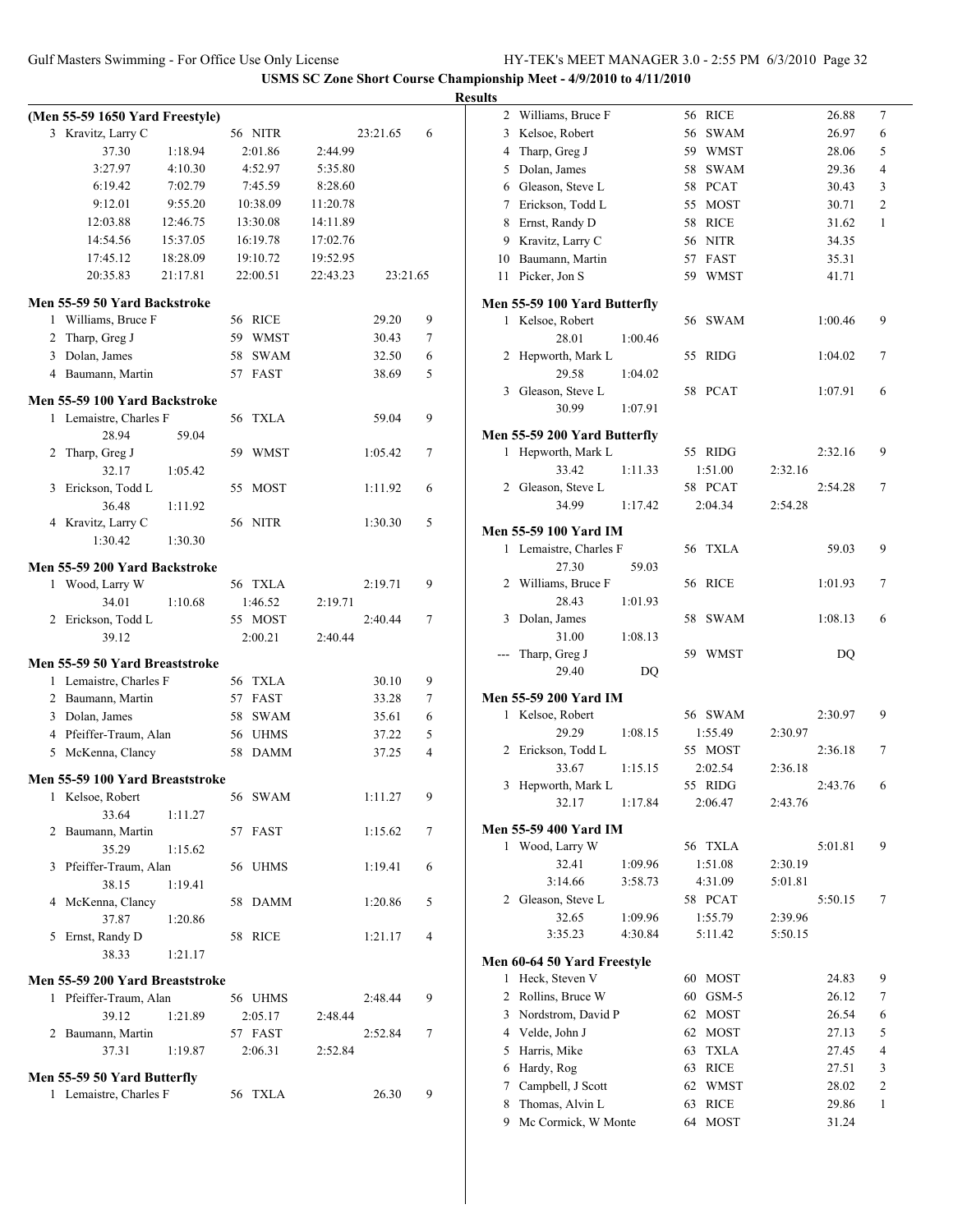**USMS SC Zone Short Course Championship Meet - 4/9/2010 to 4/11/2010**

**Results**

### (Men 55-59 1650 Yard Freestyle)

| Place | Name | Age | Team | Finals Time | Points |
|---|---|---|---|---|---|
| 3 | Kravitz, Larry C | 56 | NITR | 23:21.65 | 6 |

Splits: 37.30, 1:18.94, 2:01.86, 2:44.99, 3:27.97, 4:10.30, 4:52.97, 5:35.80, 6:19.42, 7:02.79, 7:45.59, 8:28.60, 9:12.01, 9:55.20, 10:38.09, 11:20.78, 12:03.88, 12:46.75, 13:30.08, 14:11.89, 14:54.56, 15:37.05, 16:19.78, 17:02.76, 17:45.12, 18:28.09, 19:10.72, 19:52.95, 20:35.83, 21:17.81, 22:00.51, 22:43.23, 23:21.65

### Men 55-59 50 Yard Backstroke

| Place | Name | Age | Team | Finals Time | Points |
|---|---|---|---|---|---|
| 1 | Williams, Bruce F | 56 | RICE | 29.20 | 9 |
| 2 | Tharp, Greg J | 59 | WMST | 30.43 | 7 |
| 3 | Dolan, James | 58 | SWAM | 32.50 | 6 |
| 4 | Baumann, Martin | 57 | FAST | 38.69 | 5 |

### Men 55-59 100 Yard Backstroke

| Place | Name | Age | Team | Finals Time | Points | Splits |
|---|---|---|---|---|---|---|
| 1 | Lemaistre, Charles F | 56 | TXLA | 59.04 | 9 | 28.94, 59.04 |
| 2 | Tharp, Greg J | 59 | WMST | 1:05.42 | 7 | 32.17, 1:05.42 |
| 3 | Erickson, Todd L | 55 | MOST | 1:11.92 | 6 | 36.48, 1:11.92 |
| 4 | Kravitz, Larry C | 56 | NITR | 1:30.30 | 5 | 1:30.42, 1:30.30 |

### Men 55-59 200 Yard Backstroke

| Place | Name | Age | Team | Finals Time | Points | Splits |
|---|---|---|---|---|---|---|
| 1 | Wood, Larry W | 56 | TXLA | 2:19.71 | 9 | 34.01, 1:10.68, 1:46.52, 2:19.71 |
| 2 | Erickson, Todd L | 55 | MOST | 2:40.44 | 7 | 39.12, 2:00.21, 2:40.44 |

### Men 55-59 50 Yard Breaststroke

| Place | Name | Age | Team | Finals Time | Points |
|---|---|---|---|---|---|
| 1 | Lemaistre, Charles F | 56 | TXLA | 30.10 | 9 |
| 2 | Baumann, Martin | 57 | FAST | 33.28 | 7 |
| 3 | Dolan, James | 58 | SWAM | 35.61 | 6 |
| 4 | Pfeiffer-Traum, Alan | 56 | UHMS | 37.22 | 5 |
| 5 | McKenna, Clancy | 58 | DAMM | 37.25 | 4 |

### Men 55-59 100 Yard Breaststroke

| Place | Name | Age | Team | Finals Time | Points | Splits |
|---|---|---|---|---|---|---|
| 1 | Kelsoe, Robert | 56 | SWAM | 1:11.27 | 9 | 33.64, 1:11.27 |
| 2 | Baumann, Martin | 57 | FAST | 1:15.62 | 7 | 35.29, 1:15.62 |
| 3 | Pfeiffer-Traum, Alan | 56 | UHMS | 1:19.41 | 6 | 38.15, 1:19.41 |
| 4 | McKenna, Clancy | 58 | DAMM | 1:20.86 | 5 | 37.87, 1:20.86 |
| 5 | Ernst, Randy D | 58 | RICE | 1:21.17 | 4 | 38.33, 1:21.17 |

### Men 55-59 200 Yard Breaststroke

| Place | Name | Age | Team | Finals Time | Points | Splits |
|---|---|---|---|---|---|---|
| 1 | Pfeiffer-Traum, Alan | 56 | UHMS | 2:48.44 | 9 | 39.12, 1:21.89, 2:05.17, 2:48.44 |
| 2 | Baumann, Martin | 57 | FAST | 2:52.84 | 7 | 37.31, 1:19.87, 2:06.31, 2:52.84 |

### Men 55-59 50 Yard Butterfly

| Place | Name | Age | Team | Finals Time | Points |
|---|---|---|---|---|---|
| 1 | Lemaistre, Charles F | 56 | TXLA | 26.30 | 9 |
| 2 | Williams, Bruce F | 56 | RICE | 26.88 | 7 |
| 3 | Kelsoe, Robert | 56 | SWAM | 26.97 | 6 |
| 4 | Tharp, Greg J | 59 | WMST | 28.06 | 5 |
| 5 | Dolan, James | 58 | SWAM | 29.36 | 4 |
| 6 | Gleason, Steve L | 58 | PCAT | 30.43 | 3 |
| 7 | Erickson, Todd L | 55 | MOST | 30.71 | 2 |
| 8 | Ernst, Randy D | 58 | RICE | 31.62 | 1 |
| 9 | Kravitz, Larry C | 56 | NITR | 34.35 | |
| 10 | Baumann, Martin | 57 | FAST | 35.31 | |
| 11 | Picker, Jon S | 59 | WMST | 41.71 | |

### Men 55-59 100 Yard Butterfly

| Place | Name | Age | Team | Finals Time | Points | Splits |
|---|---|---|---|---|---|---|
| 1 | Kelsoe, Robert | 56 | SWAM | 1:00.46 | 9 | 28.01, 1:00.46 |
| 2 | Hepworth, Mark L | 55 | RIDG | 1:04.02 | 7 | 29.58, 1:04.02 |
| 3 | Gleason, Steve L | 58 | PCAT | 1:07.91 | 6 | 30.99, 1:07.91 |

### Men 55-59 200 Yard Butterfly

| Place | Name | Age | Team | Finals Time | Points | Splits |
|---|---|---|---|---|---|---|
| 1 | Hepworth, Mark L | 55 | RIDG | 2:32.16 | 9 | 33.42, 1:11.33, 1:51.00, 2:32.16 |
| 2 | Gleason, Steve L | 58 | PCAT | 2:54.28 | 7 | 34.99, 1:17.42, 2:04.34, 2:54.28 |

### Men 55-59 100 Yard IM

| Place | Name | Age | Team | Finals Time | Points | Splits |
|---|---|---|---|---|---|---|
| 1 | Lemaistre, Charles F | 56 | TXLA | 59.03 | 9 | 27.30, 59.03 |
| 2 | Williams, Bruce F | 56 | RICE | 1:01.93 | 7 | 28.43, 1:01.93 |
| 3 | Dolan, James | 58 | SWAM | 1:08.13 | 6 | 31.00, 1:08.13 |
| --- | Tharp, Greg J | 59 | WMST | DQ | | 29.40, DQ |

### Men 55-59 200 Yard IM

| Place | Name | Age | Team | Finals Time | Points | Splits |
|---|---|---|---|---|---|---|
| 1 | Kelsoe, Robert | 56 | SWAM | 2:30.97 | 9 | 29.29, 1:08.15, 1:55.49, 2:30.97 |
| 2 | Erickson, Todd L | 55 | MOST | 2:36.18 | 7 | 33.67, 1:15.15, 2:02.54, 2:36.18 |
| 3 | Hepworth, Mark L | 55 | RIDG | 2:43.76 | 6 | 32.17, 1:17.84, 2:06.47, 2:43.76 |

### Men 55-59 400 Yard IM

| Place | Name | Age | Team | Finals Time | Points | Splits |
|---|---|---|---|---|---|---|
| 1 | Wood, Larry W | 56 | TXLA | 5:01.81 | 9 | 32.41, 1:09.96, 1:51.08, 2:30.19, 3:14.66, 3:58.73, 4:31.09, 5:01.81 |
| 2 | Gleason, Steve L | 58 | PCAT | 5:50.15 | 7 | 32.65, 1:09.96, 1:55.79, 2:39.96, 3:35.23, 4:30.84, 5:11.42, 5:50.15 |

### Men 60-64 50 Yard Freestyle

| Place | Name | Age | Team | Finals Time | Points |
|---|---|---|---|---|---|
| 1 | Heck, Steven V | 60 | MOST | 24.83 | 9 |
| 2 | Rollins, Bruce W | 60 | GSM-5 | 26.12 | 7 |
| 3 | Nordstrom, David P | 62 | MOST | 26.54 | 6 |
| 4 | Velde, John J | 62 | MOST | 27.13 | 5 |
| 5 | Harris, Mike | 63 | TXLA | 27.45 | 4 |
| 6 | Hardy, Rog | 63 | RICE | 27.51 | 3 |
| 7 | Campbell, J Scott | 62 | WMST | 28.02 | 2 |
| 8 | Thomas, Alvin L | 63 | RICE | 29.86 | 1 |
| 9 | Mc Cormick, W Monte | 64 | MOST | 31.24 | |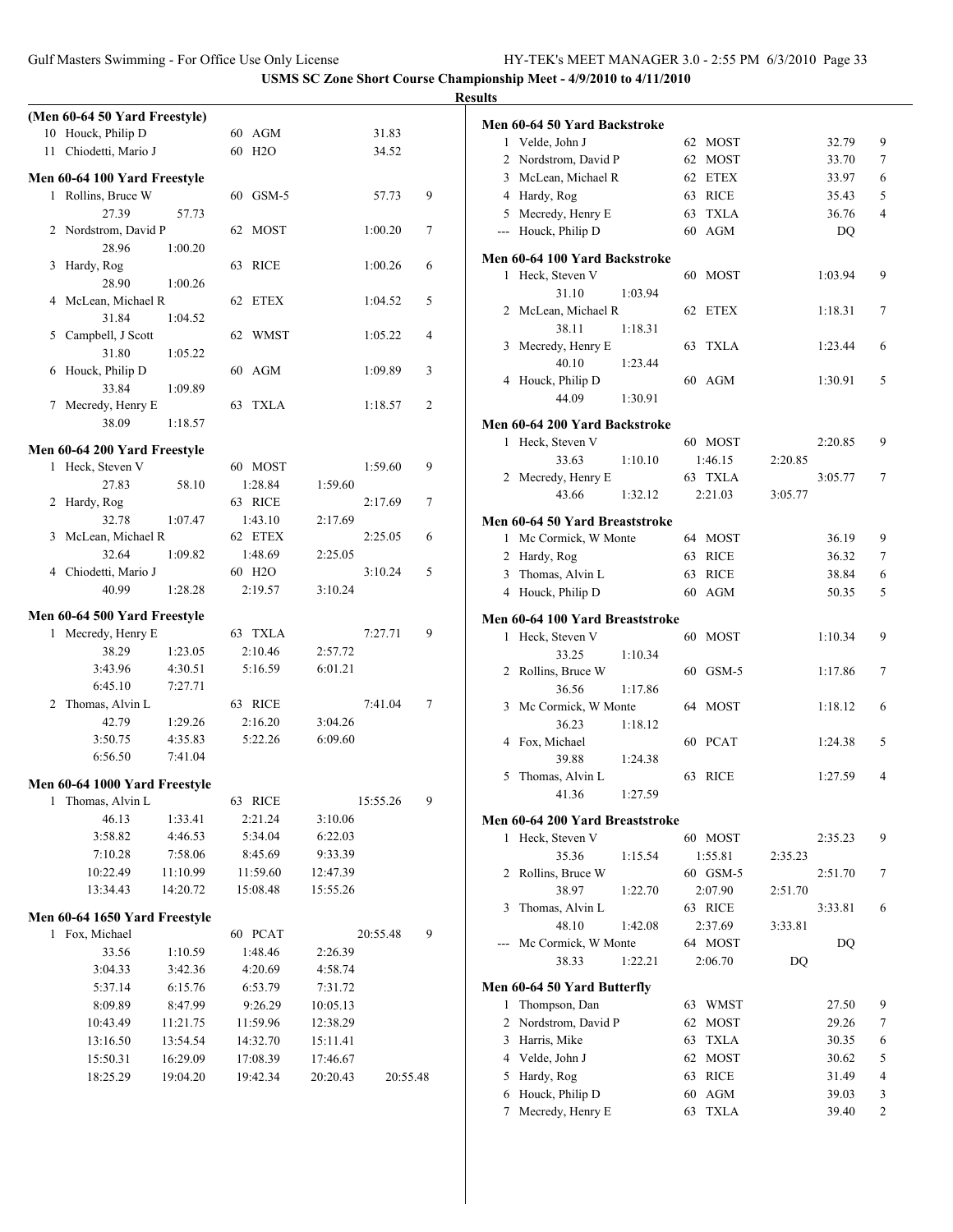**USMS SC Zone Short Course Championship Meet - 4/9/2010 to 4/11/2010**

**Results**

**(Men 60-64 50 Yard Freestyle)**

| Place | Name | Age | Team | Time | Points |
|---|---|---|---|---|---|
| 10 | Houck, Philip D | 60 | AGM | 31.83 | |
| 11 | Chiodetti, Mario J | 60 | H2O | 34.52 | |

**Men 60-64 100 Yard Freestyle**

| Place | Name | Age | Team | Time | Points |
|---|---|---|---|---|---|
| 1 | Rollins, Bruce W | 60 | GSM-5 | 57.73 | 9 |
| | 27.39 | 57.73 | | | |
| 2 | Nordstrom, David P | 62 | MOST | 1:00.20 | 7 |
| | 28.96 | 1:00.20 | | | |
| 3 | Hardy, Rog | 63 | RICE | 1:00.26 | 6 |
| | 28.90 | 1:00.26 | | | |
| 4 | McLean, Michael R | 62 | ETEX | 1:04.52 | 5 |
| | 31.84 | 1:04.52 | | | |
| 5 | Campbell, J Scott | 62 | WMST | 1:05.22 | 4 |
| | 31.80 | 1:05.22 | | | |
| 6 | Houck, Philip D | 60 | AGM | 1:09.89 | 3 |
| | 33.84 | 1:09.89 | | | |
| 7 | Mecredy, Henry E | 63 | TXLA | 1:18.57 | 2 |
| | 38.09 | 1:18.57 | | | |

**Men 60-64 200 Yard Freestyle**

| Place | Name | Age | Team | | Time | Points |
|---|---|---|---|---|---|---|
| 1 | Heck, Steven V | 60 | MOST | | 1:59.60 | 9 |
| | 27.83 | 58.10 | 1:28.84 | 1:59.60 | | |
| 2 | Hardy, Rog | 63 | RICE | | 2:17.69 | 7 |
| | 32.78 | 1:07.47 | 1:43.10 | 2:17.69 | | |
| 3 | McLean, Michael R | 62 | ETEX | | 2:25.05 | 6 |
| | 32.64 | 1:09.82 | 1:48.69 | 2:25.05 | | |
| 4 | Chiodetti, Mario J | 60 | H2O | | 3:10.24 | 5 |
| | 40.99 | 1:28.28 | 2:19.57 | 3:10.24 | | |

**Men 60-64 500 Yard Freestyle**

| Place | Name | Age | Team | | Time | Points |
|---|---|---|---|---|---|---|
| 1 | Mecredy, Henry E | 63 | TXLA | | 7:27.71 | 9 |
| | 38.29 | 1:23.05 | 2:10.46 | 2:57.72 | | |
| | 3:43.96 | 4:30.51 | 5:16.59 | 6:01.21 | | |
| | 6:45.10 | 7:27.71 | | | | |
| 2 | Thomas, Alvin L | 63 | RICE | | 7:41.04 | 7 |
| | 42.79 | 1:29.26 | 2:16.20 | 3:04.26 | | |
| | 3:50.75 | 4:35.83 | 5:22.26 | 6:09.60 | | |
| | 6:56.50 | 7:41.04 | | | | |

**Men 60-64 1000 Yard Freestyle**

| Place | Name | Age | Team | | Time | Points |
|---|---|---|---|---|---|---|
| 1 | Thomas, Alvin L | 63 | RICE | | 15:55.26 | 9 |
| | 46.13 | 1:33.41 | 2:21.24 | 3:10.06 | | |
| | 3:58.82 | 4:46.53 | 5:34.04 | 6:22.03 | | |
| | 7:10.28 | 7:58.06 | 8:45.69 | 9:33.39 | | |
| | 10:22.49 | 11:10.99 | 11:59.60 | 12:47.39 | | |
| | 13:34.43 | 14:20.72 | 15:08.48 | 15:55.26 | | |

**Men 60-64 1650 Yard Freestyle**

| Place | Name | Age | Team | | Time | Points |
|---|---|---|---|---|---|---|
| 1 | Fox, Michael | 60 | PCAT | | 20:55.48 | 9 |
| | 33.56 | 1:10.59 | 1:48.46 | 2:26.39 | | |
| | 3:04.33 | 3:42.36 | 4:20.69 | 4:58.74 | | |
| | 5:37.14 | 6:15.76 | 6:53.79 | 7:31.72 | | |
| | 8:09.89 | 8:47.99 | 9:26.29 | 10:05.13 | | |
| | 10:43.49 | 11:21.75 | 11:59.96 | 12:38.29 | | |
| | 13:16.50 | 13:54.54 | 14:32.70 | 15:11.41 | | |
| | 15:50.31 | 16:29.09 | 17:08.39 | 17:46.67 | | |
| | 18:25.29 | 19:04.20 | 19:42.34 | 20:20.43 | 20:55.48 | |

**Men 60-64 50 Yard Backstroke**

| Place | Name | Age | Team | Time | Points |
|---|---|---|---|---|---|
| 1 | Velde, John J | 62 | MOST | 32.79 | 9 |
| 2 | Nordstrom, David P | 62 | MOST | 33.70 | 7 |
| 3 | McLean, Michael R | 62 | ETEX | 33.97 | 6 |
| 4 | Hardy, Rog | 63 | RICE | 35.43 | 5 |
| 5 | Mecredy, Henry E | 63 | TXLA | 36.76 | 4 |
| --- | Houck, Philip D | 60 | AGM | DQ | |

**Men 60-64 100 Yard Backstroke**

| Place | Name | Age | Team | Time | Points |
|---|---|---|---|---|---|
| 1 | Heck, Steven V | 60 | MOST | 1:03.94 | 9 |
| | 31.10 | 1:03.94 | | | |
| 2 | McLean, Michael R | 62 | ETEX | 1:18.31 | 7 |
| | 38.11 | 1:18.31 | | | |
| 3 | Mecredy, Henry E | 63 | TXLA | 1:23.44 | 6 |
| | 40.10 | 1:23.44 | | | |
| 4 | Houck, Philip D | 60 | AGM | 1:30.91 | 5 |
| | 44.09 | 1:30.91 | | | |

**Men 60-64 200 Yard Backstroke**

| Place | Name | Age | Team | | Time | Points |
|---|---|---|---|---|---|---|
| 1 | Heck, Steven V | 60 | MOST | | 2:20.85 | 9 |
| | 33.63 | 1:10.10 | 1:46.15 | 2:20.85 | | |
| 2 | Mecredy, Henry E | 63 | TXLA | | 3:05.77 | 7 |
| | 43.66 | 1:32.12 | 2:21.03 | 3:05.77 | | |

**Men 60-64 50 Yard Breaststroke**

| Place | Name | Age | Team | Time | Points |
|---|---|---|---|---|---|
| 1 | Mc Cormick, W Monte | 64 | MOST | 36.19 | 9 |
| 2 | Hardy, Rog | 63 | RICE | 36.32 | 7 |
| 3 | Thomas, Alvin L | 63 | RICE | 38.84 | 6 |
| 4 | Houck, Philip D | 60 | AGM | 50.35 | 5 |

**Men 60-64 100 Yard Breaststroke**

| Place | Name | Age | Team | Time | Points |
|---|---|---|---|---|---|
| 1 | Heck, Steven V | 60 | MOST | 1:10.34 | 9 |
| | 33.25 | 1:10.34 | | | |
| 2 | Rollins, Bruce W | 60 | GSM-5 | 1:17.86 | 7 |
| | 36.56 | 1:17.86 | | | |
| 3 | Mc Cormick, W Monte | 64 | MOST | 1:18.12 | 6 |
| | 36.23 | 1:18.12 | | | |
| 4 | Fox, Michael | 60 | PCAT | 1:24.38 | 5 |
| | 39.88 | 1:24.38 | | | |
| 5 | Thomas, Alvin L | 63 | RICE | 1:27.59 | 4 |
| | 41.36 | 1:27.59 | | | |

**Men 60-64 200 Yard Breaststroke**

| Place | Name | Age | Team | | Time | Points |
|---|---|---|---|---|---|---|
| 1 | Heck, Steven V | 60 | MOST | | 2:35.23 | 9 |
| | 35.36 | 1:15.54 | 1:55.81 | 2:35.23 | | |
| 2 | Rollins, Bruce W | 60 | GSM-5 | | 2:51.70 | 7 |
| | 38.97 | 1:22.70 | 2:07.90 | 2:51.70 | | |
| 3 | Thomas, Alvin L | 63 | RICE | | 3:33.81 | 6 |
| | 48.10 | 1:42.08 | 2:37.69 | 3:33.81 | | |
| --- | Mc Cormick, W Monte | 64 | MOST | | DQ | |
| | 38.33 | 1:22.21 | 2:06.70 | DQ | | |

**Men 60-64 50 Yard Butterfly**

| Place | Name | Age | Team | Time | Points |
|---|---|---|---|---|---|
| 1 | Thompson, Dan | 63 | WMST | 27.50 | 9 |
| 2 | Nordstrom, David P | 62 | MOST | 29.26 | 7 |
| 3 | Harris, Mike | 63 | TXLA | 30.35 | 6 |
| 4 | Velde, John J | 62 | MOST | 30.62 | 5 |
| 5 | Hardy, Rog | 63 | RICE | 31.49 | 4 |
| 6 | Houck, Philip D | 60 | AGM | 39.03 | 3 |
| 7 | Mecredy, Henry E | 63 | TXLA | 39.40 | 2 |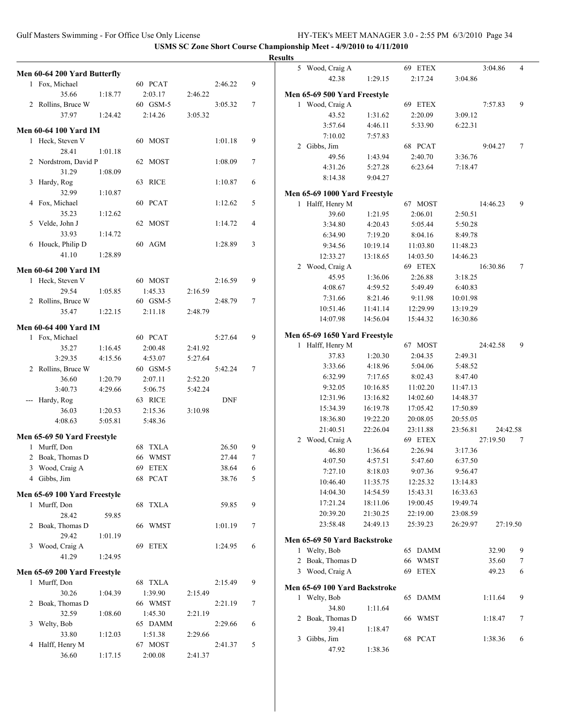**USMS SC Zone Short Course Championship Meet - 4/9/2010 to 4/11/2010**

**Results**

### Men 60-64 200 Yard Butterfly

| | Name | Age | Team | | | Time | Points |
|---|---|---|---|---|---|---|---|
| 1 | Fox, Michael | 60 | PCAT | | | 2:46.22 | 9 |
| | 35.66 | 1:18.77 | 2:03.17 | 2:46.22 | | | |
| 2 | Rollins, Bruce W | 60 | GSM-5 | | | 3:05.32 | 7 |
| | 37.97 | 1:24.42 | 2:14.26 | 3:05.32 | | | |

### Men 60-64 100 Yard IM

| | Name | Age | Team | Time | Points |
|---|---|---|---|---|---|
| 1 | Heck, Steven V | 60 | MOST | 1:01.18 | 9 |
| | 28.41 | 1:01.18 | | | |
| 2 | Nordstrom, David P | 62 | MOST | 1:08.09 | 7 |
| | 31.29 | 1:08.09 | | | |
| 3 | Hardy, Rog | 63 | RICE | 1:10.87 | 6 |
| | 32.99 | 1:10.87 | | | |
| 4 | Fox, Michael | 60 | PCAT | 1:12.62 | 5 |
| | 35.23 | 1:12.62 | | | |
| 5 | Velde, John J | 62 | MOST | 1:14.72 | 4 |
| | 33.93 | 1:14.72 | | | |
| 6 | Houck, Philip D | 60 | AGM | 1:28.89 | 3 |
| | 41.10 | 1:28.89 | | | |

### Men 60-64 200 Yard IM

| | Name | Age | Team | | | Time | Points |
|---|---|---|---|---|---|---|---|
| 1 | Heck, Steven V | 60 | MOST | | | 2:16.59 | 9 |
| | 29.54 | 1:05.85 | 1:45.33 | 2:16.59 | | | |
| 2 | Rollins, Bruce W | 60 | GSM-5 | | | 2:48.79 | 7 |
| | 35.47 | 1:22.15 | 2:11.18 | 2:48.79 | | | |

### Men 60-64 400 Yard IM

| | Name | Age | Team | | | Time | Points |
|---|---|---|---|---|---|---|---|
| 1 | Fox, Michael | 60 | PCAT | | | 5:27.64 | 9 |
| | 35.27 | 1:16.45 | 2:00.48 | 2:41.92 | | | |
| | 3:29.35 | 4:15.56 | 4:53.07 | 5:27.64 | | | |
| 2 | Rollins, Bruce W | 60 | GSM-5 | | | 5:42.24 | 7 |
| | 36.60 | 1:20.79 | 2:07.11 | 2:52.20 | | | |
| | 3:40.73 | 4:29.66 | 5:06.75 | 5:42.24 | | | |
| --- | Hardy, Rog | 63 | RICE | | | DNF | |
| | 36.03 | 1:20.53 | 2:15.36 | 3:10.98 | | | |
| | 4:08.63 | 5:05.81 | 5:48.36 | | | | |

### Men 65-69 50 Yard Freestyle

| | Name | Age | Team | Time | Points |
|---|---|---|---|---|---|
| 1 | Murff, Don | 68 | TXLA | 26.50 | 9 |
| 2 | Boak, Thomas D | 66 | WMST | 27.44 | 7 |
| 3 | Wood, Craig A | 69 | ETEX | 38.64 | 6 |
| 4 | Gibbs, Jim | 68 | PCAT | 38.76 | 5 |

### Men 65-69 100 Yard Freestyle

| | Name | Age | Team | Time | Points |
|---|---|---|---|---|---|
| 1 | Murff, Don | 68 | TXLA | 59.85 | 9 |
| | 28.42 | 59.85 | | | |
| 2 | Boak, Thomas D | 66 | WMST | 1:01.19 | 7 |
| | 29.42 | 1:01.19 | | | |
| 3 | Wood, Craig A | 69 | ETEX | 1:24.95 | 6 |
| | 41.29 | 1:24.95 | | | |

### Men 65-69 200 Yard Freestyle

| | Name | Age | Team | | | Time | Points |
|---|---|---|---|---|---|---|---|
| 1 | Murff, Don | 68 | TXLA | | | 2:15.49 | 9 |
| | 30.26 | 1:04.39 | 1:39.90 | 2:15.49 | | | |
| 2 | Boak, Thomas D | 66 | WMST | | | 2:21.19 | 7 |
| | 32.59 | 1:08.60 | 1:45.30 | 2:21.19 | | | |
| 3 | Welty, Bob | 65 | DAMM | | | 2:29.66 | 6 |
| | 33.80 | 1:12.03 | 1:51.38 | 2:29.66 | | | |
| 4 | Halff, Henry M | 67 | MOST | | | 2:41.37 | 5 |
| | 36.60 | 1:17.15 | 2:00.08 | 2:41.37 | | | |
| 5 | Wood, Craig A | 69 | ETEX | | | 3:04.86 | 4 |
| | 42.38 | 1:29.15 | 2:17.24 | 3:04.86 | | | |

### Men 65-69 500 Yard Freestyle

| | Name | Age | Team | | | Time | Points |
|---|---|---|---|---|---|---|---|
| 1 | Wood, Craig A | 69 | ETEX | | | 7:57.83 | 9 |
| | 43.52 | 1:31.62 | 2:20.09 | 3:09.12 | | | |
| | 3:57.64 | 4:46.11 | 5:33.90 | 6:22.31 | | | |
| | 7:10.02 | 7:57.83 | | | | | |
| 2 | Gibbs, Jim | 68 | PCAT | | | 9:04.27 | 7 |
| | 49.56 | 1:43.94 | 2:40.70 | 3:36.76 | | | |
| | 4:31.26 | 5:27.28 | 6:23.64 | 7:18.47 | | | |
| | 8:14.38 | 9:04.27 | | | | | |

### Men 65-69 1000 Yard Freestyle

| | Name | Age | Team | | | Time | Points |
|---|---|---|---|---|---|---|---|
| 1 | Halff, Henry M | 67 | MOST | | | 14:46.23 | 9 |
| | 39.60 | 1:21.95 | 2:06.01 | 2:50.51 | | | |
| | 3:34.80 | 4:20.43 | 5:05.44 | 5:50.28 | | | |
| | 6:34.90 | 7:19.20 | 8:04.16 | 8:49.78 | | | |
| | 9:34.56 | 10:19.14 | 11:03.80 | 11:48.23 | | | |
| | 12:33.27 | 13:18.65 | 14:03.50 | 14:46.23 | | | |
| 2 | Wood, Craig A | 69 | ETEX | | | 16:30.86 | 7 |
| | 45.95 | 1:36.06 | 2:26.88 | 3:18.25 | | | |
| | 4:08.67 | 4:59.52 | 5:49.49 | 6:40.83 | | | |
| | 7:31.66 | 8:21.46 | 9:11.98 | 10:01.98 | | | |
| | 10:51.46 | 11:41.14 | 12:29.99 | 13:19.29 | | | |
| | 14:07.98 | 14:56.04 | 15:44.32 | 16:30.86 | | | |

### Men 65-69 1650 Yard Freestyle

| | Name | Age | Team | | | Time | Points |
|---|---|---|---|---|---|---|---|
| 1 | Halff, Henry M | 67 | MOST | | | 24:42.58 | 9 |
| | 37.83 | 1:20.30 | 2:04.35 | 2:49.31 | | | |
| | 3:33.66 | 4:18.96 | 5:04.06 | 5:48.52 | | | |
| | 6:32.99 | 7:17.65 | 8:02.43 | 8:47.40 | | | |
| | 9:32.05 | 10:16.85 | 11:02.20 | 11:47.13 | | | |
| | 12:31.96 | 13:16.82 | 14:02.60 | 14:48.37 | | | |
| | 15:34.39 | 16:19.78 | 17:05.42 | 17:50.89 | | | |
| | 18:36.80 | 19:22.20 | 20:08.05 | 20:55.05 | | | |
| | 21:40.51 | 22:26.04 | 23:11.88 | 23:56.81 | 24:42.58 | | |
| 2 | Wood, Craig A | 69 | ETEX | | | 27:19.50 | 7 |
| | 46.80 | 1:36.64 | 2:26.94 | 3:17.36 | | | |
| | 4:07.50 | 4:57.51 | 5:47.60 | 6:37.50 | | | |
| | 7:27.10 | 8:18.03 | 9:07.36 | 9:56.47 | | | |
| | 10:46.40 | 11:35.75 | 12:25.32 | 13:14.83 | | | |
| | 14:04.30 | 14:54.59 | 15:43.31 | 16:33.63 | | | |
| | 17:21.24 | 18:11.06 | 19:00.45 | 19:49.74 | | | |
| | 20:39.20 | 21:30.25 | 22:19.00 | 23:08.59 | | | |
| | 23:58.48 | 24:49.13 | 25:39.23 | 26:29.97 | 27:19.50 | | |

### Men 65-69 50 Yard Backstroke

| | Name | Age | Team | Time | Points |
|---|---|---|---|---|---|
| 1 | Welty, Bob | 65 | DAMM | 32.90 | 9 |
| 2 | Boak, Thomas D | 66 | WMST | 35.60 | 7 |
| 3 | Wood, Craig A | 69 | ETEX | 49.23 | 6 |

### Men 65-69 100 Yard Backstroke

| | Name | Age | Team | Time | Points |
|---|---|---|---|---|---|
| 1 | Welty, Bob | 65 | DAMM | 1:11.64 | 9 |
| | 34.80 | 1:11.64 | | | |
| 2 | Boak, Thomas D | 66 | WMST | 1:18.47 | 7 |
| | 39.41 | 1:18.47 | | | |
| 3 | Gibbs, Jim | 68 | PCAT | 1:38.36 | 6 |
| | 47.92 | 1:38.36 | | | |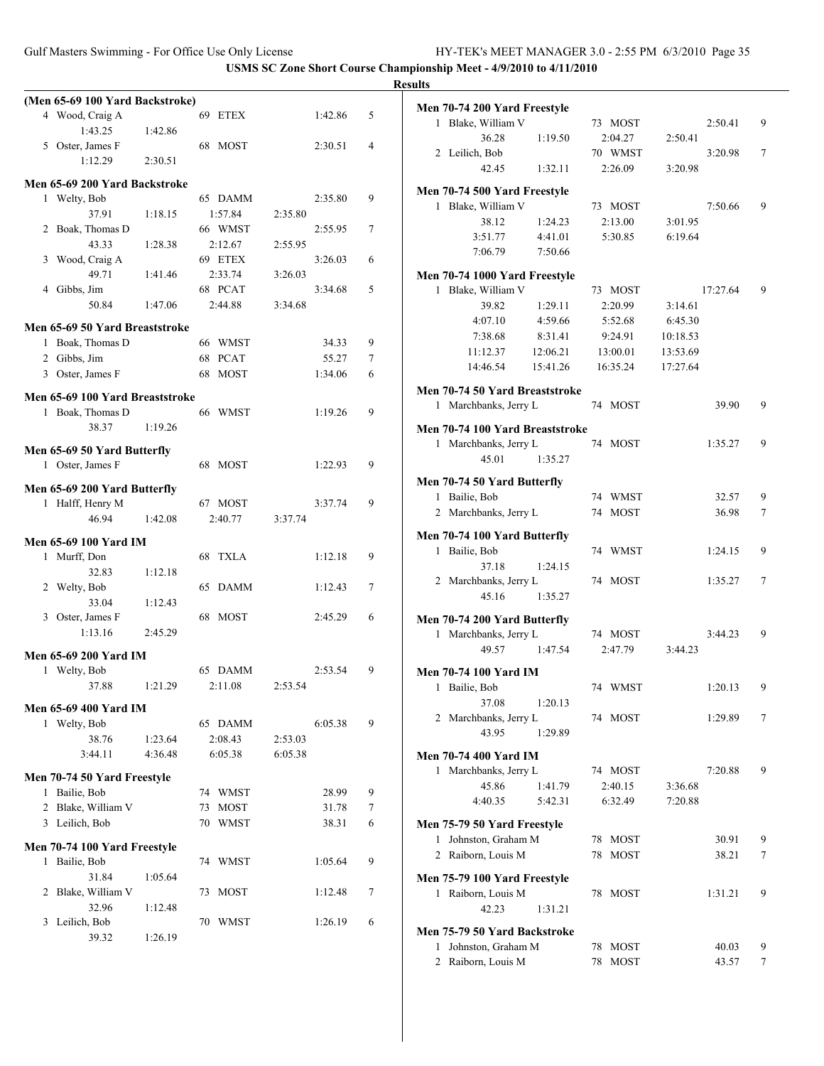**USMS SC Zone Short Course Championship Meet - 4/9/2010 to 4/11/2010**

**Results**

### (Men 65-69 100 Yard Backstroke)

| Place | Name | Age | Team | Time | Points |
|---|---|---|---|---|---|
| 4 | Wood, Craig A | 69 | ETEX | 1:42.86 | 5 |
| | 1:43.25 | 1:42.86 | | | |
| 5 | Oster, James F | 68 | MOST | 2:30.51 | 4 |
| | 1:12.29 | 2:30.51 | | | |

### Men 65-69 200 Yard Backstroke

| Place | Name | Age | Team | Time | Points |
|---|---|---|---|---|---|
| 1 | Welty, Bob | 65 | DAMM | 2:35.80 | 9 |
| | 37.91 | 1:18.15 | 1:57.84 | 2:35.80 | |
| 2 | Boak, Thomas D | 66 | WMST | 2:55.95 | 7 |
| | 43.33 | 1:28.38 | 2:12.67 | 2:55.95 | |
| 3 | Wood, Craig A | 69 | ETEX | 3:26.03 | 6 |
| | 49.71 | 1:41.46 | 2:33.74 | 3:26.03 | |
| 4 | Gibbs, Jim | 68 | PCAT | 3:34.68 | 5 |
| | 50.84 | 1:47.06 | 2:44.88 | 3:34.68 | |

### Men 65-69 50 Yard Breaststroke

| Place | Name | Age | Team | Time | Points |
|---|---|---|---|---|---|
| 1 | Boak, Thomas D | 66 | WMST | 34.33 | 9 |
| 2 | Gibbs, Jim | 68 | PCAT | 55.27 | 7 |
| 3 | Oster, James F | 68 | MOST | 1:34.06 | 6 |

### Men 65-69 100 Yard Breaststroke

| Place | Name | Age | Team | Time | Points |
|---|---|---|---|---|---|
| 1 | Boak, Thomas D | 66 | WMST | 1:19.26 | 9 |
| | 38.37 | 1:19.26 | | | |

### Men 65-69 50 Yard Butterfly

| Place | Name | Age | Team | Time | Points |
|---|---|---|---|---|---|
| 1 | Oster, James F | 68 | MOST | 1:22.93 | 9 |

### Men 65-69 200 Yard Butterfly

| Place | Name | Age | Team | Time | Points |
|---|---|---|---|---|---|
| 1 | Halff, Henry M | 67 | MOST | 3:37.74 | 9 |
| | 46.94 | 1:42.08 | 2:40.77 | 3:37.74 | |

### Men 65-69 100 Yard IM

| Place | Name | Age | Team | Time | Points |
|---|---|---|---|---|---|
| 1 | Murff, Don | 68 | TXLA | 1:12.18 | 9 |
| | 32.83 | 1:12.18 | | | |
| 2 | Welty, Bob | 65 | DAMM | 1:12.43 | 7 |
| | 33.04 | 1:12.43 | | | |
| 3 | Oster, James F | 68 | MOST | 2:45.29 | 6 |
| | 1:13.16 | 2:45.29 | | | |

### Men 65-69 200 Yard IM

| Place | Name | Age | Team | Time | Points |
|---|---|---|---|---|---|
| 1 | Welty, Bob | 65 | DAMM | 2:53.54 | 9 |
| | 37.88 | 1:21.29 | 2:11.08 | 2:53.54 | |

### Men 65-69 400 Yard IM

| Place | Name | Age | Team | Time | Points |
|---|---|---|---|---|---|
| 1 | Welty, Bob | 65 | DAMM | 6:05.38 | 9 |
| | 38.76 | 1:23.64 | 2:08.43 | 2:53.03 | |
| | 3:44.11 | 4:36.48 | 6:05.38 | 6:05.38 | |

### Men 70-74 50 Yard Freestyle

| Place | Name | Age | Team | Time | Points |
|---|---|---|---|---|---|
| 1 | Bailie, Bob | 74 | WMST | 28.99 | 9 |
| 2 | Blake, William V | 73 | MOST | 31.78 | 7 |
| 3 | Leilich, Bob | 70 | WMST | 38.31 | 6 |

### Men 70-74 100 Yard Freestyle

| Place | Name | Age | Team | Time | Points |
|---|---|---|---|---|---|
| 1 | Bailie, Bob | 74 | WMST | 1:05.64 | 9 |
| | 31.84 | 1:05.64 | | | |
| 2 | Blake, William V | 73 | MOST | 1:12.48 | 7 |
| | 32.96 | 1:12.48 | | | |
| 3 | Leilich, Bob | 70 | WMST | 1:26.19 | 6 |
| | 39.32 | 1:26.19 | | | |

### Men 70-74 200 Yard Freestyle

| Place | Name | Age | Team | Time | Points |
|---|---|---|---|---|---|
| 1 | Blake, William V | 73 | MOST | 2:50.41 | 9 |
| | 36.28 | 1:19.50 | 2:04.27 | 2:50.41 | |
| 2 | Leilich, Bob | 70 | WMST | 3:20.98 | 7 |
| | 42.45 | 1:32.11 | 2:26.09 | 3:20.98 | |

### Men 70-74 500 Yard Freestyle

| Place | Name | Age | Team | Time | Points |
|---|---|---|---|---|---|
| 1 | Blake, William V | 73 | MOST | 7:50.66 | 9 |
| | 38.12 | 1:24.23 | 2:13.00 | 3:01.95 | |
| | 3:51.77 | 4:41.01 | 5:30.85 | 6:19.64 | |
| | 7:06.79 | 7:50.66 | | | |

### Men 70-74 1000 Yard Freestyle

| Place | Name | Age | Team | Time | Points |
|---|---|---|---|---|---|
| 1 | Blake, William V | 73 | MOST | 17:27.64 | 9 |
| | 39.82 | 1:29.11 | 2:20.99 | 3:14.61 | |
| | 4:07.10 | 4:59.66 | 5:52.68 | 6:45.30 | |
| | 7:38.68 | 8:31.41 | 9:24.91 | 10:18.53 | |
| | 11:12.37 | 12:06.21 | 13:00.01 | 13:53.69 | |
| | 14:46.54 | 15:41.26 | 16:35.24 | 17:27.64 | |

### Men 70-74 50 Yard Breaststroke

| Place | Name | Age | Team | Time | Points |
|---|---|---|---|---|---|
| 1 | Marchbanks, Jerry L | 74 | MOST | 39.90 | 9 |

### Men 70-74 100 Yard Breaststroke

| Place | Name | Age | Team | Time | Points |
|---|---|---|---|---|---|
| 1 | Marchbanks, Jerry L | 74 | MOST | 1:35.27 | 9 |
| | 45.01 | 1:35.27 | | | |

### Men 70-74 50 Yard Butterfly

| Place | Name | Age | Team | Time | Points |
|---|---|---|---|---|---|
| 1 | Bailie, Bob | 74 | WMST | 32.57 | 9 |
| 2 | Marchbanks, Jerry L | 74 | MOST | 36.98 | 7 |

### Men 70-74 100 Yard Butterfly

| Place | Name | Age | Team | Time | Points |
|---|---|---|---|---|---|
| 1 | Bailie, Bob | 74 | WMST | 1:24.15 | 9 |
| | 37.18 | 1:24.15 | | | |
| 2 | Marchbanks, Jerry L | 74 | MOST | 1:35.27 | 7 |
| | 45.16 | 1:35.27 | | | |

### Men 70-74 200 Yard Butterfly

| Place | Name | Age | Team | Time | Points |
|---|---|---|---|---|---|
| 1 | Marchbanks, Jerry L | 74 | MOST | 3:44.23 | 9 |
| | 49.57 | 1:47.54 | 2:47.79 | 3:44.23 | |

### Men 70-74 100 Yard IM

| Place | Name | Age | Team | Time | Points |
|---|---|---|---|---|---|
| 1 | Bailie, Bob | 74 | WMST | 1:20.13 | 9 |
| | 37.08 | 1:20.13 | | | |
| 2 | Marchbanks, Jerry L | 74 | MOST | 1:29.89 | 7 |
| | 43.95 | 1:29.89 | | | |

### Men 70-74 400 Yard IM

| Place | Name | Age | Team | Time | Points |
|---|---|---|---|---|---|
| 1 | Marchbanks, Jerry L | 74 | MOST | 7:20.88 | 9 |
| | 45.86 | 1:41.79 | 2:40.15 | 3:36.68 | |
| | 4:40.35 | 5:42.31 | 6:32.49 | 7:20.88 | |

### Men 75-79 50 Yard Freestyle

| Place | Name | Age | Team | Time | Points |
|---|---|---|---|---|---|
| 1 | Johnston, Graham M | 78 | MOST | 30.91 | 9 |
| 2 | Raiborn, Louis M | 78 | MOST | 38.21 | 7 |

### Men 75-79 100 Yard Freestyle

| Place | Name | Age | Team | Time | Points |
|---|---|---|---|---|---|
| 1 | Raiborn, Louis M | 78 | MOST | 1:31.21 | 9 |
| | 42.23 | 1:31.21 | | | |

### Men 75-79 50 Yard Backstroke

| Place | Name | Age | Team | Time | Points |
|---|---|---|---|---|---|
| 1 | Johnston, Graham M | 78 | MOST | 40.03 | 9 |
| 2 | Raiborn, Louis M | 78 | MOST | 43.57 | 7 |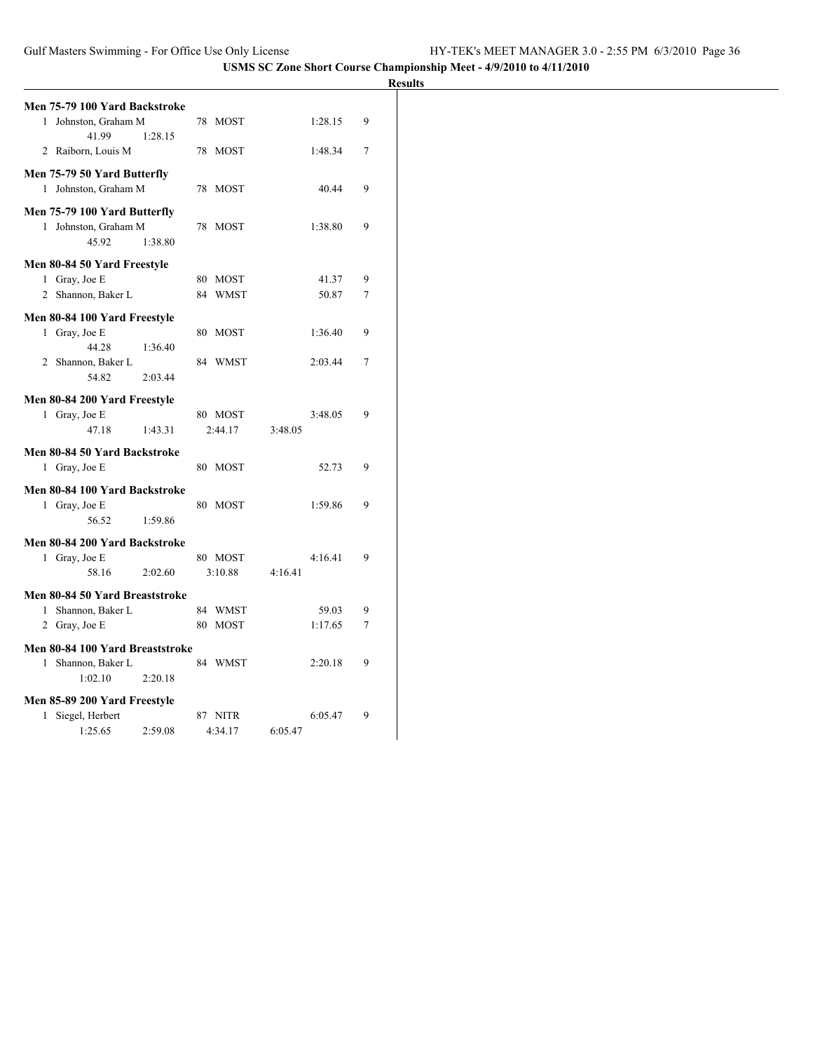**USMS SC Zone Short Course Championship Meet - 4/9/2010 to 4/11/2010**

**Results**

**Men 75-79 100 Yard Backstroke**

| | Name | Age | Team | Finals Time | Points |
|---|---|---|---|---|---|
| 1 | Johnston, Graham M | 78 | MOST | 1:28.15 | 9 |
| | 41.99 1:28.15 | | | | |
| 2 | Raiborn, Louis M | 78 | MOST | 1:48.34 | 7 |

**Men 75-79 50 Yard Butterfly**

| | Name | Age | Team | Finals Time | Points |
|---|---|---|---|---|---|
| 1 | Johnston, Graham M | 78 | MOST | 40.44 | 9 |

**Men 75-79 100 Yard Butterfly**

| | Name | Age | Team | Finals Time | Points |
|---|---|---|---|---|---|
| 1 | Johnston, Graham M | 78 | MOST | 1:38.80 | 9 |
| | 45.92 1:38.80 | | | | |

**Men 80-84 50 Yard Freestyle**

| | Name | Age | Team | Finals Time | Points |
|---|---|---|---|---|---|
| 1 | Gray, Joe E | 80 | MOST | 41.37 | 9 |
| 2 | Shannon, Baker L | 84 | WMST | 50.87 | 7 |

**Men 80-84 100 Yard Freestyle**

| | Name | Age | Team | Finals Time | Points |
|---|---|---|---|---|---|
| 1 | Gray, Joe E | 80 | MOST | 1:36.40 | 9 |
| | 44.28 1:36.40 | | | | |
| 2 | Shannon, Baker L | 84 | WMST | 2:03.44 | 7 |
| | 54.82 2:03.44 | | | | |

**Men 80-84 200 Yard Freestyle**

| | Name | Age | Team | Finals Time | Points |
|---|---|---|---|---|---|
| 1 | Gray, Joe E | 80 | MOST | 3:48.05 | 9 |
| | 47.18 1:43.31 2:44.17 3:48.05 | | | | |

**Men 80-84 50 Yard Backstroke**

| | Name | Age | Team | Finals Time | Points |
|---|---|---|---|---|---|
| 1 | Gray, Joe E | 80 | MOST | 52.73 | 9 |

**Men 80-84 100 Yard Backstroke**

| | Name | Age | Team | Finals Time | Points |
|---|---|---|---|---|---|
| 1 | Gray, Joe E | 80 | MOST | 1:59.86 | 9 |
| | 56.52 1:59.86 | | | | |

**Men 80-84 200 Yard Backstroke**

| | Name | Age | Team | Finals Time | Points |
|---|---|---|---|---|---|
| 1 | Gray, Joe E | 80 | MOST | 4:16.41 | 9 |
| | 58.16 2:02.60 3:10.88 4:16.41 | | | | |

**Men 80-84 50 Yard Breaststroke**

| | Name | Age | Team | Finals Time | Points |
|---|---|---|---|---|---|
| 1 | Shannon, Baker L | 84 | WMST | 59.03 | 9 |
| 2 | Gray, Joe E | 80 | MOST | 1:17.65 | 7 |

**Men 80-84 100 Yard Breaststroke**

| | Name | Age | Team | Finals Time | Points |
|---|---|---|---|---|---|
| 1 | Shannon, Baker L | 84 | WMST | 2:20.18 | 9 |
| | 1:02.10 2:20.18 | | | | |

**Men 85-89 200 Yard Freestyle**

| | Name | Age | Team | Finals Time | Points |
|---|---|---|---|---|---|
| 1 | Siegel, Herbert | 87 | NITR | 6:05.47 | 9 |
| | 1:25.65 2:59.08 4:34.17 6:05.47 | | | | |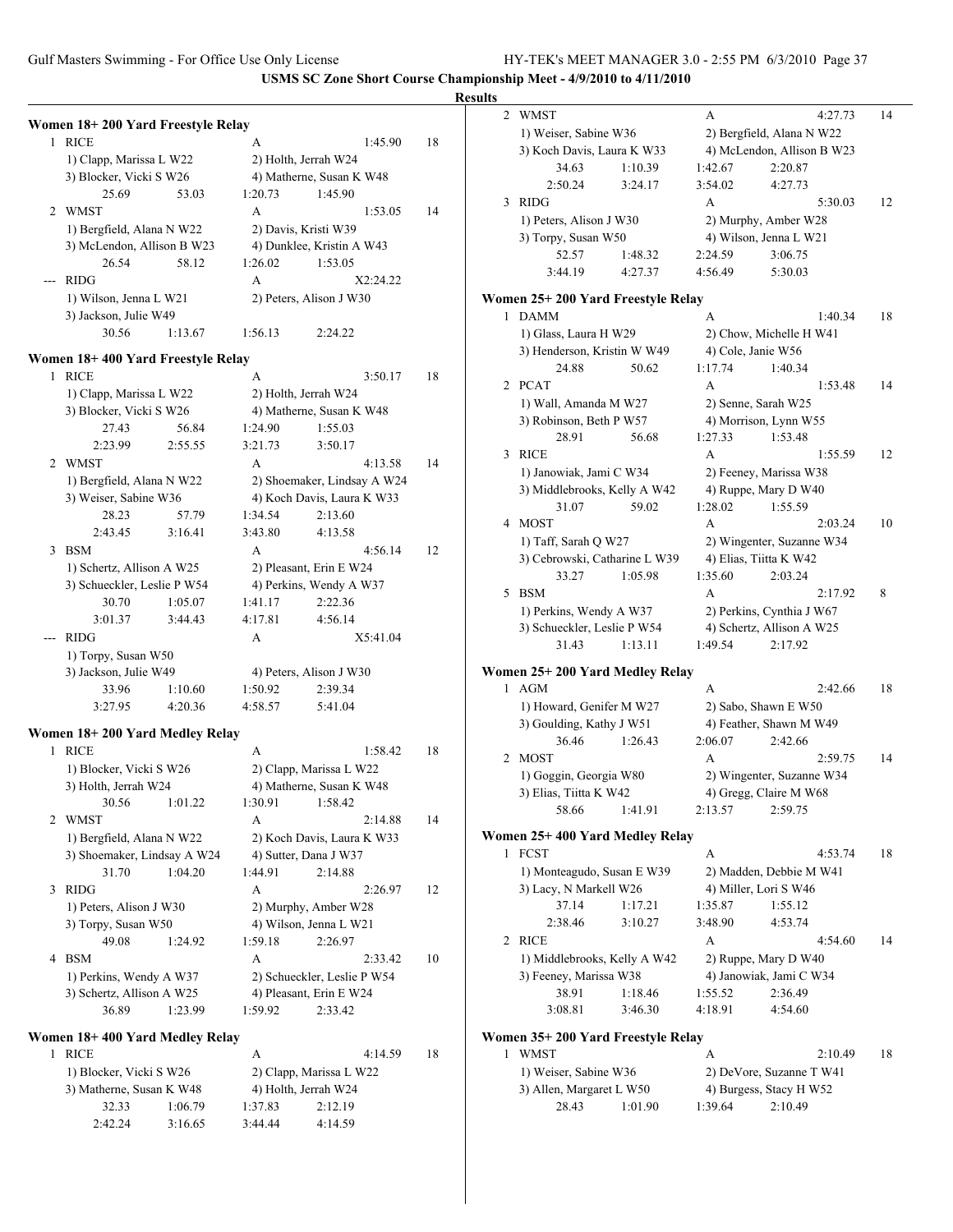**USMS SC Zone Short Course Championship Meet - 4/9/2010 to 4/11/2010**

**Results**

### Women 18+ 200 Yard Freestyle Relay

1 RICE — A — 1:45.90 — 18
1) Clapp, Marissa L W22 2) Holth, Jerrah W24
3) Blocker, Vicki S W26 4) Matherne, Susan K W48
25.69 53.03 1:20.73 1:45.90

2 WMST — A — 1:53.05 — 14
1) Bergfield, Alana N W22 2) Davis, Kristi W39
3) McLendon, Allison B W23 4) Dunklee, Kristin A W43
26.54 58.12 1:26.02 1:53.05

--- RIDG — A — X2:24.22
1) Wilson, Jenna L W21 2) Peters, Alison J W30
3) Jackson, Julie W49
30.56 1:13.67 1:56.13 2:24.22

### Women 18+ 400 Yard Freestyle Relay

1 RICE — A — 3:50.17 — 18
1) Clapp, Marissa L W22 2) Holth, Jerrah W24
3) Blocker, Vicki S W26 4) Matherne, Susan K W48
27.43 56.84 1:24.90 1:55.03
2:23.99 2:55.55 3:21.73 3:50.17

2 WMST — A — 4:13.58 — 14
1) Bergfield, Alana N W22 2) Shoemaker, Lindsay A W24
3) Weiser, Sabine W36 4) Koch Davis, Laura K W33
28.23 57.79 1:34.54 2:13.60
2:43.45 3:16.41 3:43.80 4:13.58

3 BSM — A — 4:56.14 — 12
1) Schertz, Allison A W25 2) Pleasant, Erin E W24
3) Schueckler, Leslie P W54 4) Perkins, Wendy A W37
30.70 1:05.07 1:41.17 2:22.36
3:01.37 3:44.43 4:17.81 4:56.14

--- RIDG — A — X5:41.04
1) Torpy, Susan W50
3) Jackson, Julie W49 4) Peters, Alison J W30
33.96 1:10.60 1:50.92 2:39.34
3:27.95 4:20.36 4:58.57 5:41.04

### Women 18+ 200 Yard Medley Relay

1 RICE — A — 1:58.42 — 18
1) Blocker, Vicki S W26 2) Clapp, Marissa L W22
3) Holth, Jerrah W24 4) Matherne, Susan K W48
30.56 1:01.22 1:30.91 1:58.42

2 WMST — A — 2:14.88 — 14
1) Bergfield, Alana N W22 2) Koch Davis, Laura K W33
3) Shoemaker, Lindsay A W24 4) Sutter, Dana J W37
31.70 1:04.20 1:44.91 2:14.88

3 RIDG — A — 2:26.97 — 12
1) Peters, Alison J W30 2) Murphy, Amber W28
3) Torpy, Susan W50 4) Wilson, Jenna L W21
49.08 1:24.92 1:59.18 2:26.97

4 BSM — A — 2:33.42 — 10
1) Perkins, Wendy A W37 2) Schueckler, Leslie P W54
3) Schertz, Allison A W25 4) Pleasant, Erin E W24
36.89 1:23.99 1:59.92 2:33.42

### Women 18+ 400 Yard Medley Relay

1 RICE — A — 4:14.59 — 18
1) Blocker, Vicki S W26 2) Clapp, Marissa L W22
3) Matherne, Susan K W48 4) Holth, Jerrah W24
32.33 1:06.79 1:37.83 2:12.19
2:42.24 3:16.65 3:44.44 4:14.59

2 WMST — A — 4:27.73 — 14
1) Weiser, Sabine W36 2) Bergfield, Alana N W22
3) Koch Davis, Laura K W33 4) McLendon, Allison B W23
34.63 1:10.39 1:42.67 2:20.87
2:50.24 3:24.17 3:54.02 4:27.73

3 RIDG — A — 5:30.03 — 12
1) Peters, Alison J W30 2) Murphy, Amber W28
3) Torpy, Susan W50 4) Wilson, Jenna L W21
52.57 1:48.32 2:24.59 3:06.75
3:44.19 4:27.37 4:56.49 5:30.03

### Women 25+ 200 Yard Freestyle Relay

1 DAMM — A — 1:40.34 — 18
1) Glass, Laura H W29 2) Chow, Michelle H W41
3) Henderson, Kristin W W49 4) Cole, Janie W56
24.88 50.62 1:17.74 1:40.34

2 PCAT — A — 1:53.48 — 14
1) Wall, Amanda M W27 2) Senne, Sarah W25
3) Robinson, Beth P W57 4) Morrison, Lynn W55
28.91 56.68 1:27.33 1:53.48

3 RICE — A — 1:55.59 — 12
1) Janowiak, Jami C W34 2) Feeney, Marissa W38
3) Middlebrooks, Kelly A W42 4) Ruppe, Mary D W40
31.07 59.02 1:28.02 1:55.59

4 MOST — A — 2:03.24 — 10
1) Taff, Sarah Q W27 2) Wingenter, Suzanne W34
3) Cebrowski, Catharine L W39 4) Elias, Tiitta K W42
33.27 1:05.98 1:35.60 2:03.24

5 BSM — A — 2:17.92 — 8
1) Perkins, Wendy A W37 2) Perkins, Cynthia J W67
3) Schueckler, Leslie P W54 4) Schertz, Allison A W25
31.43 1:13.11 1:49.54 2:17.92

### Women 25+ 200 Yard Medley Relay

1 AGM — A — 2:42.66 — 18
1) Howard, Genifer M W27 2) Sabo, Shawn E W50
3) Goulding, Kathy J W51 4) Feather, Shawn M W49
36.46 1:26.43 2:06.07 2:42.66

2 MOST — A — 2:59.75 — 14
1) Goggin, Georgia W80 2) Wingenter, Suzanne W34
3) Elias, Tiitta K W42 4) Gregg, Claire M W68
58.66 1:41.91 2:13.57 2:59.75

### Women 25+ 400 Yard Medley Relay

1 FCST — A — 4:53.74 — 18
1) Monteagudo, Susan E W39 2) Madden, Debbie M W41
3) Lacy, N Markell W26 4) Miller, Lori S W46
37.14 1:17.21 1:35.87 1:55.12
2:38.46 3:10.27 3:48.90 4:53.74

2 RICE — A — 4:54.60 — 14
1) Middlebrooks, Kelly A W42 2) Ruppe, Mary D W40
3) Feeney, Marissa W38 4) Janowiak, Jami C W34
38.91 1:18.46 1:55.52 2:36.49
3:08.81 3:46.30 4:18.91 4:54.60

### Women 35+ 200 Yard Freestyle Relay

1 WMST — A — 2:10.49 — 18
1) Weiser, Sabine W36 2) DeVore, Suzanne T W41
3) Allen, Margaret L W50 4) Burgess, Stacy H W52
28.43 1:01.90 1:39.64 2:10.49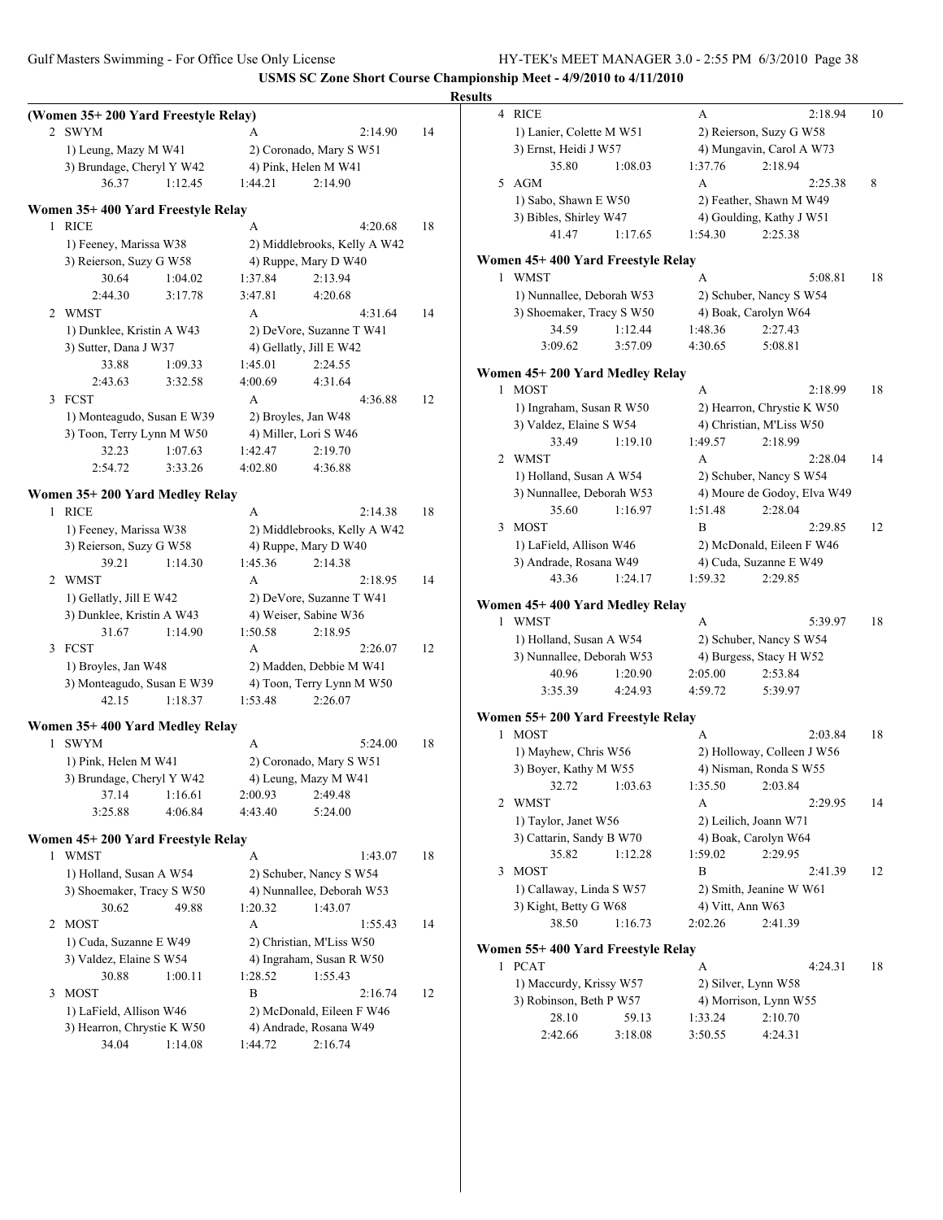USMS SC Zone Short Course Championship Meet - 4/9/2010 to 4/11/2010

**Results**

**(Women 35+ 200 Yard Freestyle Relay)**

```
  2 SWYM                            A                    2:14.90    14
     1) Leung, Mazy M W41           2) Coronado, Mary S W51
     3) Brundage, Cheryl Y W42      4) Pink, Helen M W41
          36.37     1:12.45      1:44.21     2:14.90
```

**Women 35+ 400 Yard Freestyle Relay**

```
  1 RICE                            A                    4:20.68    18
     1) Feeney, Marissa W38         2) Middlebrooks, Kelly A W42
     3) Reierson, Suzy G W58        4) Ruppe, Mary D W40
          30.64     1:04.02      1:37.84     2:13.94
        2:44.30     3:17.78      3:47.81     4:20.68
  2 WMST                            A                    4:31.64    14
     1) Dunklee, Kristin A W43      2) DeVore, Suzanne T W41
     3) Sutter, Dana J W37          4) Gellatly, Jill E W42
          33.88     1:09.33      1:45.01     2:24.55
        2:43.63     3:32.58      4:00.69     4:31.64
  3 FCST                            A                    4:36.88    12
     1) Monteagudo, Susan E W39     2) Broyles, Jan W48
     3) Toon, Terry Lynn M W50      4) Miller, Lori S W46
          32.23     1:07.63      1:42.47     2:19.70
        2:54.72     3:33.26      4:02.80     4:36.88
```

**Women 35+ 200 Yard Medley Relay**

```
  1 RICE                            A                    2:14.38    18
     1) Feeney, Marissa W38         2) Middlebrooks, Kelly A W42
     3) Reierson, Suzy G W58        4) Ruppe, Mary D W40
          39.21     1:14.30      1:45.36     2:14.38
  2 WMST                            A                    2:18.95    14
     1) Gellatly, Jill E W42        2) DeVore, Suzanne T W41
     3) Dunklee, Kristin A W43      4) Weiser, Sabine W36
          31.67     1:14.90      1:50.58     2:18.95
  3 FCST                            A                    2:26.07    12
     1) Broyles, Jan W48            2) Madden, Debbie M W41
     3) Monteagudo, Susan E W39     4) Toon, Terry Lynn M W50
          42.15     1:18.37      1:53.48     2:26.07
```

**Women 35+ 400 Yard Medley Relay**

```
  1 SWYM                            A                    5:24.00    18
     1) Pink, Helen M W41           2) Coronado, Mary S W51
     3) Brundage, Cheryl Y W42      4) Leung, Mazy M W41
          37.14     1:16.61      2:00.93     2:49.48
        3:25.88     4:06.84      4:43.40     5:24.00
```

**Women 45+ 200 Yard Freestyle Relay**

```
  1 WMST                            A                    1:43.07    18
     1) Holland, Susan A W54        2) Schuber, Nancy S W54
     3) Shoemaker, Tracy S W50      4) Nunnallee, Deborah W53
          30.62       49.88      1:20.32     1:43.07
  2 MOST                            A                    1:55.43    14
     1) Cuda, Suzanne E W49         2) Christian, M'Liss W50
     3) Valdez, Elaine S W54        4) Ingraham, Susan R W50
          30.88     1:00.11      1:28.52     1:55.43
  3 MOST                            B                    2:16.74    12
     1) LaField, Allison W46        2) McDonald, Eileen F W46
     3) Hearron, Chrystie K W50     4) Andrade, Rosana W49
          34.04     1:14.08      1:44.72     2:16.74
  4 RICE                            A                    2:18.94    10
     1) Lanier, Colette M W51       2) Reierson, Suzy G W58
     3) Ernst, Heidi J W57          4) Mungavin, Carol A W73
          35.80     1:08.03      1:37.76     2:18.94
  5 AGM                             A                    2:25.38     8
     1) Sabo, Shawn E W50           2) Feather, Shawn M W49
     3) Bibles, Shirley W47         4) Goulding, Kathy J W51
          41.47     1:17.65      1:54.30     2:25.38
```

**Women 45+ 400 Yard Freestyle Relay**

```
  1 WMST                            A                    5:08.81    18
     1) Nunnallee, Deborah W53      2) Schuber, Nancy S W54
     3) Shoemaker, Tracy S W50      4) Boak, Carolyn W64
          34.59     1:12.44      1:48.36     2:27.43
        3:09.62     3:57.09      4:30.65     5:08.81
```

**Women 45+ 200 Yard Medley Relay**

```
  1 MOST                            A                    2:18.99    18
     1) Ingraham, Susan R W50       2) Hearron, Chrystie K W50
     3) Valdez, Elaine S W54        4) Christian, M'Liss W50
          33.49     1:19.10      1:49.57     2:18.99
  2 WMST                            A                    2:28.04    14
     1) Holland, Susan A W54        2) Schuber, Nancy S W54
     3) Nunnallee, Deborah W53      4) Moure de Godoy, Elva W49
          35.60     1:16.97      1:51.48     2:28.04
  3 MOST                            B                    2:29.85    12
     1) LaField, Allison W46        2) McDonald, Eileen F W46
     3) Andrade, Rosana W49         4) Cuda, Suzanne E W49
          43.36     1:24.17      1:59.32     2:29.85
```

**Women 45+ 400 Yard Medley Relay**

```
  1 WMST                            A                    5:39.97    18
     1) Holland, Susan A W54        2) Schuber, Nancy S W54
     3) Nunnallee, Deborah W53      4) Burgess, Stacy H W52
          40.96     1:20.90      2:05.00     2:53.84
        3:35.39     4:24.93      4:59.72     5:39.97
```

**Women 55+ 200 Yard Freestyle Relay**

```
  1 MOST                            A                    2:03.84    18
     1) Mayhew, Chris W56           2) Holloway, Colleen J W56
     3) Boyer, Kathy M W55          4) Nisman, Ronda S W55
          32.72     1:03.63      1:35.50     2:03.84
  2 WMST                            A                    2:29.95    14
     1) Taylor, Janet W56           2) Leilich, Joann W71
     3) Cattarin, Sandy B W70       4) Boak, Carolyn W64
          35.82     1:12.28      1:59.02     2:29.95
  3 MOST                            B                    2:41.39    12
     1) Callaway, Linda S W57       2) Smith, Jeanine W W61
     3) Kight, Betty G W68          4) Vitt, Ann W63
          38.50     1:16.73      2:02.26     2:41.39
```

**Women 55+ 400 Yard Freestyle Relay**

```
  1 PCAT                            A                    4:24.31    18
     1) Maccurdy, Krissy W57        2) Silver, Lynn W58
     3) Robinson, Beth P W57        4) Morrison, Lynn W55
          28.10       59.13      1:33.24     2:10.70
        2:42.66     3:18.08      3:50.55     4:24.31
```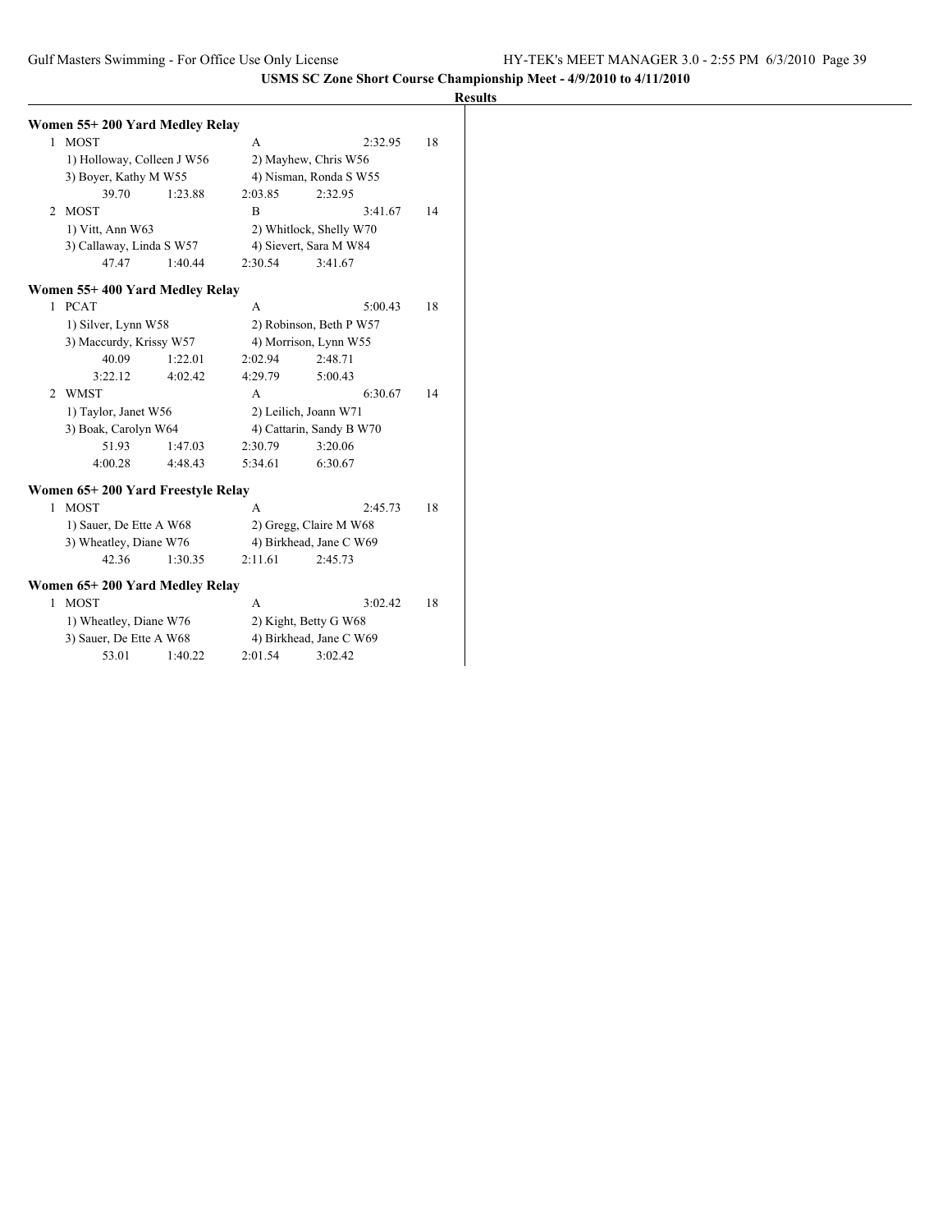USMS SC Zone Short Course Championship Meet - 4/9/2010 to 4/11/2010

**Results**

### Women 55+ 200 Yard Medley Relay

1 MOST — A — 2:32.95 — 18
1) Holloway, Colleen J W56 2) Mayhew, Chris W56
3) Boyer, Kathy M W55 4) Nisman, Ronda S W55
39.70 1:23.88 2:03.85 2:32.95

2 MOST — B — 3:41.67 — 14
1) Vitt, Ann W63 2) Whitlock, Shelly W70
3) Callaway, Linda S W57 4) Sievert, Sara M W84
47.47 1:40.44 2:30.54 3:41.67

### Women 55+ 400 Yard Medley Relay

1 PCAT — A — 5:00.43 — 18
1) Silver, Lynn W58 2) Robinson, Beth P W57
3) Maccurdy, Krissy W57 4) Morrison, Lynn W55
40.09 1:22.01 2:02.94 2:48.71
3:22.12 4:02.42 4:29.79 5:00.43

2 WMST — A — 6:30.67 — 14
1) Taylor, Janet W56 2) Leilich, Joann W71
3) Boak, Carolyn W64 4) Cattarin, Sandy B W70
51.93 1:47.03 2:30.79 3:20.06
4:00.28 4:48.43 5:34.61 6:30.67

### Women 65+ 200 Yard Freestyle Relay

1 MOST — A — 2:45.73 — 18
1) Sauer, De Ette A W68 2) Gregg, Claire M W68
3) Wheatley, Diane W76 4) Birkhead, Jane C W69
42.36 1:30.35 2:11.61 2:45.73

### Women 65+ 200 Yard Medley Relay

1 MOST — A — 3:02.42 — 18
1) Wheatley, Diane W76 2) Kight, Betty G W68
3) Sauer, De Ette A W68 4) Birkhead, Jane C W69
53.01 1:40.22 2:01.54 3:02.42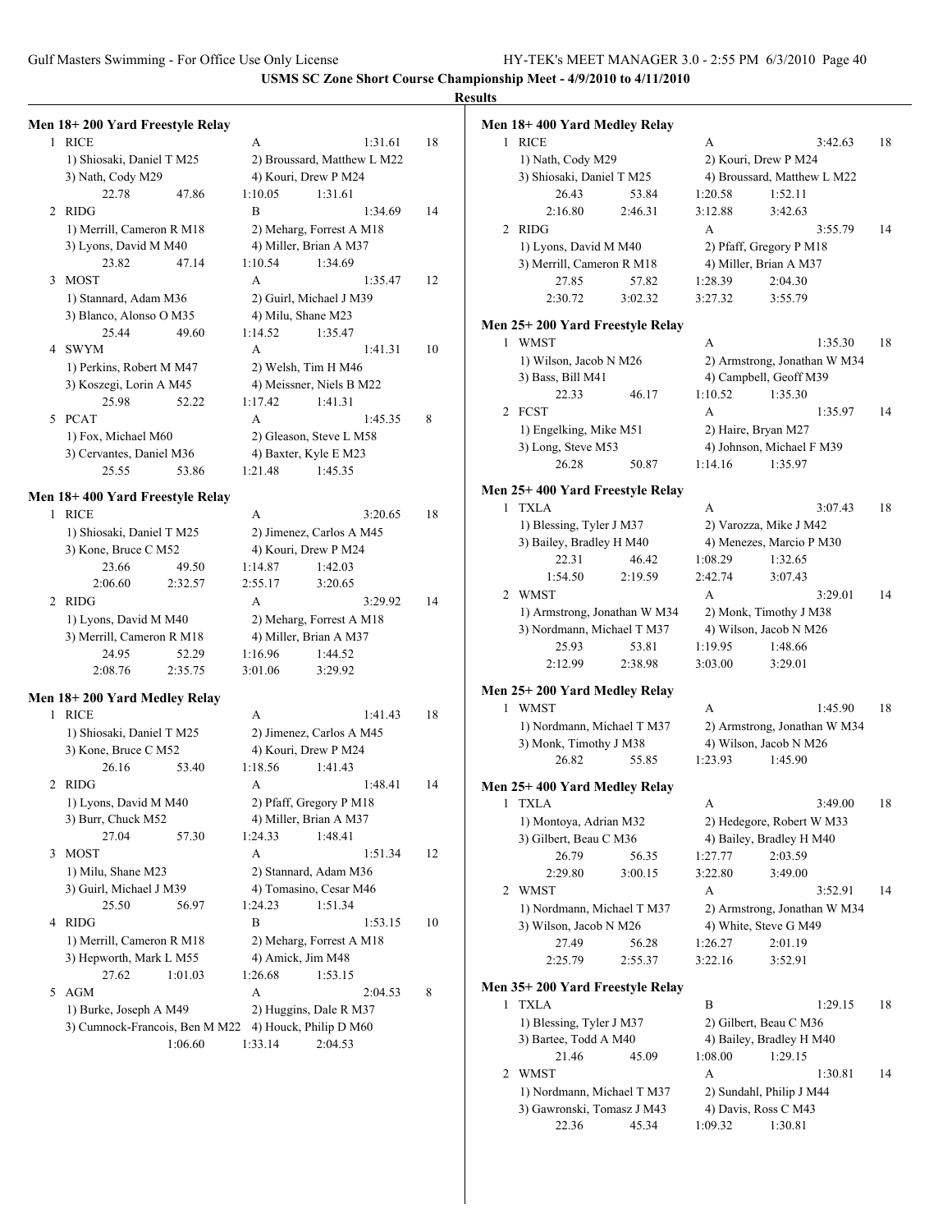**USMS SC Zone Short Course Championship Meet - 4/9/2010 to 4/11/2010**

**Results**

### Men 18+ 200 Yard Freestyle Relay

1 RICE A 1:31.61 18
1) Shiosaki, Daniel T M25 2) Broussard, Matthew L M22
3) Nath, Cody M29 4) Kouri, Drew P M24
22.78 47.86 1:10.05 1:31.61

2 RIDG B 1:34.69 14
1) Merrill, Cameron R M18 2) Meharg, Forrest A M18
3) Lyons, David M M40 4) Miller, Brian A M37
23.82 47.14 1:10.54 1:34.69

3 MOST A 1:35.47 12
1) Stannard, Adam M36 2) Guirl, Michael J M39
3) Blanco, Alonso O M35 4) Milu, Shane M23
25.44 49.60 1:14.52 1:35.47

4 SWYM A 1:41.31 10
1) Perkins, Robert M M47 2) Welsh, Tim H M46
3) Koszegi, Lorin A M45 4) Meissner, Niels B M22
25.98 52.22 1:17.42 1:41.31

5 PCAT A 1:45.35 8
1) Fox, Michael M60 2) Gleason, Steve L M58
3) Cervantes, Daniel M36 4) Baxter, Kyle E M23
25.55 53.86 1:21.48 1:45.35

### Men 18+ 400 Yard Freestyle Relay

1 RICE A 3:20.65 18
1) Shiosaki, Daniel T M25 2) Jimenez, Carlos A M45
3) Kone, Bruce C M52 4) Kouri, Drew P M24
23.66 49.50 1:14.87 1:42.03
2:06.60 2:32.57 2:55.17 3:20.65

2 RIDG A 3:29.92 14
1) Lyons, David M M40 2) Meharg, Forrest A M18
3) Merrill, Cameron R M18 4) Miller, Brian A M37
24.95 52.29 1:16.96 1:44.52
2:08.76 2:35.75 3:01.06 3:29.92

### Men 18+ 200 Yard Medley Relay

1 RICE A 1:41.43 18
1) Shiosaki, Daniel T M25 2) Jimenez, Carlos A M45
3) Kone, Bruce C M52 4) Kouri, Drew P M24
26.16 53.40 1:18.56 1:41.43

2 RIDG A 1:48.41 14
1) Lyons, David M M40 2) Pfaff, Gregory P M18
3) Burr, Chuck M52 4) Miller, Brian A M37
27.04 57.30 1:24.33 1:48.41

3 MOST A 1:51.34 12
1) Milu, Shane M23 2) Stannard, Adam M36
3) Guirl, Michael J M39 4) Tomasino, Cesar M46
25.50 56.97 1:24.23 1:51.34

4 RIDG B 1:53.15 10
1) Merrill, Cameron R M18 2) Meharg, Forrest A M18
3) Hepworth, Mark L M55 4) Amick, Jim M48
27.62 1:01.03 1:26.68 1:53.15

5 AGM A 2:04.53 8
1) Burke, Joseph A M49 2) Huggins, Dale R M37
3) Cumnock-Francois, Ben M M22 4) Houck, Philip D M60
1:06.60 1:33.14 2:04.53

### Men 18+ 400 Yard Medley Relay

1 RICE A 3:42.63 18
1) Nath, Cody M29 2) Kouri, Drew P M24
3) Shiosaki, Daniel T M25 4) Broussard, Matthew L M22
26.43 53.84 1:20.58 1:52.11
2:16.80 2:46.31 3:12.88 3:42.63

2 RIDG A 3:55.79 14
1) Lyons, David M M40 2) Pfaff, Gregory P M18
3) Merrill, Cameron R M18 4) Miller, Brian A M37
27.85 57.82 1:28.39 2:04.30
2:30.72 3:02.32 3:27.32 3:55.79

### Men 25+ 200 Yard Freestyle Relay

1 WMST A 1:35.30 18
1) Wilson, Jacob N M26 2) Armstrong, Jonathan W M34
3) Bass, Bill M41 4) Campbell, Geoff M39
22.33 46.17 1:10.52 1:35.30

2 FCST A 1:35.97 14
1) Engelking, Mike M51 2) Haire, Bryan M27
3) Long, Steve M53 4) Johnson, Michael F M39
26.28 50.87 1:14.16 1:35.97

### Men 25+ 400 Yard Freestyle Relay

1 TXLA A 3:07.43 18
1) Blessing, Tyler J M37 2) Varozza, Mike J M42
3) Bailey, Bradley H M40 4) Menezes, Marcio P M30
22.31 46.42 1:08.29 1:32.65
1:54.50 2:19.59 2:42.74 3:07.43

2 WMST A 3:29.01 14
1) Armstrong, Jonathan W M34 2) Monk, Timothy J M38
3) Nordmann, Michael T M37 4) Wilson, Jacob N M26
25.93 53.81 1:19.95 1:48.66
2:12.99 2:38.98 3:03.00 3:29.01

### Men 25+ 200 Yard Medley Relay

1 WMST A 1:45.90 18
1) Nordmann, Michael T M37 2) Armstrong, Jonathan W M34
3) Monk, Timothy J M38 4) Wilson, Jacob N M26
26.82 55.85 1:23.93 1:45.90

### Men 25+ 400 Yard Medley Relay

1 TXLA A 3:49.00 18
1) Montoya, Adrian M32 2) Hedegore, Robert W M33
3) Gilbert, Beau C M36 4) Bailey, Bradley H M40
26.79 56.35 1:27.77 2:03.59
2:29.80 3:00.15 3:22.80 3:49.00

2 WMST A 3:52.91 14
1) Nordmann, Michael T M37 2) Armstrong, Jonathan W M34
3) Wilson, Jacob N M26 4) White, Steve G M49
27.49 56.28 1:26.27 2:01.19
2:25.79 2:55.37 3:22.16 3:52.91

### Men 35+ 200 Yard Freestyle Relay

1 TXLA B 1:29.15 18
1) Blessing, Tyler J M37 2) Gilbert, Beau C M36
3) Bartee, Todd A M40 4) Bailey, Bradley H M40
21.46 45.09 1:08.00 1:29.15

2 WMST A 1:30.81 14
1) Nordmann, Michael T M37 2) Sundahl, Philip J M44
3) Gawronski, Tomasz J M43 4) Davis, Ross C M43
22.36 45.34 1:09.32 1:30.81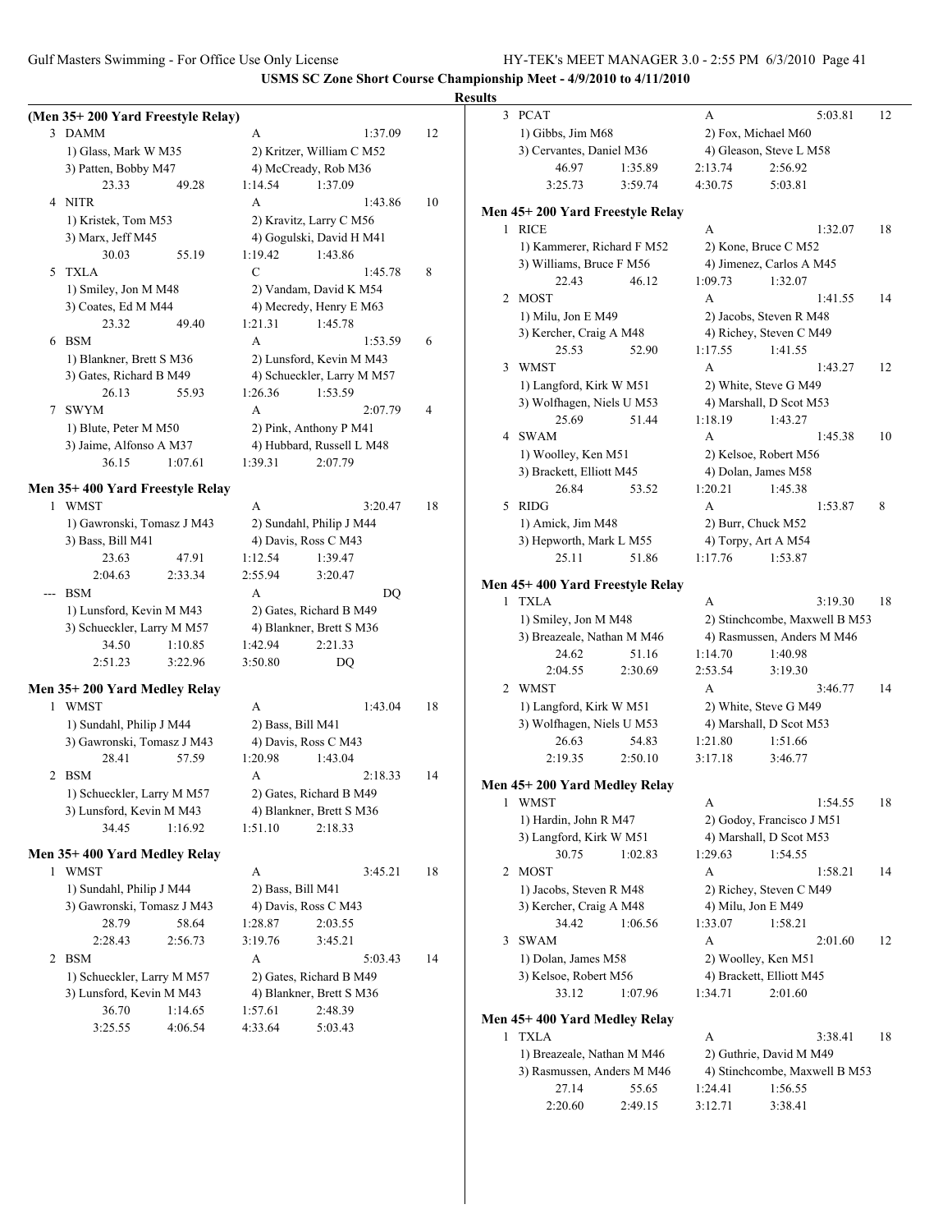**USMS SC Zone Short Course Championship Meet - 4/9/2010 to 4/11/2010**

**Results**

### (Men 35+ 200 Yard Freestyle Relay)

3 DAMM — A — 1:37.09 — 12
1) Glass, Mark W M35 — 2) Kritzer, William C M52
3) Patten, Bobby M47 — 4) McCready, Rob M36
23.33 49.28 1:14.54 1:37.09

4 NITR — A — 1:43.86 — 10
1) Kristek, Tom M53 — 2) Kravitz, Larry C M56
3) Marx, Jeff M45 — 4) Gogulski, David H M41
30.03 55.19 1:19.42 1:43.86

5 TXLA — C — 1:45.78 — 8
1) Smiley, Jon M M48 — 2) Vandam, David K M54
3) Coates, Ed M M44 — 4) Mecredy, Henry E M63
23.32 49.40 1:21.31 1:45.78

6 BSM — A — 1:53.59 — 6
1) Blankner, Brett S M36 — 2) Lunsford, Kevin M M43
3) Gates, Richard B M49 — 4) Schueckler, Larry M M57
26.13 55.93 1:26.36 1:53.59

7 SWYM — A — 2:07.79 — 4
1) Blute, Peter M M50 — 2) Pink, Anthony P M41
3) Jaime, Alfonso A M37 — 4) Hubbard, Russell L M48
36.15 1:07.61 1:39.31 2:07.79

### Men 35+ 400 Yard Freestyle Relay

1 WMST — A — 3:20.47 — 18
1) Gawronski, Tomasz J M43 — 2) Sundahl, Philip J M44
3) Bass, Bill M41 — 4) Davis, Ross C M43
23.63 47.91 1:12.54 1:39.47
2:04.63 2:33.34 2:55.94 3:20.47

--- BSM — A — DQ
1) Lunsford, Kevin M M43 — 2) Gates, Richard B M49
3) Schueckler, Larry M M57 — 4) Blankner, Brett S M36
34.50 1:10.85 1:42.94 2:21.33
2:51.23 3:22.96 3:50.80 DQ

### Men 35+ 200 Yard Medley Relay

1 WMST — A — 1:43.04 — 18
1) Sundahl, Philip J M44 — 2) Bass, Bill M41
3) Gawronski, Tomasz J M43 — 4) Davis, Ross C M43
28.41 57.59 1:20.98 1:43.04

2 BSM — A — 2:18.33 — 14
1) Schueckler, Larry M M57 — 2) Gates, Richard B M49
3) Lunsford, Kevin M M43 — 4) Blankner, Brett S M36
34.45 1:16.92 1:51.10 2:18.33

### Men 35+ 400 Yard Medley Relay

1 WMST — A — 3:45.21 — 18
1) Sundahl, Philip J M44 — 2) Bass, Bill M41
3) Gawronski, Tomasz J M43 — 4) Davis, Ross C M43
28.79 58.64 1:28.87 2:03.55
2:28.43 2:56.73 3:19.76 3:45.21

2 BSM — A — 5:03.43 — 14
1) Schueckler, Larry M M57 — 2) Gates, Richard B M49
3) Lunsford, Kevin M M43 — 4) Blankner, Brett S M36
36.70 1:14.65 1:57.61 2:48.39
3:25.55 4:06.54 4:33.64 5:03.43

3 PCAT — A — 5:03.81 — 12
1) Gibbs, Jim M68 — 2) Fox, Michael M60
3) Cervantes, Daniel M36 — 4) Gleason, Steve L M58
46.97 1:35.89 2:13.74 2:56.92
3:25.73 3:59.74 4:30.75 5:03.81

### Men 45+ 200 Yard Freestyle Relay

1 RICE — A — 1:32.07 — 18
1) Kammerer, Richard F M52 — 2) Kone, Bruce C M52
3) Williams, Bruce F M56 — 4) Jimenez, Carlos A M45
22.43 46.12 1:09.73 1:32.07

2 MOST — A — 1:41.55 — 14
1) Milu, Jon E M49 — 2) Jacobs, Steven R M48
3) Kercher, Craig A M48 — 4) Richey, Steven C M49
25.53 52.90 1:17.55 1:41.55

3 WMST — A — 1:43.27 — 12
1) Langford, Kirk W M51 — 2) White, Steve G M49
3) Wolfhagen, Niels U M53 — 4) Marshall, D Scot M53
25.69 51.44 1:18.19 1:43.27

4 SWAM — A — 1:45.38 — 10
1) Woolley, Ken M51 — 2) Kelsoe, Robert M56
3) Brackett, Elliott M45 — 4) Dolan, James M58
26.84 53.52 1:20.21 1:45.38

5 RIDG — A — 1:53.87 — 8
1) Amick, Jim M48 — 2) Burr, Chuck M52
3) Hepworth, Mark L M55 — 4) Torpy, Art A M54
25.11 51.86 1:17.76 1:53.87

### Men 45+ 400 Yard Freestyle Relay

1 TXLA — A — 3:19.30 — 18
1) Smiley, Jon M M48 — 2) Stinchcombe, Maxwell B M53
3) Breazeale, Nathan M M46 — 4) Rasmussen, Anders M M46
24.62 51.16 1:14.70 1:40.98
2:04.55 2:30.69 2:53.54 3:19.30

2 WMST — A — 3:46.77 — 14
1) Langford, Kirk W M51 — 2) White, Steve G M49
3) Wolfhagen, Niels U M53 — 4) Marshall, D Scot M53
26.63 54.83 1:21.80 1:51.66
2:19.35 2:50.10 3:17.18 3:46.77

### Men 45+ 200 Yard Medley Relay

1 WMST — A — 1:54.55 — 18
1) Hardin, John R M47 — 2) Godoy, Francisco J M51
3) Langford, Kirk W M51 — 4) Marshall, D Scot M53
30.75 1:02.83 1:29.63 1:54.55

2 MOST — A — 1:58.21 — 14
1) Jacobs, Steven R M48 — 2) Richey, Steven C M49
3) Kercher, Craig A M48 — 4) Milu, Jon E M49
34.42 1:06.56 1:33.07 1:58.21

3 SWAM — A — 2:01.60 — 12
1) Dolan, James M58 — 2) Woolley, Ken M51
3) Kelsoe, Robert M56 — 4) Brackett, Elliott M45
33.12 1:07.96 1:34.71 2:01.60

### Men 45+ 400 Yard Medley Relay

1 TXLA — A — 3:38.41 — 18
1) Breazeale, Nathan M M46 — 2) Guthrie, David M M49
3) Rasmussen, Anders M M46 — 4) Stinchcombe, Maxwell B M53
27.14 55.65 1:24.41 1:56.55
2:20.60 2:49.15 3:12.71 3:38.41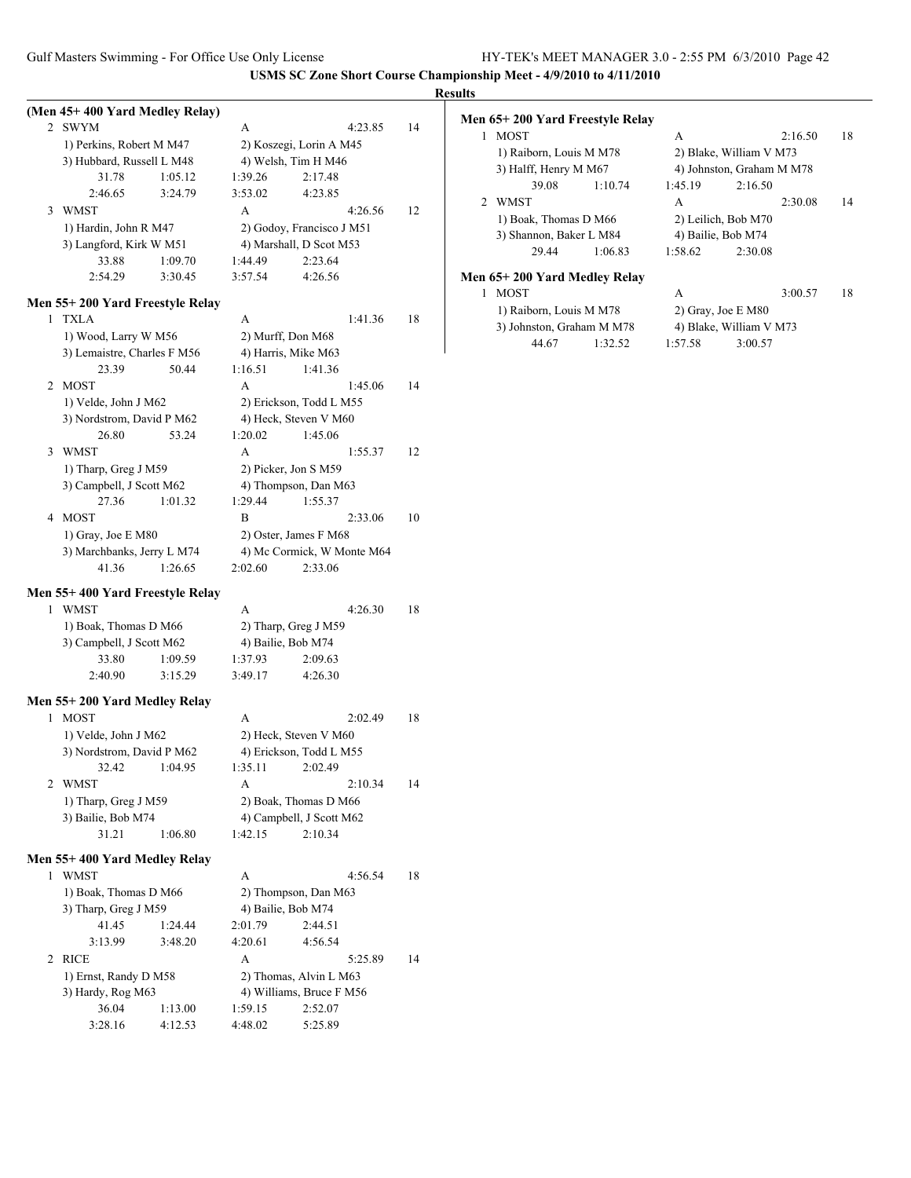**USMS SC Zone Short Course Championship Meet - 4/9/2010 to 4/11/2010**

**Results**

### (Men 45+ 400 Yard Medley Relay)

2 SWYM — A — 4:23.85 — 14
1) Perkins, Robert M M47 — 2) Koszegi, Lorin A M45
3) Hubbard, Russell L M48 — 4) Welsh, Tim H M46
31.78 1:05.12 1:39.26 2:17.48
2:46.65 3:24.79 3:53.02 4:23.85

3 WMST — A — 4:26.56 — 12
1) Hardin, John R M47 — 2) Godoy, Francisco J M51
3) Langford, Kirk W M51 — 4) Marshall, D Scot M53
33.88 1:09.70 1:44.49 2:23.64
2:54.29 3:30.45 3:57.54 4:26.56

### Men 55+ 200 Yard Freestyle Relay

1 TXLA — A — 1:41.36 — 18
1) Wood, Larry W M56 — 2) Murff, Don M68
3) Lemaistre, Charles F M56 — 4) Harris, Mike M63
23.39 50.44 1:16.51 1:41.36

2 MOST — A — 1:45.06 — 14
1) Velde, John J M62 — 2) Erickson, Todd L M55
3) Nordstrom, David P M62 — 4) Heck, Steven V M60
26.80 53.24 1:20.02 1:45.06

3 WMST — A — 1:55.37 — 12
1) Tharp, Greg J M59 — 2) Picker, Jon S M59
3) Campbell, J Scott M62 — 4) Thompson, Dan M63
27.36 1:01.32 1:29.44 1:55.37

4 MOST — B — 2:33.06 — 10
1) Gray, Joe E M80 — 2) Oster, James F M68
3) Marchbanks, Jerry L M74 — 4) Mc Cormick, W Monte M64
41.36 1:26.65 2:02.60 2:33.06

### Men 55+ 400 Yard Freestyle Relay

1 WMST — A — 4:26.30 — 18
1) Boak, Thomas D M66 — 2) Tharp, Greg J M59
3) Campbell, J Scott M62 — 4) Bailie, Bob M74
33.80 1:09.59 1:37.93 2:09.63
2:40.90 3:15.29 3:49.17 4:26.30

### Men 55+ 200 Yard Medley Relay

1 MOST — A — 2:02.49 — 18
1) Velde, John J M62 — 2) Heck, Steven V M60
3) Nordstrom, David P M62 — 4) Erickson, Todd L M55
32.42 1:04.95 1:35.11 2:02.49

2 WMST — A — 2:10.34 — 14
1) Tharp, Greg J M59 — 2) Boak, Thomas D M66
3) Bailie, Bob M74 — 4) Campbell, J Scott M62
31.21 1:06.80 1:42.15 2:10.34

### Men 55+ 400 Yard Medley Relay

1 WMST — A — 4:56.54 — 18
1) Boak, Thomas D M66 — 2) Thompson, Dan M63
3) Tharp, Greg J M59 — 4) Bailie, Bob M74
41.45 1:24.44 2:01.79 2:44.51
3:13.99 3:48.20 4:20.61 4:56.54

2 RICE — A — 5:25.89 — 14
1) Ernst, Randy D M58 — 2) Thomas, Alvin L M63
3) Hardy, Rog M63 — 4) Williams, Bruce F M56
36.04 1:13.00 1:59.15 2:52.07
3:28.16 4:12.53 4:48.02 5:25.89

### Men 65+ 200 Yard Freestyle Relay

1 MOST — A — 2:16.50 — 18
1) Raiborn, Louis M M78 — 2) Blake, William V M73
3) Halff, Henry M M67 — 4) Johnston, Graham M M78
39.08 1:10.74 1:45.19 2:16.50

2 WMST — A — 2:30.08 — 14
1) Boak, Thomas D M66 — 2) Leilich, Bob M70
3) Shannon, Baker L M84 — 4) Bailie, Bob M74
29.44 1:06.83 1:58.62 2:30.08

### Men 65+ 200 Yard Medley Relay

1 MOST — A — 3:00.57 — 18
1) Raiborn, Louis M M78 — 2) Gray, Joe E M80
3) Johnston, Graham M M78 — 4) Blake, William V M73
44.67 1:32.52 1:57.58 3:00.57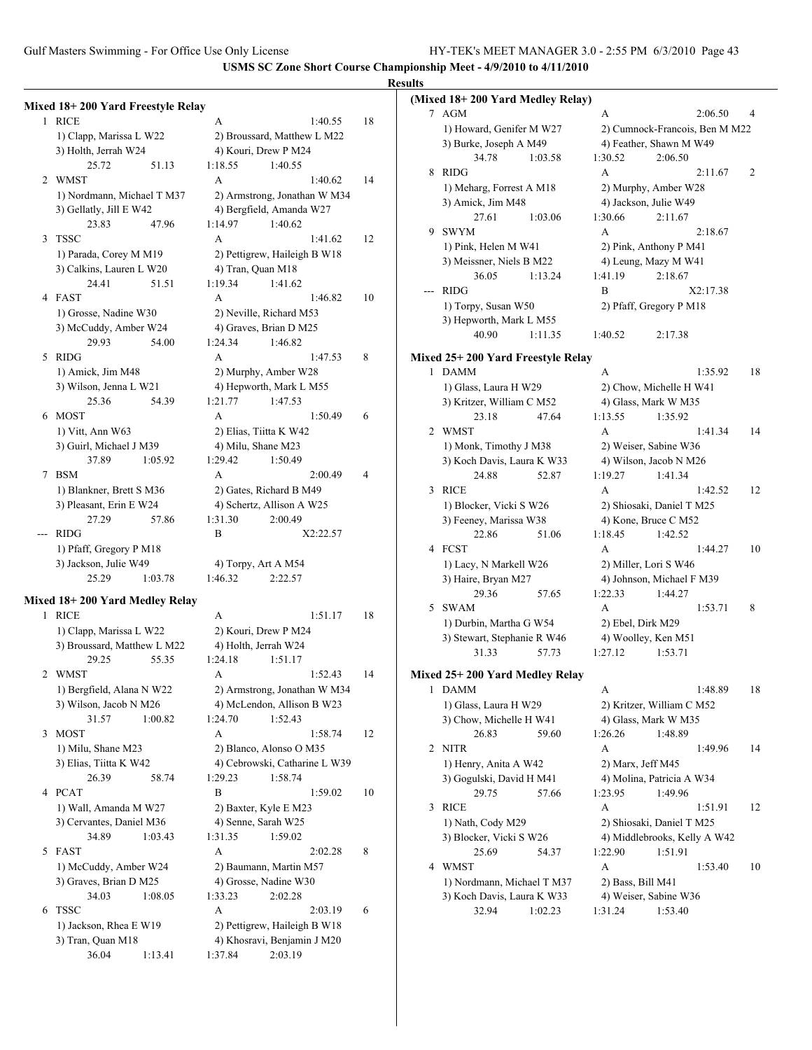**USMS SC Zone Short Course Championship Meet - 4/9/2010 to 4/11/2010**

**Results**

### Mixed 18+ 200 Yard Freestyle Relay

1 RICE — A — 1:40.55 — 18
1) Clapp, Marissa L W22 2) Broussard, Matthew L M22
3) Holth, Jerrah W24 4) Kouri, Drew P M24
25.72 51.13 1:18.55 1:40.55

2 WMST — A — 1:40.62 — 14
1) Nordmann, Michael T M37 2) Armstrong, Jonathan W M34
3) Gellatly, Jill E W42 4) Bergfield, Amanda W27
23.83 47.96 1:14.97 1:40.62

3 TSSC — A — 1:41.62 — 12
1) Parada, Corey M M19 2) Pettigrew, Haileigh B W18
3) Calkins, Lauren L W20 4) Tran, Quan M18
24.41 51.51 1:19.34 1:41.62

4 FAST — A — 1:46.82 — 10
1) Grosse, Nadine W30 2) Neville, Richard M53
3) McCuddy, Amber W24 4) Graves, Brian D M25
29.93 54.00 1:24.34 1:46.82

5 RIDG — A — 1:47.53 — 8
1) Amick, Jim M48 2) Murphy, Amber W28
3) Wilson, Jenna L W21 4) Hepworth, Mark L M55
25.36 54.39 1:21.77 1:47.53

6 MOST — A — 1:50.49 — 6
1) Vitt, Ann W63 2) Elias, Tiitta K W42
3) Guirl, Michael J M39 4) Milu, Shane M23
37.89 1:05.92 1:29.42 1:50.49

7 BSM — A — 2:00.49 — 4
1) Blankner, Brett S M36 2) Gates, Richard B M49
3) Pleasant, Erin E W24 4) Schertz, Allison A W25
27.29 57.86 1:31.30 2:00.49

--- RIDG — B — X2:22.57
1) Pfaff, Gregory P M18
3) Jackson, Julie W49 4) Torpy, Art A M54
25.29 1:03.78 1:46.32 2:22.57

### Mixed 18+ 200 Yard Medley Relay

1 RICE — A — 1:51.17 — 18
1) Clapp, Marissa L W22 2) Kouri, Drew P M24
3) Broussard, Matthew L M22 4) Holth, Jerrah W24
29.25 55.35 1:24.18 1:51.17

2 WMST — A — 1:52.43 — 14
1) Bergfield, Alana N W22 2) Armstrong, Jonathan W M34
3) Wilson, Jacob N M26 4) McLendon, Allison B W23
31.57 1:00.82 1:24.70 1:52.43

3 MOST — A — 1:58.74 — 12
1) Milu, Shane M23 2) Blanco, Alonso O M35
3) Elias, Tiitta K W42 4) Cebrowski, Catharine L W39
26.39 58.74 1:29.23 1:58.74

4 PCAT — B — 1:59.02 — 10
1) Wall, Amanda M W27 2) Baxter, Kyle E M23
3) Cervantes, Daniel M36 4) Senne, Sarah W25
34.89 1:03.43 1:31.35 1:59.02

5 FAST — A — 2:02.28 — 8
1) McCuddy, Amber W24 2) Baumann, Martin M57
3) Graves, Brian D M25 4) Grosse, Nadine W30
34.03 1:08.05 1:33.23 2:02.28

6 TSSC — A — 2:03.19 — 6
1) Jackson, Rhea E W19 2) Pettigrew, Haileigh B W18
3) Tran, Quan M18 4) Khosravi, Benjamin J M20
36.04 1:13.41 1:37.84 2:03.19

### (Mixed 18+ 200 Yard Medley Relay)

7 AGM — A — 2:06.50 — 4
1) Howard, Genifer M W27 2) Cumnock-Francois, Ben M M22
3) Burke, Joseph A M49 4) Feather, Shawn M W49
34.78 1:03.58 1:30.52 2:06.50

8 RIDG — A — 2:11.67 — 2
1) Meharg, Forrest A M18 2) Murphy, Amber W28
3) Amick, Jim M48 4) Jackson, Julie W49
27.61 1:03.06 1:30.66 2:11.67

9 SWYM — A — 2:18.67
1) Pink, Helen M W41 2) Pink, Anthony P M41
3) Meissner, Niels B M22 4) Leung, Mazy M W41
36.05 1:13.24 1:41.19 2:18.67

--- RIDG — B — X2:17.38
1) Torpy, Susan W50 2) Pfaff, Gregory P M18
3) Hepworth, Mark L M55
40.90 1:11.35 1:40.52 2:17.38

### Mixed 25+ 200 Yard Freestyle Relay

1 DAMM — A — 1:35.92 — 18
1) Glass, Laura H W29 2) Chow, Michelle H W41
3) Kritzer, William C M52 4) Glass, Mark W M35
23.18 47.64 1:13.55 1:35.92

2 WMST — A — 1:41.34 — 14
1) Monk, Timothy J M38 2) Weiser, Sabine W36
3) Koch Davis, Laura K W33 4) Wilson, Jacob N M26
24.88 52.87 1:19.27 1:41.34

3 RICE — A — 1:42.52 — 12
1) Blocker, Vicki S W26 2) Shiosaki, Daniel T M25
3) Feeney, Marissa W38 4) Kone, Bruce C M52
22.86 51.06 1:18.45 1:42.52

4 FCST — A — 1:44.27 — 10
1) Lacy, N Markell W26 2) Miller, Lori S W46
3) Haire, Bryan M27 4) Johnson, Michael F M39
29.36 57.65 1:22.33 1:44.27

5 SWAM — A — 1:53.71 — 8
1) Durbin, Martha G W54 2) Ebel, Dirk M29
3) Stewart, Stephanie R W46 4) Woolley, Ken M51
31.33 57.73 1:27.12 1:53.71

### Mixed 25+ 200 Yard Medley Relay

1 DAMM — A — 1:48.89 — 18
1) Glass, Laura H W29 2) Kritzer, William C M52
3) Chow, Michelle H W41 4) Glass, Mark W M35
26.83 59.60 1:26.26 1:48.89

2 NITR — A — 1:49.96 — 14
1) Henry, Anita A W42 2) Marx, Jeff M45
3) Gogulski, David H M41 4) Molina, Patricia A W34
29.75 57.66 1:23.95 1:49.96

3 RICE — A — 1:51.91 — 12
1) Nath, Cody M29 2) Shiosaki, Daniel T M25
3) Blocker, Vicki S W26 4) Middlebrooks, Kelly A W42
25.69 54.37 1:22.90 1:51.91

4 WMST — A — 1:53.40 — 10
1) Nordmann, Michael T M37 2) Bass, Bill M41
3) Koch Davis, Laura K W33 4) Weiser, Sabine W36
32.94 1:02.23 1:31.24 1:53.40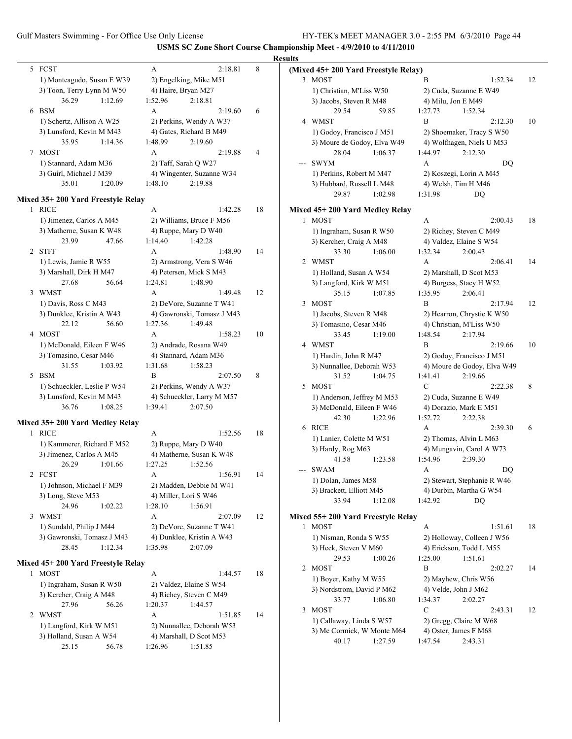**USMS SC Zone Short Course Championship Meet - 4/9/2010 to 4/11/2010**

**Results**

| | Team | Relay | Time | Points |
|---|---|---|---|---|
| 5 | FCST | A | 2:18.81 | 8 |

1) Monteagudo, Susan E W39 2) Engelking, Mike M51
3) Toon, Terry Lynn M W50 4) Haire, Bryan M27
36.29 1:12.69 1:52.96 2:18.81

| | Team | Relay | Time | Points |
|---|---|---|---|---|
| 6 | BSM | A | 2:19.60 | 6 |

1) Schertz, Allison A W25 2) Perkins, Wendy A W37
3) Lunsford, Kevin M M43 4) Gates, Richard B M49
35.95 1:14.36 1:48.99 2:19.60

| | Team | Relay | Time | Points |
|---|---|---|---|---|
| 7 | MOST | A | 2:19.88 | 4 |

1) Stannard, Adam M36 2) Taff, Sarah Q W27
3) Guirl, Michael J M39 4) Wingenter, Suzanne W34
35.01 1:20.09 1:48.10 2:19.88

### Mixed 35+ 200 Yard Freestyle Relay

1 RICE A 1:42.28 18
1) Jimenez, Carlos A M45 2) Williams, Bruce F M56
3) Matherne, Susan K W48 4) Ruppe, Mary D W40
23.99 47.66 1:14.40 1:42.28

2 STFF A 1:48.90 14
1) Lewis, Jamie R W55 2) Armstrong, Vera S W46
3) Marshall, Dirk H M47 4) Petersen, Mick S M43
27.68 56.64 1:24.81 1:48.90

3 WMST A 1:49.48 12
1) Davis, Ross C M43 2) DeVore, Suzanne T W41
3) Dunklee, Kristin A W43 4) Gawronski, Tomasz J M43
22.12 56.60 1:27.36 1:49.48

4 MOST A 1:58.23 10
1) McDonald, Eileen F W46 2) Andrade, Rosana W49
3) Tomasino, Cesar M46 4) Stannard, Adam M36
31.55 1:03.92 1:31.68 1:58.23

5 BSM B 2:07.50 8
1) Schueckler, Leslie P W54 2) Perkins, Wendy A W37
3) Lunsford, Kevin M M43 4) Schueckler, Larry M M57
36.76 1:08.25 1:39.41 2:07.50

### Mixed 35+ 200 Yard Medley Relay

1 RICE A 1:52.56 18
1) Kammerer, Richard F M52 2) Ruppe, Mary D W40
3) Jimenez, Carlos A M45 4) Matherne, Susan K W48
26.29 1:01.66 1:27.25 1:52.56

2 FCST A 1:56.91 14
1) Johnson, Michael F M39 2) Madden, Debbie M W41
3) Long, Steve M53 4) Miller, Lori S W46
24.96 1:02.22 1:28.10 1:56.91

3 WMST A 2:07.09 12
1) Sundahl, Philip J M44 2) DeVore, Suzanne T W41
3) Gawronski, Tomasz J M43 4) Dunklee, Kristin A W43
28.45 1:12.34 1:35.98 2:07.09

### Mixed 45+ 200 Yard Freestyle Relay

1 MOST A 1:44.57 18
1) Ingraham, Susan R W50 2) Valdez, Elaine S W54
3) Kercher, Craig A M48 4) Richey, Steven C M49
27.96 56.26 1:20.37 1:44.57

2 WMST A 1:51.85 14
1) Langford, Kirk W M51 2) Nunnallee, Deborah W53
3) Holland, Susan A W54 4) Marshall, D Scot M53
25.15 56.78 1:26.96 1:51.85

### (Mixed 45+ 200 Yard Freestyle Relay)

3 MOST B 1:52.34 12
1) Christian, M'Liss W50 2) Cuda, Suzanne E W49
3) Jacobs, Steven R M48 4) Milu, Jon E M49
29.54 59.85 1:27.73 1:52.34

4 WMST B 2:12.30 10
1) Godoy, Francisco J M51 2) Shoemaker, Tracy S W50
3) Moure de Godoy, Elva W49 4) Wolfhagen, Niels U M53
28.04 1:06.37 1:44.97 2:12.30

--- SWYM A DQ
1) Perkins, Robert M M47 2) Koszegi, Lorin A M45
3) Hubbard, Russell L M48 4) Welsh, Tim H M46
29.87 1:02.98 1:31.98 DQ

### Mixed 45+ 200 Yard Medley Relay

1 MOST A 2:00.43 18
1) Ingraham, Susan R W50 2) Richey, Steven C M49
3) Kercher, Craig A M48 4) Valdez, Elaine S W54
33.30 1:06.00 1:32.34 2:00.43

2 WMST A 2:06.41 14
1) Holland, Susan A W54 2) Marshall, D Scot M53
3) Langford, Kirk W M51 4) Burgess, Stacy H W52
35.15 1:07.85 1:35.95 2:06.41

3 MOST B 2:17.94 12
1) Jacobs, Steven R M48 2) Hearron, Chrystie K W50
3) Tomasino, Cesar M46 4) Christian, M'Liss W50
33.45 1:19.00 1:48.54 2:17.94

4 WMST B 2:19.66 10
1) Hardin, John R M47 2) Godoy, Francisco J M51
3) Nunnallee, Deborah W53 4) Moure de Godoy, Elva W49
31.52 1:04.75 1:41.41 2:19.66

5 MOST C 2:22.38 8
1) Anderson, Jeffrey M M53 2) Cuda, Suzanne E W49
3) McDonald, Eileen F W46 4) Dorazio, Mark E M51
42.30 1:22.96 1:52.72 2:22.38

6 RICE A 2:39.30 6
1) Lanier, Colette M W51 2) Thomas, Alvin L M63
3) Hardy, Rog M63 4) Mungavin, Carol A W73
41.58 1:23.58 1:54.96 2:39.30

--- SWAM A DQ
1) Dolan, James M58 2) Stewart, Stephanie R W46
3) Brackett, Elliott M45 4) Durbin, Martha G W54
33.94 1:12.08 1:42.92 DQ

### Mixed 55+ 200 Yard Freestyle Relay

1 MOST A 1:51.61 18
1) Nisman, Ronda S W55 2) Holloway, Colleen J W56
3) Heck, Steven V M60 4) Erickson, Todd L M55
29.53 1:00.26 1:25.00 1:51.61

2 MOST B 2:02.27 14
1) Boyer, Kathy M W55 2) Mayhew, Chris W56
3) Nordstrom, David P M62 4) Velde, John J M62
33.77 1:06.80 1:34.37 2:02.27

3 MOST C 2:43.31 12
1) Callaway, Linda S W57 2) Gregg, Claire M W68
3) Mc Cormick, W Monte M64 4) Oster, James F M68
40.17 1:27.59 1:47.54 2:43.31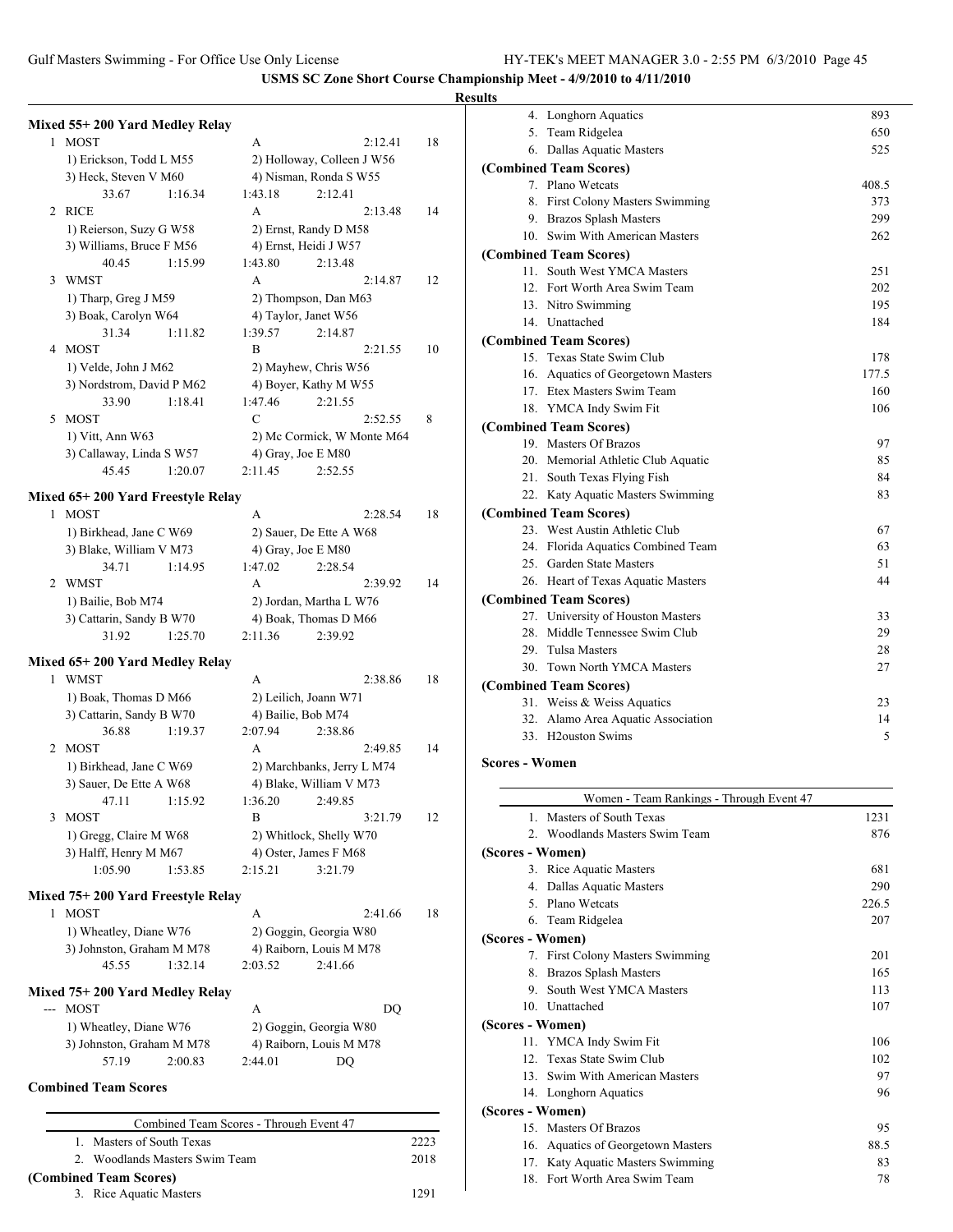**USMS SC Zone Short Course Championship Meet - 4/9/2010 to 4/11/2010**

**Results**

### Mixed 55+ 200 Yard Medley Relay

| | Team | Relay | Time | Points |
|---|---|---|---|---|
| 1 | MOST | A | 2:12.41 | 18 |
| | 1) Erickson, Todd L M55 | 2) Holloway, Colleen J W56 | | |
| | 3) Heck, Steven V M60 | 4) Nisman, Ronda S W55 | | |
| | 33.67 1:16.34 | 1:43.18 2:12.41 | | |
| 2 | RICE | A | 2:13.48 | 14 |
| | 1) Reierson, Suzy G W58 | 2) Ernst, Randy D M58 | | |
| | 3) Williams, Bruce F M56 | 4) Ernst, Heidi J W57 | | |
| | 40.45 1:15.99 | 1:43.80 2:13.48 | | |
| 3 | WMST | A | 2:14.87 | 12 |
| | 1) Tharp, Greg J M59 | 2) Thompson, Dan M63 | | |
| | 3) Boak, Carolyn W64 | 4) Taylor, Janet W56 | | |
| | 31.34 1:11.82 | 1:39.57 2:14.87 | | |
| 4 | MOST | B | 2:21.55 | 10 |
| | 1) Velde, John J M62 | 2) Mayhew, Chris W56 | | |
| | 3) Nordstrom, David P M62 | 4) Boyer, Kathy M W55 | | |
| | 33.90 1:18.41 | 1:47.46 2:21.55 | | |
| 5 | MOST | C | 2:52.55 | 8 |
| | 1) Vitt, Ann W63 | 2) Mc Cormick, W Monte M64 | | |
| | 3) Callaway, Linda S W57 | 4) Gray, Joe E M80 | | |
| | 45.45 1:20.07 | 2:11.45 2:52.55 | | |

### Mixed 65+ 200 Yard Freestyle Relay

| | Team | Relay | Time | Points |
|---|---|---|---|---|
| 1 | MOST | A | 2:28.54 | 18 |
| | 1) Birkhead, Jane C W69 | 2) Sauer, De Ette A W68 | | |
| | 3) Blake, William V M73 | 4) Gray, Joe E M80 | | |
| | 34.71 1:14.95 | 1:47.02 2:28.54 | | |
| 2 | WMST | A | 2:39.92 | 14 |
| | 1) Bailie, Bob M74 | 2) Jordan, Martha L W76 | | |
| | 3) Cattarin, Sandy B W70 | 4) Boak, Thomas D M66 | | |
| | 31.92 1:25.70 | 2:11.36 2:39.92 | | |

### Mixed 65+ 200 Yard Medley Relay

| | Team | Relay | Time | Points |
|---|---|---|---|---|
| 1 | WMST | A | 2:38.86 | 18 |
| | 1) Boak, Thomas D M66 | 2) Leilich, Joann W71 | | |
| | 3) Cattarin, Sandy B W70 | 4) Bailie, Bob M74 | | |
| | 36.88 1:19.37 | 2:07.94 2:38.86 | | |
| 2 | MOST | A | 2:49.85 | 14 |
| | 1) Birkhead, Jane C W69 | 2) Marchbanks, Jerry L M74 | | |
| | 3) Sauer, De Ette A W68 | 4) Blake, William V M73 | | |
| | 47.11 1:15.92 | 1:36.20 2:49.85 | | |
| 3 | MOST | B | 3:21.79 | 12 |
| | 1) Gregg, Claire M W68 | 2) Whitlock, Shelly W70 | | |
| | 3) Halff, Henry M M67 | 4) Oster, James F M68 | | |
| | 1:05.90 1:53.85 | 2:15.21 3:21.79 | | |

### Mixed 75+ 200 Yard Freestyle Relay

| | Team | Relay | Time | Points |
|---|---|---|---|---|
| 1 | MOST | A | 2:41.66 | 18 |
| | 1) Wheatley, Diane W76 | 2) Goggin, Georgia W80 | | |
| | 3) Johnston, Graham M M78 | 4) Raiborn, Louis M M78 | | |
| | 45.55 1:32.14 | 2:03.52 2:41.66 | | |

### Mixed 75+ 200 Yard Medley Relay

| | Team | Relay | Time | Points |
|---|---|---|---|---|
| --- | MOST | A | DQ | |
| | 1) Wheatley, Diane W76 | 2) Goggin, Georgia W80 | | |
| | 3) Johnston, Graham M M78 | 4) Raiborn, Louis M M78 | | |
| | 57.19 2:00.83 | 2:44.01 DQ | | |

### Combined Team Scores

| Combined Team Scores - Through Event 47 | | |
|---|---|---|
| 1. | Masters of South Texas | 2223 |
| 2. | Woodlands Masters Swim Team | 2018 |
| 3. | Rice Aquatic Masters | 1291 |
| 4. | Longhorn Aquatics | 893 |
| 5. | Team Ridgelea | 650 |
| 6. | Dallas Aquatic Masters | 525 |
| 7. | Plano Wetcats | 408.5 |
| 8. | First Colony Masters Swimming | 373 |
| 9. | Brazos Splash Masters | 299 |
| 10. | Swim With American Masters | 262 |
| 11. | South West YMCA Masters | 251 |
| 12. | Fort Worth Area Swim Team | 202 |
| 13. | Nitro Swimming | 195 |
| 14. | Unattached | 184 |
| 15. | Texas State Swim Club | 178 |
| 16. | Aquatics of Georgetown Masters | 177.5 |
| 17. | Etex Masters Swim Team | 160 |
| 18. | YMCA Indy Swim Fit | 106 |
| 19. | Masters Of Brazos | 97 |
| 20. | Memorial Athletic Club Aquatic | 85 |
| 21. | South Texas Flying Fish | 84 |
| 22. | Katy Aquatic Masters Swimming | 83 |
| 23. | West Austin Athletic Club | 67 |
| 24. | Florida Aquatics Combined Team | 63 |
| 25. | Garden State Masters | 51 |
| 26. | Heart of Texas Aquatic Masters | 44 |
| 27. | University of Houston Masters | 33 |
| 28. | Middle Tennessee Swim Club | 29 |
| 29. | Tulsa Masters | 28 |
| 30. | Town North YMCA Masters | 27 |
| 31. | Weiss & Weiss Aquatics | 23 |
| 32. | Alamo Area Aquatic Association | 14 |
| 33. | H2ouston Swims | 5 |

### Scores - Women

| Women - Team Rankings - Through Event 47 | | |
|---|---|---|
| 1. | Masters of South Texas | 1231 |
| 2. | Woodlands Masters Swim Team | 876 |
| 3. | Rice Aquatic Masters | 681 |
| 4. | Dallas Aquatic Masters | 290 |
| 5. | Plano Wetcats | 226.5 |
| 6. | Team Ridgelea | 207 |
| 7. | First Colony Masters Swimming | 201 |
| 8. | Brazos Splash Masters | 165 |
| 9. | South West YMCA Masters | 113 |
| 10. | Unattached | 107 |
| 11. | YMCA Indy Swim Fit | 106 |
| 12. | Texas State Swim Club | 102 |
| 13. | Swim With American Masters | 97 |
| 14. | Longhorn Aquatics | 96 |
| 15. | Masters Of Brazos | 95 |
| 16. | Aquatics of Georgetown Masters | 88.5 |
| 17. | Katy Aquatic Masters Swimming | 83 |
| 18. | Fort Worth Area Swim Team | 78 |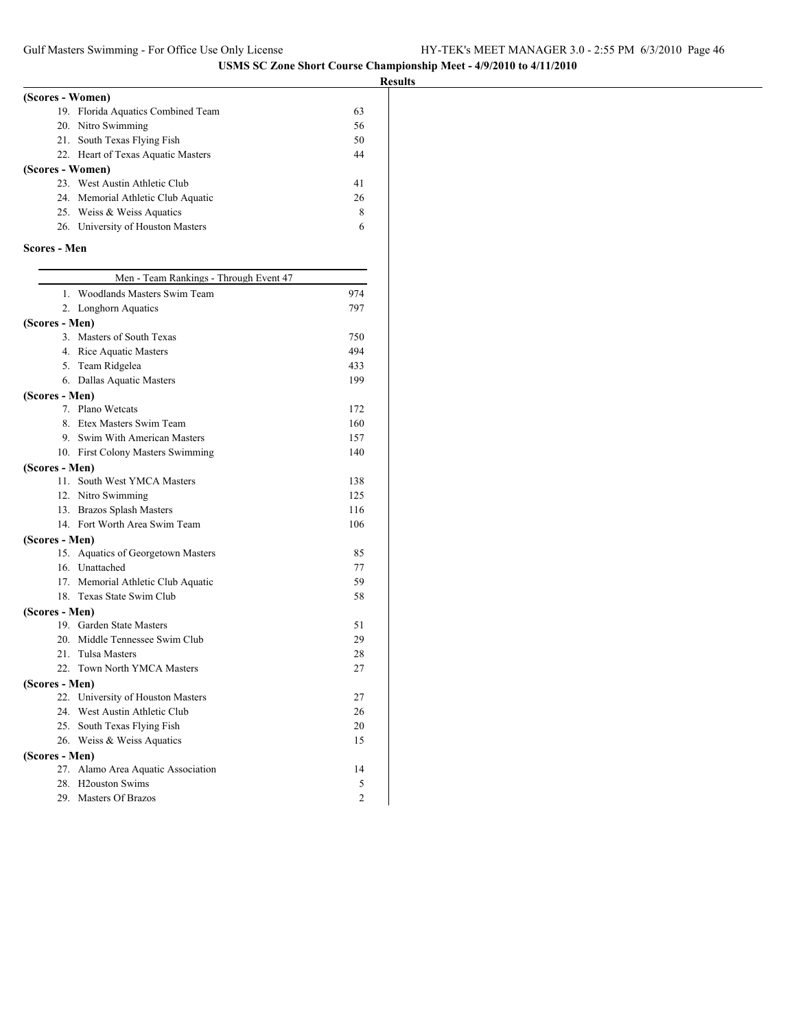**USMS SC Zone Short Course Championship Meet - 4/9/2010 to 4/11/2010**

**Results**

**(Scores - Women)**

| | | |
|---|---|---|
| 19. | Florida Aquatics Combined Team | 63 |
| 20. | Nitro Swimming | 56 |
| 21. | South Texas Flying Fish | 50 |
| 22. | Heart of Texas Aquatic Masters | 44 |
| 23. | West Austin Athletic Club | 41 |
| 24. | Memorial Athletic Club Aquatic | 26 |
| 25. | Weiss & Weiss Aquatics | 8 |
| 26. | University of Houston Masters | 6 |

**Scores - Men**

| Men - Team Rankings - Through Event 47 | | |
|---|---|---|
| 1. | Woodlands Masters Swim Team | 974 |
| 2. | Longhorn Aquatics | 797 |
| 3. | Masters of South Texas | 750 |
| 4. | Rice Aquatic Masters | 494 |
| 5. | Team Ridgelea | 433 |
| 6. | Dallas Aquatic Masters | 199 |
| 7. | Plano Wetcats | 172 |
| 8. | Etex Masters Swim Team | 160 |
| 9. | Swim With American Masters | 157 |
| 10. | First Colony Masters Swimming | 140 |
| 11. | South West YMCA Masters | 138 |
| 12. | Nitro Swimming | 125 |
| 13. | Brazos Splash Masters | 116 |
| 14. | Fort Worth Area Swim Team | 106 |
| 15. | Aquatics of Georgetown Masters | 85 |
| 16. | Unattached | 77 |
| 17. | Memorial Athletic Club Aquatic | 59 |
| 18. | Texas State Swim Club | 58 |
| 19. | Garden State Masters | 51 |
| 20. | Middle Tennessee Swim Club | 29 |
| 21. | Tulsa Masters | 28 |
| 22. | Town North YMCA Masters | 27 |
| 22. | University of Houston Masters | 27 |
| 24. | West Austin Athletic Club | 26 |
| 25. | South Texas Flying Fish | 20 |
| 26. | Weiss & Weiss Aquatics | 15 |
| 27. | Alamo Area Aquatic Association | 14 |
| 28. | H2ouston Swims | 5 |
| 29. | Masters Of Brazos | 2 |